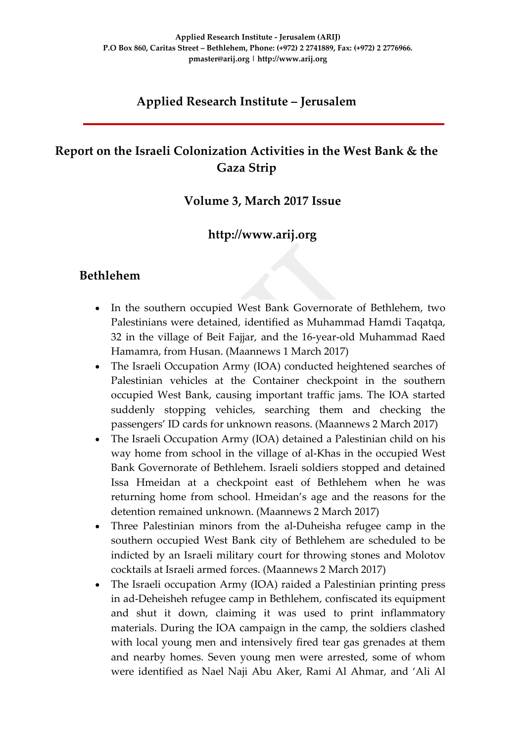**Applied Research Institute - Jerusalem (ARIJ)**
**P.O Box 860, Caritas Street – Bethlehem, Phone: (+972) 2 2741889, Fax: (+972) 2 2776966.**
**pmaster@arij.org | http://www.arij.org**

## Applied Research Institute – Jerusalem

# Report on the Israeli Colonization Activities in the West Bank & the Gaza Strip

### Volume 3, March 2017 Issue

### http://www.arij.org

## Bethlehem

- In the southern occupied West Bank Governorate of Bethlehem, two Palestinians were detained, identified as Muhammad Hamdi Taqatqa, 32 in the village of Beit Fajjar, and the 16-year-old Muhammad Raed Hamamra, from Husan. (Maannews 1 March 2017)
- The Israeli Occupation Army (IOA) conducted heightened searches of Palestinian vehicles at the Container checkpoint in the southern occupied West Bank, causing important traffic jams. The IOA started suddenly stopping vehicles, searching them and checking the passengers' ID cards for unknown reasons. (Maannews 2 March 2017)
- The Israeli Occupation Army (IOA) detained a Palestinian child on his way home from school in the village of al-Khas in the occupied West Bank Governorate of Bethlehem. Israeli soldiers stopped and detained Issa Hmeidan at a checkpoint east of Bethlehem when he was returning home from school. Hmeidan's age and the reasons for the detention remained unknown. (Maannews 2 March 2017)
- Three Palestinian minors from the al-Duheisha refugee camp in the southern occupied West Bank city of Bethlehem are scheduled to be indicted by an Israeli military court for throwing stones and Molotov cocktails at Israeli armed forces. (Maannews 2 March 2017)
- The Israeli occupation Army (IOA) raided a Palestinian printing press in ad-Deheisheh refugee camp in Bethlehem, confiscated its equipment and shut it down, claiming it was used to print inflammatory materials. During the IOA campaign in the camp, the soldiers clashed with local young men and intensively fired tear gas grenades at them and nearby homes. Seven young men were arrested, some of whom were identified as Nael Naji Abu Aker, Rami Al Ahmar, and 'Ali Al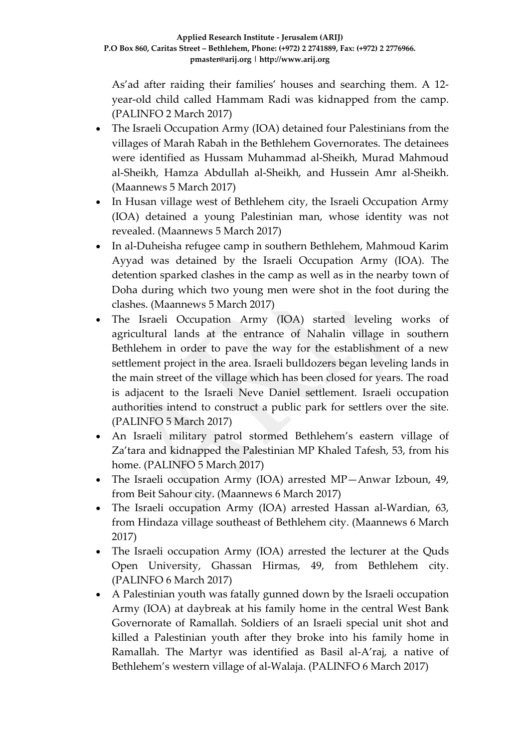As'ad after raiding their families' houses and searching them. A 12-year-old child called Hammam Radi was kidnapped from the camp. (PALINFO 2 March 2017)

- The Israeli Occupation Army (IOA) detained four Palestinians from the villages of Marah Rabah in the Bethlehem Governorates. The detainees were identified as Hussam Muhammad al-Sheikh, Murad Mahmoud al-Sheikh, Hamza Abdullah al-Sheikh, and Hussein Amr al-Sheikh. (Maannews 5 March 2017)
- In Husan village west of Bethlehem city, the Israeli Occupation Army (IOA) detained a young Palestinian man, whose identity was not revealed. (Maannews 5 March 2017)
- In al-Duheisha refugee camp in southern Bethlehem, Mahmoud Karim Ayyad was detained by the Israeli Occupation Army (IOA). The detention sparked clashes in the camp as well as in the nearby town of Doha during which two young men were shot in the foot during the clashes. (Maannews 5 March 2017)
- The Israeli Occupation Army (IOA) started leveling works of agricultural lands at the entrance of Nahalin village in southern Bethlehem in order to pave the way for the establishment of a new settlement project in the area. Israeli bulldozers began leveling lands in the main street of the village which has been closed for years. The road is adjacent to the Israeli Neve Daniel settlement. Israeli occupation authorities intend to construct a public park for settlers over the site. (PALINFO 5 March 2017)
- An Israeli military patrol stormed Bethlehem's eastern village of Za'tara and kidnapped the Palestinian MP Khaled Tafesh, 53, from his home. (PALINFO 5 March 2017)
- The Israeli occupation Army (IOA) arrested MP—Anwar Izboun, 49, from Beit Sahour city. (Maannews 6 March 2017)
- The Israeli occupation Army (IOA) arrested Hassan al-Wardian, 63, from Hindaza village southeast of Bethlehem city. (Maannews 6 March 2017)
- The Israeli occupation Army (IOA) arrested the lecturer at the Quds Open University, Ghassan Hirmas, 49, from Bethlehem city. (PALINFO 6 March 2017)
- A Palestinian youth was fatally gunned down by the Israeli occupation Army (IOA) at daybreak at his family home in the central West Bank Governorate of Ramallah. Soldiers of an Israeli special unit shot and killed a Palestinian youth after they broke into his family home in Ramallah. The Martyr was identified as Basil al-A'raj, a native of Bethlehem's western village of al-Walaja. (PALINFO 6 March 2017)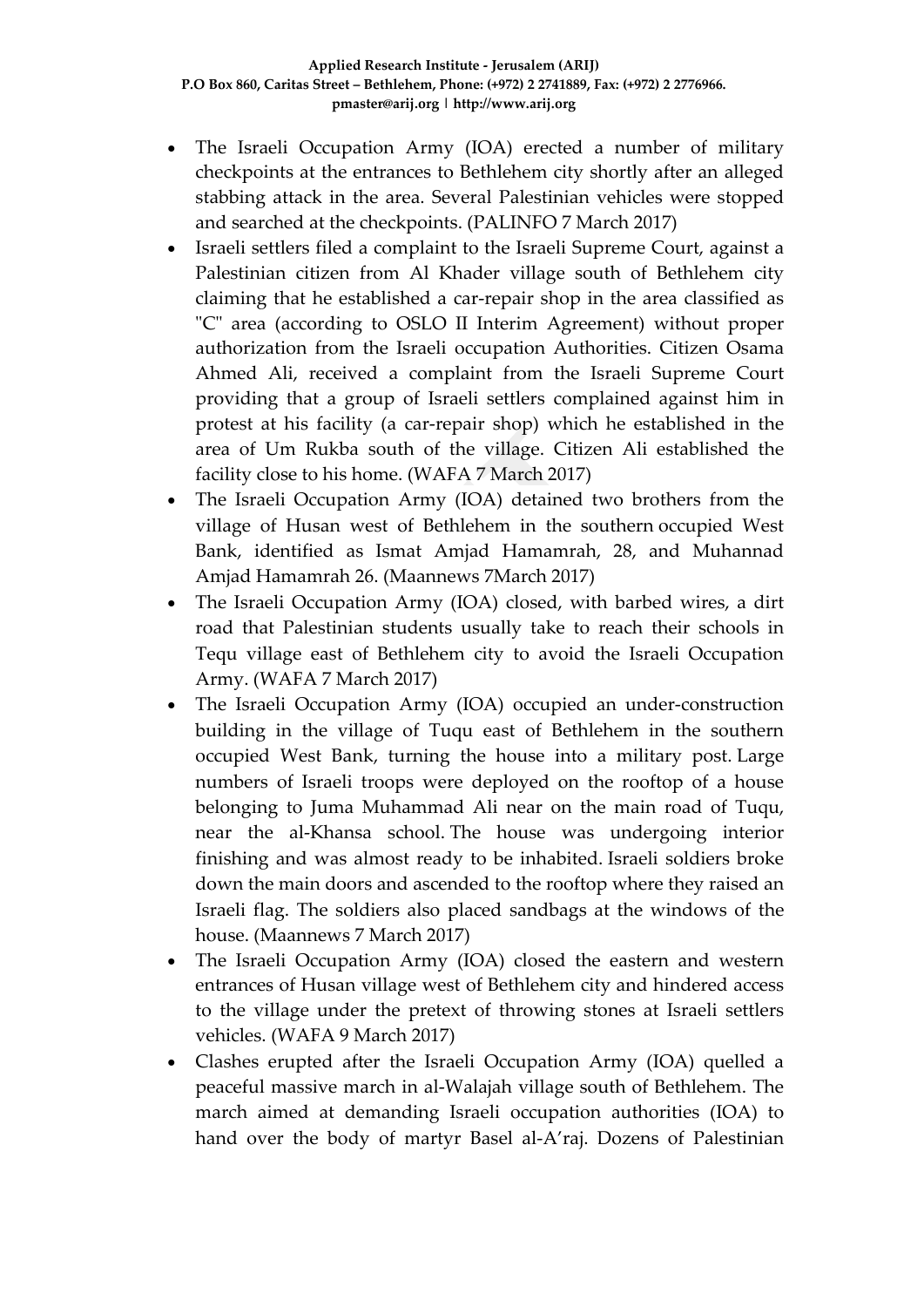- The Israeli Occupation Army (IOA) erected a number of military checkpoints at the entrances to Bethlehem city shortly after an alleged stabbing attack in the area. Several Palestinian vehicles were stopped and searched at the checkpoints. (PALINFO 7 March 2017)
- Israeli settlers filed a complaint to the Israeli Supreme Court, against a Palestinian citizen from Al Khader village south of Bethlehem city claiming that he established a car-repair shop in the area classified as "C" area (according to OSLO II Interim Agreement) without proper authorization from the Israeli occupation Authorities. Citizen Osama Ahmed Ali, received a complaint from the Israeli Supreme Court providing that a group of Israeli settlers complained against him in protest at his facility (a car-repair shop) which he established in the area of Um Rukba south of the village. Citizen Ali established the facility close to his home. (WAFA 7 March 2017)
- The Israeli Occupation Army (IOA) detained two brothers from the village of Husan west of Bethlehem in the southern occupied West Bank, identified as Ismat Amjad Hamamrah, 28, and Muhannad Amjad Hamamrah 26. (Maannews 7March 2017)
- The Israeli Occupation Army (IOA) closed, with barbed wires, a dirt road that Palestinian students usually take to reach their schools in Tequ village east of Bethlehem city to avoid the Israeli Occupation Army. (WAFA 7 March 2017)
- The Israeli Occupation Army (IOA) occupied an under-construction building in the village of Tuqu east of Bethlehem in the southern occupied West Bank, turning the house into a military post. Large numbers of Israeli troops were deployed on the rooftop of a house belonging to Juma Muhammad Ali near on the main road of Tuqu, near the al-Khansa school. The house was undergoing interior finishing and was almost ready to be inhabited. Israeli soldiers broke down the main doors and ascended to the rooftop where they raised an Israeli flag. The soldiers also placed sandbags at the windows of the house. (Maannews 7 March 2017)
- The Israeli Occupation Army (IOA) closed the eastern and western entrances of Husan village west of Bethlehem city and hindered access to the village under the pretext of throwing stones at Israeli settlers vehicles. (WAFA 9 March 2017)
- Clashes erupted after the Israeli Occupation Army (IOA) quelled a peaceful massive march in al-Walajah village south of Bethlehem. The march aimed at demanding Israeli occupation authorities (IOA) to hand over the body of martyr Basel al-A'raj. Dozens of Palestinian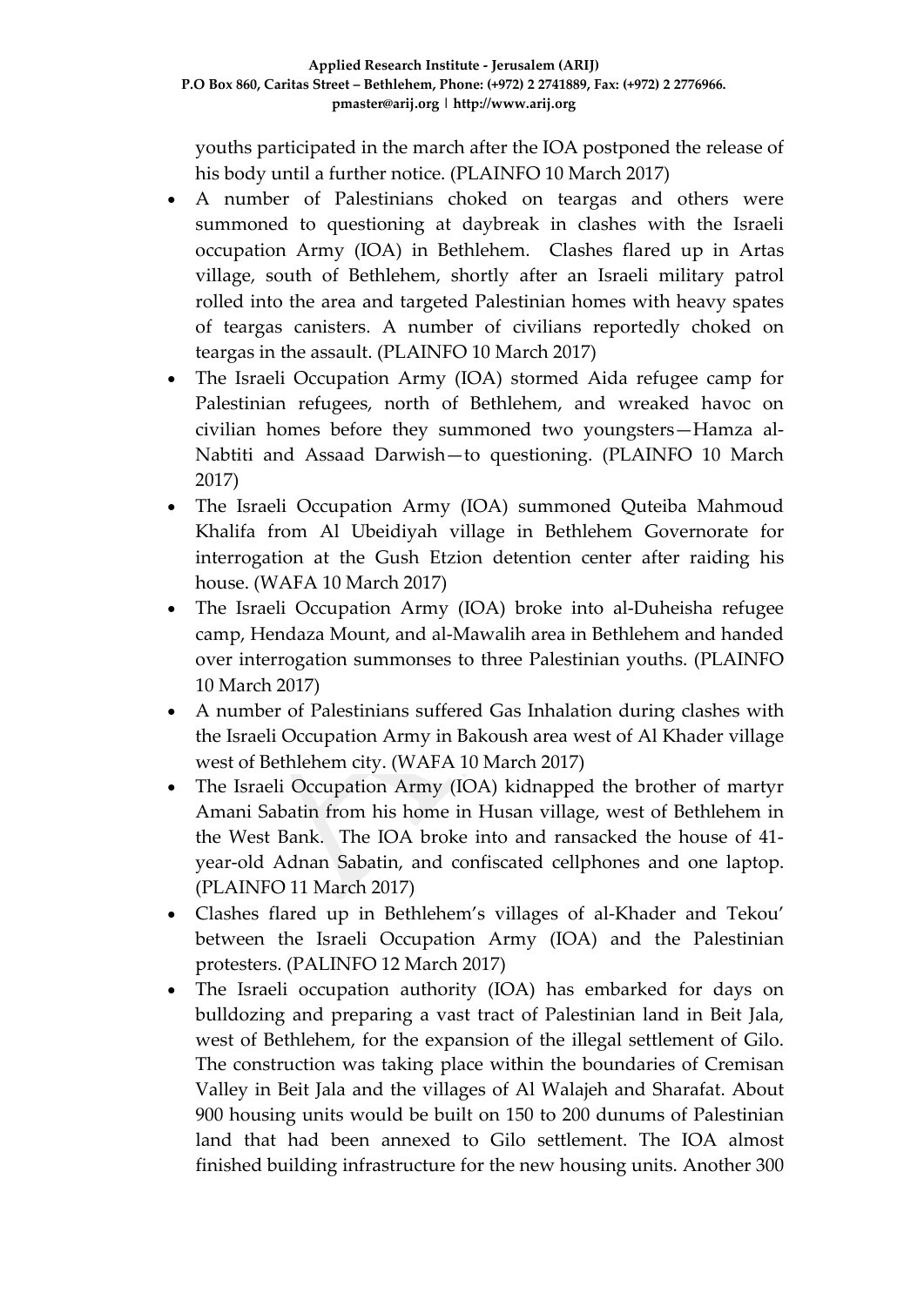youths participated in the march after the IOA postponed the release of his body until a further notice. (PLAINFO 10 March 2017)

- A number of Palestinians choked on teargas and others were summoned to questioning at daybreak in clashes with the Israeli occupation Army (IOA) in Bethlehem. Clashes flared up in Artas village, south of Bethlehem, shortly after an Israeli military patrol rolled into the area and targeted Palestinian homes with heavy spates of teargas canisters. A number of civilians reportedly choked on teargas in the assault. (PLAINFO 10 March 2017)
- The Israeli Occupation Army (IOA) stormed Aida refugee camp for Palestinian refugees, north of Bethlehem, and wreaked havoc on civilian homes before they summoned two youngsters—Hamza al-Nabtiti and Assaad Darwish—to questioning. (PLAINFO 10 March 2017)
- The Israeli Occupation Army (IOA) summoned Quteiba Mahmoud Khalifa from Al Ubeidiyah village in Bethlehem Governorate for interrogation at the Gush Etzion detention center after raiding his house. (WAFA 10 March 2017)
- The Israeli Occupation Army (IOA) broke into al-Duheisha refugee camp, Hendaza Mount, and al-Mawalih area in Bethlehem and handed over interrogation summonses to three Palestinian youths. (PLAINFO 10 March 2017)
- A number of Palestinians suffered Gas Inhalation during clashes with the Israeli Occupation Army in Bakoush area west of Al Khader village west of Bethlehem city. (WAFA 10 March 2017)
- The Israeli Occupation Army (IOA) kidnapped the brother of martyr Amani Sabatin from his home in Husan village, west of Bethlehem in the West Bank. The IOA broke into and ransacked the house of 41-year-old Adnan Sabatin, and confiscated cellphones and one laptop. (PLAINFO 11 March 2017)
- Clashes flared up in Bethlehem's villages of al-Khader and Tekou' between the Israeli Occupation Army (IOA) and the Palestinian protesters. (PALINFO 12 March 2017)
- The Israeli occupation authority (IOA) has embarked for days on bulldozing and preparing a vast tract of Palestinian land in Beit Jala, west of Bethlehem, for the expansion of the illegal settlement of Gilo. The construction was taking place within the boundaries of Cremisan Valley in Beit Jala and the villages of Al Walajeh and Sharafat. About 900 housing units would be built on 150 to 200 dunums of Palestinian land that had been annexed to Gilo settlement. The IOA almost finished building infrastructure for the new housing units. Another 300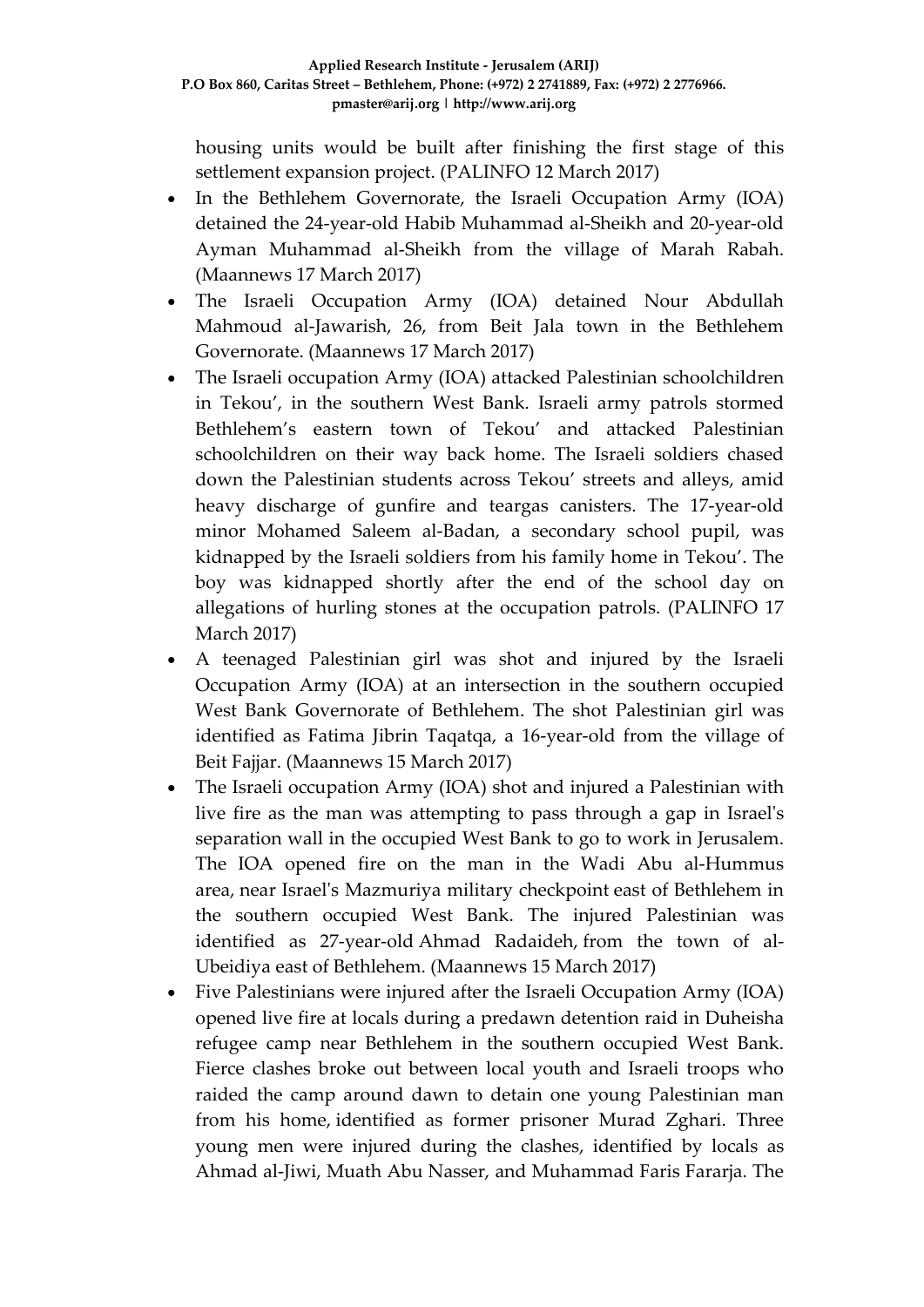housing units would be built after finishing the first stage of this settlement expansion project. (PALINFO 12 March 2017)

- In the Bethlehem Governorate, the Israeli Occupation Army (IOA) detained the 24-year-old Habib Muhammad al-Sheikh and 20-year-old Ayman Muhammad al-Sheikh from the village of Marah Rabah. (Maannews 17 March 2017)
- The Israeli Occupation Army (IOA) detained Nour Abdullah Mahmoud al-Jawarish, 26, from Beit Jala town in the Bethlehem Governorate. (Maannews 17 March 2017)
- The Israeli occupation Army (IOA) attacked Palestinian schoolchildren in Tekou', in the southern West Bank. Israeli army patrols stormed Bethlehem's eastern town of Tekou' and attacked Palestinian schoolchildren on their way back home. The Israeli soldiers chased down the Palestinian students across Tekou' streets and alleys, amid heavy discharge of gunfire and teargas canisters. The 17-year-old minor Mohamed Saleem al-Badan, a secondary school pupil, was kidnapped by the Israeli soldiers from his family home in Tekou'. The boy was kidnapped shortly after the end of the school day on allegations of hurling stones at the occupation patrols. (PALINFO 17 March 2017)
- A teenaged Palestinian girl was shot and injured by the Israeli Occupation Army (IOA) at an intersection in the southern occupied West Bank Governorate of Bethlehem. The shot Palestinian girl was identified as Fatima Jibrin Taqatqa, a 16-year-old from the village of Beit Fajjar. (Maannews 15 March 2017)
- The Israeli occupation Army (IOA) shot and injured a Palestinian with live fire as the man was attempting to pass through a gap in Israel's separation wall in the occupied West Bank to go to work in Jerusalem. The IOA opened fire on the man in the Wadi Abu al-Hummus area, near Israel's Mazmuriya military checkpoint east of Bethlehem in the southern occupied West Bank. The injured Palestinian was identified as 27-year-old Ahmad Radaideh, from the town of al-Ubeidiya east of Bethlehem. (Maannews 15 March 2017)
- Five Palestinians were injured after the Israeli Occupation Army (IOA) opened live fire at locals during a predawn detention raid in Duheisha refugee camp near Bethlehem in the southern occupied West Bank. Fierce clashes broke out between local youth and Israeli troops who raided the camp around dawn to detain one young Palestinian man from his home, identified as former prisoner Murad Zghari. Three young men were injured during the clashes, identified by locals as Ahmad al-Jiwi, Muath Abu Nasser, and Muhammad Faris Fararja. The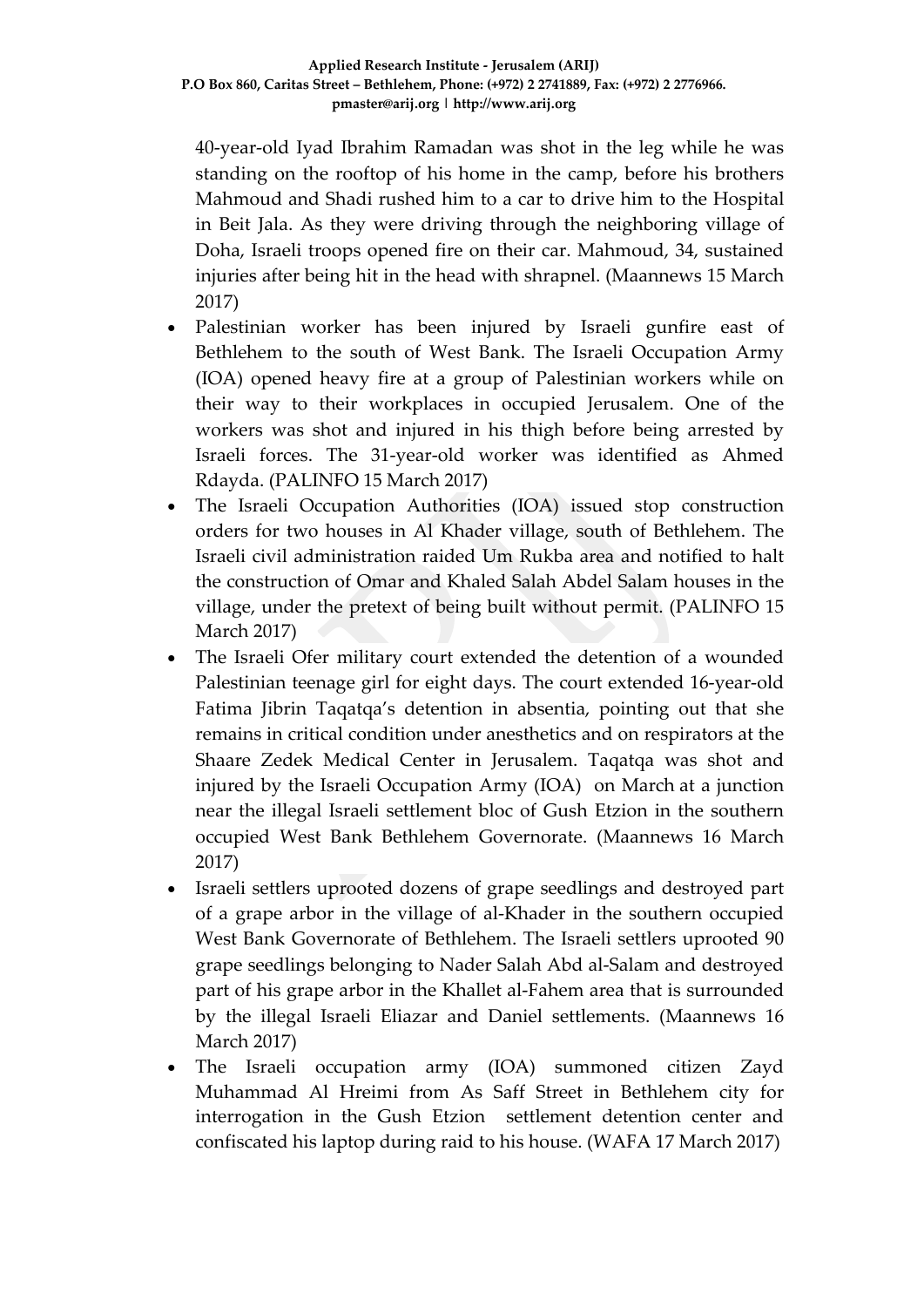40-year-old Iyad Ibrahim Ramadan was shot in the leg while he was standing on the rooftop of his home in the camp, before his brothers Mahmoud and Shadi rushed him to a car to drive him to the Hospital in Beit Jala. As they were driving through the neighboring village of Doha, Israeli troops opened fire on their car. Mahmoud, 34, sustained injuries after being hit in the head with shrapnel. (Maannews 15 March 2017)

- Palestinian worker has been injured by Israeli gunfire east of Bethlehem to the south of West Bank. The Israeli Occupation Army (IOA) opened heavy fire at a group of Palestinian workers while on their way to their workplaces in occupied Jerusalem. One of the workers was shot and injured in his thigh before being arrested by Israeli forces. The 31-year-old worker was identified as Ahmed Rdayda. (PALINFO 15 March 2017)
- The Israeli Occupation Authorities (IOA) issued stop construction orders for two houses in Al Khader village, south of Bethlehem. The Israeli civil administration raided Um Rukba area and notified to halt the construction of Omar and Khaled Salah Abdel Salam houses in the village, under the pretext of being built without permit. (PALINFO 15 March 2017)
- The Israeli Ofer military court extended the detention of a wounded Palestinian teenage girl for eight days. The court extended 16-year-old Fatima Jibrin Taqatqa's detention in absentia, pointing out that she remains in critical condition under anesthetics and on respirators at the Shaare Zedek Medical Center in Jerusalem. Taqatqa was shot and injured by the Israeli Occupation Army (IOA) on March at a junction near the illegal Israeli settlement bloc of Gush Etzion in the southern occupied West Bank Bethlehem Governorate. (Maannews 16 March 2017)
- Israeli settlers uprooted dozens of grape seedlings and destroyed part of a grape arbor in the village of al-Khader in the southern occupied West Bank Governorate of Bethlehem. The Israeli settlers uprooted 90 grape seedlings belonging to Nader Salah Abd al-Salam and destroyed part of his grape arbor in the Khallet al-Fahem area that is surrounded by the illegal Israeli Eliazar and Daniel settlements. (Maannews 16 March 2017)
- The Israeli occupation army (IOA) summoned citizen Zayd Muhammad Al Hreimi from As Saff Street in Bethlehem city for interrogation in the Gush Etzion settlement detention center and confiscated his laptop during raid to his house. (WAFA 17 March 2017)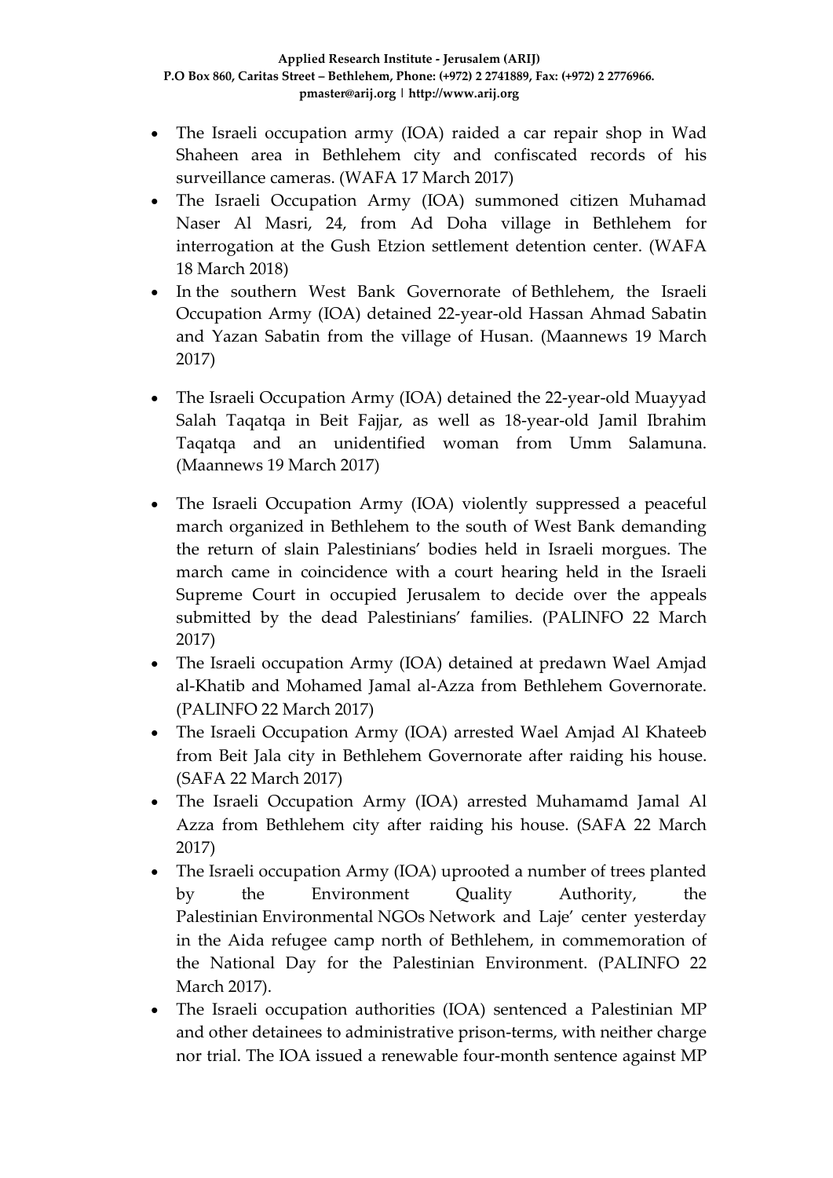- The Israeli occupation army (IOA) raided a car repair shop in Wad Shaheen area in Bethlehem city and confiscated records of his surveillance cameras. (WAFA 17 March 2017)
- The Israeli Occupation Army (IOA) summoned citizen Muhamad Naser Al Masri, 24, from Ad Doha village in Bethlehem for interrogation at the Gush Etzion settlement detention center. (WAFA 18 March 2018)
- In the southern West Bank Governorate of Bethlehem, the Israeli Occupation Army (IOA) detained 22-year-old Hassan Ahmad Sabatin and Yazan Sabatin from the village of Husan. (Maannews 19 March 2017)
- The Israeli Occupation Army (IOA) detained the 22-year-old Muayyad Salah Taqatqa in Beit Fajjar, as well as 18-year-old Jamil Ibrahim Taqatqa and an unidentified woman from Umm Salamuna. (Maannews 19 March 2017)
- The Israeli Occupation Army (IOA) violently suppressed a peaceful march organized in Bethlehem to the south of West Bank demanding the return of slain Palestinians' bodies held in Israeli morgues. The march came in coincidence with a court hearing held in the Israeli Supreme Court in occupied Jerusalem to decide over the appeals submitted by the dead Palestinians' families. (PALINFO 22 March 2017)
- The Israeli occupation Army (IOA) detained at predawn Wael Amjad al-Khatib and Mohamed Jamal al-Azza from Bethlehem Governorate. (PALINFO 22 March 2017)
- The Israeli Occupation Army (IOA) arrested Wael Amjad Al Khateeb from Beit Jala city in Bethlehem Governorate after raiding his house. (SAFA 22 March 2017)
- The Israeli Occupation Army (IOA) arrested Muhamamd Jamal Al Azza from Bethlehem city after raiding his house. (SAFA 22 March 2017)
- The Israeli occupation Army (IOA) uprooted a number of trees planted by the Environment Quality Authority, the Palestinian Environmental NGOs Network and Laje' center yesterday in the Aida refugee camp north of Bethlehem, in commemoration of the National Day for the Palestinian Environment. (PALINFO 22 March 2017).
- The Israeli occupation authorities (IOA) sentenced a Palestinian MP and other detainees to administrative prison-terms, with neither charge nor trial. The IOA issued a renewable four-month sentence against MP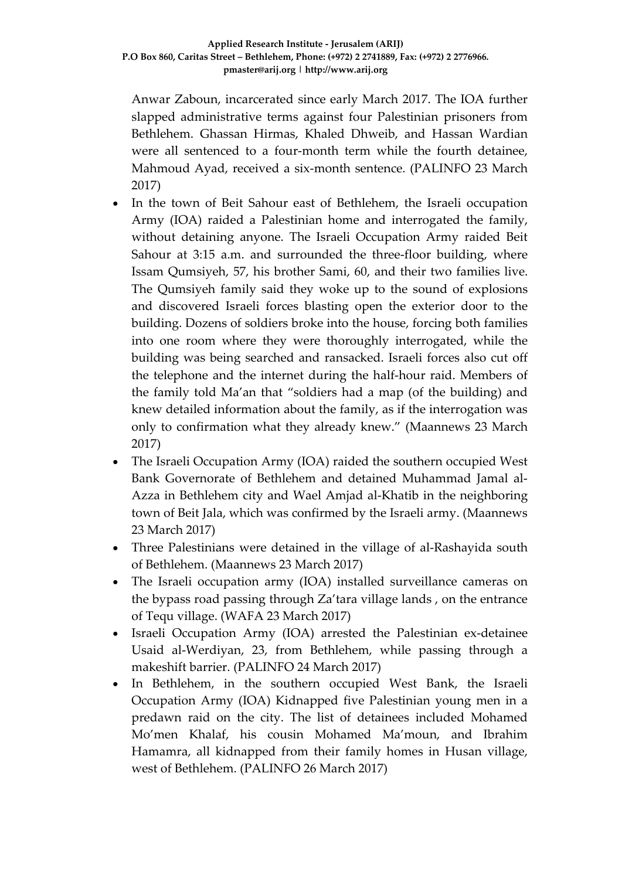Anwar Zaboun, incarcerated since early March 2017. The IOA further slapped administrative terms against four Palestinian prisoners from Bethlehem. Ghassan Hirmas, Khaled Dhweib, and Hassan Wardian were all sentenced to a four-month term while the fourth detainee, Mahmoud Ayad, received a six-month sentence. (PALINFO 23 March 2017)

- In the town of Beit Sahour east of Bethlehem, the Israeli occupation Army (IOA) raided a Palestinian home and interrogated the family, without detaining anyone. The Israeli Occupation Army raided Beit Sahour at 3:15 a.m. and surrounded the three-floor building, where Issam Qumsiyeh, 57, his brother Sami, 60, and their two families live. The Qumsiyeh family said they woke up to the sound of explosions and discovered Israeli forces blasting open the exterior door to the building. Dozens of soldiers broke into the house, forcing both families into one room where they were thoroughly interrogated, while the building was being searched and ransacked. Israeli forces also cut off the telephone and the internet during the half-hour raid. Members of the family told Ma'an that "soldiers had a map (of the building) and knew detailed information about the family, as if the interrogation was only to confirmation what they already knew." (Maannews 23 March 2017)
- The Israeli Occupation Army (IOA) raided the southern occupied West Bank Governorate of Bethlehem and detained Muhammad Jamal al-Azza in Bethlehem city and Wael Amjad al-Khatib in the neighboring town of Beit Jala, which was confirmed by the Israeli army. (Maannews 23 March 2017)
- Three Palestinians were detained in the village of al-Rashayida south of Bethlehem. (Maannews 23 March 2017)
- The Israeli occupation army (IOA) installed surveillance cameras on the bypass road passing through Za'tara village lands , on the entrance of Tequ village. (WAFA 23 March 2017)
- Israeli Occupation Army (IOA) arrested the Palestinian ex-detainee Usaid al-Werdiyan, 23, from Bethlehem, while passing through a makeshift barrier. (PALINFO 24 March 2017)
- In Bethlehem, in the southern occupied West Bank, the Israeli Occupation Army (IOA) Kidnapped five Palestinian young men in a predawn raid on the city. The list of detainees included Mohamed Mo'men Khalaf, his cousin Mohamed Ma'moun, and Ibrahim Hamamra, all kidnapped from their family homes in Husan village, west of Bethlehem. (PALINFO 26 March 2017)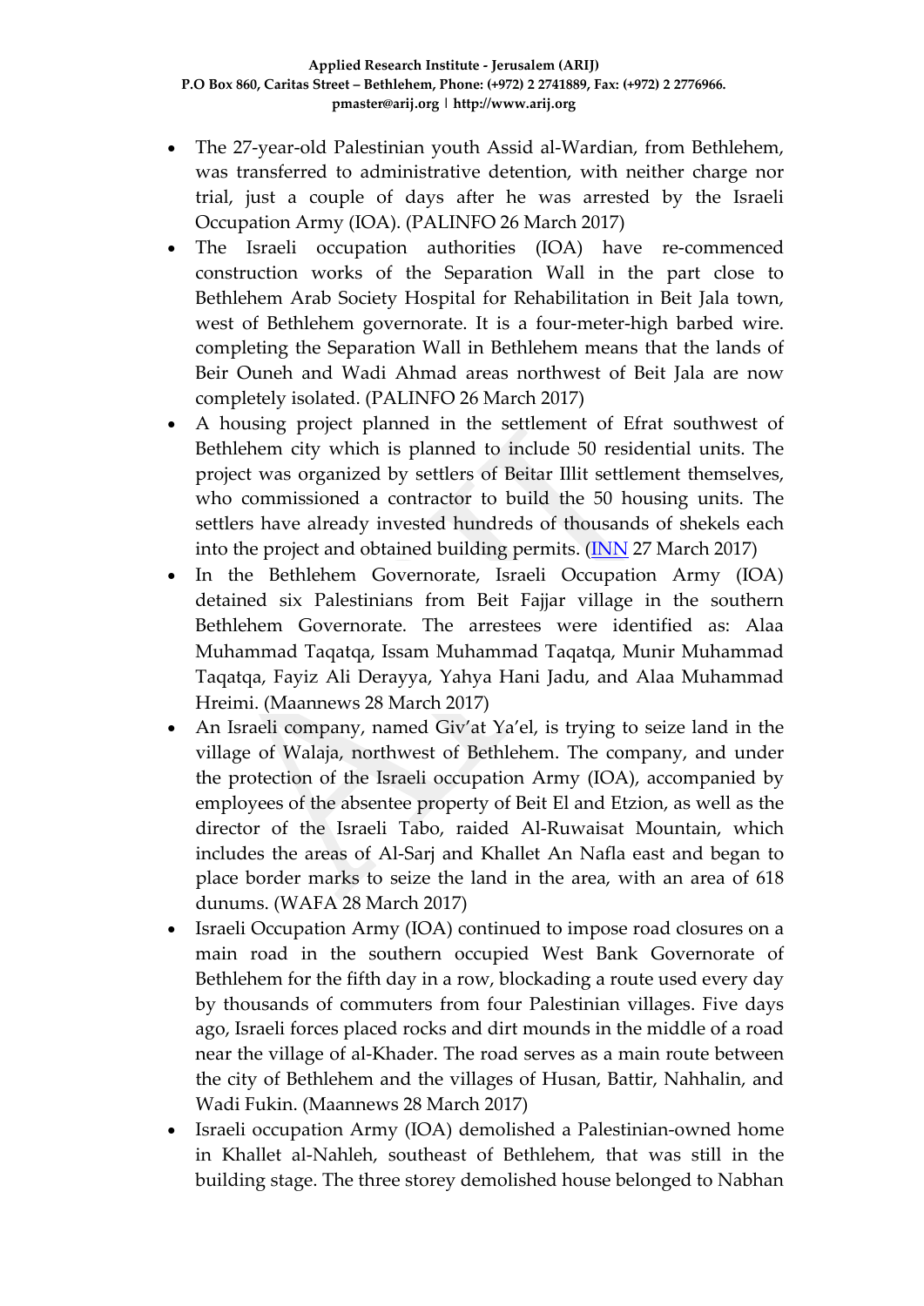- The 27-year-old Palestinian youth Assid al-Wardian, from Bethlehem, was transferred to administrative detention, with neither charge nor trial, just a couple of days after he was arrested by the Israeli Occupation Army (IOA). (PALINFO 26 March 2017)
- The Israeli occupation authorities (IOA) have re-commenced construction works of the Separation Wall in the part close to Bethlehem Arab Society Hospital for Rehabilitation in Beit Jala town, west of Bethlehem governorate. It is a four-meter-high barbed wire. completing the Separation Wall in Bethlehem means that the lands of Beir Ouneh and Wadi Ahmad areas northwest of Beit Jala are now completely isolated. (PALINFO 26 March 2017)
- A housing project planned in the settlement of Efrat southwest of Bethlehem city which is planned to include 50 residential units. The project was organized by settlers of Beitar Illit settlement themselves, who commissioned a contractor to build the 50 housing units. The settlers have already invested hundreds of thousands of shekels each into the project and obtained building permits. (INN 27 March 2017)
- In the Bethlehem Governorate, Israeli Occupation Army (IOA) detained six Palestinians from Beit Fajjar village in the southern Bethlehem Governorate. The arrestees were identified as: Alaa Muhammad Taqatqa, Issam Muhammad Taqatqa, Munir Muhammad Taqatqa, Fayiz Ali Derayya, Yahya Hani Jadu, and Alaa Muhammad Hreimi. (Maannews 28 March 2017)
- An Israeli company, named Giv'at Ya'el, is trying to seize land in the village of Walaja, northwest of Bethlehem. The company, and under the protection of the Israeli occupation Army (IOA), accompanied by employees of the absentee property of Beit El and Etzion, as well as the director of the Israeli Tabo, raided Al-Ruwaisat Mountain, which includes the areas of Al-Sarj and Khallet An Nafla east and began to place border marks to seize the land in the area, with an area of 618 dunums. (WAFA 28 March 2017)
- Israeli Occupation Army (IOA) continued to impose road closures on a main road in the southern occupied West Bank Governorate of Bethlehem for the fifth day in a row, blockading a route used every day by thousands of commuters from four Palestinian villages. Five days ago, Israeli forces placed rocks and dirt mounds in the middle of a road near the village of al-Khader. The road serves as a main route between the city of Bethlehem and the villages of Husan, Battir, Nahhalin, and Wadi Fukin. (Maannews 28 March 2017)
- Israeli occupation Army (IOA) demolished a Palestinian-owned home in Khallet al-Nahleh, southeast of Bethlehem, that was still in the building stage. The three storey demolished house belonged to Nabhan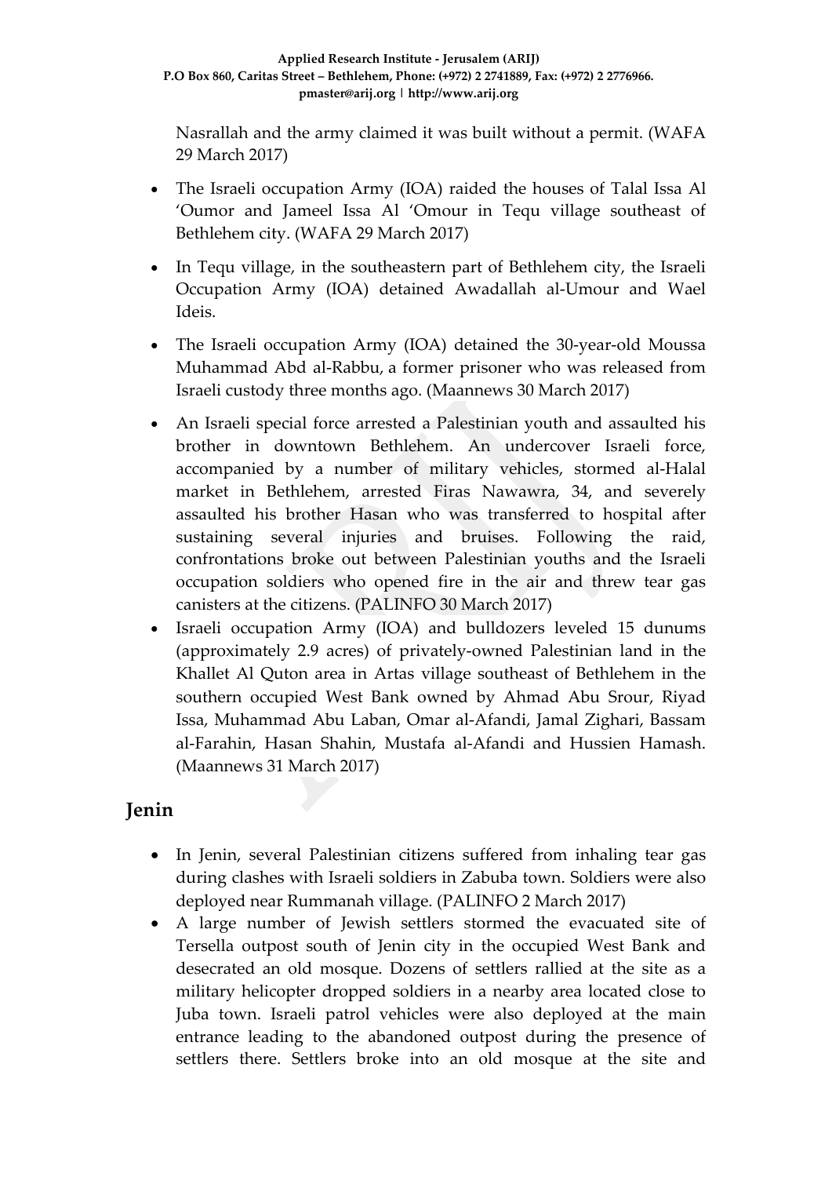Nasrallah and the army claimed it was built without a permit. (WAFA 29 March 2017)

- The Israeli occupation Army (IOA) raided the houses of Talal Issa Al 'Oumor and Jameel Issa Al 'Omour in Tequ village southeast of Bethlehem city. (WAFA 29 March 2017)
- In Tequ village, in the southeastern part of Bethlehem city, the Israeli Occupation Army (IOA) detained Awadallah al-Umour and Wael Ideis.
- The Israeli occupation Army (IOA) detained the 30-year-old Moussa Muhammad Abd al-Rabbu, a former prisoner who was released from Israeli custody three months ago. (Maannews 30 March 2017)
- An Israeli special force arrested a Palestinian youth and assaulted his brother in downtown Bethlehem. An undercover Israeli force, accompanied by a number of military vehicles, stormed al-Halal market in Bethlehem, arrested Firas Nawawra, 34, and severely assaulted his brother Hasan who was transferred to hospital after sustaining several injuries and bruises. Following the raid, confrontations broke out between Palestinian youths and the Israeli occupation soldiers who opened fire in the air and threw tear gas canisters at the citizens. (PALINFO 30 March 2017)
- Israeli occupation Army (IOA) and bulldozers leveled 15 dunums (approximately 2.9 acres) of privately-owned Palestinian land in the Khallet Al Quton area in Artas village southeast of Bethlehem in the southern occupied West Bank owned by Ahmad Abu Srour, Riyad Issa, Muhammad Abu Laban, Omar al-Afandi, Jamal Zighari, Bassam al-Farahin, Hasan Shahin, Mustafa al-Afandi and Hussien Hamash. (Maannews 31 March 2017)

## Jenin

- In Jenin, several Palestinian citizens suffered from inhaling tear gas during clashes with Israeli soldiers in Zabuba town. Soldiers were also deployed near Rummanah village. (PALINFO 2 March 2017)
- A large number of Jewish settlers stormed the evacuated site of Tersella outpost south of Jenin city in the occupied West Bank and desecrated an old mosque. Dozens of settlers rallied at the site as a military helicopter dropped soldiers in a nearby area located close to Juba town. Israeli patrol vehicles were also deployed at the main entrance leading to the abandoned outpost during the presence of settlers there. Settlers broke into an old mosque at the site and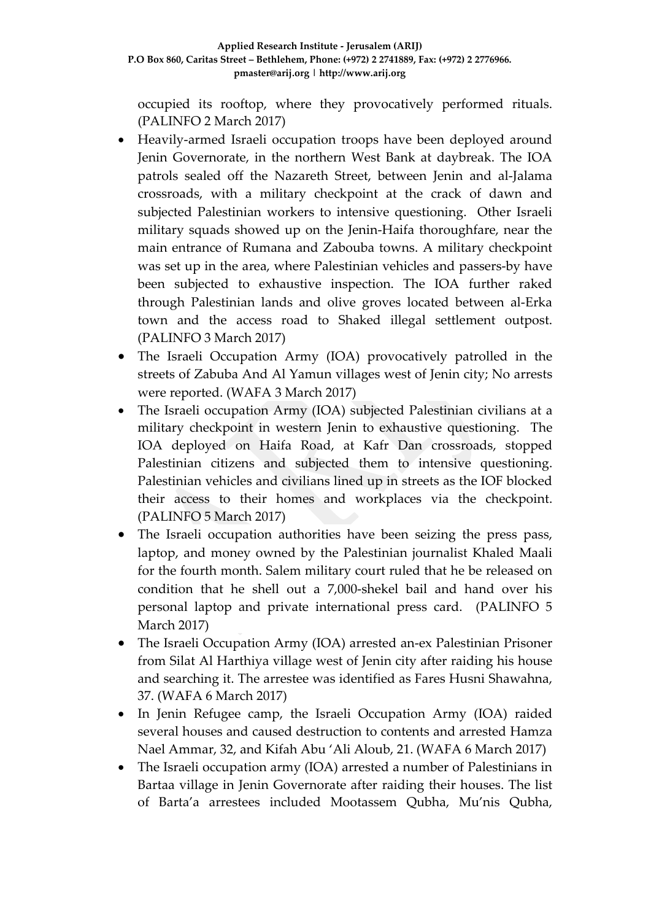occupied its rooftop, where they provocatively performed rituals. (PALINFO 2 March 2017)

- Heavily-armed Israeli occupation troops have been deployed around Jenin Governorate, in the northern West Bank at daybreak. The IOA patrols sealed off the Nazareth Street, between Jenin and al-Jalama crossroads, with a military checkpoint at the crack of dawn and subjected Palestinian workers to intensive questioning. Other Israeli military squads showed up on the Jenin-Haifa thoroughfare, near the main entrance of Rumana and Zabouba towns. A military checkpoint was set up in the area, where Palestinian vehicles and passers-by have been subjected to exhaustive inspection. The IOA further raked through Palestinian lands and olive groves located between al-Erka town and the access road to Shaked illegal settlement outpost. (PALINFO 3 March 2017)
- The Israeli Occupation Army (IOA) provocatively patrolled in the streets of Zabuba And Al Yamun villages west of Jenin city; No arrests were reported. (WAFA 3 March 2017)
- The Israeli occupation Army (IOA) subjected Palestinian civilians at a military checkpoint in western Jenin to exhaustive questioning. The IOA deployed on Haifa Road, at Kafr Dan crossroads, stopped Palestinian citizens and subjected them to intensive questioning. Palestinian vehicles and civilians lined up in streets as the IOF blocked their access to their homes and workplaces via the checkpoint. (PALINFO 5 March 2017)
- The Israeli occupation authorities have been seizing the press pass, laptop, and money owned by the Palestinian journalist Khaled Maali for the fourth month. Salem military court ruled that he be released on condition that he shell out a 7,000-shekel bail and hand over his personal laptop and private international press card. (PALINFO 5 March 2017)
- The Israeli Occupation Army (IOA) arrested an-ex Palestinian Prisoner from Silat Al Harthiya village west of Jenin city after raiding his house and searching it. The arrestee was identified as Fares Husni Shawahna, 37. (WAFA 6 March 2017)
- In Jenin Refugee camp, the Israeli Occupation Army (IOA) raided several houses and caused destruction to contents and arrested Hamza Nael Ammar, 32, and Kifah Abu 'Ali Aloub, 21. (WAFA 6 March 2017)
- The Israeli occupation army (IOA) arrested a number of Palestinians in Bartaa village in Jenin Governorate after raiding their houses. The list of Barta'a arrestees included Mootassem Qubha, Mu'nis Qubha,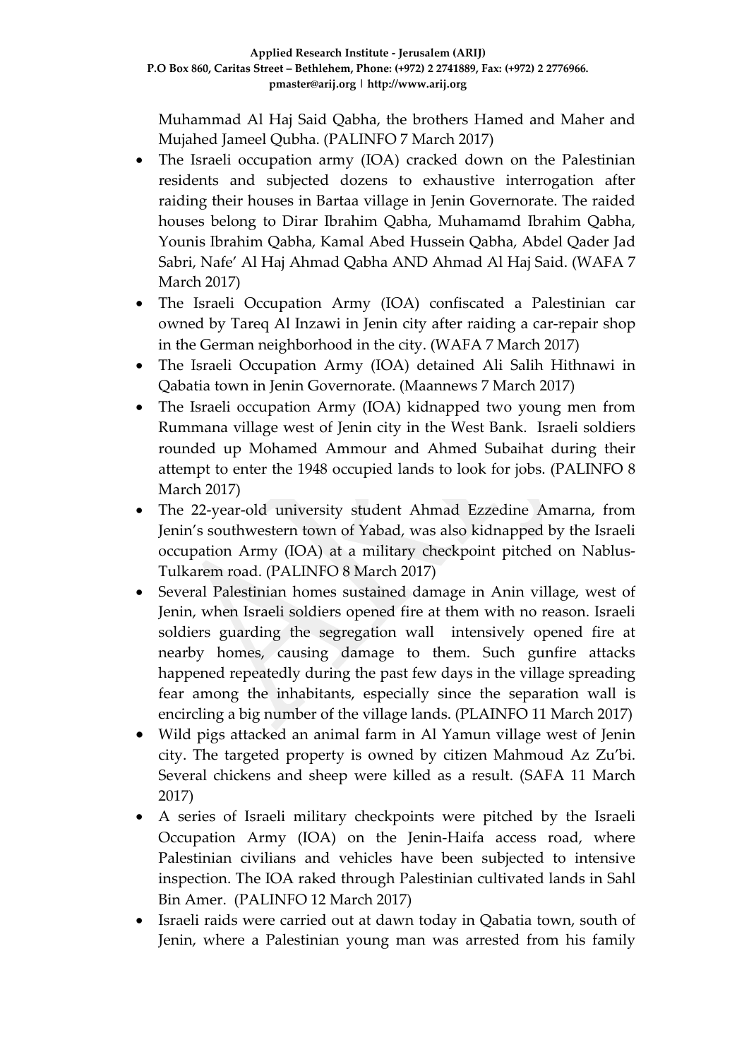Muhammad Al Haj Said Qabha, the brothers Hamed and Maher and Mujahed Jameel Qubha. (PALINFO 7 March 2017)

- The Israeli occupation army (IOA) cracked down on the Palestinian residents and subjected dozens to exhaustive interrogation after raiding their houses in Bartaa village in Jenin Governorate. The raided houses belong to Dirar Ibrahim Qabha, Muhamamd Ibrahim Qabha, Younis Ibrahim Qabha, Kamal Abed Hussein Qabha, Abdel Qader Jad Sabri, Nafe' Al Haj Ahmad Qabha AND Ahmad Al Haj Said. (WAFA 7 March 2017)
- The Israeli Occupation Army (IOA) confiscated a Palestinian car owned by Tareq Al Inzawi in Jenin city after raiding a car-repair shop in the German neighborhood in the city. (WAFA 7 March 2017)
- The Israeli Occupation Army (IOA) detained Ali Salih Hithnawi in Qabatia town in Jenin Governorate. (Maannews 7 March 2017)
- The Israeli occupation Army (IOA) kidnapped two young men from Rummana village west of Jenin city in the West Bank. Israeli soldiers rounded up Mohamed Ammour and Ahmed Subaihat during their attempt to enter the 1948 occupied lands to look for jobs. (PALINFO 8 March 2017)
- The 22-year-old university student Ahmad Ezzedine Amarna, from Jenin's southwestern town of Yabad, was also kidnapped by the Israeli occupation Army (IOA) at a military checkpoint pitched on Nablus-Tulkarem road. (PALINFO 8 March 2017)
- Several Palestinian homes sustained damage in Anin village, west of Jenin, when Israeli soldiers opened fire at them with no reason. Israeli soldiers guarding the segregation wall intensively opened fire at nearby homes, causing damage to them. Such gunfire attacks happened repeatedly during the past few days in the village spreading fear among the inhabitants, especially since the separation wall is encircling a big number of the village lands. (PLAINFO 11 March 2017)
- Wild pigs attacked an animal farm in Al Yamun village west of Jenin city. The targeted property is owned by citizen Mahmoud Az Zu'bi. Several chickens and sheep were killed as a result. (SAFA 11 March 2017)
- A series of Israeli military checkpoints were pitched by the Israeli Occupation Army (IOA) on the Jenin-Haifa access road, where Palestinian civilians and vehicles have been subjected to intensive inspection. The IOA raked through Palestinian cultivated lands in Sahl Bin Amer. (PALINFO 12 March 2017)
- Israeli raids were carried out at dawn today in Qabatia town, south of Jenin, where a Palestinian young man was arrested from his family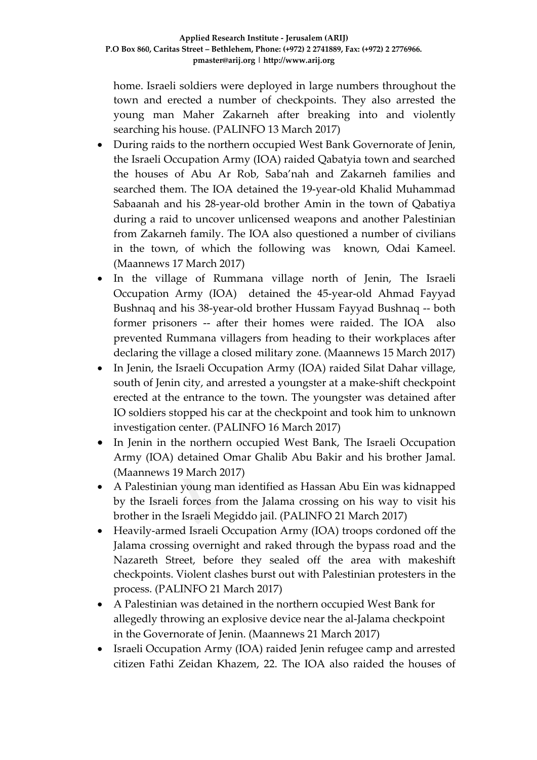home. Israeli soldiers were deployed in large numbers throughout the town and erected a number of checkpoints. They also arrested the young man Maher Zakarneh after breaking into and violently searching his house. (PALINFO 13 March 2017)

- During raids to the northern occupied West Bank Governorate of Jenin, the Israeli Occupation Army (IOA) raided Qabatyia town and searched the houses of Abu Ar Rob, Saba'nah and Zakarneh families and searched them. The IOA detained the 19-year-old Khalid Muhammad Sabaanah and his 28-year-old brother Amin in the town of Qabatiya during a raid to uncover unlicensed weapons and another Palestinian from Zakarneh family. The IOA also questioned a number of civilians in the town, of which the following was known, Odai Kameel. (Maannews 17 March 2017)
- In the village of Rummana village north of Jenin, The Israeli Occupation Army (IOA) detained the 45-year-old Ahmad Fayyad Bushnaq and his 38-year-old brother Hussam Fayyad Bushnaq -- both former prisoners -- after their homes were raided. The IOA also prevented Rummana villagers from heading to their workplaces after declaring the village a closed military zone. (Maannews 15 March 2017)
- In Jenin, the Israeli Occupation Army (IOA) raided Silat Dahar village, south of Jenin city, and arrested a youngster at a make-shift checkpoint erected at the entrance to the town. The youngster was detained after IO soldiers stopped his car at the checkpoint and took him to unknown investigation center. (PALINFO 16 March 2017)
- In Jenin in the northern occupied West Bank, The Israeli Occupation Army (IOA) detained Omar Ghalib Abu Bakir and his brother Jamal. (Maannews 19 March 2017)
- A Palestinian young man identified as Hassan Abu Ein was kidnapped by the Israeli forces from the Jalama crossing on his way to visit his brother in the Israeli Megiddo jail. (PALINFO 21 March 2017)
- Heavily-armed Israeli Occupation Army (IOA) troops cordoned off the Jalama crossing overnight and raked through the bypass road and the Nazareth Street, before they sealed off the area with makeshift checkpoints. Violent clashes burst out with Palestinian protesters in the process. (PALINFO 21 March 2017)
- A Palestinian was detained in the northern occupied West Bank for allegedly throwing an explosive device near the al-Jalama checkpoint in the Governorate of Jenin. (Maannews 21 March 2017)
- Israeli Occupation Army (IOA) raided Jenin refugee camp and arrested citizen Fathi Zeidan Khazem, 22. The IOA also raided the houses of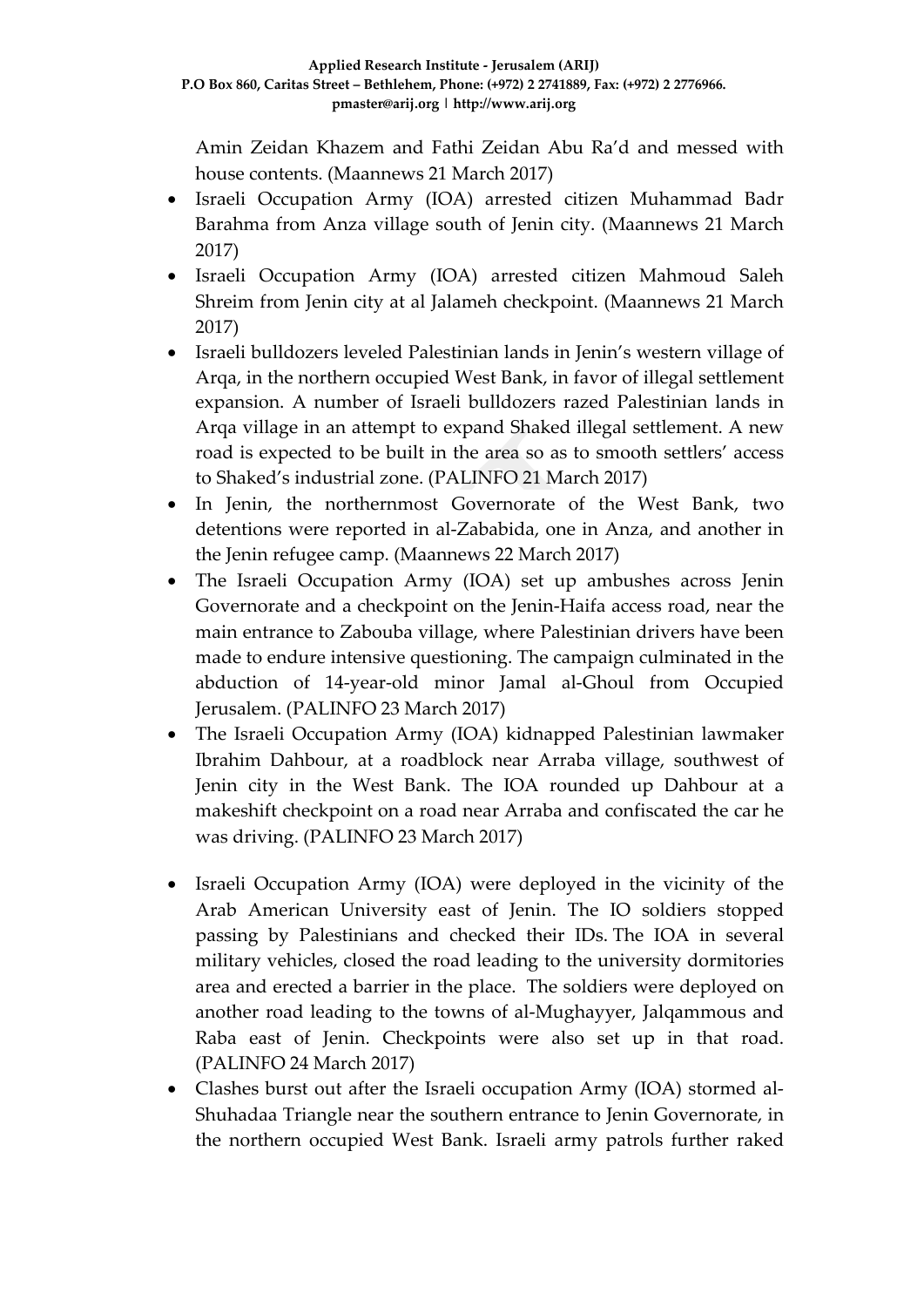Amin Zeidan Khazem and Fathi Zeidan Abu Ra'd and messed with house contents. (Maannews 21 March 2017)

- Israeli Occupation Army (IOA) arrested citizen Muhammad Badr Barahma from Anza village south of Jenin city. (Maannews 21 March 2017)
- Israeli Occupation Army (IOA) arrested citizen Mahmoud Saleh Shreim from Jenin city at al Jalameh checkpoint. (Maannews 21 March 2017)
- Israeli bulldozers leveled Palestinian lands in Jenin's western village of Arqa, in the northern occupied West Bank, in favor of illegal settlement expansion. A number of Israeli bulldozers razed Palestinian lands in Arqa village in an attempt to expand Shaked illegal settlement. A new road is expected to be built in the area so as to smooth settlers' access to Shaked's industrial zone. (PALINFO 21 March 2017)
- In Jenin, the northernmost Governorate of the West Bank, two detentions were reported in al-Zababida, one in Anza, and another in the Jenin refugee camp. (Maannews 22 March 2017)
- The Israeli Occupation Army (IOA) set up ambushes across Jenin Governorate and a checkpoint on the Jenin-Haifa access road, near the main entrance to Zabouba village, where Palestinian drivers have been made to endure intensive questioning. The campaign culminated in the abduction of 14-year-old minor Jamal al-Ghoul from Occupied Jerusalem. (PALINFO 23 March 2017)
- The Israeli Occupation Army (IOA) kidnapped Palestinian lawmaker Ibrahim Dahbour, at a roadblock near Arraba village, southwest of Jenin city in the West Bank. The IOA rounded up Dahbour at a makeshift checkpoint on a road near Arraba and confiscated the car he was driving. (PALINFO 23 March 2017)
- Israeli Occupation Army (IOA) were deployed in the vicinity of the Arab American University east of Jenin. The IO soldiers stopped passing by Palestinians and checked their IDs. The IOA in several military vehicles, closed the road leading to the university dormitories area and erected a barrier in the place. The soldiers were deployed on another road leading to the towns of al-Mughayyer, Jalqammous and Raba east of Jenin. Checkpoints were also set up in that road. (PALINFO 24 March 2017)
- Clashes burst out after the Israeli occupation Army (IOA) stormed al-Shuhadaa Triangle near the southern entrance to Jenin Governorate, in the northern occupied West Bank. Israeli army patrols further raked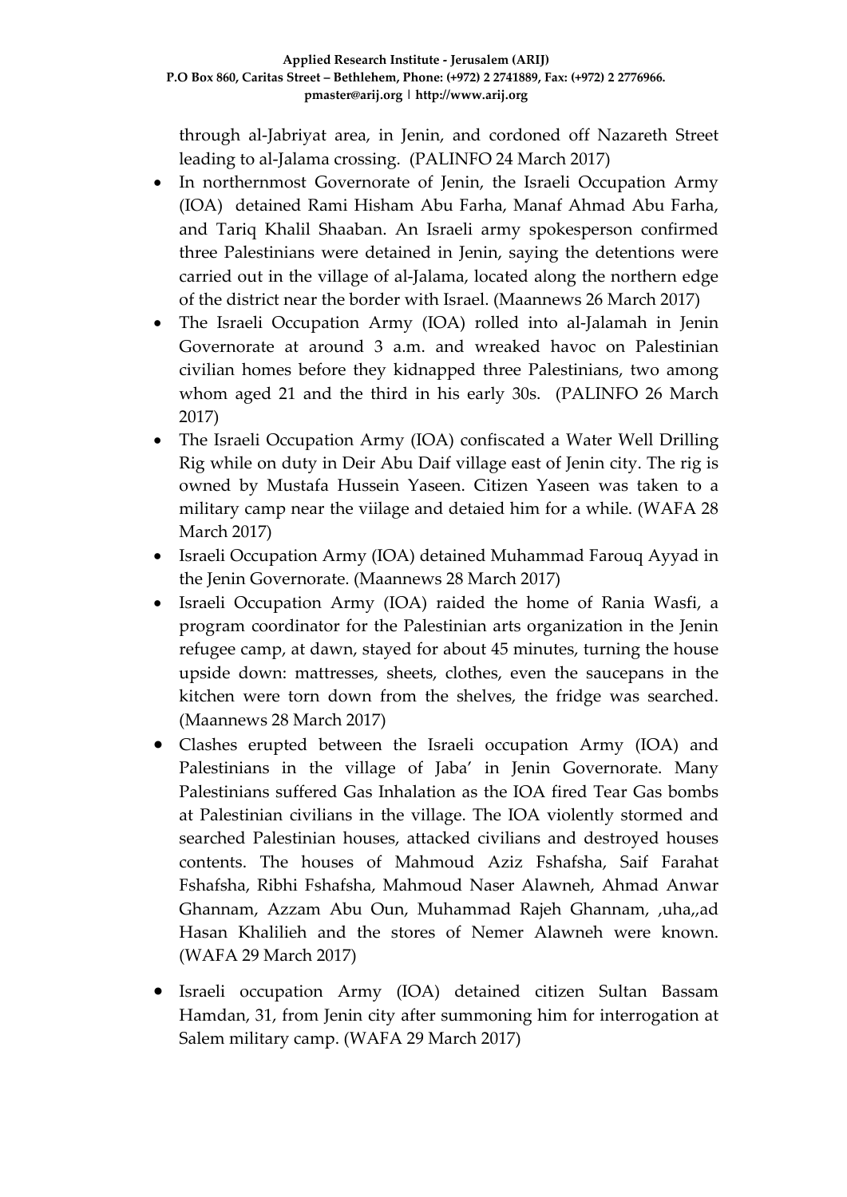through al-Jabriyat area, in Jenin, and cordoned off Nazareth Street leading to al-Jalama crossing. (PALINFO 24 March 2017)

- In northernmost Governorate of Jenin, the Israeli Occupation Army (IOA) detained Rami Hisham Abu Farha, Manaf Ahmad Abu Farha, and Tariq Khalil Shaaban. An Israeli army spokesperson confirmed three Palestinians were detained in Jenin, saying the detentions were carried out in the village of al-Jalama, located along the northern edge of the district near the border with Israel. (Maannews 26 March 2017)
- The Israeli Occupation Army (IOA) rolled into al-Jalamah in Jenin Governorate at around 3 a.m. and wreaked havoc on Palestinian civilian homes before they kidnapped three Palestinians, two among whom aged 21 and the third in his early 30s. (PALINFO 26 March 2017)
- The Israeli Occupation Army (IOA) confiscated a Water Well Drilling Rig while on duty in Deir Abu Daif village east of Jenin city. The rig is owned by Mustafa Hussein Yaseen. Citizen Yaseen was taken to a military camp near the viilage and detaied him for a while. (WAFA 28 March 2017)
- Israeli Occupation Army (IOA) detained Muhammad Farouq Ayyad in the Jenin Governorate. (Maannews 28 March 2017)
- Israeli Occupation Army (IOA) raided the home of Rania Wasfi, a program coordinator for the Palestinian arts organization in the Jenin refugee camp, at dawn, stayed for about 45 minutes, turning the house upside down: mattresses, sheets, clothes, even the saucepans in the kitchen were torn down from the shelves, the fridge was searched. (Maannews 28 March 2017)
- Clashes erupted between the Israeli occupation Army (IOA) and Palestinians in the village of Jaba' in Jenin Governorate. Many Palestinians suffered Gas Inhalation as the IOA fired Tear Gas bombs at Palestinian civilians in the village. The IOA violently stormed and searched Palestinian houses, attacked civilians and destroyed houses contents. The houses of Mahmoud Aziz Fshafsha, Saif Farahat Fshafsha, Ribhi Fshafsha, Mahmoud Naser Alawneh, Ahmad Anwar Ghannam, Azzam Abu Oun, Muhammad Rajeh Ghannam, ,uha,,ad Hasan Khalilieh and the stores of Nemer Alawneh were known. (WAFA 29 March 2017)
- Israeli occupation Army (IOA) detained citizen Sultan Bassam Hamdan, 31, from Jenin city after summoning him for interrogation at Salem military camp. (WAFA 29 March 2017)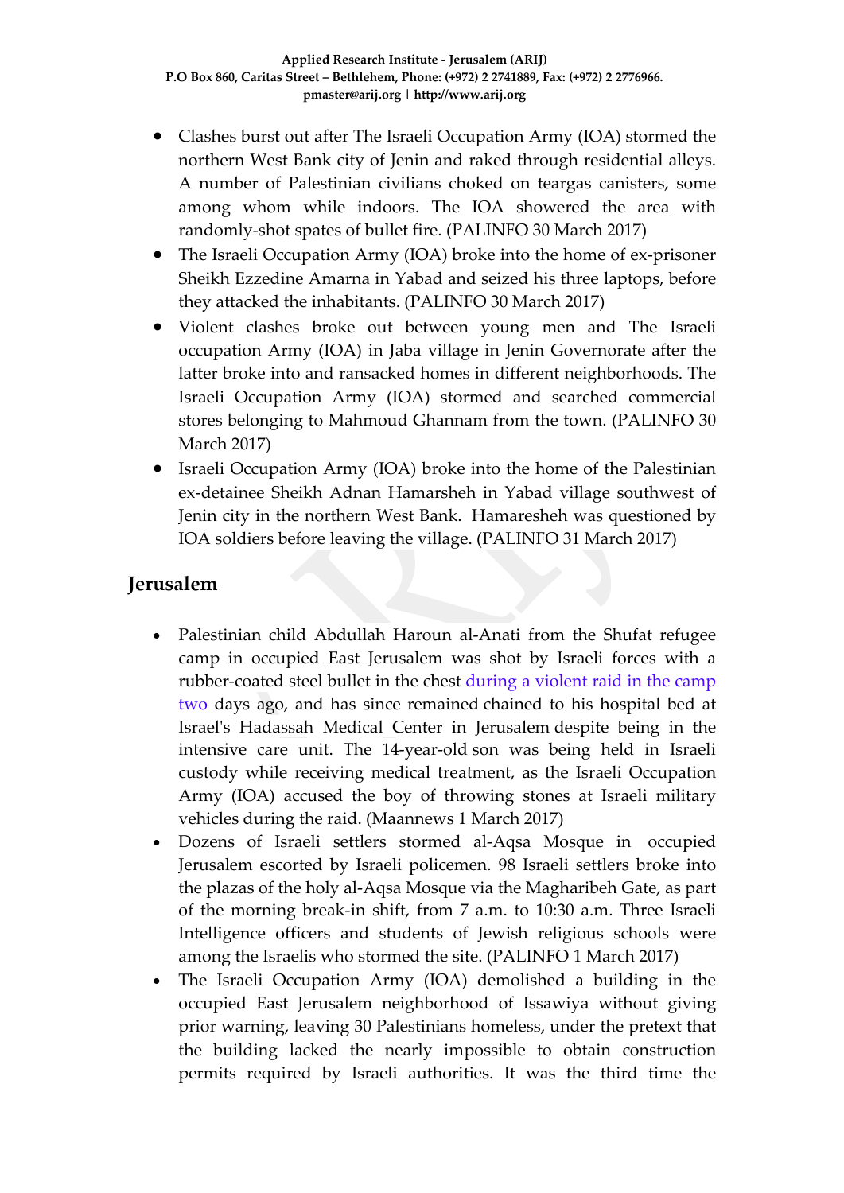- Clashes burst out after The Israeli Occupation Army (IOA) stormed the northern West Bank city of Jenin and raked through residential alleys. A number of Palestinian civilians choked on teargas canisters, some among whom while indoors. The IOA showered the area with randomly-shot spates of bullet fire. (PALINFO 30 March 2017)
- The Israeli Occupation Army (IOA) broke into the home of ex-prisoner Sheikh Ezzedine Amarna in Yabad and seized his three laptops, before they attacked the inhabitants. (PALINFO 30 March 2017)
- Violent clashes broke out between young men and The Israeli occupation Army (IOA) in Jaba village in Jenin Governorate after the latter broke into and ransacked homes in different neighborhoods. The Israeli Occupation Army (IOA) stormed and searched commercial stores belonging to Mahmoud Ghannam from the town. (PALINFO 30 March 2017)
- Israeli Occupation Army (IOA) broke into the home of the Palestinian ex-detainee Sheikh Adnan Hamarsheh in Yabad village southwest of Jenin city in the northern West Bank. Hamaresheh was questioned by IOA soldiers before leaving the village. (PALINFO 31 March 2017)

## Jerusalem

- Palestinian child Abdullah Haroun al-Anati from the Shufat refugee camp in occupied East Jerusalem was shot by Israeli forces with a rubber-coated steel bullet in the chest during a violent raid in the camp two days ago, and has since remained chained to his hospital bed at Israel's Hadassah Medical Center in Jerusalem despite being in the intensive care unit. The 14-year-old son was being held in Israeli custody while receiving medical treatment, as the Israeli Occupation Army (IOA) accused the boy of throwing stones at Israeli military vehicles during the raid. (Maannews 1 March 2017)
- Dozens of Israeli settlers stormed al-Aqsa Mosque in occupied Jerusalem escorted by Israeli policemen. 98 Israeli settlers broke into the plazas of the holy al-Aqsa Mosque via the Magharibeh Gate, as part of the morning break-in shift, from 7 a.m. to 10:30 a.m. Three Israeli Intelligence officers and students of Jewish religious schools were among the Israelis who stormed the site. (PALINFO 1 March 2017)
- The Israeli Occupation Army (IOA) demolished a building in the occupied East Jerusalem neighborhood of Issawiya without giving prior warning, leaving 30 Palestinians homeless, under the pretext that the building lacked the nearly impossible to obtain construction permits required by Israeli authorities. It was the third time the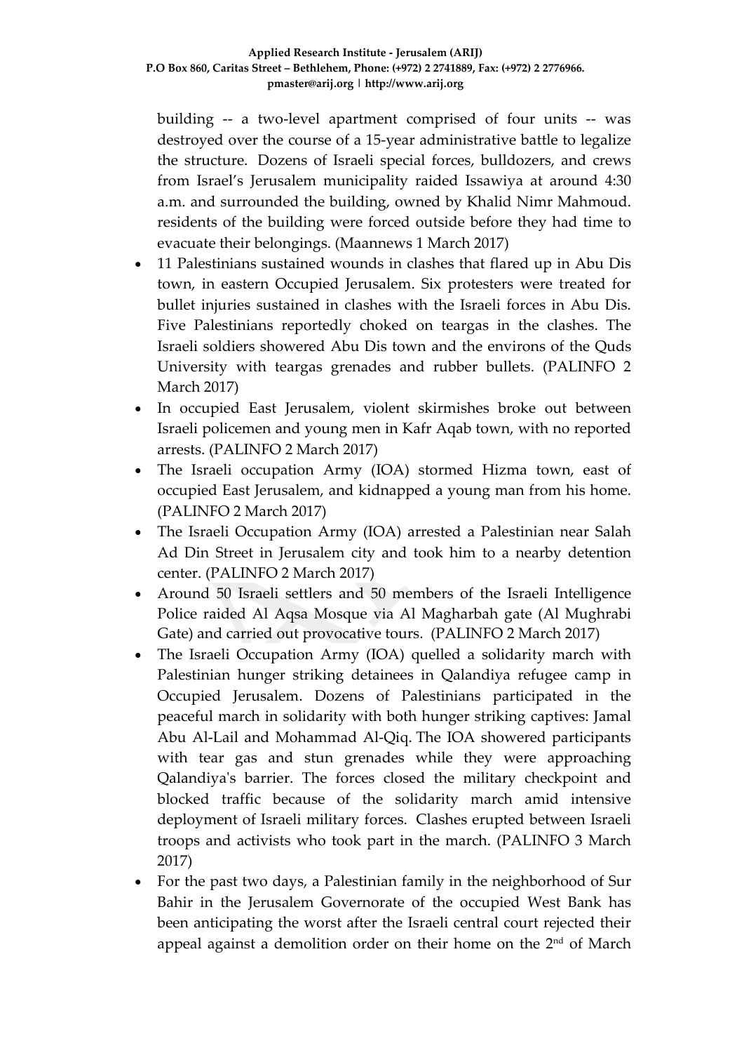building -- a two-level apartment comprised of four units -- was destroyed over the course of a 15-year administrative battle to legalize the structure. Dozens of Israeli special forces, bulldozers, and crews from Israel's Jerusalem municipality raided Issawiya at around 4:30 a.m. and surrounded the building, owned by Khalid Nimr Mahmoud. residents of the building were forced outside before they had time to evacuate their belongings. (Maannews 1 March 2017)

- 11 Palestinians sustained wounds in clashes that flared up in Abu Dis town, in eastern Occupied Jerusalem. Six protesters were treated for bullet injuries sustained in clashes with the Israeli forces in Abu Dis. Five Palestinians reportedly choked on teargas in the clashes. The Israeli soldiers showered Abu Dis town and the environs of the Quds University with teargas grenades and rubber bullets. (PALINFO 2 March 2017)
- In occupied East Jerusalem, violent skirmishes broke out between Israeli policemen and young men in Kafr Aqab town, with no reported arrests. (PALINFO 2 March 2017)
- The Israeli occupation Army (IOA) stormed Hizma town, east of occupied East Jerusalem, and kidnapped a young man from his home. (PALINFO 2 March 2017)
- The Israeli Occupation Army (IOA) arrested a Palestinian near Salah Ad Din Street in Jerusalem city and took him to a nearby detention center. (PALINFO 2 March 2017)
- Around 50 Israeli settlers and 50 members of the Israeli Intelligence Police raided Al Aqsa Mosque via Al Magharbah gate (Al Mughrabi Gate) and carried out provocative tours. (PALINFO 2 March 2017)
- The Israeli Occupation Army (IOA) quelled a solidarity march with Palestinian hunger striking detainees in Qalandiya refugee camp in Occupied Jerusalem. Dozens of Palestinians participated in the peaceful march in solidarity with both hunger striking captives: Jamal Abu Al-Lail and Mohammad Al-Qiq. The IOA showered participants with tear gas and stun grenades while they were approaching Qalandiya's barrier. The forces closed the military checkpoint and blocked traffic because of the solidarity march amid intensive deployment of Israeli military forces. Clashes erupted between Israeli troops and activists who took part in the march. (PALINFO 3 March 2017)
- For the past two days, a Palestinian family in the neighborhood of Sur Bahir in the Jerusalem Governorate of the occupied West Bank has been anticipating the worst after the Israeli central court rejected their appeal against a demolition order on their home on the 2nd of March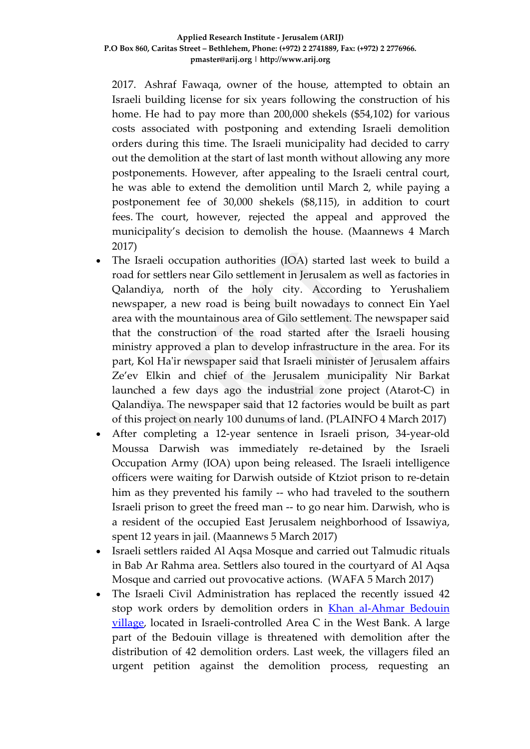2017. Ashraf Fawaqa, owner of the house, attempted to obtain an Israeli building license for six years following the construction of his home. He had to pay more than 200,000 shekels ($54,102) for various costs associated with postponing and extending Israeli demolition orders during this time. The Israeli municipality had decided to carry out the demolition at the start of last month without allowing any more postponements. However, after appealing to the Israeli central court, he was able to extend the demolition until March 2, while paying a postponement fee of 30,000 shekels ($8,115), in addition to court fees. The court, however, rejected the appeal and approved the municipality's decision to demolish the house. (Maannews 4 March 2017)

- The Israeli occupation authorities (IOA) started last week to build a road for settlers near Gilo settlement in Jerusalem as well as factories in Qalandiya, north of the holy city. According to Yerushaliem newspaper, a new road is being built nowadays to connect Ein Yael area with the mountainous area of Gilo settlement. The newspaper said that the construction of the road started after the Israeli housing ministry approved a plan to develop infrastructure in the area. For its part, Kol Ha'ir newspaper said that Israeli minister of Jerusalem affairs Ze'ev Elkin and chief of the Jerusalem municipality Nir Barkat launched a few days ago the industrial zone project (Atarot-C) in Qalandiya. The newspaper said that 12 factories would be built as part of this project on nearly 100 dunums of land. (PLAINFO 4 March 2017)
- After completing a 12-year sentence in Israeli prison, 34-year-old Moussa Darwish was immediately re-detained by the Israeli Occupation Army (IOA) upon being released. The Israeli intelligence officers were waiting for Darwish outside of Ktziot prison to re-detain him as they prevented his family -- who had traveled to the southern Israeli prison to greet the freed man -- to go near him. Darwish, who is a resident of the occupied East Jerusalem neighborhood of Issawiya, spent 12 years in jail. (Maannews 5 March 2017)
- Israeli settlers raided Al Aqsa Mosque and carried out Talmudic rituals in Bab Ar Rahma area. Settlers also toured in the courtyard of Al Aqsa Mosque and carried out provocative actions. (WAFA 5 March 2017)
- The Israeli Civil Administration has replaced the recently issued 42 stop work orders by demolition orders in Khan al-Ahmar Bedouin village, located in Israeli-controlled Area C in the West Bank. A large part of the Bedouin village is threatened with demolition after the distribution of 42 demolition orders. Last week, the villagers filed an urgent petition against the demolition process, requesting an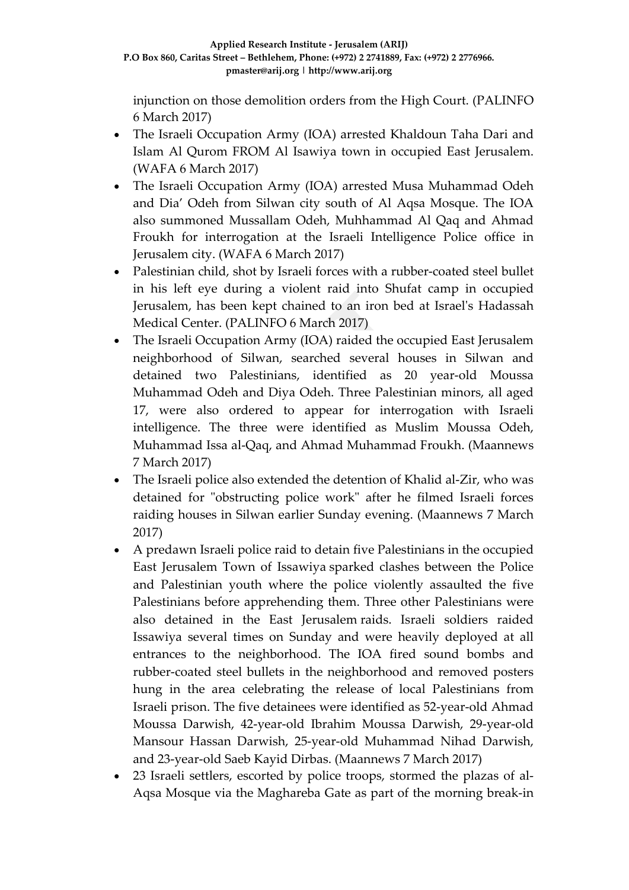injunction on those demolition orders from the High Court. (PALINFO 6 March 2017)

- The Israeli Occupation Army (IOA) arrested Khaldoun Taha Dari and Islam Al Qurom FROM Al Isawiya town in occupied East Jerusalem. (WAFA 6 March 2017)
- The Israeli Occupation Army (IOA) arrested Musa Muhammad Odeh and Dia' Odeh from Silwan city south of Al Aqsa Mosque. The IOA also summoned Mussallam Odeh, Muhhammad Al Qaq and Ahmad Froukh for interrogation at the Israeli Intelligence Police office in Jerusalem city. (WAFA 6 March 2017)
- Palestinian child, shot by Israeli forces with a rubber-coated steel bullet in his left eye during a violent raid into Shufat camp in occupied Jerusalem, has been kept chained to an iron bed at Israel's Hadassah Medical Center. (PALINFO 6 March 2017)
- The Israeli Occupation Army (IOA) raided the occupied East Jerusalem neighborhood of Silwan, searched several houses in Silwan and detained two Palestinians, identified as 20 year-old Moussa Muhammad Odeh and Diya Odeh. Three Palestinian minors, all aged 17, were also ordered to appear for interrogation with Israeli intelligence. The three were identified as Muslim Moussa Odeh, Muhammad Issa al-Qaq, and Ahmad Muhammad Froukh. (Maannews 7 March 2017)
- The Israeli police also extended the detention of Khalid al-Zir, who was detained for "obstructing police work" after he filmed Israeli forces raiding houses in Silwan earlier Sunday evening. (Maannews 7 March 2017)
- A predawn Israeli police raid to detain five Palestinians in the occupied East Jerusalem Town of Issawiya sparked clashes between the Police and Palestinian youth where the police violently assaulted the five Palestinians before apprehending them. Three other Palestinians were also detained in the East Jerusalem raids. Israeli soldiers raided Issawiya several times on Sunday and were heavily deployed at all entrances to the neighborhood. The IOA fired sound bombs and rubber-coated steel bullets in the neighborhood and removed posters hung in the area celebrating the release of local Palestinians from Israeli prison. The five detainees were identified as 52-year-old Ahmad Moussa Darwish, 42-year-old Ibrahim Moussa Darwish, 29-year-old Mansour Hassan Darwish, 25-year-old Muhammad Nihad Darwish, and 23-year-old Saeb Kayid Dirbas. (Maannews 7 March 2017)
- 23 Israeli settlers, escorted by police troops, stormed the plazas of al-Aqsa Mosque via the Maghareba Gate as part of the morning break-in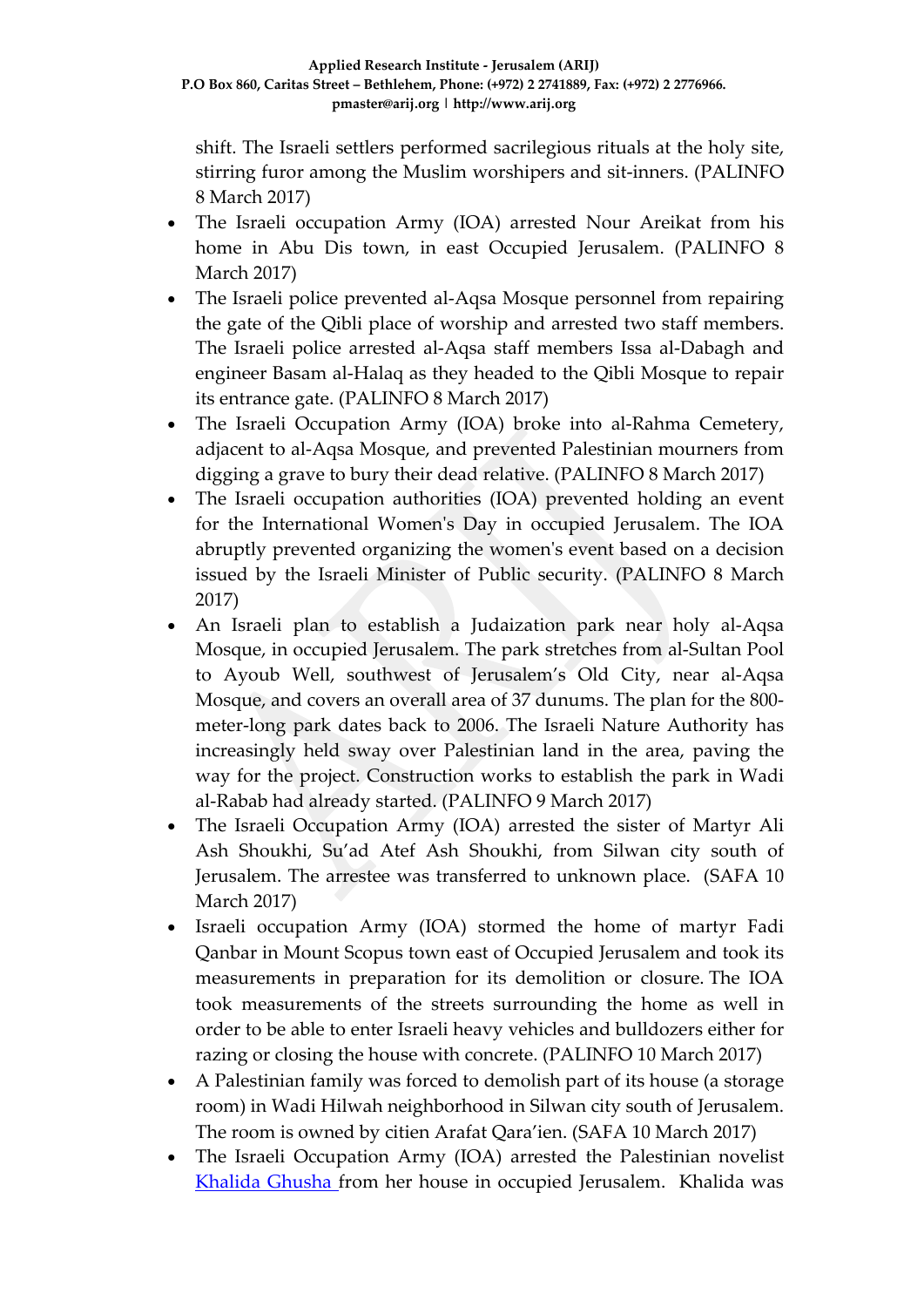shift. The Israeli settlers performed sacrilegious rituals at the holy site, stirring furor among the Muslim worshipers and sit-inners. (PALINFO 8 March 2017)

- The Israeli occupation Army (IOA) arrested Nour Areikat from his home in Abu Dis town, in east Occupied Jerusalem. (PALINFO 8 March 2017)
- The Israeli police prevented al-Aqsa Mosque personnel from repairing the gate of the Qibli place of worship and arrested two staff members. The Israeli police arrested al-Aqsa staff members Issa al-Dabagh and engineer Basam al-Halaq as they headed to the Qibli Mosque to repair its entrance gate. (PALINFO 8 March 2017)
- The Israeli Occupation Army (IOA) broke into al-Rahma Cemetery, adjacent to al-Aqsa Mosque, and prevented Palestinian mourners from digging a grave to bury their dead relative. (PALINFO 8 March 2017)
- The Israeli occupation authorities (IOA) prevented holding an event for the International Women's Day in occupied Jerusalem. The IOA abruptly prevented organizing the women's event based on a decision issued by the Israeli Minister of Public security. (PALINFO 8 March 2017)
- An Israeli plan to establish a Judaization park near holy al-Aqsa Mosque, in occupied Jerusalem. The park stretches from al-Sultan Pool to Ayoub Well, southwest of Jerusalem's Old City, near al-Aqsa Mosque, and covers an overall area of 37 dunums. The plan for the 800-meter-long park dates back to 2006. The Israeli Nature Authority has increasingly held sway over Palestinian land in the area, paving the way for the project. Construction works to establish the park in Wadi al-Rabab had already started. (PALINFO 9 March 2017)
- The Israeli Occupation Army (IOA) arrested the sister of Martyr Ali Ash Shoukhi, Su'ad Atef Ash Shoukhi, from Silwan city south of Jerusalem. The arrestee was transferred to unknown place. (SAFA 10 March 2017)
- Israeli occupation Army (IOA) stormed the home of martyr Fadi Qanbar in Mount Scopus town east of Occupied Jerusalem and took its measurements in preparation for its demolition or closure. The IOA took measurements of the streets surrounding the home as well in order to be able to enter Israeli heavy vehicles and bulldozers either for razing or closing the house with concrete. (PALINFO 10 March 2017)
- A Palestinian family was forced to demolish part of its house (a storage room) in Wadi Hilwah neighborhood in Silwan city south of Jerusalem. The room is owned by citien Arafat Qara'ien. (SAFA 10 March 2017)
- The Israeli Occupation Army (IOA) arrested the Palestinian novelist Khalida Ghusha from her house in occupied Jerusalem. Khalida was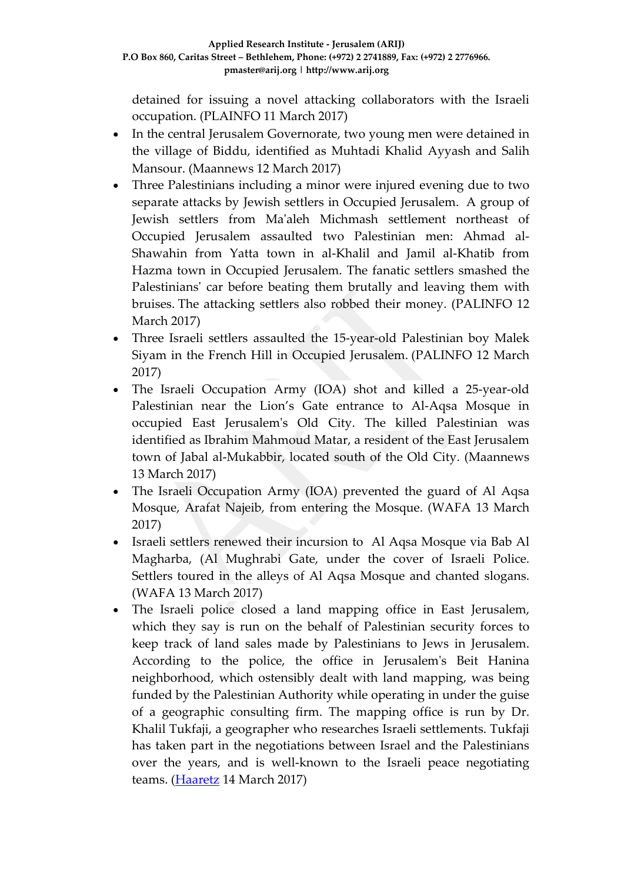detained for issuing a novel attacking collaborators with the Israeli occupation. (PLAINFO 11 March 2017)

- In the central Jerusalem Governorate, two young men were detained in the village of Biddu, identified as Muhtadi Khalid Ayyash and Salih Mansour. (Maannews 12 March 2017)
- Three Palestinians including a minor were injured evening due to two separate attacks by Jewish settlers in Occupied Jerusalem. A group of Jewish settlers from Ma'aleh Michmash settlement northeast of Occupied Jerusalem assaulted two Palestinian men: Ahmad al-Shawahin from Yatta town in al-Khalil and Jamil al-Khatib from Hazma town in Occupied Jerusalem. The fanatic settlers smashed the Palestinians' car before beating them brutally and leaving them with bruises. The attacking settlers also robbed their money. (PALINFO 12 March 2017)
- Three Israeli settlers assaulted the 15-year-old Palestinian boy Malek Siyam in the French Hill in Occupied Jerusalem. (PALINFO 12 March 2017)
- The Israeli Occupation Army (IOA) shot and killed a 25-year-old Palestinian near the Lion's Gate entrance to Al-Aqsa Mosque in occupied East Jerusalem's Old City. The killed Palestinian was identified as Ibrahim Mahmoud Matar, a resident of the East Jerusalem town of Jabal al-Mukabbir, located south of the Old City. (Maannews 13 March 2017)
- The Israeli Occupation Army (IOA) prevented the guard of Al Aqsa Mosque, Arafat Najeib, from entering the Mosque. (WAFA 13 March 2017)
- Israeli settlers renewed their incursion to Al Aqsa Mosque via Bab Al Magharba, (Al Mughrabi Gate, under the cover of Israeli Police. Settlers toured in the alleys of Al Aqsa Mosque and chanted slogans. (WAFA 13 March 2017)
- The Israeli police closed a land mapping office in East Jerusalem, which they say is run on the behalf of Palestinian security forces to keep track of land sales made by Palestinians to Jews in Jerusalem. According to the police, the office in Jerusalem's Beit Hanina neighborhood, which ostensibly dealt with land mapping, was being funded by the Palestinian Authority while operating in under the guise of a geographic consulting firm. The mapping office is run by Dr. Khalil Tukfaji, a geographer who researches Israeli settlements. Tukfaji has taken part in the negotiations between Israel and the Palestinians over the years, and is well-known to the Israeli peace negotiating teams. (Haaretz 14 March 2017)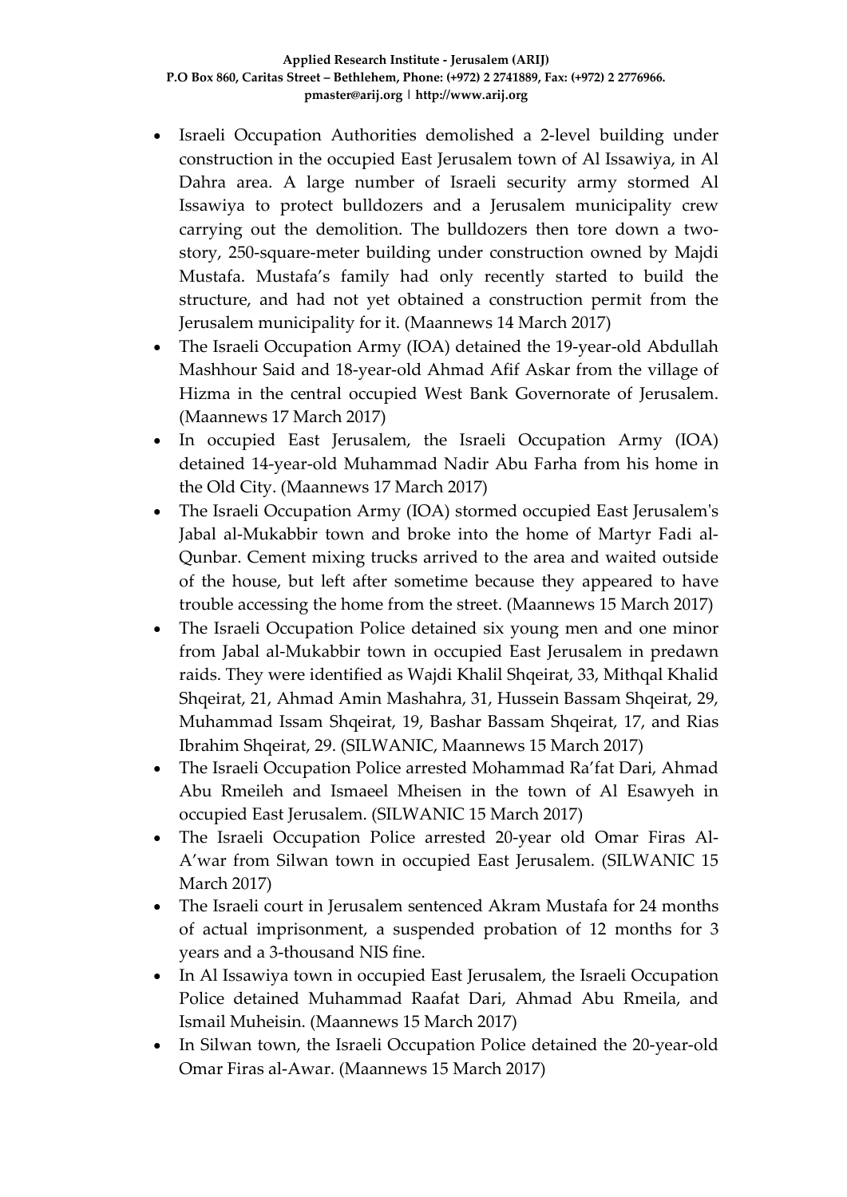- Israeli Occupation Authorities demolished a 2-level building under construction in the occupied East Jerusalem town of Al Issawiya, in Al Dahra area. A large number of Israeli security army stormed Al Issawiya to protect bulldozers and a Jerusalem municipality crew carrying out the demolition. The bulldozers then tore down a two-story, 250-square-meter building under construction owned by Majdi Mustafa. Mustafa's family had only recently started to build the structure, and had not yet obtained a construction permit from the Jerusalem municipality for it. (Maannews 14 March 2017)
- The Israeli Occupation Army (IOA) detained the 19-year-old Abdullah Mashhour Said and 18-year-old Ahmad Afif Askar from the village of Hizma in the central occupied West Bank Governorate of Jerusalem. (Maannews 17 March 2017)
- In occupied East Jerusalem, the Israeli Occupation Army (IOA) detained 14-year-old Muhammad Nadir Abu Farha from his home in the Old City. (Maannews 17 March 2017)
- The Israeli Occupation Army (IOA) stormed occupied East Jerusalem's Jabal al-Mukabbir town and broke into the home of Martyr Fadi al-Qunbar. Cement mixing trucks arrived to the area and waited outside of the house, but left after sometime because they appeared to have trouble accessing the home from the street. (Maannews 15 March 2017)
- The Israeli Occupation Police detained six young men and one minor from Jabal al-Mukabbir town in occupied East Jerusalem in predawn raids. They were identified as Wajdi Khalil Shqeirat, 33, Mithqal Khalid Shqeirat, 21, Ahmad Amin Mashahra, 31, Hussein Bassam Shqeirat, 29, Muhammad Issam Shqeirat, 19, Bashar Bassam Shqeirat, 17, and Rias Ibrahim Shqeirat, 29. (SILWANIC, Maannews 15 March 2017)
- The Israeli Occupation Police arrested Mohammad Ra'fat Dari, Ahmad Abu Rmeileh and Ismaeel Mheisen in the town of Al Esawyeh in occupied East Jerusalem. (SILWANIC 15 March 2017)
- The Israeli Occupation Police arrested 20-year old Omar Firas Al-A'war from Silwan town in occupied East Jerusalem. (SILWANIC 15 March 2017)
- The Israeli court in Jerusalem sentenced Akram Mustafa for 24 months of actual imprisonment, a suspended probation of 12 months for 3 years and a 3-thousand NIS fine.
- In Al Issawiya town in occupied East Jerusalem, the Israeli Occupation Police detained Muhammad Raafat Dari, Ahmad Abu Rmeila, and Ismail Muheisin. (Maannews 15 March 2017)
- In Silwan town, the Israeli Occupation Police detained the 20-year-old Omar Firas al-Awar. (Maannews 15 March 2017)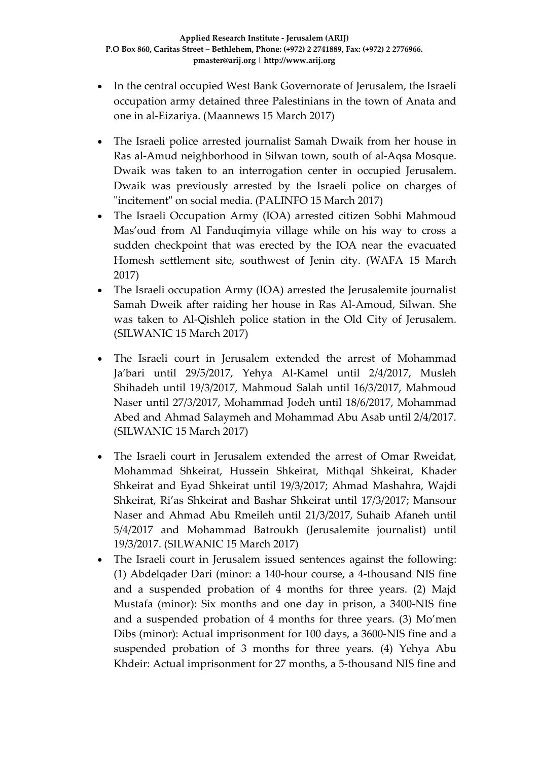- In the central occupied West Bank Governorate of Jerusalem, the Israeli occupation army detained three Palestinians in the town of Anata and one in al-Eizariya. (Maannews 15 March 2017)

- The Israeli police arrested journalist Samah Dwaik from her house in Ras al-Amud neighborhood in Silwan town, south of al-Aqsa Mosque. Dwaik was taken to an interrogation center in occupied Jerusalem. Dwaik was previously arrested by the Israeli police on charges of "incitement" on social media. (PALINFO 15 March 2017)
- The Israeli Occupation Army (IOA) arrested citizen Sobhi Mahmoud Mas'oud from Al Fanduqimyia village while on his way to cross a sudden checkpoint that was erected by the IOA near the evacuated Homesh settlement site, southwest of Jenin city. (WAFA 15 March 2017)
- The Israeli occupation Army (IOA) arrested the Jerusalemite journalist Samah Dweik after raiding her house in Ras Al-Amoud, Silwan. She was taken to Al-Qishleh police station in the Old City of Jerusalem. (SILWANIC 15 March 2017)

- The Israeli court in Jerusalem extended the arrest of Mohammad Ja'bari until 29/5/2017, Yehya Al-Kamel until 2/4/2017, Musleh Shihadeh until 19/3/2017, Mahmoud Salah until 16/3/2017, Mahmoud Naser until 27/3/2017, Mohammad Jodeh until 18/6/2017, Mohammad Abed and Ahmad Salaymeh and Mohammad Abu Asab until 2/4/2017. (SILWANIC 15 March 2017)

- The Israeli court in Jerusalem extended the arrest of Omar Rweidat, Mohammad Shkeirat, Hussein Shkeirat, Mithqal Shkeirat, Khader Shkeirat and Eyad Shkeirat until 19/3/2017; Ahmad Mashahra, Wajdi Shkeirat, Ri'as Shkeirat and Bashar Shkeirat until 17/3/2017; Mansour Naser and Ahmad Abu Rmeileh until 21/3/2017, Suhaib Afaneh until 5/4/2017 and Mohammad Batroukh (Jerusalemite journalist) until 19/3/2017. (SILWANIC 15 March 2017)
- The Israeli court in Jerusalem issued sentences against the following: (1) Abdelqader Dari (minor: a 140-hour course, a 4-thousand NIS fine and a suspended probation of 4 months for three years. (2) Majd Mustafa (minor): Six months and one day in prison, a 3400-NIS fine and a suspended probation of 4 months for three years. (3) Mo'men Dibs (minor): Actual imprisonment for 100 days, a 3600-NIS fine and a suspended probation of 3 months for three years. (4) Yehya Abu Khdeir: Actual imprisonment for 27 months, a 5-thousand NIS fine and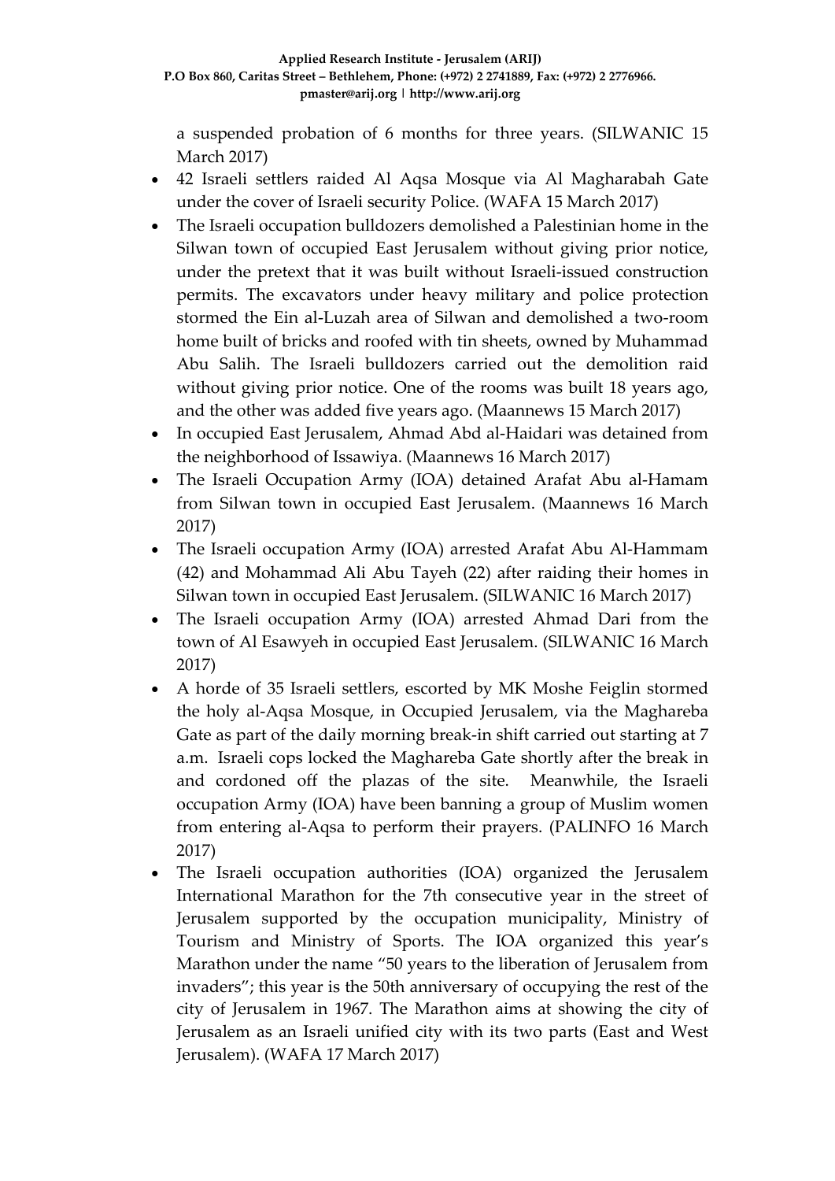a suspended probation of 6 months for three years. (SILWANIC 15 March 2017)

- 42 Israeli settlers raided Al Aqsa Mosque via Al Magharabah Gate under the cover of Israeli security Police. (WAFA 15 March 2017)
- The Israeli occupation bulldozers demolished a Palestinian home in the Silwan town of occupied East Jerusalem without giving prior notice, under the pretext that it was built without Israeli-issued construction permits. The excavators under heavy military and police protection stormed the Ein al-Luzah area of Silwan and demolished a two-room home built of bricks and roofed with tin sheets, owned by Muhammad Abu Salih. The Israeli bulldozers carried out the demolition raid without giving prior notice. One of the rooms was built 18 years ago, and the other was added five years ago. (Maannews 15 March 2017)
- In occupied East Jerusalem, Ahmad Abd al-Haidari was detained from the neighborhood of Issawiya. (Maannews 16 March 2017)
- The Israeli Occupation Army (IOA) detained Arafat Abu al-Hamam from Silwan town in occupied East Jerusalem. (Maannews 16 March 2017)
- The Israeli occupation Army (IOA) arrested Arafat Abu Al-Hammam (42) and Mohammad Ali Abu Tayeh (22) after raiding their homes in Silwan town in occupied East Jerusalem. (SILWANIC 16 March 2017)
- The Israeli occupation Army (IOA) arrested Ahmad Dari from the town of Al Esawyeh in occupied East Jerusalem. (SILWANIC 16 March 2017)
- A horde of 35 Israeli settlers, escorted by MK Moshe Feiglin stormed the holy al-Aqsa Mosque, in Occupied Jerusalem, via the Maghareba Gate as part of the daily morning break-in shift carried out starting at 7 a.m. Israeli cops locked the Maghareba Gate shortly after the break in and cordoned off the plazas of the site. Meanwhile, the Israeli occupation Army (IOA) have been banning a group of Muslim women from entering al-Aqsa to perform their prayers. (PALINFO 16 March 2017)
- The Israeli occupation authorities (IOA) organized the Jerusalem International Marathon for the 7th consecutive year in the street of Jerusalem supported by the occupation municipality, Ministry of Tourism and Ministry of Sports. The IOA organized this year's Marathon under the name "50 years to the liberation of Jerusalem from invaders"; this year is the 50th anniversary of occupying the rest of the city of Jerusalem in 1967. The Marathon aims at showing the city of Jerusalem as an Israeli unified city with its two parts (East and West Jerusalem). (WAFA 17 March 2017)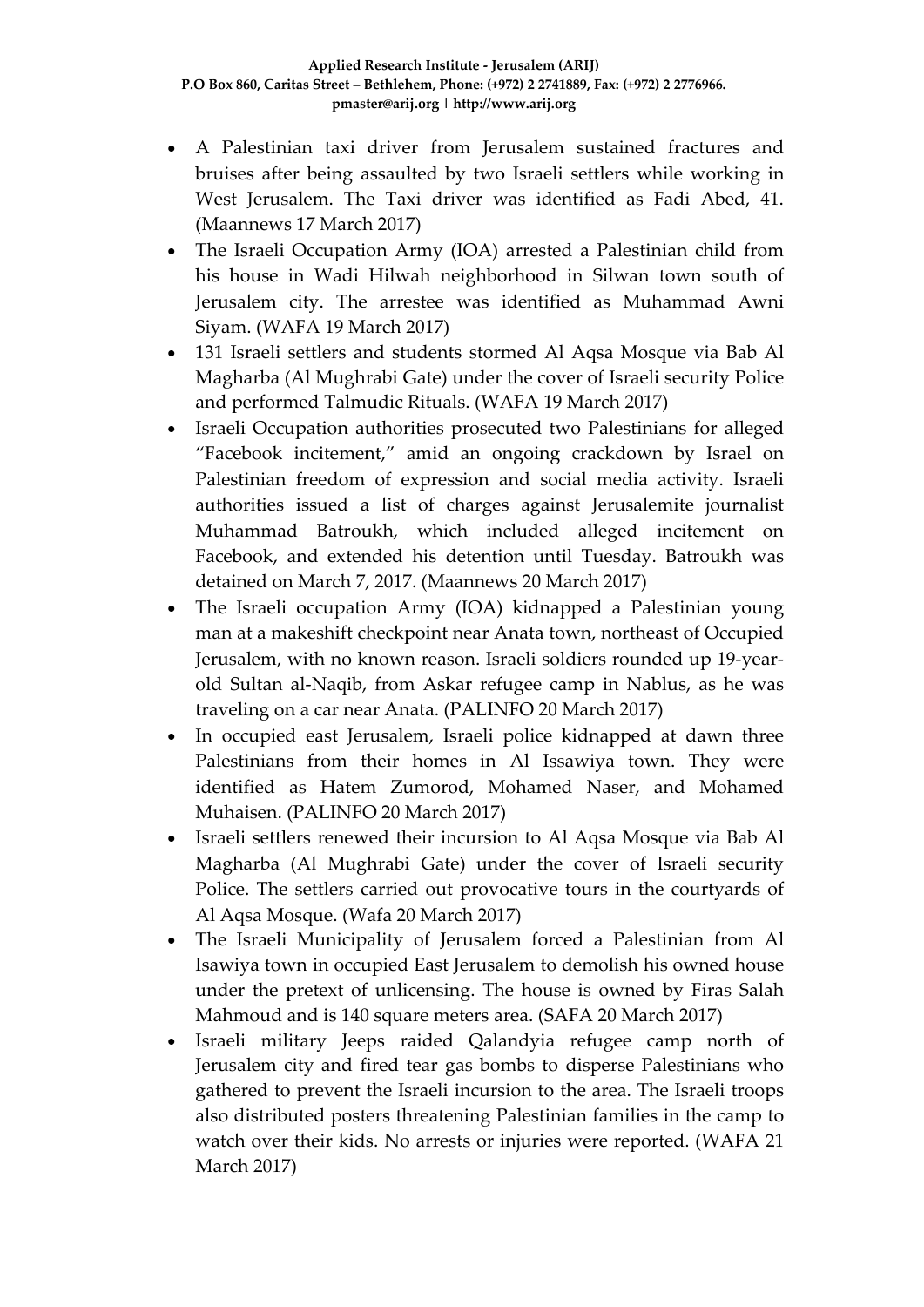- A Palestinian taxi driver from Jerusalem sustained fractures and bruises after being assaulted by two Israeli settlers while working in West Jerusalem. The Taxi driver was identified as Fadi Abed, 41. (Maannews 17 March 2017)
- The Israeli Occupation Army (IOA) arrested a Palestinian child from his house in Wadi Hilwah neighborhood in Silwan town south of Jerusalem city. The arrestee was identified as Muhammad Awni Siyam. (WAFA 19 March 2017)
- 131 Israeli settlers and students stormed Al Aqsa Mosque via Bab Al Magharba (Al Mughrabi Gate) under the cover of Israeli security Police and performed Talmudic Rituals. (WAFA 19 March 2017)
- Israeli Occupation authorities prosecuted two Palestinians for alleged "Facebook incitement," amid an ongoing crackdown by Israel on Palestinian freedom of expression and social media activity. Israeli authorities issued a list of charges against Jerusalemite journalist Muhammad Batroukh, which included alleged incitement on Facebook, and extended his detention until Tuesday. Batroukh was detained on March 7, 2017. (Maannews 20 March 2017)
- The Israeli occupation Army (IOA) kidnapped a Palestinian young man at a makeshift checkpoint near Anata town, northeast of Occupied Jerusalem, with no known reason. Israeli soldiers rounded up 19-year-old Sultan al-Naqib, from Askar refugee camp in Nablus, as he was traveling on a car near Anata. (PALINFO 20 March 2017)
- In occupied east Jerusalem, Israeli police kidnapped at dawn three Palestinians from their homes in Al Issawiya town. They were identified as Hatem Zumorod, Mohamed Naser, and Mohamed Muhaisen. (PALINFO 20 March 2017)
- Israeli settlers renewed their incursion to Al Aqsa Mosque via Bab Al Magharba (Al Mughrabi Gate) under the cover of Israeli security Police. The settlers carried out provocative tours in the courtyards of Al Aqsa Mosque. (Wafa 20 March 2017)
- The Israeli Municipality of Jerusalem forced a Palestinian from Al Isawiya town in occupied East Jerusalem to demolish his owned house under the pretext of unlicensing. The house is owned by Firas Salah Mahmoud and is 140 square meters area. (SAFA 20 March 2017)
- Israeli military Jeeps raided Qalandyia refugee camp north of Jerusalem city and fired tear gas bombs to disperse Palestinians who gathered to prevent the Israeli incursion to the area. The Israeli troops also distributed posters threatening Palestinian families in the camp to watch over their kids. No arrests or injuries were reported. (WAFA 21 March 2017)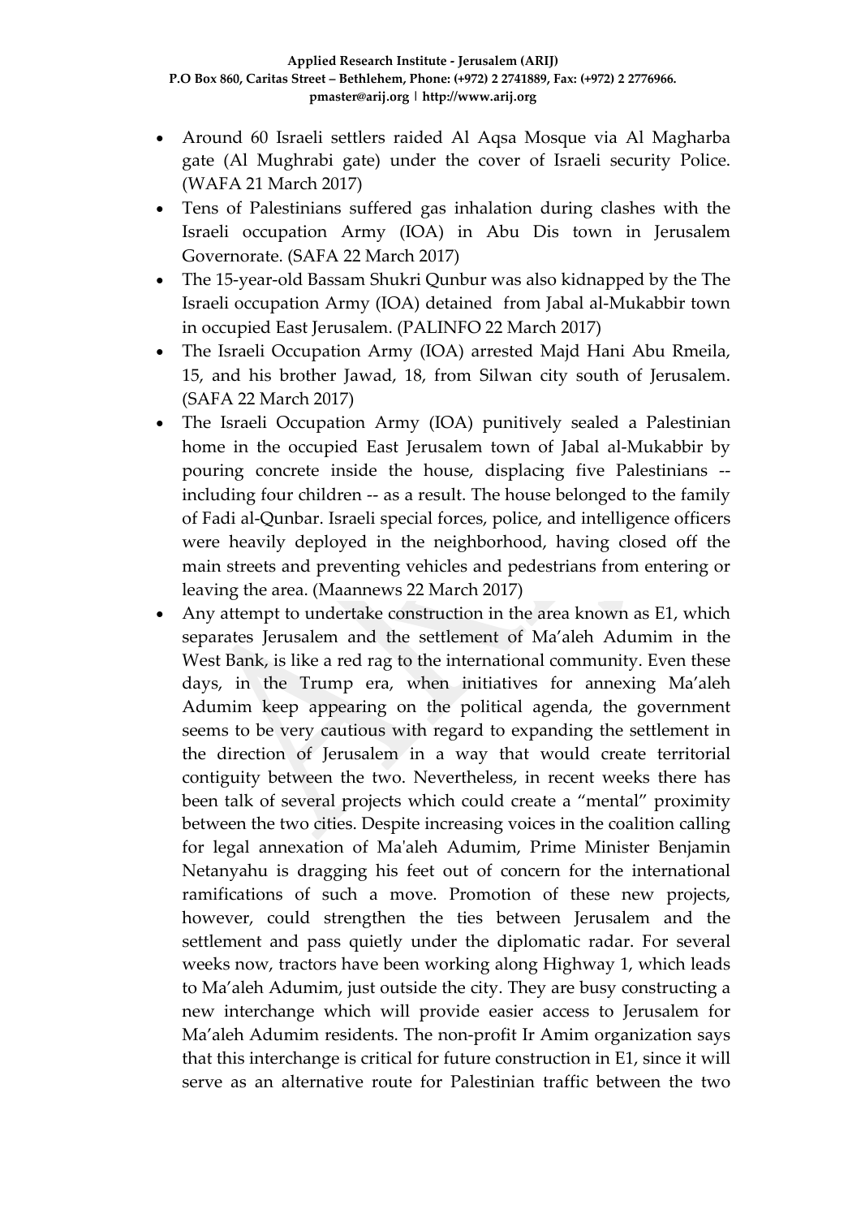- Around 60 Israeli settlers raided Al Aqsa Mosque via Al Magharba gate (Al Mughrabi gate) under the cover of Israeli security Police. (WAFA 21 March 2017)
- Tens of Palestinians suffered gas inhalation during clashes with the Israeli occupation Army (IOA) in Abu Dis town in Jerusalem Governorate. (SAFA 22 March 2017)
- The 15-year-old Bassam Shukri Qunbur was also kidnapped by the The Israeli occupation Army (IOA) detained from Jabal al-Mukabbir town in occupied East Jerusalem. (PALINFO 22 March 2017)
- The Israeli Occupation Army (IOA) arrested Majd Hani Abu Rmeila, 15, and his brother Jawad, 18, from Silwan city south of Jerusalem. (SAFA 22 March 2017)
- The Israeli Occupation Army (IOA) punitively sealed a Palestinian home in the occupied East Jerusalem town of Jabal al-Mukabbir by pouring concrete inside the house, displacing five Palestinians -- including four children -- as a result. The house belonged to the family of Fadi al-Qunbar. Israeli special forces, police, and intelligence officers were heavily deployed in the neighborhood, having closed off the main streets and preventing vehicles and pedestrians from entering or leaving the area. (Maannews 22 March 2017)
- Any attempt to undertake construction in the area known as E1, which separates Jerusalem and the settlement of Ma'aleh Adumim in the West Bank, is like a red rag to the international community. Even these days, in the Trump era, when initiatives for annexing Ma'aleh Adumim keep appearing on the political agenda, the government seems to be very cautious with regard to expanding the settlement in the direction of Jerusalem in a way that would create territorial contiguity between the two. Nevertheless, in recent weeks there has been talk of several projects which could create a "mental" proximity between the two cities. Despite increasing voices in the coalition calling for legal annexation of Ma'aleh Adumim, Prime Minister Benjamin Netanyahu is dragging his feet out of concern for the international ramifications of such a move. Promotion of these new projects, however, could strengthen the ties between Jerusalem and the settlement and pass quietly under the diplomatic radar. For several weeks now, tractors have been working along Highway 1, which leads to Ma'aleh Adumim, just outside the city. They are busy constructing a new interchange which will provide easier access to Jerusalem for Ma'aleh Adumim residents. The non-profit Ir Amim organization says that this interchange is critical for future construction in E1, since it will serve as an alternative route for Palestinian traffic between the two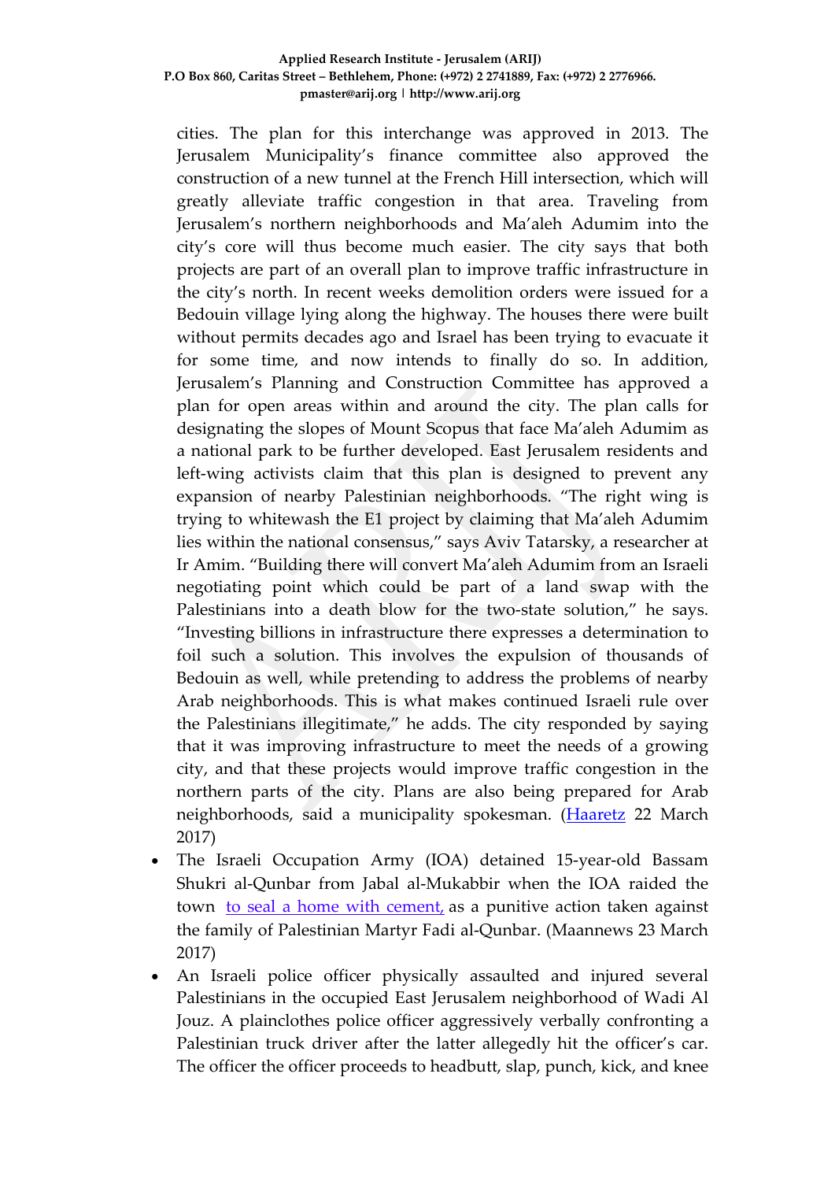cities. The plan for this interchange was approved in 2013. The Jerusalem Municipality's finance committee also approved the construction of a new tunnel at the French Hill intersection, which will greatly alleviate traffic congestion in that area. Traveling from Jerusalem's northern neighborhoods and Ma'aleh Adumim into the city's core will thus become much easier. The city says that both projects are part of an overall plan to improve traffic infrastructure in the city's north. In recent weeks demolition orders were issued for a Bedouin village lying along the highway. The houses there were built without permits decades ago and Israel has been trying to evacuate it for some time, and now intends to finally do so. In addition, Jerusalem's Planning and Construction Committee has approved a plan for open areas within and around the city. The plan calls for designating the slopes of Mount Scopus that face Ma'aleh Adumim as a national park to be further developed. East Jerusalem residents and left-wing activists claim that this plan is designed to prevent any expansion of nearby Palestinian neighborhoods. "The right wing is trying to whitewash the E1 project by claiming that Ma'aleh Adumim lies within the national consensus," says Aviv Tatarsky, a researcher at Ir Amim. "Building there will convert Ma'aleh Adumim from an Israeli negotiating point which could be part of a land swap with the Palestinians into a death blow for the two-state solution," he says. "Investing billions in infrastructure there expresses a determination to foil such a solution. This involves the expulsion of thousands of Bedouin as well, while pretending to address the problems of nearby Arab neighborhoods. This is what makes continued Israeli rule over the Palestinians illegitimate," he adds. The city responded by saying that it was improving infrastructure to meet the needs of a growing city, and that these projects would improve traffic congestion in the northern parts of the city. Plans are also being prepared for Arab neighborhoods, said a municipality spokesman. (Haaretz 22 March 2017)

- The Israeli Occupation Army (IOA) detained 15-year-old Bassam Shukri al-Qunbar from Jabal al-Mukabbir when the IOA raided the town to seal a home with cement, as a punitive action taken against the family of Palestinian Martyr Fadi al-Qunbar. (Maannews 23 March 2017)
- An Israeli police officer physically assaulted and injured several Palestinians in the occupied East Jerusalem neighborhood of Wadi Al Jouz. A plainclothes police officer aggressively verbally confronting a Palestinian truck driver after the latter allegedly hit the officer's car. The officer the officer proceeds to headbutt, slap, punch, kick, and knee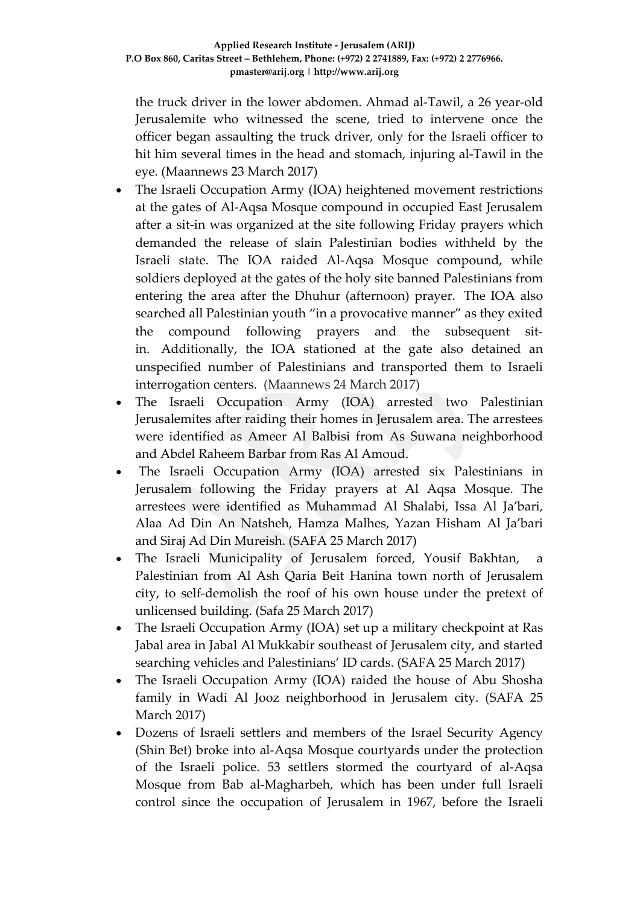the truck driver in the lower abdomen. Ahmad al-Tawil, a 26 year-old Jerusalemite who witnessed the scene, tried to intervene once the officer began assaulting the truck driver, only for the Israeli officer to hit him several times in the head and stomach, injuring al-Tawil in the eye. (Maannews 23 March 2017)

- The Israeli Occupation Army (IOA) heightened movement restrictions at the gates of Al-Aqsa Mosque compound in occupied East Jerusalem after a sit-in was organized at the site following Friday prayers which demanded the release of slain Palestinian bodies withheld by the Israeli state. The IOA raided Al-Aqsa Mosque compound, while soldiers deployed at the gates of the holy site banned Palestinians from entering the area after the Dhuhur (afternoon) prayer. The IOA also searched all Palestinian youth "in a provocative manner" as they exited the compound following prayers and the subsequent sit-in. Additionally, the IOA stationed at the gate also detained an unspecified number of Palestinians and transported them to Israeli interrogation centers. (Maannews 24 March 2017)
- The Israeli Occupation Army (IOA) arrested two Palestinian Jerusalemites after raiding their homes in Jerusalem area. The arrestees were identified as Ameer Al Balbisi from As Suwana neighborhood and Abdel Raheem Barbar from Ras Al Amoud.
- The Israeli Occupation Army (IOA) arrested six Palestinians in Jerusalem following the Friday prayers at Al Aqsa Mosque. The arrestees were identified as Muhammad Al Shalabi, Issa Al Ja'bari, Alaa Ad Din An Natsheh, Hamza Malhes, Yazan Hisham Al Ja'bari and Siraj Ad Din Mureish. (SAFA 25 March 2017)
- The Israeli Municipality of Jerusalem forced, Yousif Bakhtan, a Palestinian from Al Ash Qaria Beit Hanina town north of Jerusalem city, to self-demolish the roof of his own house under the pretext of unlicensed building. (Safa 25 March 2017)
- The Israeli Occupation Army (IOA) set up a military checkpoint at Ras Jabal area in Jabal Al Mukkabir southeast of Jerusalem city, and started searching vehicles and Palestinians' ID cards. (SAFA 25 March 2017)
- The Israeli Occupation Army (IOA) raided the house of Abu Shosha family in Wadi Al Jooz neighborhood in Jerusalem city. (SAFA 25 March 2017)
- Dozens of Israeli settlers and members of the Israel Security Agency (Shin Bet) broke into al-Aqsa Mosque courtyards under the protection of the Israeli police. 53 settlers stormed the courtyard of al-Aqsa Mosque from Bab al-Magharbeh, which has been under full Israeli control since the occupation of Jerusalem in 1967, before the Israeli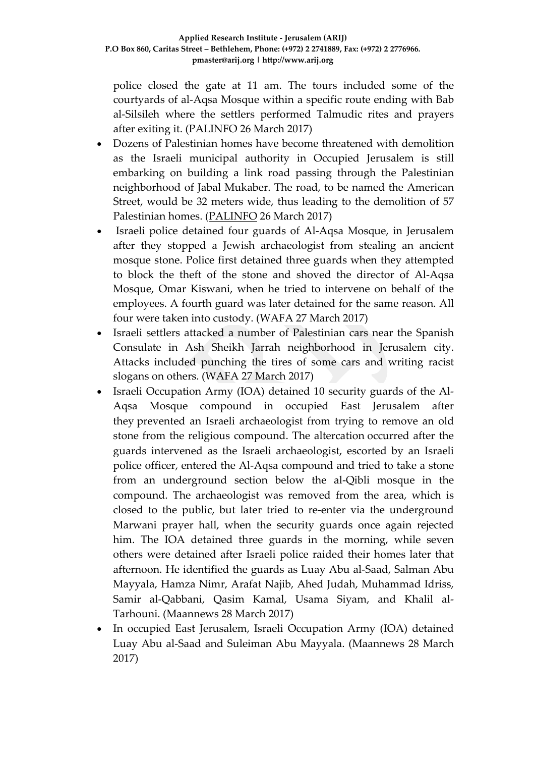police closed the gate at 11 am. The tours included some of the courtyards of al-Aqsa Mosque within a specific route ending with Bab al-Silsileh where the settlers performed Talmudic rites and prayers after exiting it. (PALINFO 26 March 2017)

- Dozens of Palestinian homes have become threatened with demolition as the Israeli municipal authority in Occupied Jerusalem is still embarking on building a link road passing through the Palestinian neighborhood of Jabal Mukaber. The road, to be named the American Street, would be 32 meters wide, thus leading to the demolition of 57 Palestinian homes. (PALINFO 26 March 2017)
- Israeli police detained four guards of Al-Aqsa Mosque, in Jerusalem after they stopped a Jewish archaeologist from stealing an ancient mosque stone. Police first detained three guards when they attempted to block the theft of the stone and shoved the director of Al-Aqsa Mosque, Omar Kiswani, when he tried to intervene on behalf of the employees. A fourth guard was later detained for the same reason. All four were taken into custody. (WAFA 27 March 2017)
- Israeli settlers attacked a number of Palestinian cars near the Spanish Consulate in Ash Sheikh Jarrah neighborhood in Jerusalem city. Attacks included punching the tires of some cars and writing racist slogans on others. (WAFA 27 March 2017)
- Israeli Occupation Army (IOA) detained 10 security guards of the Al-Aqsa Mosque compound in occupied East Jerusalem after they prevented an Israeli archaeologist from trying to remove an old stone from the religious compound. The altercation occurred after the guards intervened as the Israeli archaeologist, escorted by an Israeli police officer, entered the Al-Aqsa compound and tried to take a stone from an underground section below the al-Qibli mosque in the compound. The archaeologist was removed from the area, which is closed to the public, but later tried to re-enter via the underground Marwani prayer hall, when the security guards once again rejected him. The IOA detained three guards in the morning, while seven others were detained after Israeli police raided their homes later that afternoon. He identified the guards as Luay Abu al-Saad, Salman Abu Mayyala, Hamza Nimr, Arafat Najib, Ahed Judah, Muhammad Idriss, Samir al-Qabbani, Qasim Kamal, Usama Siyam, and Khalil al-Tarhouni. (Maannews 28 March 2017)
- In occupied East Jerusalem, Israeli Occupation Army (IOA) detained Luay Abu al-Saad and Suleiman Abu Mayyala. (Maannews 28 March 2017)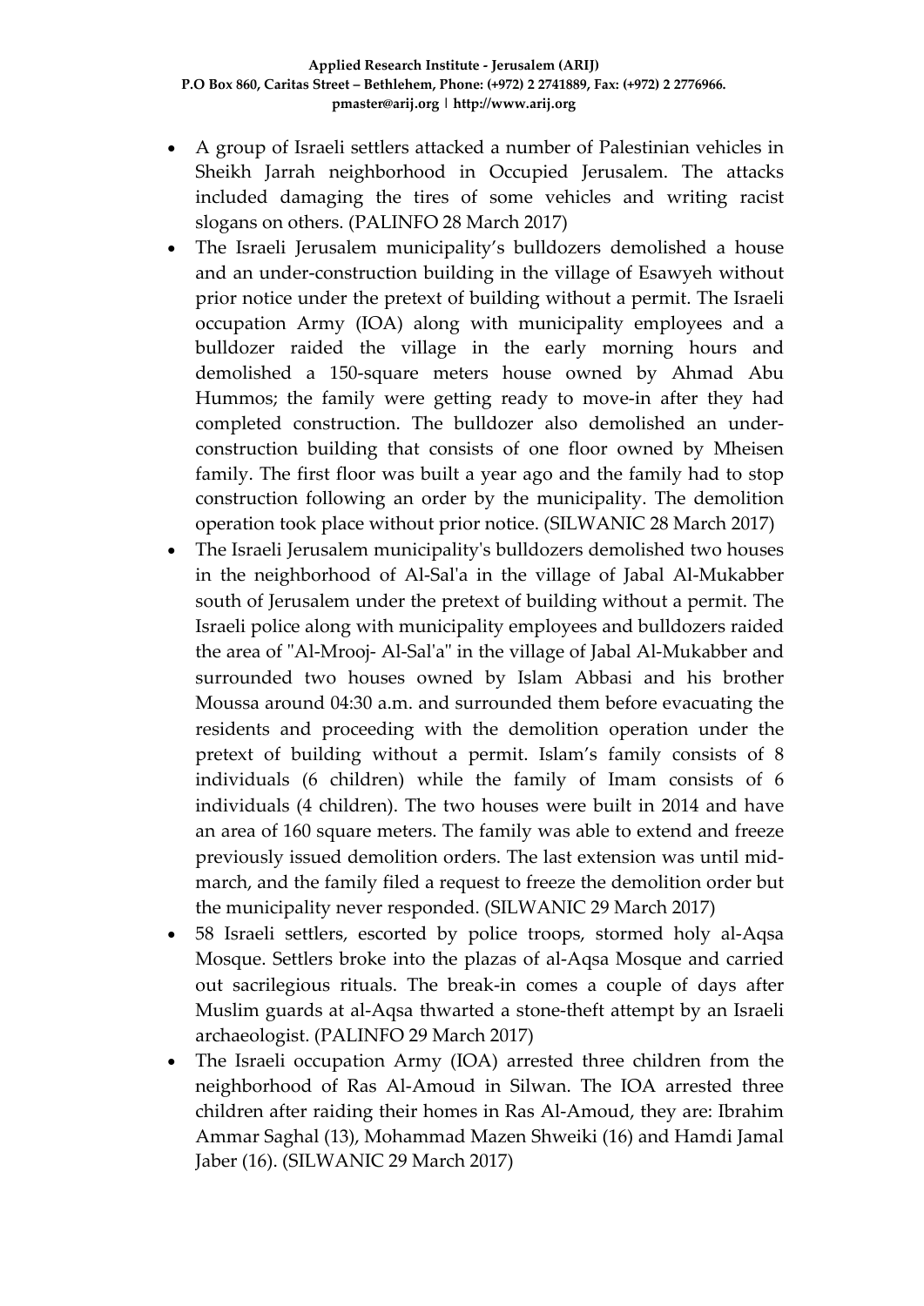- A group of Israeli settlers attacked a number of Palestinian vehicles in Sheikh Jarrah neighborhood in Occupied Jerusalem. The attacks included damaging the tires of some vehicles and writing racist slogans on others. (PALINFO 28 March 2017)
- The Israeli Jerusalem municipality's bulldozers demolished a house and an under-construction building in the village of Esawyeh without prior notice under the pretext of building without a permit. The Israeli occupation Army (IOA) along with municipality employees and a bulldozer raided the village in the early morning hours and demolished a 150-square meters house owned by Ahmad Abu Hummos; the family were getting ready to move-in after they had completed construction. The bulldozer also demolished an under-construction building that consists of one floor owned by Mheisen family. The first floor was built a year ago and the family had to stop construction following an order by the municipality. The demolition operation took place without prior notice. (SILWANIC 28 March 2017)
- The Israeli Jerusalem municipality's bulldozers demolished two houses in the neighborhood of Al-Sal'a in the village of Jabal Al-Mukabber south of Jerusalem under the pretext of building without a permit. The Israeli police along with municipality employees and bulldozers raided the area of "Al-Mrooj- Al-Sal'a" in the village of Jabal Al-Mukabber and surrounded two houses owned by Islam Abbasi and his brother Moussa around 04:30 a.m. and surrounded them before evacuating the residents and proceeding with the demolition operation under the pretext of building without a permit. Islam's family consists of 8 individuals (6 children) while the family of Imam consists of 6 individuals (4 children). The two houses were built in 2014 and have an area of 160 square meters. The family was able to extend and freeze previously issued demolition orders. The last extension was until mid-march, and the family filed a request to freeze the demolition order but the municipality never responded. (SILWANIC 29 March 2017)
- 58 Israeli settlers, escorted by police troops, stormed holy al-Aqsa Mosque. Settlers broke into the plazas of al-Aqsa Mosque and carried out sacrilegious rituals. The break-in comes a couple of days after Muslim guards at al-Aqsa thwarted a stone-theft attempt by an Israeli archaeologist. (PALINFO 29 March 2017)
- The Israeli occupation Army (IOA) arrested three children from the neighborhood of Ras Al-Amoud in Silwan. The IOA arrested three children after raiding their homes in Ras Al-Amoud, they are: Ibrahim Ammar Saghal (13), Mohammad Mazen Shweiki (16) and Hamdi Jamal Jaber (16). (SILWANIC 29 March 2017)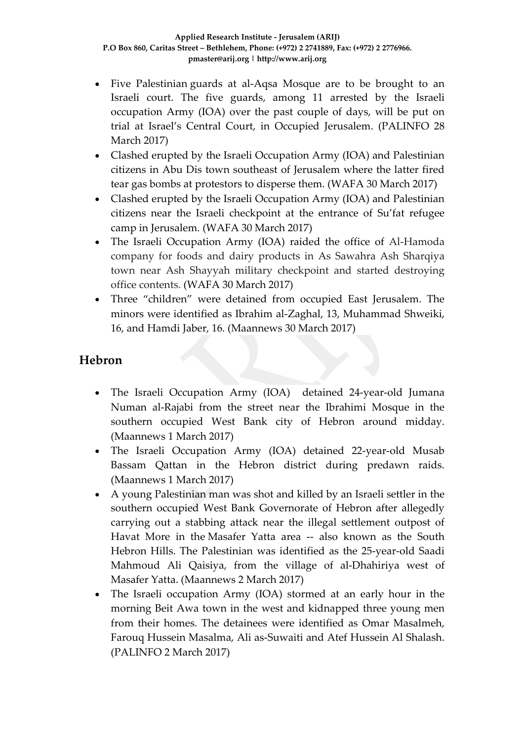- Five Palestinian guards at al-Aqsa Mosque are to be brought to an Israeli court. The five guards, among 11 arrested by the Israeli occupation Army (IOA) over the past couple of days, will be put on trial at Israel's Central Court, in Occupied Jerusalem. (PALINFO 28 March 2017)
- Clashed erupted by the Israeli Occupation Army (IOA) and Palestinian citizens in Abu Dis town southeast of Jerusalem where the latter fired tear gas bombs at protestors to disperse them. (WAFA 30 March 2017)
- Clashed erupted by the Israeli Occupation Army (IOA) and Palestinian citizens near the Israeli checkpoint at the entrance of Su'fat refugee camp in Jerusalem. (WAFA 30 March 2017)
- The Israeli Occupation Army (IOA) raided the office of Al-Hamoda company for foods and dairy products in As Sawahra Ash Sharqiya town near Ash Shayyah military checkpoint and started destroying office contents. (WAFA 30 March 2017)
- Three "children" were detained from occupied East Jerusalem. The minors were identified as Ibrahim al-Zaghal, 13, Muhammad Shweiki, 16, and Hamdi Jaber, 16. (Maannews 30 March 2017)

## Hebron

- The Israeli Occupation Army (IOA) detained 24-year-old Jumana Numan al-Rajabi from the street near the Ibrahimi Mosque in the southern occupied West Bank city of Hebron around midday. (Maannews 1 March 2017)
- The Israeli Occupation Army (IOA) detained 22-year-old Musab Bassam Qattan in the Hebron district during predawn raids. (Maannews 1 March 2017)
- A young Palestinian man was shot and killed by an Israeli settler in the southern occupied West Bank Governorate of Hebron after allegedly carrying out a stabbing attack near the illegal settlement outpost of Havat More in the Masafer Yatta area -- also known as the South Hebron Hills. The Palestinian was identified as the 25-year-old Saadi Mahmoud Ali Qaisiya, from the village of al-Dhahiriya west of Masafer Yatta. (Maannews 2 March 2017)
- The Israeli occupation Army (IOA) stormed at an early hour in the morning Beit Awa town in the west and kidnapped three young men from their homes. The detainees were identified as Omar Masalmeh, Farouq Hussein Masalma, Ali as-Suwaiti and Atef Hussein Al Shalash. (PALINFO 2 March 2017)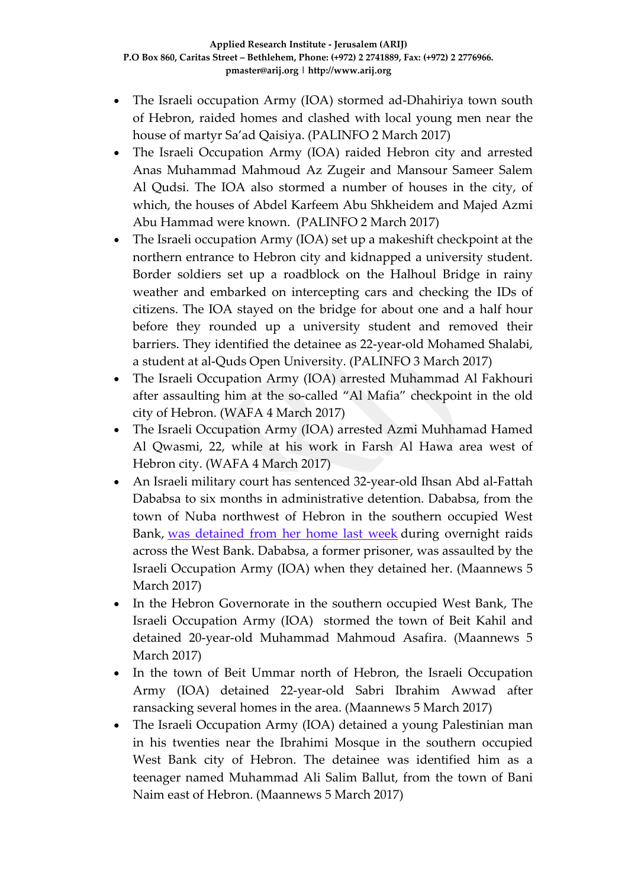- The Israeli occupation Army (IOA) stormed ad-Dhahiriya town south of Hebron, raided homes and clashed with local young men near the house of martyr Sa'ad Qaisiya. (PALINFO 2 March 2017)
- The Israeli Occupation Army (IOA) raided Hebron city and arrested Anas Muhammad Mahmoud Az Zugeir and Mansour Sameer Salem Al Qudsi. The IOA also stormed a number of houses in the city, of which, the houses of Abdel Karfeem Abu Shkheidem and Majed Azmi Abu Hammad were known. (PALINFO 2 March 2017)
- The Israeli occupation Army (IOA) set up a makeshift checkpoint at the northern entrance to Hebron city and kidnapped a university student. Border soldiers set up a roadblock on the Halhoul Bridge in rainy weather and embarked on intercepting cars and checking the IDs of citizens. The IOA stayed on the bridge for about one and a half hour before they rounded up a university student and removed their barriers. They identified the detainee as 22-year-old Mohamed Shalabi, a student at al-Quds Open University. (PALINFO 3 March 2017)
- The Israeli Occupation Army (IOA) arrested Muhammad Al Fakhouri after assaulting him at the so-called "Al Mafia" checkpoint in the old city of Hebron. (WAFA 4 March 2017)
- The Israeli Occupation Army (IOA) arrested Azmi Muhhamad Hamed Al Qwasmi, 22, while at his work in Farsh Al Hawa area west of Hebron city. (WAFA 4 March 2017)
- An Israeli military court has sentenced 32-year-old Ihsan Abd al-Fattah Dababsa to six months in administrative detention. Dababsa, from the town of Nuba northwest of Hebron in the southern occupied West Bank, was detained from her home last week during overnight raids across the West Bank. Dababsa, a former prisoner, was assaulted by the Israeli Occupation Army (IOA) when they detained her. (Maannews 5 March 2017)
- In the Hebron Governorate in the southern occupied West Bank, The Israeli Occupation Army (IOA) stormed the town of Beit Kahil and detained 20-year-old Muhammad Mahmoud Asafira. (Maannews 5 March 2017)
- In the town of Beit Ummar north of Hebron, the Israeli Occupation Army (IOA) detained 22-year-old Sabri Ibrahim Awwad after ransacking several homes in the area. (Maannews 5 March 2017)
- The Israeli Occupation Army (IOA) detained a young Palestinian man in his twenties near the Ibrahimi Mosque in the southern occupied West Bank city of Hebron. The detainee was identified him as a teenager named Muhammad Ali Salim Ballut, from the town of Bani Naim east of Hebron. (Maannews 5 March 2017)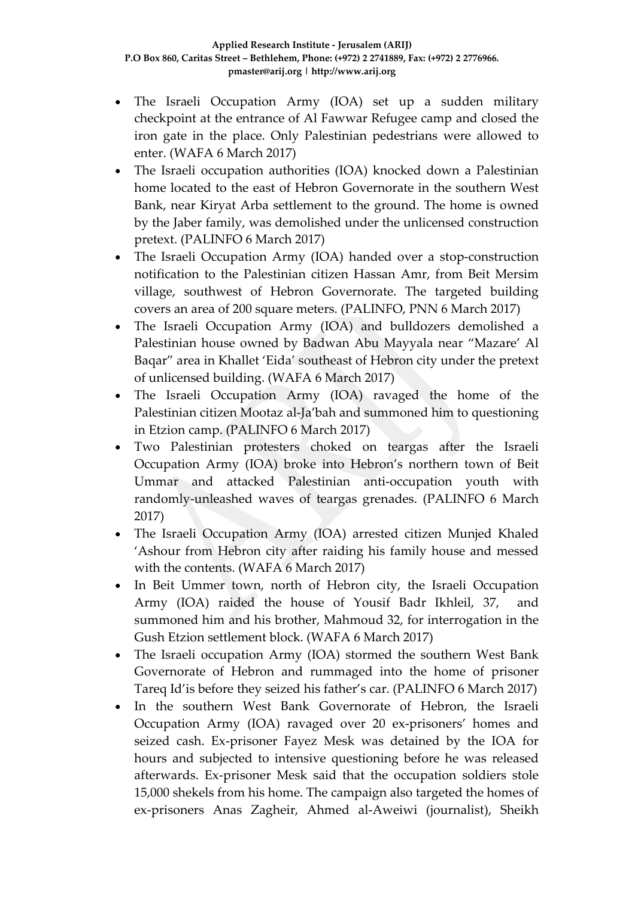- The Israeli Occupation Army (IOA) set up a sudden military checkpoint at the entrance of Al Fawwar Refugee camp and closed the iron gate in the place. Only Palestinian pedestrians were allowed to enter. (WAFA 6 March 2017)
- The Israeli occupation authorities (IOA) knocked down a Palestinian home located to the east of Hebron Governorate in the southern West Bank, near Kiryat Arba settlement to the ground. The home is owned by the Jaber family, was demolished under the unlicensed construction pretext. (PALINFO 6 March 2017)
- The Israeli Occupation Army (IOA) handed over a stop-construction notification to the Palestinian citizen Hassan Amr, from Beit Mersim village, southwest of Hebron Governorate. The targeted building covers an area of 200 square meters. (PALINFO, PNN 6 March 2017)
- The Israeli Occupation Army (IOA) and bulldozers demolished a Palestinian house owned by Badwan Abu Mayyala near "Mazare' Al Baqar" area in Khallet 'Eida' southeast of Hebron city under the pretext of unlicensed building. (WAFA 6 March 2017)
- The Israeli Occupation Army (IOA) ravaged the home of the Palestinian citizen Mootaz al-Ja'bah and summoned him to questioning in Etzion camp. (PALINFO 6 March 2017)
- Two Palestinian protesters choked on teargas after the Israeli Occupation Army (IOA) broke into Hebron's northern town of Beit Ummar and attacked Palestinian anti-occupation youth with randomly-unleashed waves of teargas grenades. (PALINFO 6 March 2017)
- The Israeli Occupation Army (IOA) arrested citizen Munjed Khaled 'Ashour from Hebron city after raiding his family house and messed with the contents. (WAFA 6 March 2017)
- In Beit Ummer town, north of Hebron city, the Israeli Occupation Army (IOA) raided the house of Yousif Badr Ikhleil, 37, and summoned him and his brother, Mahmoud 32, for interrogation in the Gush Etzion settlement block. (WAFA 6 March 2017)
- The Israeli occupation Army (IOA) stormed the southern West Bank Governorate of Hebron and rummaged into the home of prisoner Tareq Id'is before they seized his father's car. (PALINFO 6 March 2017)
- In the southern West Bank Governorate of Hebron, the Israeli Occupation Army (IOA) ravaged over 20 ex-prisoners' homes and seized cash. Ex-prisoner Fayez Mesk was detained by the IOA for hours and subjected to intensive questioning before he was released afterwards. Ex-prisoner Mesk said that the occupation soldiers stole 15,000 shekels from his home. The campaign also targeted the homes of ex-prisoners Anas Zagheir, Ahmed al-Aweiwi (journalist), Sheikh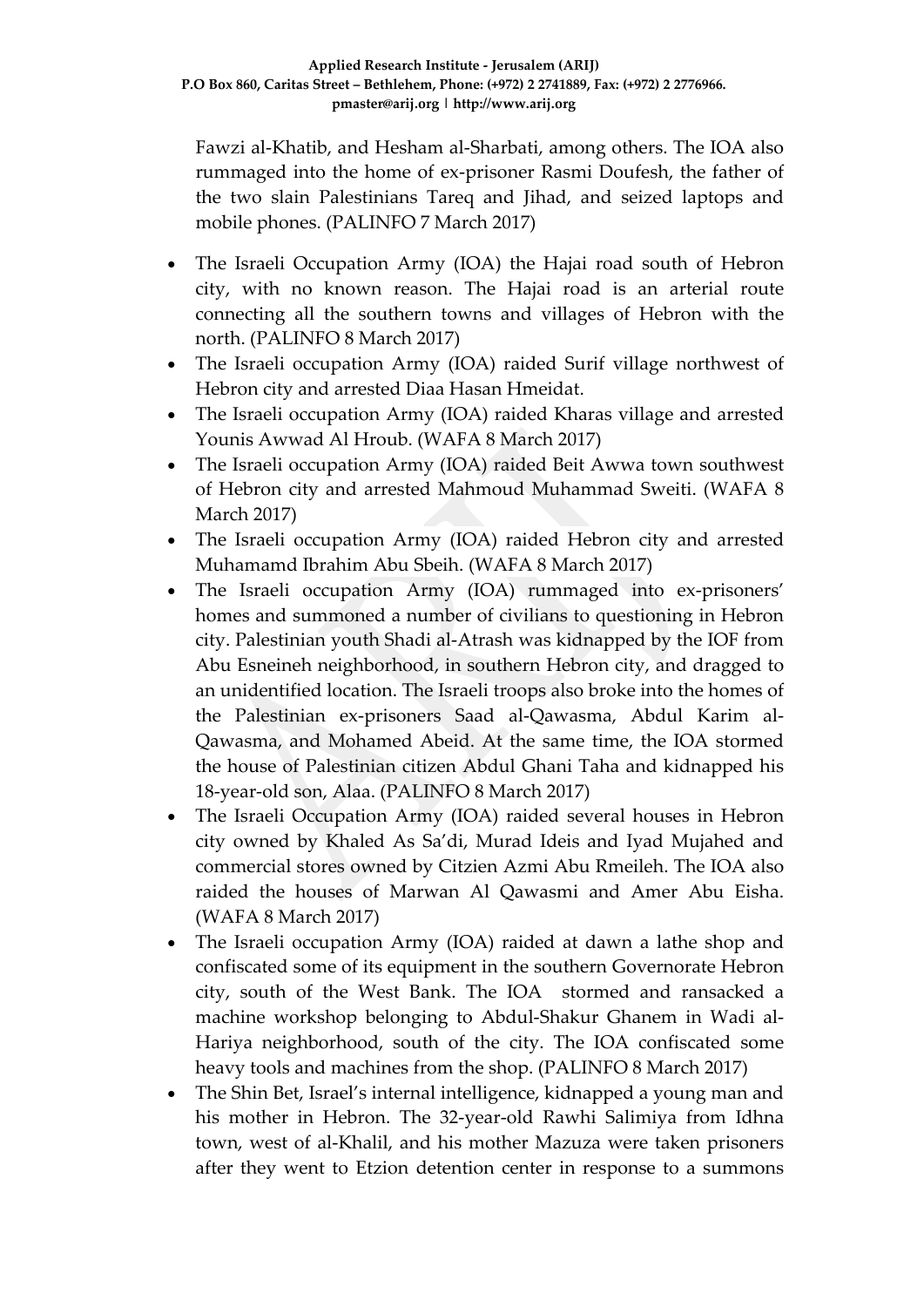Fawzi al-Khatib, and Hesham al-Sharbati, among others. The IOA also rummaged into the home of ex-prisoner Rasmi Doufesh, the father of the two slain Palestinians Tareq and Jihad, and seized laptops and mobile phones. (PALINFO 7 March 2017)

- The Israeli Occupation Army (IOA) the Hajai road south of Hebron city, with no known reason. The Hajai road is an arterial route connecting all the southern towns and villages of Hebron with the north. (PALINFO 8 March 2017)
- The Israeli occupation Army (IOA) raided Surif village northwest of Hebron city and arrested Diaa Hasan Hmeidat.
- The Israeli occupation Army (IOA) raided Kharas village and arrested Younis Awwad Al Hroub. (WAFA 8 March 2017)
- The Israeli occupation Army (IOA) raided Beit Awwa town southwest of Hebron city and arrested Mahmoud Muhammad Sweiti. (WAFA 8 March 2017)
- The Israeli occupation Army (IOA) raided Hebron city and arrested Muhamamd Ibrahim Abu Sbeih. (WAFA 8 March 2017)
- The Israeli occupation Army (IOA) rummaged into ex-prisoners' homes and summoned a number of civilians to questioning in Hebron city. Palestinian youth Shadi al-Atrash was kidnapped by the IOF from Abu Esneineh neighborhood, in southern Hebron city, and dragged to an unidentified location. The Israeli troops also broke into the homes of the Palestinian ex-prisoners Saad al-Qawasma, Abdul Karim al-Qawasma, and Mohamed Abeid. At the same time, the IOA stormed the house of Palestinian citizen Abdul Ghani Taha and kidnapped his 18-year-old son, Alaa. (PALINFO 8 March 2017)
- The Israeli Occupation Army (IOA) raided several houses in Hebron city owned by Khaled As Sa'di, Murad Ideis and Iyad Mujahed and commercial stores owned by Citzien Azmi Abu Rmeileh. The IOA also raided the houses of Marwan Al Qawasmi and Amer Abu Eisha. (WAFA 8 March 2017)
- The Israeli occupation Army (IOA) raided at dawn a lathe shop and confiscated some of its equipment in the southern Governorate Hebron city, south of the West Bank. The IOA stormed and ransacked a machine workshop belonging to Abdul-Shakur Ghanem in Wadi al-Hariya neighborhood, south of the city. The IOA confiscated some heavy tools and machines from the shop. (PALINFO 8 March 2017)
- The Shin Bet, Israel's internal intelligence, kidnapped a young man and his mother in Hebron. The 32-year-old Rawhi Salimiya from Idhna town, west of al-Khalil, and his mother Mazuza were taken prisoners after they went to Etzion detention center in response to a summons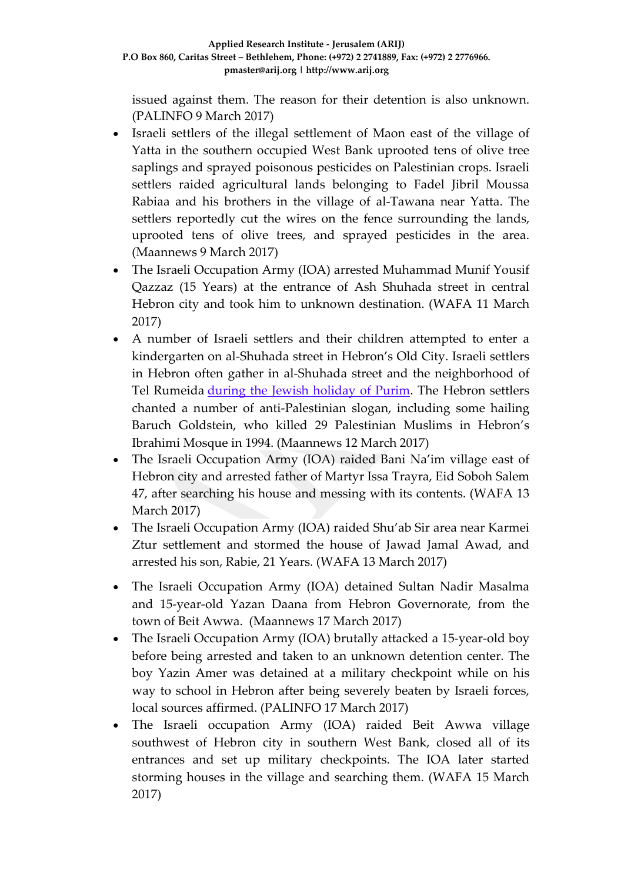issued against them. The reason for their detention is also unknown. (PALINFO 9 March 2017)

- Israeli settlers of the illegal settlement of Maon east of the village of Yatta in the southern occupied West Bank uprooted tens of olive tree saplings and sprayed poisonous pesticides on Palestinian crops. Israeli settlers raided agricultural lands belonging to Fadel Jibril Moussa Rabiaa and his brothers in the village of al-Tawana near Yatta. The settlers reportedly cut the wires on the fence surrounding the lands, uprooted tens of olive trees, and sprayed pesticides in the area. (Maannews 9 March 2017)
- The Israeli Occupation Army (IOA) arrested Muhammad Munif Yousif Qazzaz (15 Years) at the entrance of Ash Shuhada street in central Hebron city and took him to unknown destination. (WAFA 11 March 2017)
- A number of Israeli settlers and their children attempted to enter a kindergarten on al-Shuhada street in Hebron's Old City. Israeli settlers in Hebron often gather in al-Shuhada street and the neighborhood of Tel Rumeida during the Jewish holiday of Purim. The Hebron settlers chanted a number of anti-Palestinian slogan, including some hailing Baruch Goldstein, who killed 29 Palestinian Muslims in Hebron's Ibrahimi Mosque in 1994. (Maannews 12 March 2017)
- The Israeli Occupation Army (IOA) raided Bani Na'im village east of Hebron city and arrested father of Martyr Issa Trayra, Eid Soboh Salem 47, after searching his house and messing with its contents. (WAFA 13 March 2017)
- The Israeli Occupation Army (IOA) raided Shu'ab Sir area near Karmei Ztur settlement and stormed the house of Jawad Jamal Awad, and arrested his son, Rabie, 21 Years. (WAFA 13 March 2017)
- The Israeli Occupation Army (IOA) detained Sultan Nadir Masalma and 15-year-old Yazan Daana from Hebron Governorate, from the town of Beit Awwa. (Maannews 17 March 2017)
- The Israeli Occupation Army (IOA) brutally attacked a 15-year-old boy before being arrested and taken to an unknown detention center. The boy Yazin Amer was detained at a military checkpoint while on his way to school in Hebron after being severely beaten by Israeli forces, local sources affirmed. (PALINFO 17 March 2017)
- The Israeli occupation Army (IOA) raided Beit Awwa village southwest of Hebron city in southern West Bank, closed all of its entrances and set up military checkpoints. The IOA later started storming houses in the village and searching them. (WAFA 15 March 2017)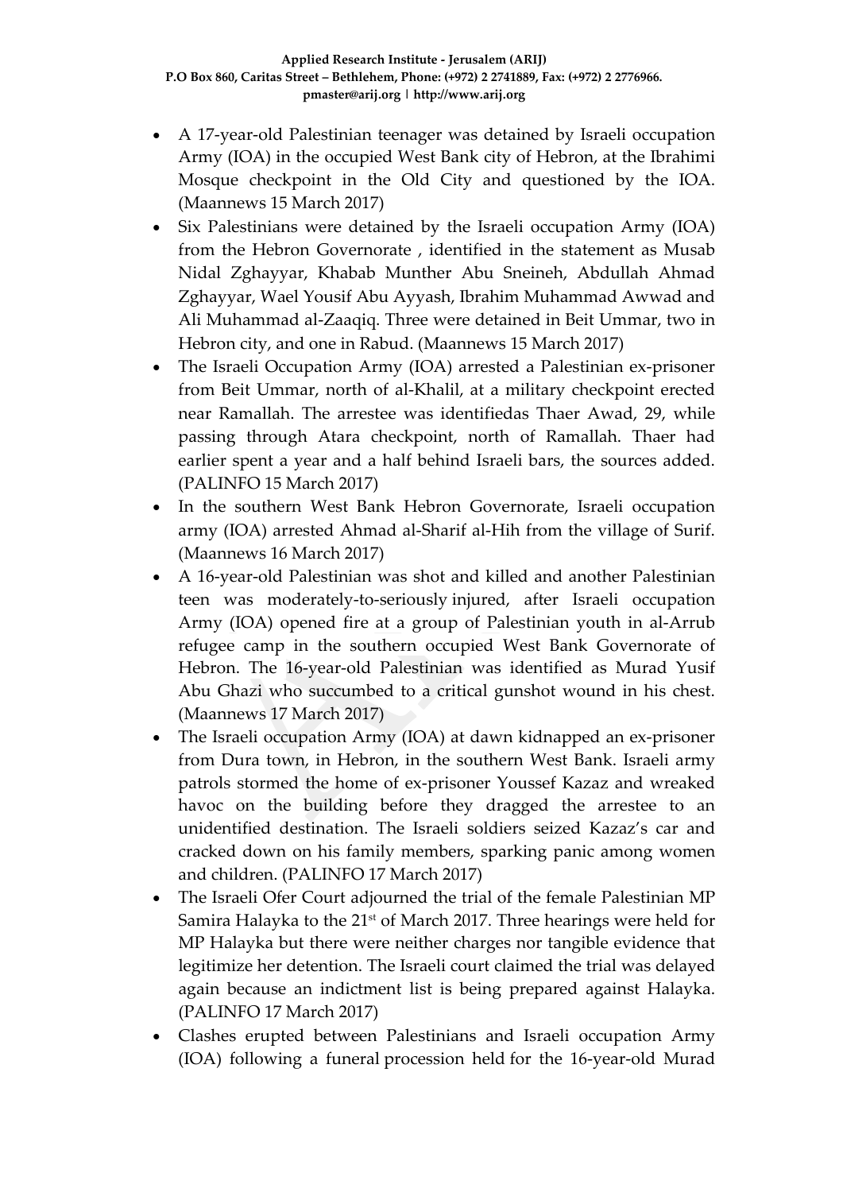- A 17-year-old Palestinian teenager was detained by Israeli occupation Army (IOA) in the occupied West Bank city of Hebron, at the Ibrahimi Mosque checkpoint in the Old City and questioned by the IOA. (Maannews 15 March 2017)
- Six Palestinians were detained by the Israeli occupation Army (IOA) from the Hebron Governorate , identified in the statement as Musab Nidal Zghayyar, Khabab Munther Abu Sneineh, Abdullah Ahmad Zghayyar, Wael Yousif Abu Ayyash, Ibrahim Muhammad Awwad and Ali Muhammad al-Zaaqiq. Three were detained in Beit Ummar, two in Hebron city, and one in Rabud. (Maannews 15 March 2017)
- The Israeli Occupation Army (IOA) arrested a Palestinian ex-prisoner from Beit Ummar, north of al-Khalil, at a military checkpoint erected near Ramallah. The arrestee was identifiedas Thaer Awad, 29, while passing through Atara checkpoint, north of Ramallah. Thaer had earlier spent a year and a half behind Israeli bars, the sources added. (PALINFO 15 March 2017)
- In the southern West Bank Hebron Governorate, Israeli occupation army (IOA) arrested Ahmad al-Sharif al-Hih from the village of Surif. (Maannews 16 March 2017)
- A 16-year-old Palestinian was shot and killed and another Palestinian teen was moderately-to-seriously injured, after Israeli occupation Army (IOA) opened fire at a group of Palestinian youth in al-Arrub refugee camp in the southern occupied West Bank Governorate of Hebron. The 16-year-old Palestinian was identified as Murad Yusif Abu Ghazi who succumbed to a critical gunshot wound in his chest. (Maannews 17 March 2017)
- The Israeli occupation Army (IOA) at dawn kidnapped an ex-prisoner from Dura town, in Hebron, in the southern West Bank. Israeli army patrols stormed the home of ex-prisoner Youssef Kazaz and wreaked havoc on the building before they dragged the arrestee to an unidentified destination. The Israeli soldiers seized Kazaz's car and cracked down on his family members, sparking panic among women and children. (PALINFO 17 March 2017)
- The Israeli Ofer Court adjourned the trial of the female Palestinian MP Samira Halayka to the 21st of March 2017. Three hearings were held for MP Halayka but there were neither charges nor tangible evidence that legitimize her detention. The Israeli court claimed the trial was delayed again because an indictment list is being prepared against Halayka. (PALINFO 17 March 2017)
- Clashes erupted between Palestinians and Israeli occupation Army (IOA) following a funeral procession held for the 16-year-old Murad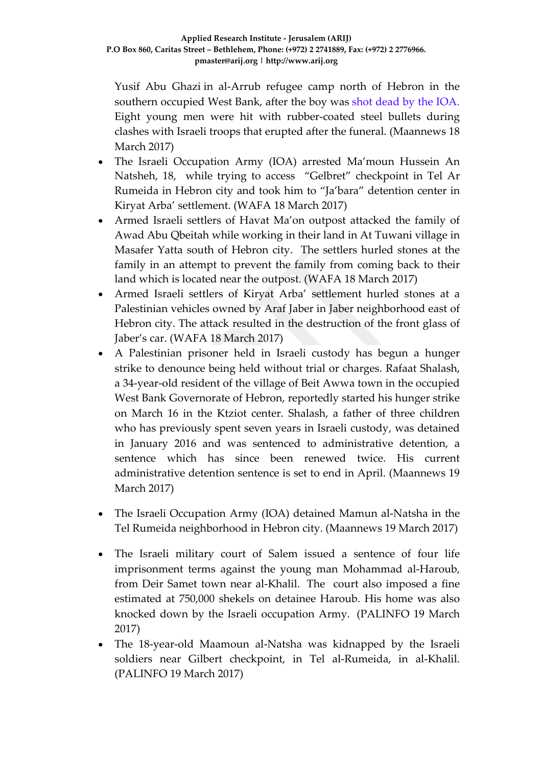Yusif Abu Ghazi in al-Arrub refugee camp north of Hebron in the southern occupied West Bank, after the boy was shot dead by the IOA. Eight young men were hit with rubber-coated steel bullets during clashes with Israeli troops that erupted after the funeral. (Maannews 18 March 2017)

- The Israeli Occupation Army (IOA) arrested Ma'moun Hussein An Natsheh, 18, while trying to access "Gelbret" checkpoint in Tel Ar Rumeida in Hebron city and took him to "Ja'bara" detention center in Kiryat Arba' settlement. (WAFA 18 March 2017)
- Armed Israeli settlers of Havat Ma'on outpost attacked the family of Awad Abu Qbeitah while working in their land in At Tuwani village in Masafer Yatta south of Hebron city. The settlers hurled stones at the family in an attempt to prevent the family from coming back to their land which is located near the outpost. (WAFA 18 March 2017)
- Armed Israeli settlers of Kiryat Arba' settlement hurled stones at a Palestinian vehicles owned by Araf Jaber in Jaber neighborhood east of Hebron city. The attack resulted in the destruction of the front glass of Jaber's car. (WAFA 18 March 2017)
- A Palestinian prisoner held in Israeli custody has begun a hunger strike to denounce being held without trial or charges. Rafaat Shalash, a 34-year-old resident of the village of Beit Awwa town in the occupied West Bank Governorate of Hebron, reportedly started his hunger strike on March 16 in the Ktziot center. Shalash, a father of three children who has previously spent seven years in Israeli custody, was detained in January 2016 and was sentenced to administrative detention, a sentence which has since been renewed twice. His current administrative detention sentence is set to end in April. (Maannews 19 March 2017)
- The Israeli Occupation Army (IOA) detained Mamun al-Natsha in the Tel Rumeida neighborhood in Hebron city. (Maannews 19 March 2017)
- The Israeli military court of Salem issued a sentence of four life imprisonment terms against the young man Mohammad al-Haroub, from Deir Samet town near al-Khalil. The court also imposed a fine estimated at 750,000 shekels on detainee Haroub. His home was also knocked down by the Israeli occupation Army. (PALINFO 19 March 2017)
- The 18-year-old Maamoun al-Natsha was kidnapped by the Israeli soldiers near Gilbert checkpoint, in Tel al-Rumeida, in al-Khalil. (PALINFO 19 March 2017)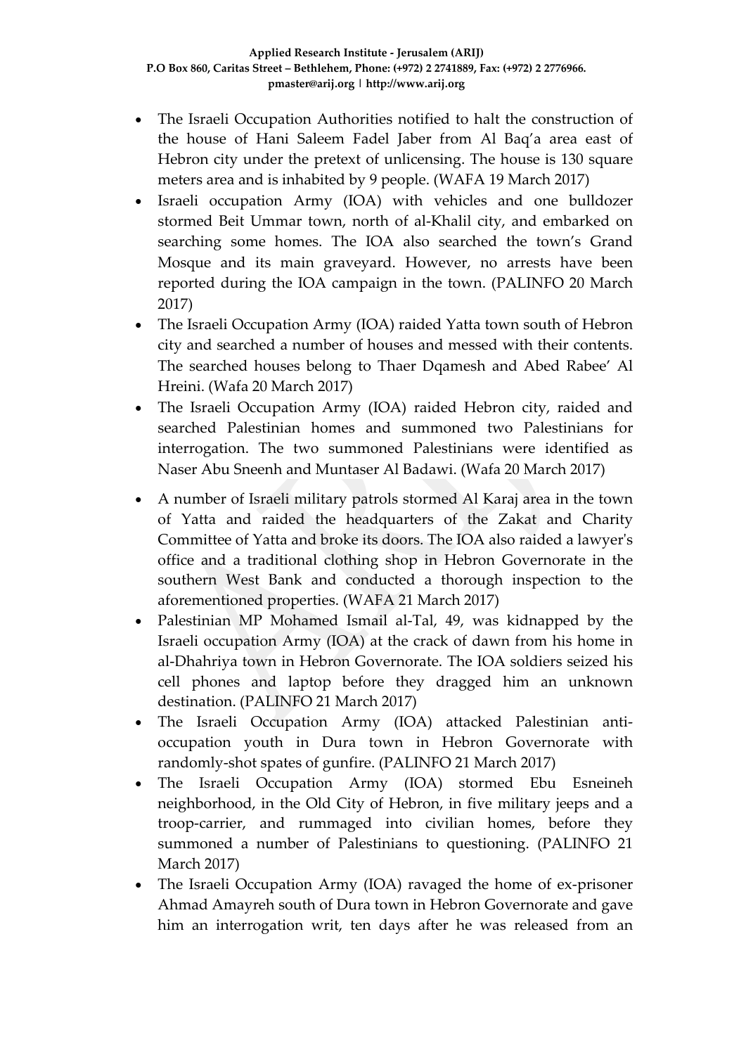- The Israeli Occupation Authorities notified to halt the construction of the house of Hani Saleem Fadel Jaber from Al Baq'a area east of Hebron city under the pretext of unlicensing. The house is 130 square meters area and is inhabited by 9 people. (WAFA 19 March 2017)
- Israeli occupation Army (IOA) with vehicles and one bulldozer stormed Beit Ummar town, north of al-Khalil city, and embarked on searching some homes. The IOA also searched the town's Grand Mosque and its main graveyard. However, no arrests have been reported during the IOA campaign in the town. (PALINFO 20 March 2017)
- The Israeli Occupation Army (IOA) raided Yatta town south of Hebron city and searched a number of houses and messed with their contents. The searched houses belong to Thaer Dqamesh and Abed Rabee' Al Hreini. (Wafa 20 March 2017)
- The Israeli Occupation Army (IOA) raided Hebron city, raided and searched Palestinian homes and summoned two Palestinians for interrogation. The two summoned Palestinians were identified as Naser Abu Sneenh and Muntaser Al Badawi. (Wafa 20 March 2017)
- A number of Israeli military patrols stormed Al Karaj area in the town of Yatta and raided the headquarters of the Zakat and Charity Committee of Yatta and broke its doors. The IOA also raided a lawyer's office and a traditional clothing shop in Hebron Governorate in the southern West Bank and conducted a thorough inspection to the aforementioned properties. (WAFA 21 March 2017)
- Palestinian MP Mohamed Ismail al-Tal, 49, was kidnapped by the Israeli occupation Army (IOA) at the crack of dawn from his home in al-Dhahriya town in Hebron Governorate. The IOA soldiers seized his cell phones and laptop before they dragged him an unknown destination. (PALINFO 21 March 2017)
- The Israeli Occupation Army (IOA) attacked Palestinian anti-occupation youth in Dura town in Hebron Governorate with randomly-shot spates of gunfire. (PALINFO 21 March 2017)
- The Israeli Occupation Army (IOA) stormed Ebu Esneineh neighborhood, in the Old City of Hebron, in five military jeeps and a troop-carrier, and rummaged into civilian homes, before they summoned a number of Palestinians to questioning. (PALINFO 21 March 2017)
- The Israeli Occupation Army (IOA) ravaged the home of ex-prisoner Ahmad Amayreh south of Dura town in Hebron Governorate and gave him an interrogation writ, ten days after he was released from an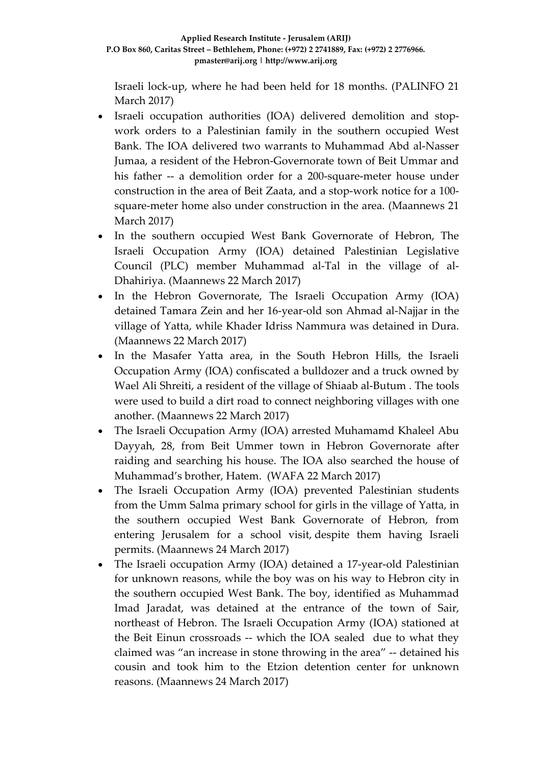Israeli lock-up, where he had been held for 18 months. (PALINFO 21 March 2017)

- Israeli occupation authorities (IOA) delivered demolition and stop-work orders to a Palestinian family in the southern occupied West Bank. The IOA delivered two warrants to Muhammad Abd al-Nasser Jumaa, a resident of the Hebron-Governorate town of Beit Ummar and his father -- a demolition order for a 200-square-meter house under construction in the area of Beit Zaata, and a stop-work notice for a 100-square-meter home also under construction in the area. (Maannews 21 March 2017)
- In the southern occupied West Bank Governorate of Hebron, The Israeli Occupation Army (IOA) detained Palestinian Legislative Council (PLC) member Muhammad al-Tal in the village of al-Dhahiriya. (Maannews 22 March 2017)
- In the Hebron Governorate, The Israeli Occupation Army (IOA) detained Tamara Zein and her 16-year-old son Ahmad al-Najjar in the village of Yatta, while Khader Idriss Nammura was detained in Dura. (Maannews 22 March 2017)
- In the Masafer Yatta area, in the South Hebron Hills, the Israeli Occupation Army (IOA) confiscated a bulldozer and a truck owned by Wael Ali Shreiti, a resident of the village of Shiaab al-Butum . The tools were used to build a dirt road to connect neighboring villages with one another. (Maannews 22 March 2017)
- The Israeli Occupation Army (IOA) arrested Muhamamd Khaleel Abu Dayyah, 28, from Beit Ummer town in Hebron Governorate after raiding and searching his house. The IOA also searched the house of Muhammad's brother, Hatem. (WAFA 22 March 2017)
- The Israeli Occupation Army (IOA) prevented Palestinian students from the Umm Salma primary school for girls in the village of Yatta, in the southern occupied West Bank Governorate of Hebron, from entering Jerusalem for a school visit, despite them having Israeli permits. (Maannews 24 March 2017)
- The Israeli occupation Army (IOA) detained a 17-year-old Palestinian for unknown reasons, while the boy was on his way to Hebron city in the southern occupied West Bank. The boy, identified as Muhammad Imad Jaradat, was detained at the entrance of the town of Sair, northeast of Hebron. The Israeli Occupation Army (IOA) stationed at the Beit Einun crossroads -- which the IOA sealed due to what they claimed was "an increase in stone throwing in the area" -- detained his cousin and took him to the Etzion detention center for unknown reasons. (Maannews 24 March 2017)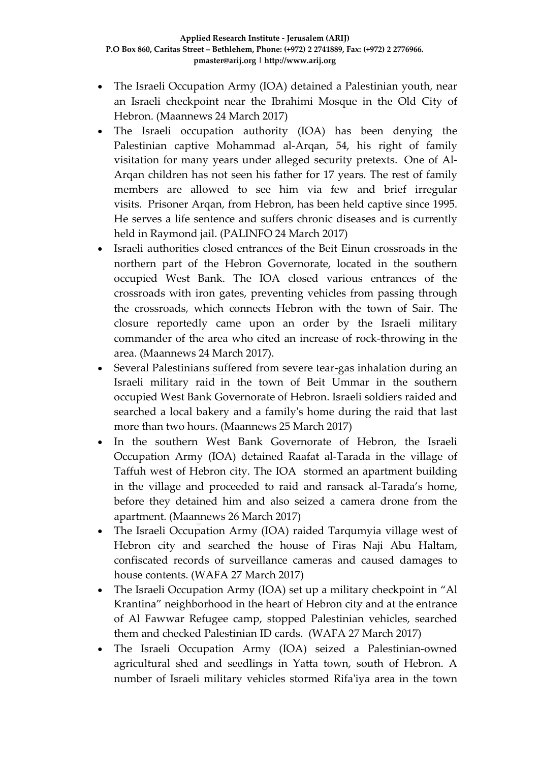- The Israeli Occupation Army (IOA) detained a Palestinian youth, near an Israeli checkpoint near the Ibrahimi Mosque in the Old City of Hebron. (Maannews 24 March 2017)
- The Israeli occupation authority (IOA) has been denying the Palestinian captive Mohammad al-Arqan, 54, his right of family visitation for many years under alleged security pretexts. One of Al-Arqan children has not seen his father for 17 years. The rest of family members are allowed to see him via few and brief irregular visits. Prisoner Arqan, from Hebron, has been held captive since 1995. He serves a life sentence and suffers chronic diseases and is currently held in Raymond jail. (PALINFO 24 March 2017)
- Israeli authorities closed entrances of the Beit Einun crossroads in the northern part of the Hebron Governorate, located in the southern occupied West Bank. The IOA closed various entrances of the crossroads with iron gates, preventing vehicles from passing through the crossroads, which connects Hebron with the town of Sair. The closure reportedly came upon an order by the Israeli military commander of the area who cited an increase of rock-throwing in the area. (Maannews 24 March 2017).
- Several Palestinians suffered from severe tear-gas inhalation during an Israeli military raid in the town of Beit Ummar in the southern occupied West Bank Governorate of Hebron. Israeli soldiers raided and searched a local bakery and a family's home during the raid that last more than two hours. (Maannews 25 March 2017)
- In the southern West Bank Governorate of Hebron, the Israeli Occupation Army (IOA) detained Raafat al-Tarada in the village of Taffuh west of Hebron city. The IOA stormed an apartment building in the village and proceeded to raid and ransack al-Tarada's home, before they detained him and also seized a camera drone from the apartment. (Maannews 26 March 2017)
- The Israeli Occupation Army (IOA) raided Tarqumyia village west of Hebron city and searched the house of Firas Naji Abu Haltam, confiscated records of surveillance cameras and caused damages to house contents. (WAFA 27 March 2017)
- The Israeli Occupation Army (IOA) set up a military checkpoint in "Al Krantina" neighborhood in the heart of Hebron city and at the entrance of Al Fawwar Refugee camp, stopped Palestinian vehicles, searched them and checked Palestinian ID cards. (WAFA 27 March 2017)
- The Israeli Occupation Army (IOA) seized a Palestinian-owned agricultural shed and seedlings in Yatta town, south of Hebron. A number of Israeli military vehicles stormed Rifa'iya area in the town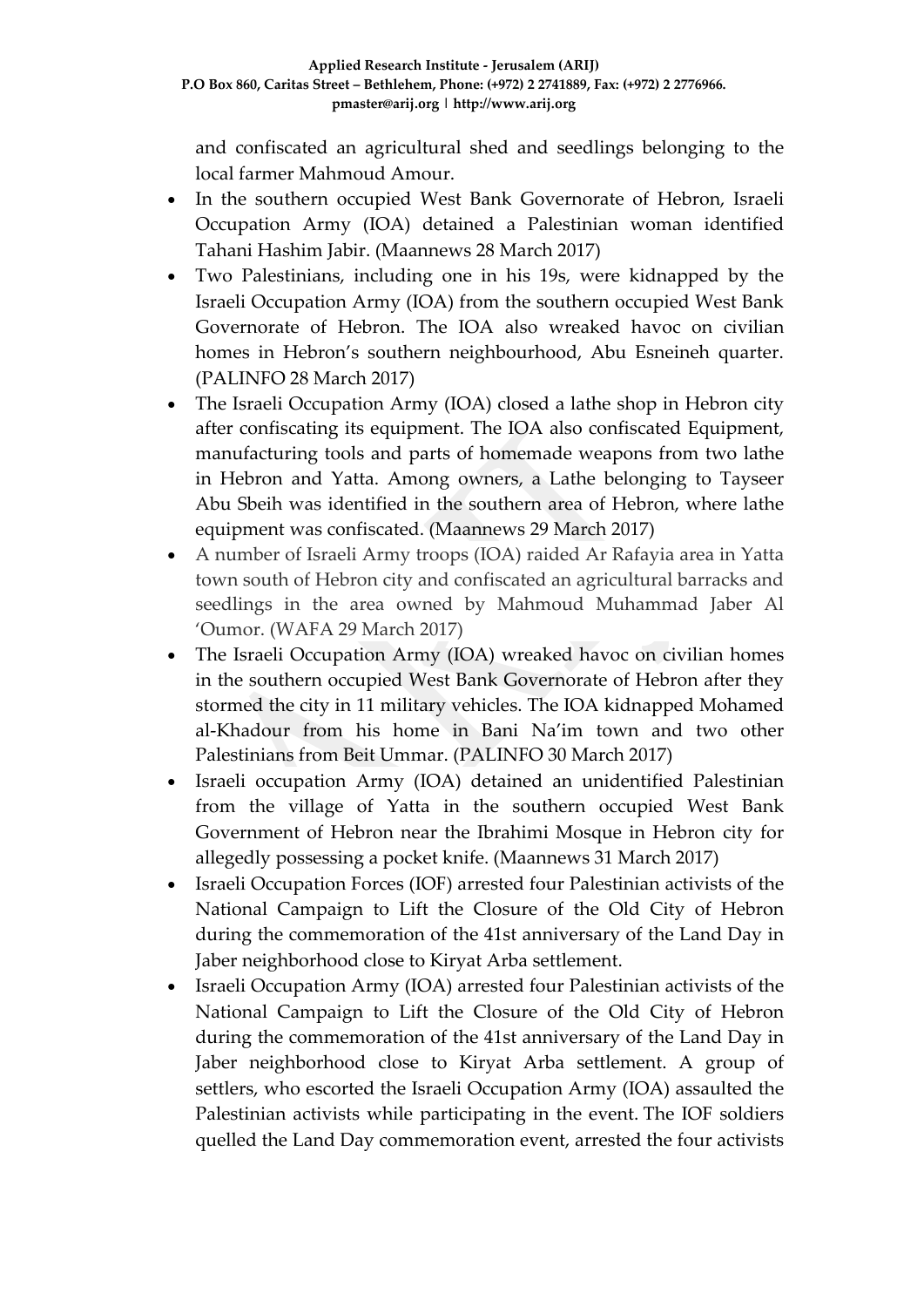and confiscated an agricultural shed and seedlings belonging to the local farmer Mahmoud Amour.

- In the southern occupied West Bank Governorate of Hebron, Israeli Occupation Army (IOA) detained a Palestinian woman identified Tahani Hashim Jabir. (Maannews 28 March 2017)
- Two Palestinians, including one in his 19s, were kidnapped by the Israeli Occupation Army (IOA) from the southern occupied West Bank Governorate of Hebron. The IOA also wreaked havoc on civilian homes in Hebron's southern neighbourhood, Abu Esneineh quarter. (PALINFO 28 March 2017)
- The Israeli Occupation Army (IOA) closed a lathe shop in Hebron city after confiscating its equipment. The IOA also confiscated Equipment, manufacturing tools and parts of homemade weapons from two lathe in Hebron and Yatta. Among owners, a Lathe belonging to Tayseer Abu Sbeih was identified in the southern area of Hebron, where lathe equipment was confiscated. (Maannews 29 March 2017)
- A number of Israeli Army troops (IOA) raided Ar Rafayia area in Yatta town south of Hebron city and confiscated an agricultural barracks and seedlings in the area owned by Mahmoud Muhammad Jaber Al 'Oumor. (WAFA 29 March 2017)
- The Israeli Occupation Army (IOA) wreaked havoc on civilian homes in the southern occupied West Bank Governorate of Hebron after they stormed the city in 11 military vehicles. The IOA kidnapped Mohamed al-Khadour from his home in Bani Na'im town and two other Palestinians from Beit Ummar. (PALINFO 30 March 2017)
- Israeli occupation Army (IOA) detained an unidentified Palestinian from the village of Yatta in the southern occupied West Bank Government of Hebron near the Ibrahimi Mosque in Hebron city for allegedly possessing a pocket knife. (Maannews 31 March 2017)
- Israeli Occupation Forces (IOF) arrested four Palestinian activists of the National Campaign to Lift the Closure of the Old City of Hebron during the commemoration of the 41st anniversary of the Land Day in Jaber neighborhood close to Kiryat Arba settlement.
- Israeli Occupation Army (IOA) arrested four Palestinian activists of the National Campaign to Lift the Closure of the Old City of Hebron during the commemoration of the 41st anniversary of the Land Day in Jaber neighborhood close to Kiryat Arba settlement. A group of settlers, who escorted the Israeli Occupation Army (IOA) assaulted the Palestinian activists while participating in the event. The IOF soldiers quelled the Land Day commemoration event, arrested the four activists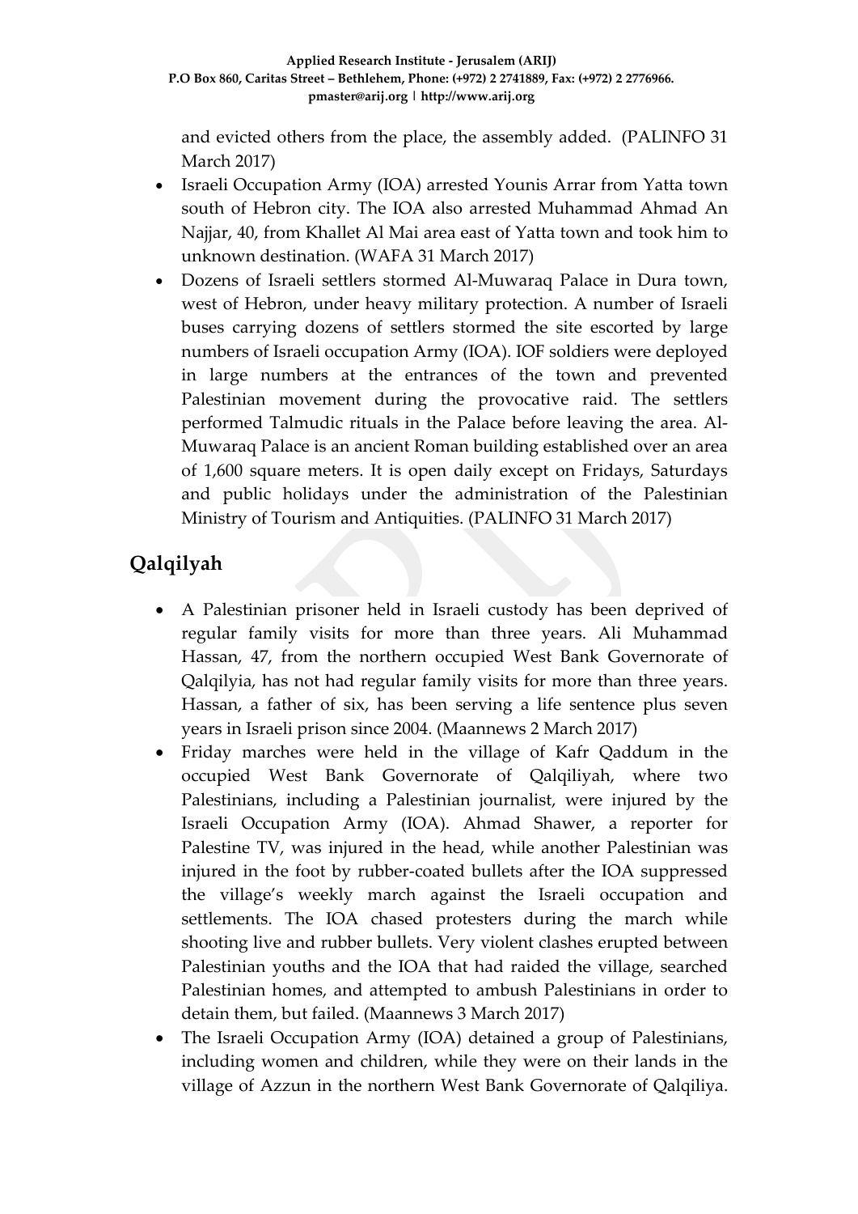and evicted others from the place, the assembly added. (PALINFO 31 March 2017)

- Israeli Occupation Army (IOA) arrested Younis Arrar from Yatta town south of Hebron city. The IOA also arrested Muhammad Ahmad An Najjar, 40, from Khallet Al Mai area east of Yatta town and took him to unknown destination. (WAFA 31 March 2017)
- Dozens of Israeli settlers stormed Al-Muwaraq Palace in Dura town, west of Hebron, under heavy military protection. A number of Israeli buses carrying dozens of settlers stormed the site escorted by large numbers of Israeli occupation Army (IOA). IOF soldiers were deployed in large numbers at the entrances of the town and prevented Palestinian movement during the provocative raid. The settlers performed Talmudic rituals in the Palace before leaving the area. Al-Muwaraq Palace is an ancient Roman building established over an area of 1,600 square meters. It is open daily except on Fridays, Saturdays and public holidays under the administration of the Palestinian Ministry of Tourism and Antiquities. (PALINFO 31 March 2017)

## Qalqilyah

- A Palestinian prisoner held in Israeli custody has been deprived of regular family visits for more than three years. Ali Muhammad Hassan, 47, from the northern occupied West Bank Governorate of Qalqilyia, has not had regular family visits for more than three years. Hassan, a father of six, has been serving a life sentence plus seven years in Israeli prison since 2004. (Maannews 2 March 2017)
- Friday marches were held in the village of Kafr Qaddum in the occupied West Bank Governorate of Qalqiliyah, where two Palestinians, including a Palestinian journalist, were injured by the Israeli Occupation Army (IOA). Ahmad Shawer, a reporter for Palestine TV, was injured in the head, while another Palestinian was injured in the foot by rubber-coated bullets after the IOA suppressed the village's weekly march against the Israeli occupation and settlements. The IOA chased protesters during the march while shooting live and rubber bullets. Very violent clashes erupted between Palestinian youths and the IOA that had raided the village, searched Palestinian homes, and attempted to ambush Palestinians in order to detain them, but failed. (Maannews 3 March 2017)
- The Israeli Occupation Army (IOA) detained a group of Palestinians, including women and children, while they were on their lands in the village of Azzun in the northern West Bank Governorate of Qalqiliya.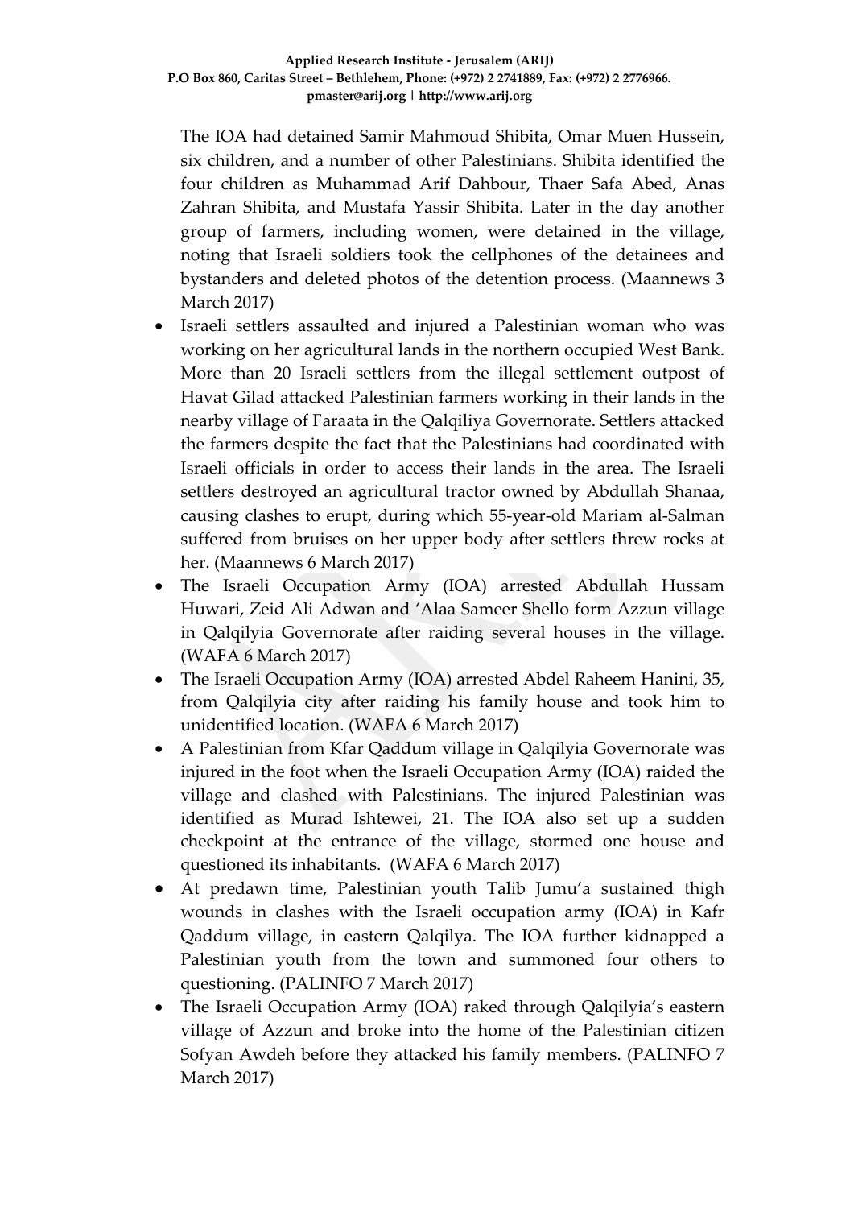The IOA had detained Samir Mahmoud Shibita, Omar Muen Hussein, six children, and a number of other Palestinians. Shibita identified the four children as Muhammad Arif Dahbour, Thaer Safa Abed, Anas Zahran Shibita, and Mustafa Yassir Shibita. Later in the day another group of farmers, including women, were detained in the village, noting that Israeli soldiers took the cellphones of the detainees and bystanders and deleted photos of the detention process. (Maannews 3 March 2017)

- Israeli settlers assaulted and injured a Palestinian woman who was working on her agricultural lands in the northern occupied West Bank. More than 20 Israeli settlers from the illegal settlement outpost of Havat Gilad attacked Palestinian farmers working in their lands in the nearby village of Faraata in the Qalqiliya Governorate. Settlers attacked the farmers despite the fact that the Palestinians had coordinated with Israeli officials in order to access their lands in the area. The Israeli settlers destroyed an agricultural tractor owned by Abdullah Shanaa, causing clashes to erupt, during which 55-year-old Mariam al-Salman suffered from bruises on her upper body after settlers threw rocks at her. (Maannews 6 March 2017)
- The Israeli Occupation Army (IOA) arrested Abdullah Hussam Huwari, Zeid Ali Adwan and 'Alaa Sameer Shello form Azzun village in Qalqilyia Governorate after raiding several houses in the village. (WAFA 6 March 2017)
- The Israeli Occupation Army (IOA) arrested Abdel Raheem Hanini, 35, from Qalqilyia city after raiding his family house and took him to unidentified location. (WAFA 6 March 2017)
- A Palestinian from Kfar Qaddum village in Qalqilyia Governorate was injured in the foot when the Israeli Occupation Army (IOA) raided the village and clashed with Palestinians. The injured Palestinian was identified as Murad Ishtewei, 21. The IOA also set up a sudden checkpoint at the entrance of the village, stormed one house and questioned its inhabitants. (WAFA 6 March 2017)
- At predawn time, Palestinian youth Talib Jumu'a sustained thigh wounds in clashes with the Israeli occupation army (IOA) in Kafr Qaddum village, in eastern Qalqilya. The IOA further kidnapped a Palestinian youth from the town and summoned four others to questioning. (PALINFO 7 March 2017)
- The Israeli Occupation Army (IOA) raked through Qalqilyia's eastern village of Azzun and broke into the home of the Palestinian citizen Sofyan Awdeh before they attacked his family members. (PALINFO 7 March 2017)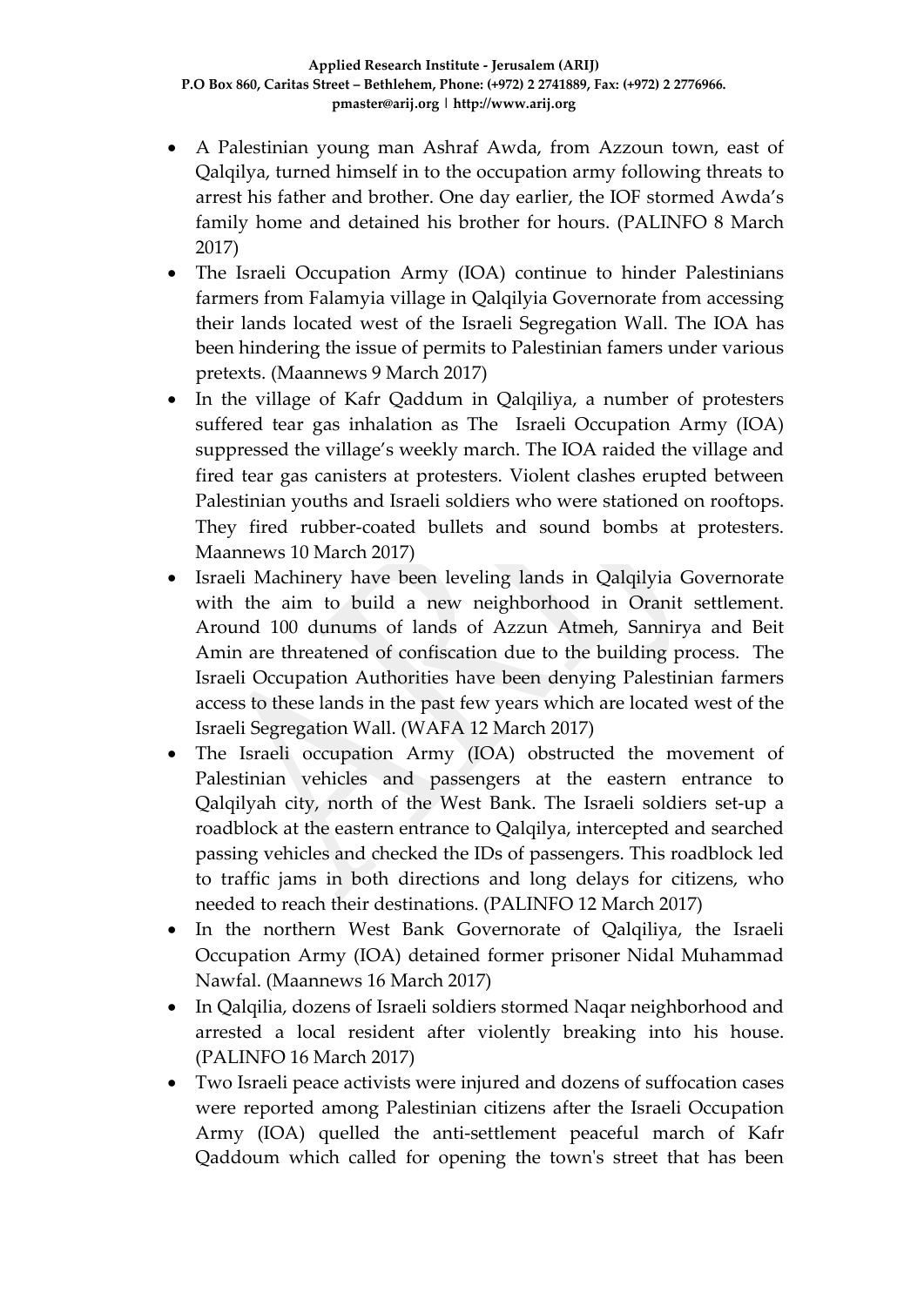- A Palestinian young man Ashraf Awda, from Azzoun town, east of Qalqilya, turned himself in to the occupation army following threats to arrest his father and brother. One day earlier, the IOF stormed Awda's family home and detained his brother for hours. (PALINFO 8 March 2017)
- The Israeli Occupation Army (IOA) continue to hinder Palestinians farmers from Falamyia village in Qalqilyia Governorate from accessing their lands located west of the Israeli Segregation Wall. The IOA has been hindering the issue of permits to Palestinian famers under various pretexts. (Maannews 9 March 2017)
- In the village of Kafr Qaddum in Qalqiliya, a number of protesters suffered tear gas inhalation as The Israeli Occupation Army (IOA) suppressed the village's weekly march. The IOA raided the village and fired tear gas canisters at protesters. Violent clashes erupted between Palestinian youths and Israeli soldiers who were stationed on rooftops. They fired rubber-coated bullets and sound bombs at protesters. Maannews 10 March 2017)
- Israeli Machinery have been leveling lands in Qalqilyia Governorate with the aim to build a new neighborhood in Oranit settlement. Around 100 dunums of lands of Azzun Atmeh, Sannirya and Beit Amin are threatened of confiscation due to the building process. The Israeli Occupation Authorities have been denying Palestinian farmers access to these lands in the past few years which are located west of the Israeli Segregation Wall. (WAFA 12 March 2017)
- The Israeli occupation Army (IOA) obstructed the movement of Palestinian vehicles and passengers at the eastern entrance to Qalqilyah city, north of the West Bank. The Israeli soldiers set-up a roadblock at the eastern entrance to Qalqilya, intercepted and searched passing vehicles and checked the IDs of passengers. This roadblock led to traffic jams in both directions and long delays for citizens, who needed to reach their destinations. (PALINFO 12 March 2017)
- In the northern West Bank Governorate of Qalqiliya, the Israeli Occupation Army (IOA) detained former prisoner Nidal Muhammad Nawfal. (Maannews 16 March 2017)
- In Qalqilia, dozens of Israeli soldiers stormed Naqar neighborhood and arrested a local resident after violently breaking into his house. (PALINFO 16 March 2017)
- Two Israeli peace activists were injured and dozens of suffocation cases were reported among Palestinian citizens after the Israeli Occupation Army (IOA) quelled the anti-settlement peaceful march of Kafr Qaddoum which called for opening the town's street that has been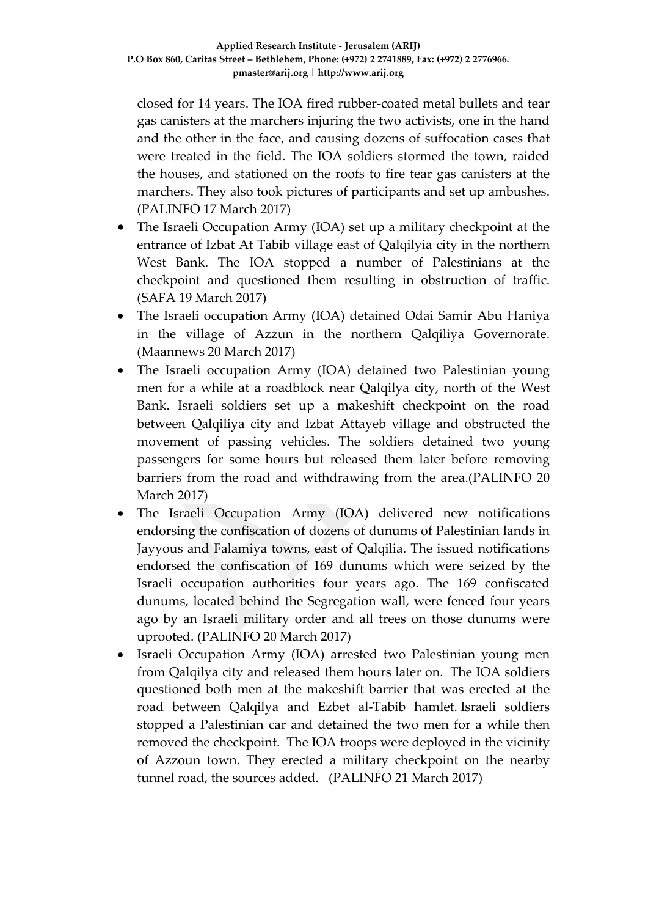closed for 14 years. The IOA fired rubber-coated metal bullets and tear gas canisters at the marchers injuring the two activists, one in the hand and the other in the face, and causing dozens of suffocation cases that were treated in the field. The IOA soldiers stormed the town, raided the houses, and stationed on the roofs to fire tear gas canisters at the marchers. They also took pictures of participants and set up ambushes. (PALINFO 17 March 2017)

- The Israeli Occupation Army (IOA) set up a military checkpoint at the entrance of Izbat At Tabib village east of Qalqilyia city in the northern West Bank. The IOA stopped a number of Palestinians at the checkpoint and questioned them resulting in obstruction of traffic. (SAFA 19 March 2017)
- The Israeli occupation Army (IOA) detained Odai Samir Abu Haniya in the village of Azzun in the northern Qalqiliya Governorate. (Maannews 20 March 2017)
- The Israeli occupation Army (IOA) detained two Palestinian young men for a while at a roadblock near Qalqilya city, north of the West Bank. Israeli soldiers set up a makeshift checkpoint on the road between Qalqiliya city and Izbat Attayeb village and obstructed the movement of passing vehicles. The soldiers detained two young passengers for some hours but released them later before removing barriers from the road and withdrawing from the area.(PALINFO 20 March 2017)
- The Israeli Occupation Army (IOA) delivered new notifications endorsing the confiscation of dozens of dunums of Palestinian lands in Jayyous and Falamiya towns, east of Qalqilia. The issued notifications endorsed the confiscation of 169 dunums which were seized by the Israeli occupation authorities four years ago. The 169 confiscated dunums, located behind the Segregation wall, were fenced four years ago by an Israeli military order and all trees on those dunums were uprooted. (PALINFO 20 March 2017)
- Israeli Occupation Army (IOA) arrested two Palestinian young men from Qalqilya city and released them hours later on. The IOA soldiers questioned both men at the makeshift barrier that was erected at the road between Qalqilya and Ezbet al-Tabib hamlet. Israeli soldiers stopped a Palestinian car and detained the two men for a while then removed the checkpoint. The IOA troops were deployed in the vicinity of Azzoun town. They erected a military checkpoint on the nearby tunnel road, the sources added. (PALINFO 21 March 2017)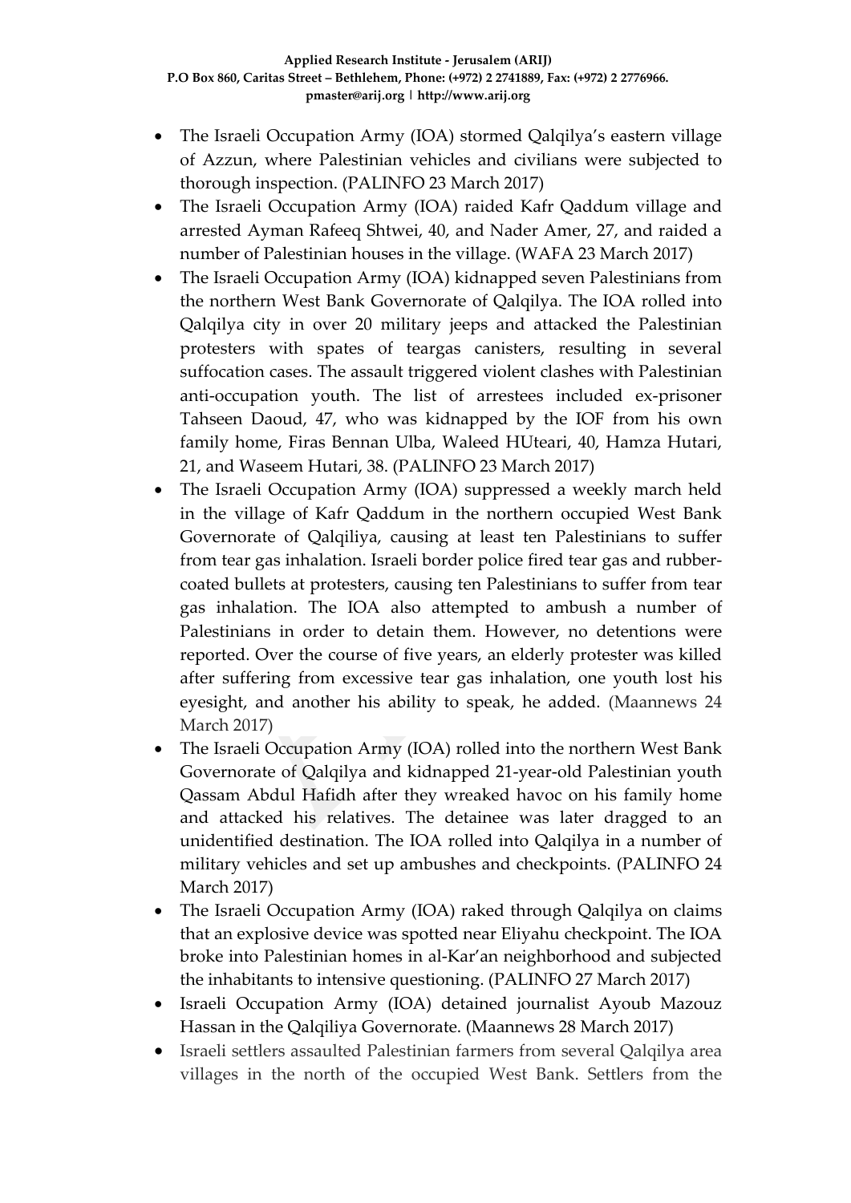- The Israeli Occupation Army (IOA) stormed Qalqilya's eastern village of Azzun, where Palestinian vehicles and civilians were subjected to thorough inspection. (PALINFO 23 March 2017)
- The Israeli Occupation Army (IOA) raided Kafr Qaddum village and arrested Ayman Rafeeq Shtwei, 40, and Nader Amer, 27, and raided a number of Palestinian houses in the village. (WAFA 23 March 2017)
- The Israeli Occupation Army (IOA) kidnapped seven Palestinians from the northern West Bank Governorate of Qalqilya. The IOA rolled into Qalqilya city in over 20 military jeeps and attacked the Palestinian protesters with spates of teargas canisters, resulting in several suffocation cases. The assault triggered violent clashes with Palestinian anti-occupation youth. The list of arrestees included ex-prisoner Tahseen Daoud, 47, who was kidnapped by the IOF from his own family home, Firas Bennan Ulba, Waleed HUteari, 40, Hamza Hutari, 21, and Waseem Hutari, 38. (PALINFO 23 March 2017)
- The Israeli Occupation Army (IOA) suppressed a weekly march held in the village of Kafr Qaddum in the northern occupied West Bank Governorate of Qalqiliya, causing at least ten Palestinians to suffer from tear gas inhalation. Israeli border police fired tear gas and rubber-coated bullets at protesters, causing ten Palestinians to suffer from tear gas inhalation. The IOA also attempted to ambush a number of Palestinians in order to detain them. However, no detentions were reported. Over the course of five years, an elderly protester was killed after suffering from excessive tear gas inhalation, one youth lost his eyesight, and another his ability to speak, he added. (Maannews 24 March 2017)
- The Israeli Occupation Army (IOA) rolled into the northern West Bank Governorate of Qalqilya and kidnapped 21-year-old Palestinian youth Qassam Abdul Hafidh after they wreaked havoc on his family home and attacked his relatives. The detainee was later dragged to an unidentified destination. The IOA rolled into Qalqilya in a number of military vehicles and set up ambushes and checkpoints. (PALINFO 24 March 2017)
- The Israeli Occupation Army (IOA) raked through Qalqilya on claims that an explosive device was spotted near Eliyahu checkpoint. The IOA broke into Palestinian homes in al-Kar'an neighborhood and subjected the inhabitants to intensive questioning. (PALINFO 27 March 2017)
- Israeli Occupation Army (IOA) detained journalist Ayoub Mazouz Hassan in the Qalqiliya Governorate. (Maannews 28 March 2017)
- Israeli settlers assaulted Palestinian farmers from several Qalqilya area villages in the north of the occupied West Bank. Settlers from the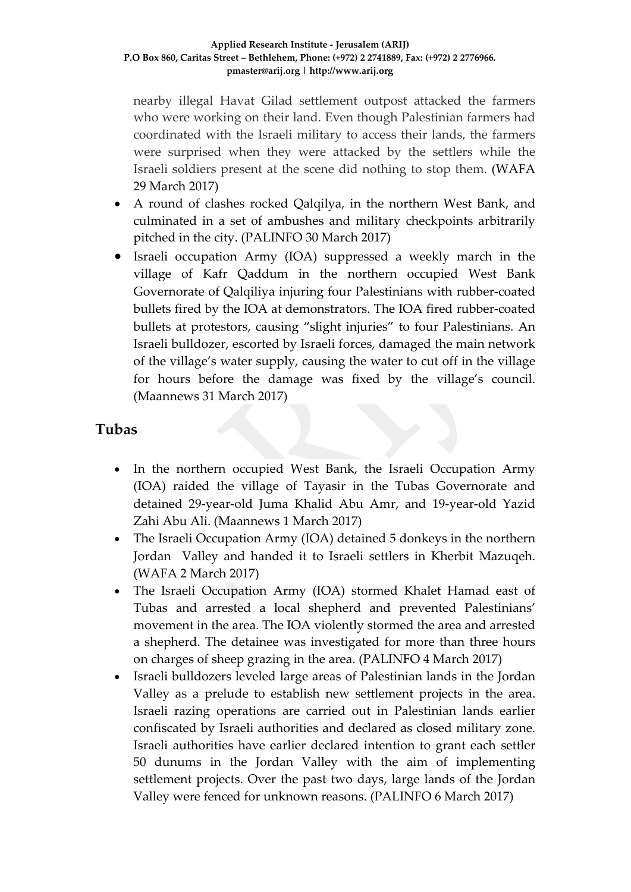nearby illegal Havat Gilad settlement outpost attacked the farmers who were working on their land. Even though Palestinian farmers had coordinated with the Israeli military to access their lands, the farmers were surprised when they were attacked by the settlers while the Israeli soldiers present at the scene did nothing to stop them. (WAFA 29 March 2017)

- A round of clashes rocked Qalqilya, in the northern West Bank, and culminated in a set of ambushes and military checkpoints arbitrarily pitched in the city. (PALINFO 30 March 2017)
- Israeli occupation Army (IOA) suppressed a weekly march in the village of Kafr Qaddum in the northern occupied West Bank Governorate of Qalqiliya injuring four Palestinians with rubber-coated bullets fired by the IOA at demonstrators. The IOA fired rubber-coated bullets at protestors, causing "slight injuries" to four Palestinians. An Israeli bulldozer, escorted by Israeli forces, damaged the main network of the village's water supply, causing the water to cut off in the village for hours before the damage was fixed by the village's council. (Maannews 31 March 2017)

## Tubas

- In the northern occupied West Bank, the Israeli Occupation Army (IOA) raided the village of Tayasir in the Tubas Governorate and detained 29-year-old Juma Khalid Abu Amr, and 19-year-old Yazid Zahi Abu Ali. (Maannews 1 March 2017)
- The Israeli Occupation Army (IOA) detained 5 donkeys in the northern Jordan Valley and handed it to Israeli settlers in Kherbit Mazuqeh. (WAFA 2 March 2017)
- The Israeli Occupation Army (IOA) stormed Khalet Hamad east of Tubas and arrested a local shepherd and prevented Palestinians' movement in the area. The IOA violently stormed the area and arrested a shepherd. The detainee was investigated for more than three hours on charges of sheep grazing in the area. (PALINFO 4 March 2017)
- Israeli bulldozers leveled large areas of Palestinian lands in the Jordan Valley as a prelude to establish new settlement projects in the area. Israeli razing operations are carried out in Palestinian lands earlier confiscated by Israeli authorities and declared as closed military zone. Israeli authorities have earlier declared intention to grant each settler 50 dunums in the Jordan Valley with the aim of implementing settlement projects. Over the past two days, large lands of the Jordan Valley were fenced for unknown reasons. (PALINFO 6 March 2017)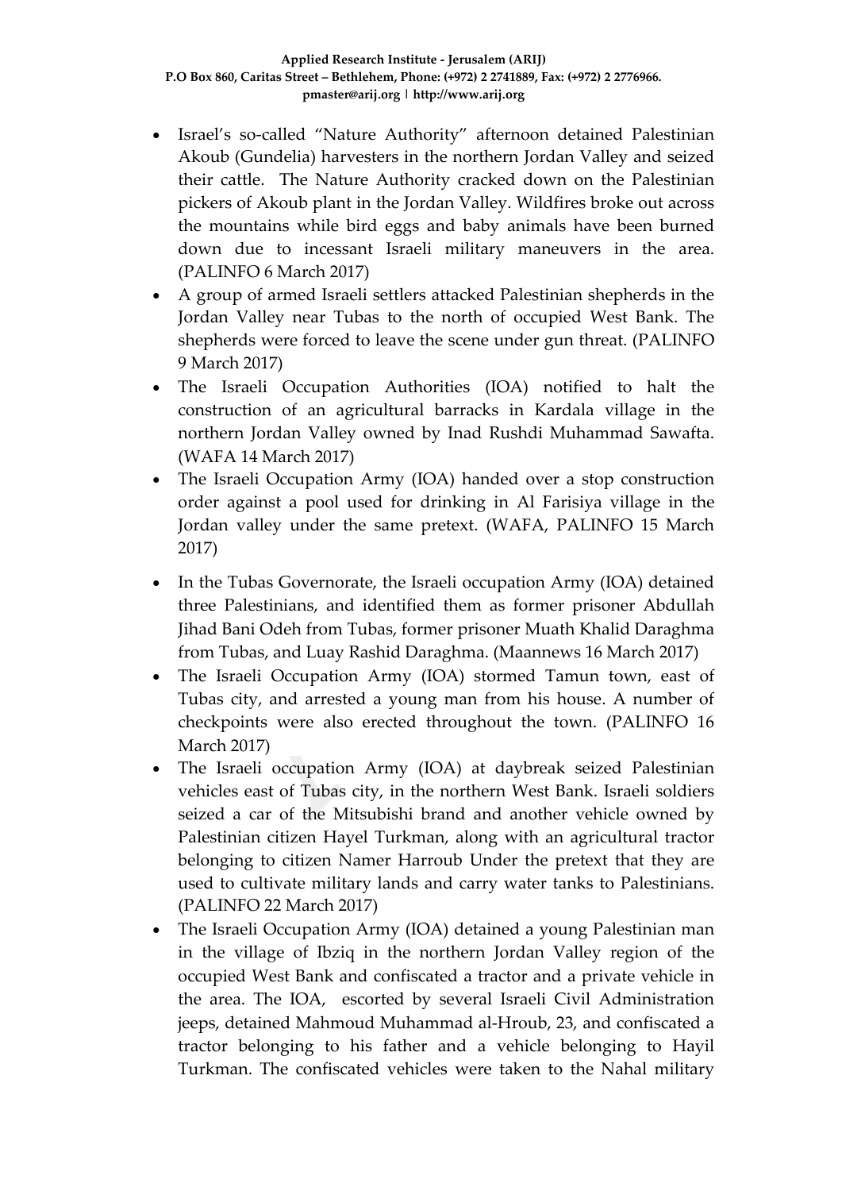- Israel's so-called "Nature Authority" afternoon detained Palestinian Akoub (Gundelia) harvesters in the northern Jordan Valley and seized their cattle. The Nature Authority cracked down on the Palestinian pickers of Akoub plant in the Jordan Valley. Wildfires broke out across the mountains while bird eggs and baby animals have been burned down due to incessant Israeli military maneuvers in the area. (PALINFO 6 March 2017)
- A group of armed Israeli settlers attacked Palestinian shepherds in the Jordan Valley near Tubas to the north of occupied West Bank. The shepherds were forced to leave the scene under gun threat. (PALINFO 9 March 2017)
- The Israeli Occupation Authorities (IOA) notified to halt the construction of an agricultural barracks in Kardala village in the northern Jordan Valley owned by Inad Rushdi Muhammad Sawafta. (WAFA 14 March 2017)
- The Israeli Occupation Army (IOA) handed over a stop construction order against a pool used for drinking in Al Farisiya village in the Jordan valley under the same pretext. (WAFA, PALINFO 15 March 2017)
- In the Tubas Governorate, the Israeli occupation Army (IOA) detained three Palestinians, and identified them as former prisoner Abdullah Jihad Bani Odeh from Tubas, former prisoner Muath Khalid Daraghma from Tubas, and Luay Rashid Daraghma. (Maannews 16 March 2017)
- The Israeli Occupation Army (IOA) stormed Tamun town, east of Tubas city, and arrested a young man from his house. A number of checkpoints were also erected throughout the town. (PALINFO 16 March 2017)
- The Israeli occupation Army (IOA) at daybreak seized Palestinian vehicles east of Tubas city, in the northern West Bank. Israeli soldiers seized a car of the Mitsubishi brand and another vehicle owned by Palestinian citizen Hayel Turkman, along with an agricultural tractor belonging to citizen Namer Harroub Under the pretext that they are used to cultivate military lands and carry water tanks to Palestinians. (PALINFO 22 March 2017)
- The Israeli Occupation Army (IOA) detained a young Palestinian man in the village of Ibziq in the northern Jordan Valley region of the occupied West Bank and confiscated a tractor and a private vehicle in the area. The IOA, escorted by several Israeli Civil Administration jeeps, detained Mahmoud Muhammad al-Hroub, 23, and confiscated a tractor belonging to his father and a vehicle belonging to Hayil Turkman. The confiscated vehicles were taken to the Nahal military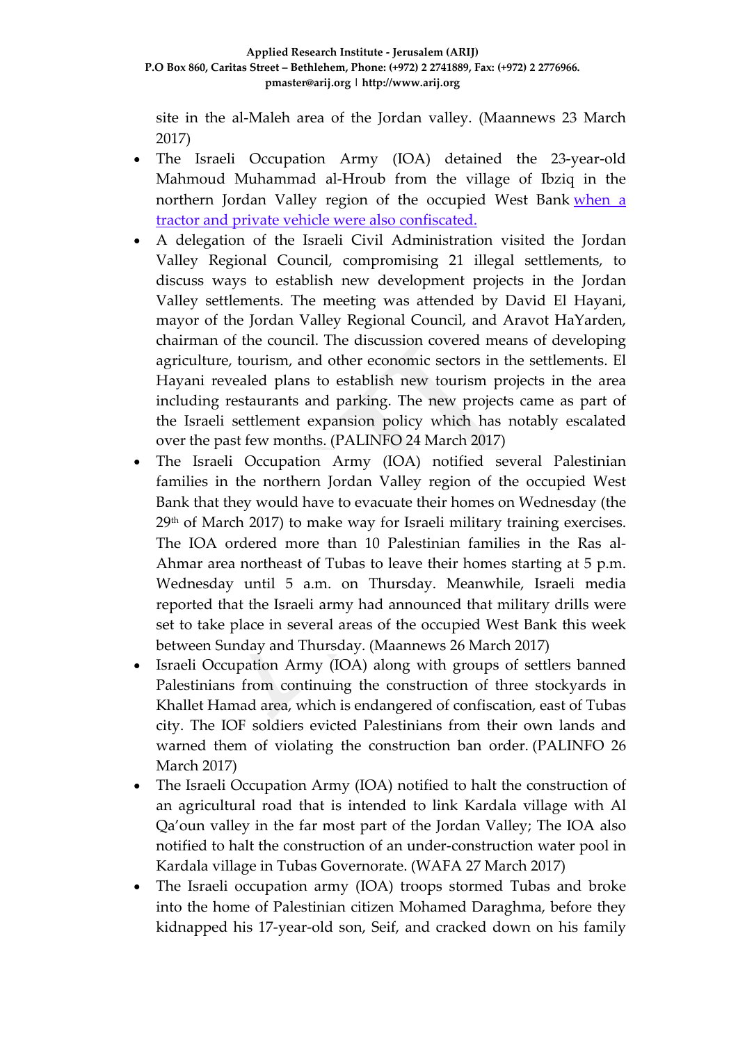site in the al-Maleh area of the Jordan valley. (Maannews 23 March 2017)

- The Israeli Occupation Army (IOA) detained the 23-year-old Mahmoud Muhammad al-Hroub from the village of Ibziq in the northern Jordan Valley region of the occupied West Bank when a tractor and private vehicle were also confiscated.
- A delegation of the Israeli Civil Administration visited the Jordan Valley Regional Council, compromising 21 illegal settlements, to discuss ways to establish new development projects in the Jordan Valley settlements. The meeting was attended by David El Hayani, mayor of the Jordan Valley Regional Council, and Aravot HaYarden, chairman of the council. The discussion covered means of developing agriculture, tourism, and other economic sectors in the settlements. El Hayani revealed plans to establish new tourism projects in the area including restaurants and parking. The new projects came as part of the Israeli settlement expansion policy which has notably escalated over the past few months. (PALINFO 24 March 2017)
- The Israeli Occupation Army (IOA) notified several Palestinian families in the northern Jordan Valley region of the occupied West Bank that they would have to evacuate their homes on Wednesday (the 29th of March 2017) to make way for Israeli military training exercises. The IOA ordered more than 10 Palestinian families in the Ras al-Ahmar area northeast of Tubas to leave their homes starting at 5 p.m. Wednesday until 5 a.m. on Thursday. Meanwhile, Israeli media reported that the Israeli army had announced that military drills were set to take place in several areas of the occupied West Bank this week between Sunday and Thursday. (Maannews 26 March 2017)
- Israeli Occupation Army (IOA) along with groups of settlers banned Palestinians from continuing the construction of three stockyards in Khallet Hamad area, which is endangered of confiscation, east of Tubas city. The IOF soldiers evicted Palestinians from their own lands and warned them of violating the construction ban order. (PALINFO 26 March 2017)
- The Israeli Occupation Army (IOA) notified to halt the construction of an agricultural road that is intended to link Kardala village with Al Qa'oun valley in the far most part of the Jordan Valley; The IOA also notified to halt the construction of an under-construction water pool in Kardala village in Tubas Governorate. (WAFA 27 March 2017)
- The Israeli occupation army (IOA) troops stormed Tubas and broke into the home of Palestinian citizen Mohamed Daraghma, before they kidnapped his 17-year-old son, Seif, and cracked down on his family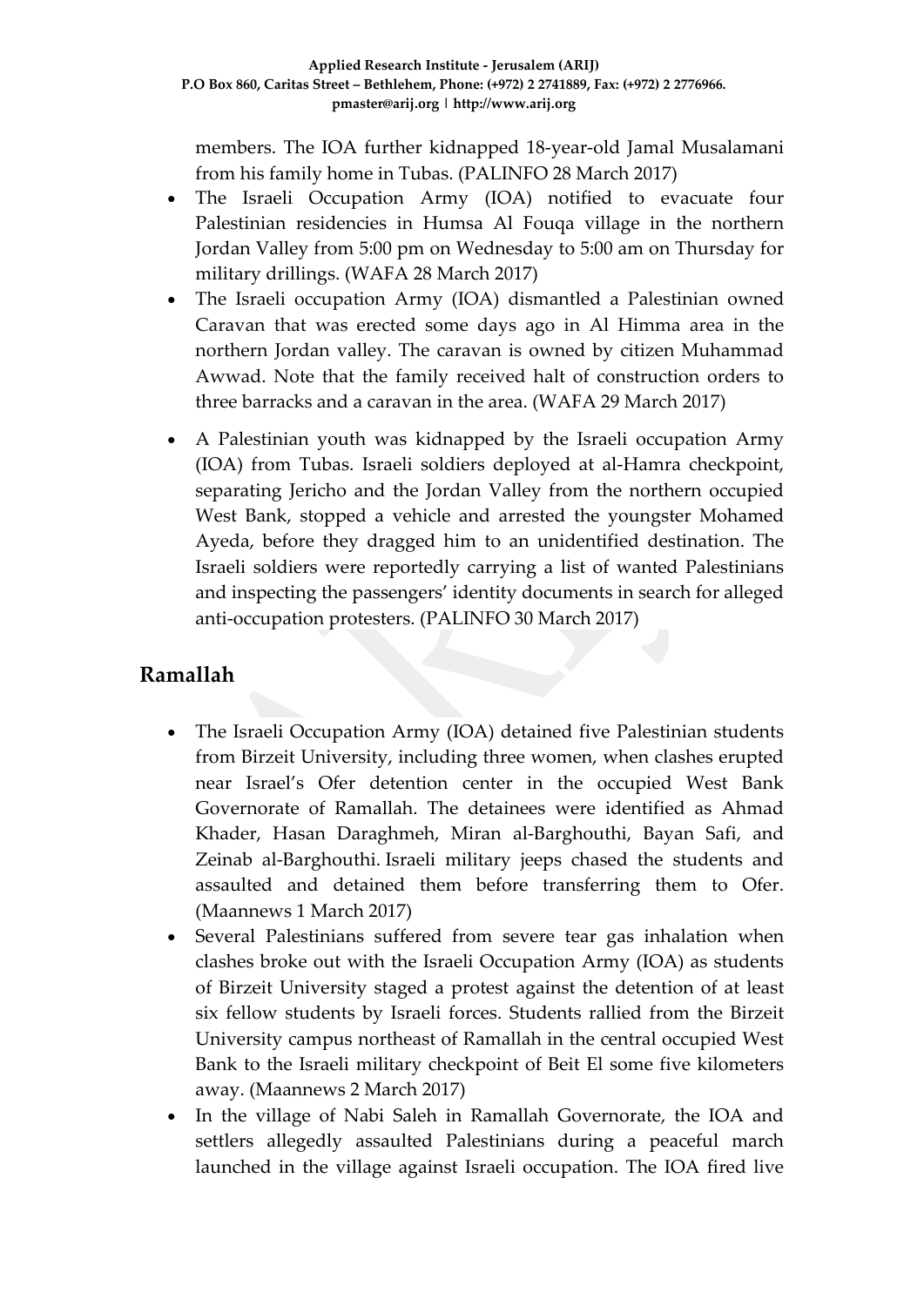members. The IOA further kidnapped 18-year-old Jamal Musalamani from his family home in Tubas. (PALINFO 28 March 2017)

- The Israeli Occupation Army (IOA) notified to evacuate four Palestinian residencies in Humsa Al Fouqa village in the northern Jordan Valley from 5:00 pm on Wednesday to 5:00 am on Thursday for military drillings. (WAFA 28 March 2017)
- The Israeli occupation Army (IOA) dismantled a Palestinian owned Caravan that was erected some days ago in Al Himma area in the northern Jordan valley. The caravan is owned by citizen Muhammad Awwad. Note that the family received halt of construction orders to three barracks and a caravan in the area. (WAFA 29 March 2017)
- A Palestinian youth was kidnapped by the Israeli occupation Army (IOA) from Tubas. Israeli soldiers deployed at al-Hamra checkpoint, separating Jericho and the Jordan Valley from the northern occupied West Bank, stopped a vehicle and arrested the youngster Mohamed Ayeda, before they dragged him to an unidentified destination. The Israeli soldiers were reportedly carrying a list of wanted Palestinians and inspecting the passengers' identity documents in search for alleged anti-occupation protesters. (PALINFO 30 March 2017)

## Ramallah

- The Israeli Occupation Army (IOA) detained five Palestinian students from Birzeit University, including three women, when clashes erupted near Israel's Ofer detention center in the occupied West Bank Governorate of Ramallah. The detainees were identified as Ahmad Khader, Hasan Daraghmeh, Miran al-Barghouthi, Bayan Safi, and Zeinab al-Barghouthi. Israeli military jeeps chased the students and assaulted and detained them before transferring them to Ofer. (Maannews 1 March 2017)
- Several Palestinians suffered from severe tear gas inhalation when clashes broke out with the Israeli Occupation Army (IOA) as students of Birzeit University staged a protest against the detention of at least six fellow students by Israeli forces. Students rallied from the Birzeit University campus northeast of Ramallah in the central occupied West Bank to the Israeli military checkpoint of Beit El some five kilometers away. (Maannews 2 March 2017)
- In the village of Nabi Saleh in Ramallah Governorate, the IOA and settlers allegedly assaulted Palestinians during a peaceful march launched in the village against Israeli occupation. The IOA fired live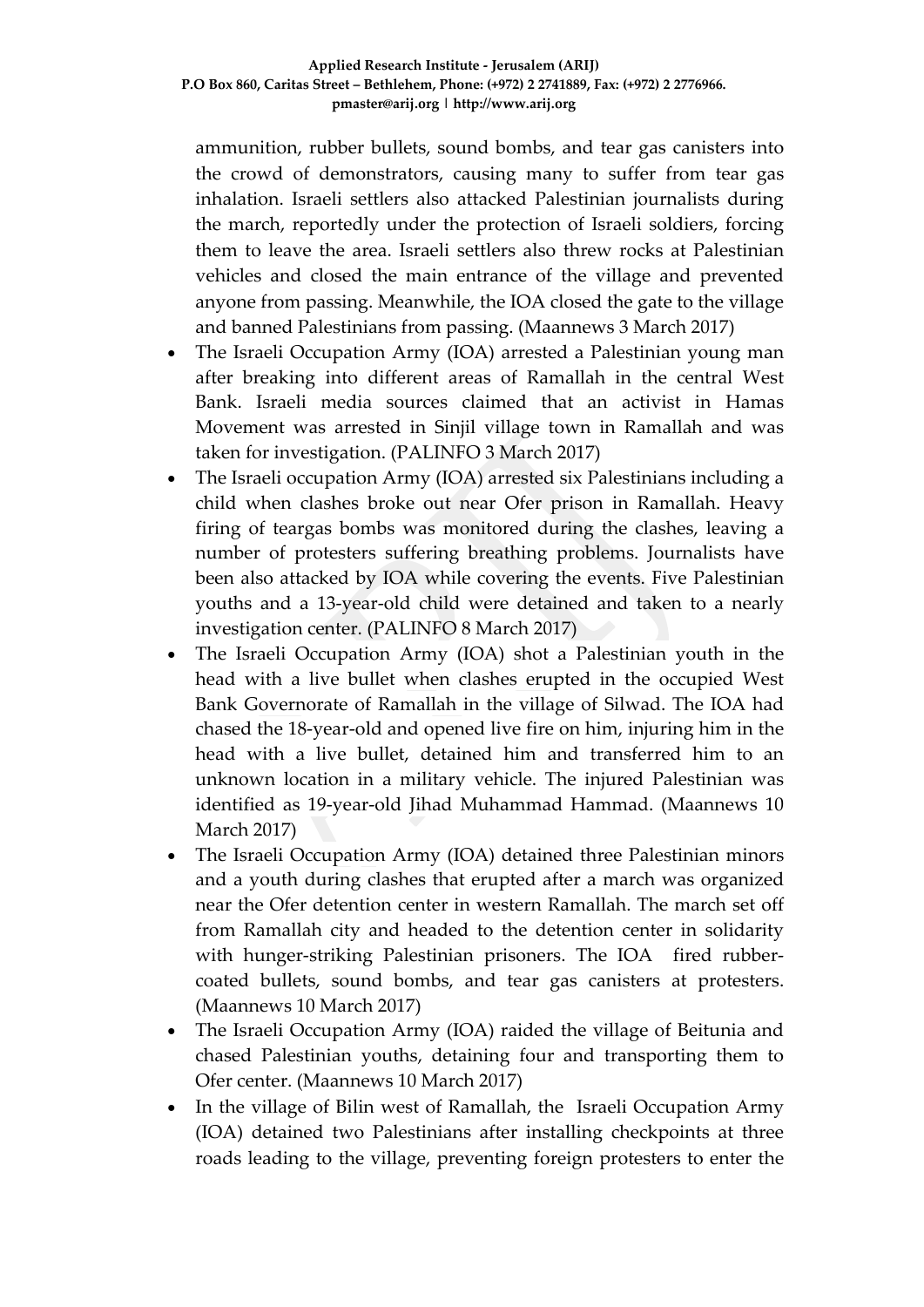ammunition, rubber bullets, sound bombs, and tear gas canisters into the crowd of demonstrators, causing many to suffer from tear gas inhalation. Israeli settlers also attacked Palestinian journalists during the march, reportedly under the protection of Israeli soldiers, forcing them to leave the area. Israeli settlers also threw rocks at Palestinian vehicles and closed the main entrance of the village and prevented anyone from passing. Meanwhile, the IOA closed the gate to the village and banned Palestinians from passing. (Maannews 3 March 2017)

- The Israeli Occupation Army (IOA) arrested a Palestinian young man after breaking into different areas of Ramallah in the central West Bank. Israeli media sources claimed that an activist in Hamas Movement was arrested in Sinjil village town in Ramallah and was taken for investigation. (PALINFO 3 March 2017)
- The Israeli occupation Army (IOA) arrested six Palestinians including a child when clashes broke out near Ofer prison in Ramallah. Heavy firing of teargas bombs was monitored during the clashes, leaving a number of protesters suffering breathing problems. Journalists have been also attacked by IOA while covering the events. Five Palestinian youths and a 13-year-old child were detained and taken to a nearly investigation center. (PALINFO 8 March 2017)
- The Israeli Occupation Army (IOA) shot a Palestinian youth in the head with a live bullet when clashes erupted in the occupied West Bank Governorate of Ramallah in the village of Silwad. The IOA had chased the 18-year-old and opened live fire on him, injuring him in the head with a live bullet, detained him and transferred him to an unknown location in a military vehicle. The injured Palestinian was identified as 19-year-old Jihad Muhammad Hammad. (Maannews 10 March 2017)
- The Israeli Occupation Army (IOA) detained three Palestinian minors and a youth during clashes that erupted after a march was organized near the Ofer detention center in western Ramallah. The march set off from Ramallah city and headed to the detention center in solidarity with hunger-striking Palestinian prisoners. The IOA fired rubber-coated bullets, sound bombs, and tear gas canisters at protesters. (Maannews 10 March 2017)
- The Israeli Occupation Army (IOA) raided the village of Beitunia and chased Palestinian youths, detaining four and transporting them to Ofer center. (Maannews 10 March 2017)
- In the village of Bilin west of Ramallah, the Israeli Occupation Army (IOA) detained two Palestinians after installing checkpoints at three roads leading to the village, preventing foreign protesters to enter the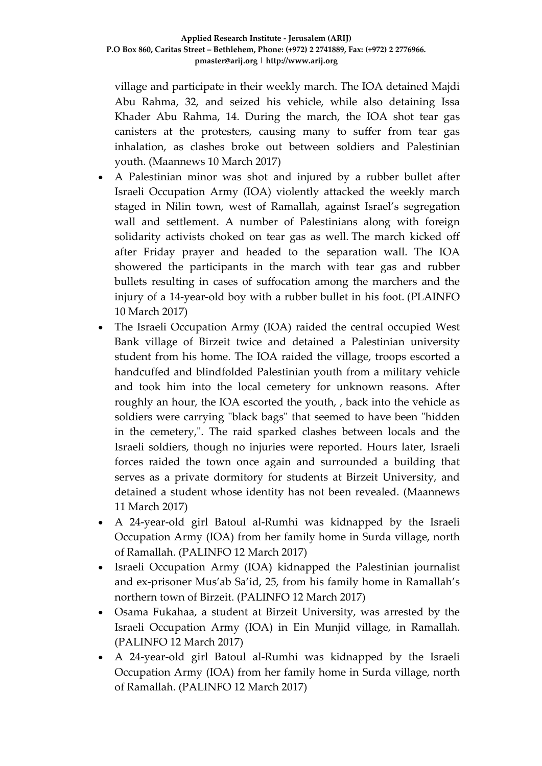village and participate in their weekly march. The IOA detained Majdi Abu Rahma, 32, and seized his vehicle, while also detaining Issa Khader Abu Rahma, 14. During the march, the IOA shot tear gas canisters at the protesters, causing many to suffer from tear gas inhalation, as clashes broke out between soldiers and Palestinian youth. (Maannews 10 March 2017)

- A Palestinian minor was shot and injured by a rubber bullet after Israeli Occupation Army (IOA) violently attacked the weekly march staged in Nilin town, west of Ramallah, against Israel's segregation wall and settlement. A number of Palestinians along with foreign solidarity activists choked on tear gas as well. The march kicked off after Friday prayer and headed to the separation wall. The IOA showered the participants in the march with tear gas and rubber bullets resulting in cases of suffocation among the marchers and the injury of a 14-year-old boy with a rubber bullet in his foot. (PLAINFO 10 March 2017)
- The Israeli Occupation Army (IOA) raided the central occupied West Bank village of Birzeit twice and detained a Palestinian university student from his home. The IOA raided the village, troops escorted a handcuffed and blindfolded Palestinian youth from a military vehicle and took him into the local cemetery for unknown reasons. After roughly an hour, the IOA escorted the youth, , back into the vehicle as soldiers were carrying "black bags" that seemed to have been "hidden in the cemetery,". The raid sparked clashes between locals and the Israeli soldiers, though no injuries were reported. Hours later, Israeli forces raided the town once again and surrounded a building that serves as a private dormitory for students at Birzeit University, and detained a student whose identity has not been revealed. (Maannews 11 March 2017)
- A 24-year-old girl Batoul al-Rumhi was kidnapped by the Israeli Occupation Army (IOA) from her family home in Surda village, north of Ramallah. (PALINFO 12 March 2017)
- Israeli Occupation Army (IOA) kidnapped the Palestinian journalist and ex-prisoner Mus'ab Sa'id, 25, from his family home in Ramallah's northern town of Birzeit. (PALINFO 12 March 2017)
- Osama Fukahaa, a student at Birzeit University, was arrested by the Israeli Occupation Army (IOA) in Ein Munjid village, in Ramallah. (PALINFO 12 March 2017)
- A 24-year-old girl Batoul al-Rumhi was kidnapped by the Israeli Occupation Army (IOA) from her family home in Surda village, north of Ramallah. (PALINFO 12 March 2017)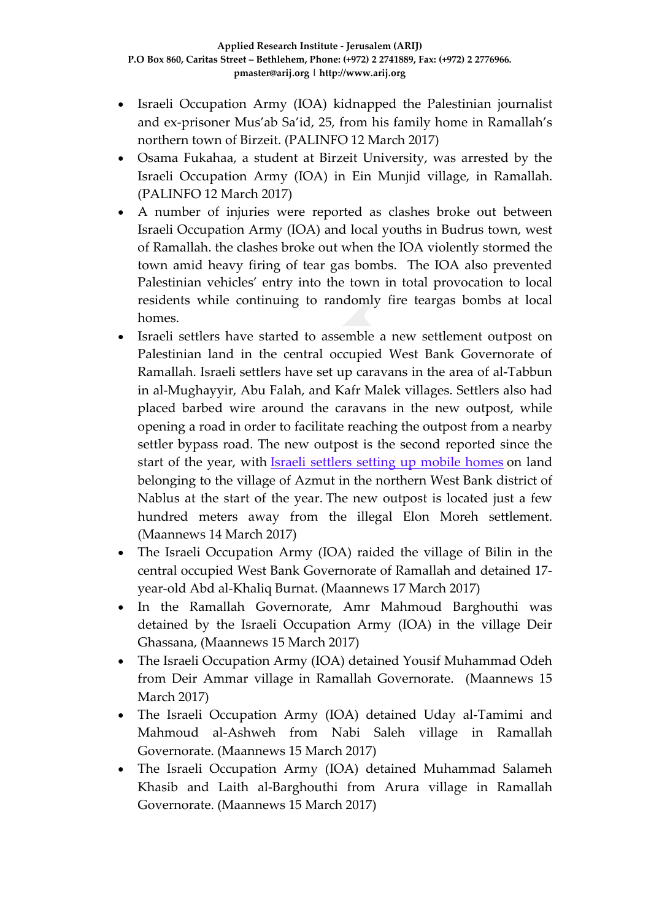- Israeli Occupation Army (IOA) kidnapped the Palestinian journalist and ex-prisoner Mus'ab Sa'id, 25, from his family home in Ramallah's northern town of Birzeit. (PALINFO 12 March 2017)
- Osama Fukahaa, a student at Birzeit University, was arrested by the Israeli Occupation Army (IOA) in Ein Munjid village, in Ramallah. (PALINFO 12 March 2017)
- A number of injuries were reported as clashes broke out between Israeli Occupation Army (IOA) and local youths in Budrus town, west of Ramallah. the clashes broke out when the IOA violently stormed the town amid heavy firing of tear gas bombs. The IOA also prevented Palestinian vehicles' entry into the town in total provocation to local residents while continuing to randomly fire teargas bombs at local homes.
- Israeli settlers have started to assemble a new settlement outpost on Palestinian land in the central occupied West Bank Governorate of Ramallah. Israeli settlers have set up caravans in the area of al-Tabbun in al-Mughayyir, Abu Falah, and Kafr Malek villages. Settlers also had placed barbed wire around the caravans in the new outpost, while opening a road in order to facilitate reaching the outpost from a nearby settler bypass road. The new outpost is the second reported since the start of the year, with Israeli settlers setting up mobile homes on land belonging to the village of Azmut in the northern West Bank district of Nablus at the start of the year. The new outpost is located just a few hundred meters away from the illegal Elon Moreh settlement. (Maannews 14 March 2017)
- The Israeli Occupation Army (IOA) raided the village of Bilin in the central occupied West Bank Governorate of Ramallah and detained 17-year-old Abd al-Khaliq Burnat. (Maannews 17 March 2017)
- In the Ramallah Governorate, Amr Mahmoud Barghouthi was detained by the Israeli Occupation Army (IOA) in the village Deir Ghassana, (Maannews 15 March 2017)
- The Israeli Occupation Army (IOA) detained Yousif Muhammad Odeh from Deir Ammar village in Ramallah Governorate. (Maannews 15 March 2017)
- The Israeli Occupation Army (IOA) detained Uday al-Tamimi and Mahmoud al-Ashweh from Nabi Saleh village in Ramallah Governorate. (Maannews 15 March 2017)
- The Israeli Occupation Army (IOA) detained Muhammad Salameh Khasib and Laith al-Barghouthi from Arura village in Ramallah Governorate. (Maannews 15 March 2017)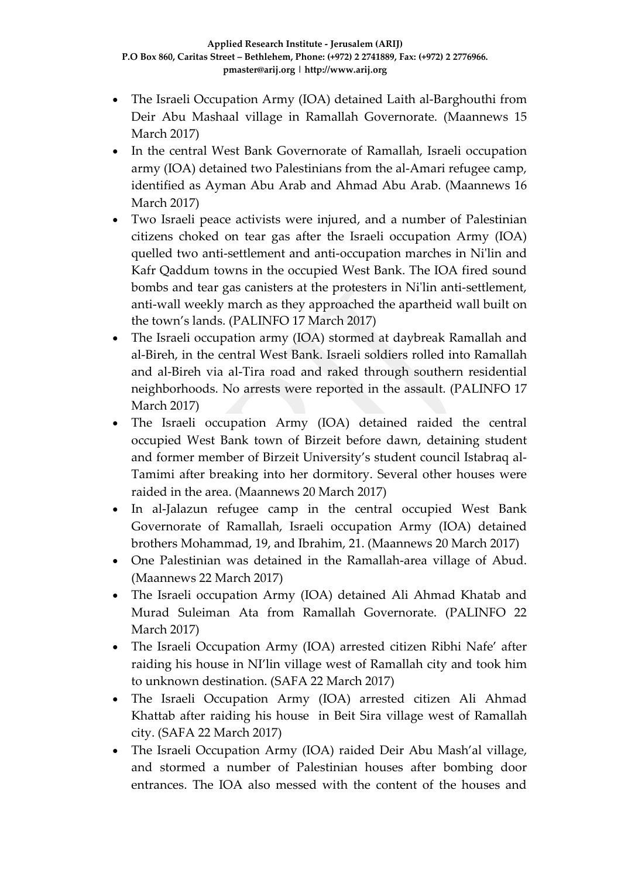- The Israeli Occupation Army (IOA) detained Laith al-Barghouthi from Deir Abu Mashaal village in Ramallah Governorate. (Maannews 15 March 2017)
- In the central West Bank Governorate of Ramallah, Israeli occupation army (IOA) detained two Palestinians from the al-Amari refugee camp, identified as Ayman Abu Arab and Ahmad Abu Arab. (Maannews 16 March 2017)
- Two Israeli peace activists were injured, and a number of Palestinian citizens choked on tear gas after the Israeli occupation Army (IOA) quelled two anti-settlement and anti-occupation marches in Ni'lin and Kafr Qaddum towns in the occupied West Bank. The IOA fired sound bombs and tear gas canisters at the protesters in Ni'lin anti-settlement, anti-wall weekly march as they approached the apartheid wall built on the town's lands. (PALINFO 17 March 2017)
- The Israeli occupation army (IOA) stormed at daybreak Ramallah and al-Bireh, in the central West Bank. Israeli soldiers rolled into Ramallah and al-Bireh via al-Tira road and raked through southern residential neighborhoods. No arrests were reported in the assault. (PALINFO 17 March 2017)
- The Israeli occupation Army (IOA) detained raided the central occupied West Bank town of Birzeit before dawn, detaining student and former member of Birzeit University's student council Istabraq al-Tamimi after breaking into her dormitory. Several other houses were raided in the area. (Maannews 20 March 2017)
- In al-Jalazun refugee camp in the central occupied West Bank Governorate of Ramallah, Israeli occupation Army (IOA) detained brothers Mohammad, 19, and Ibrahim, 21. (Maannews 20 March 2017)
- One Palestinian was detained in the Ramallah-area village of Abud. (Maannews 22 March 2017)
- The Israeli occupation Army (IOA) detained Ali Ahmad Khatab and Murad Suleiman Ata from Ramallah Governorate. (PALINFO 22 March 2017)
- The Israeli Occupation Army (IOA) arrested citizen Ribhi Nafe' after raiding his house in NI'lin village west of Ramallah city and took him to unknown destination. (SAFA 22 March 2017)
- The Israeli Occupation Army (IOA) arrested citizen Ali Ahmad Khattab after raiding his house in Beit Sira village west of Ramallah city. (SAFA 22 March 2017)
- The Israeli Occupation Army (IOA) raided Deir Abu Mash'al village, and stormed a number of Palestinian houses after bombing door entrances. The IOA also messed with the content of the houses and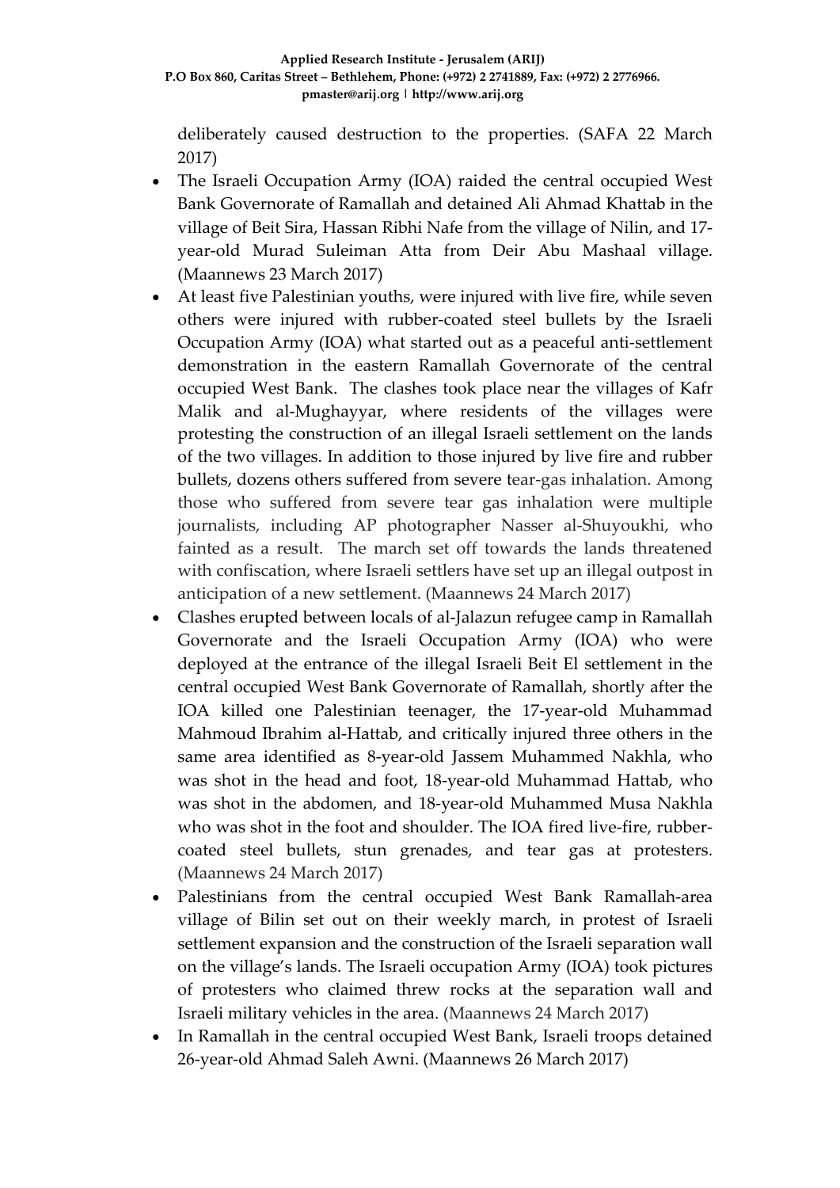deliberately caused destruction to the properties. (SAFA 22 March 2017)

- The Israeli Occupation Army (IOA) raided the central occupied West Bank Governorate of Ramallah and detained Ali Ahmad Khattab in the village of Beit Sira, Hassan Ribhi Nafe from the village of Nilin, and 17-year-old Murad Suleiman Atta from Deir Abu Mashaal village. (Maannews 23 March 2017)
- At least five Palestinian youths, were injured with live fire, while seven others were injured with rubber-coated steel bullets by the Israeli Occupation Army (IOA) what started out as a peaceful anti-settlement demonstration in the eastern Ramallah Governorate of the central occupied West Bank. The clashes took place near the villages of Kafr Malik and al-Mughayyar, where residents of the villages were protesting the construction of an illegal Israeli settlement on the lands of the two villages. In addition to those injured by live fire and rubber bullets, dozens others suffered from severe tear-gas inhalation. Among those who suffered from severe tear gas inhalation were multiple journalists, including AP photographer Nasser al-Shuyoukhi, who fainted as a result. The march set off towards the lands threatened with confiscation, where Israeli settlers have set up an illegal outpost in anticipation of a new settlement. (Maannews 24 March 2017)
- Clashes erupted between locals of al-Jalazun refugee camp in Ramallah Governorate and the Israeli Occupation Army (IOA) who were deployed at the entrance of the illegal Israeli Beit El settlement in the central occupied West Bank Governorate of Ramallah, shortly after the IOA killed one Palestinian teenager, the 17-year-old Muhammad Mahmoud Ibrahim al-Hattab, and critically injured three others in the same area identified as 8-year-old Jassem Muhammed Nakhla, who was shot in the head and foot, 18-year-old Muhammad Hattab, who was shot in the abdomen, and 18-year-old Muhammed Musa Nakhla who was shot in the foot and shoulder. The IOA fired live-fire, rubber-coated steel bullets, stun grenades, and tear gas at protesters. (Maannews 24 March 2017)
- Palestinians from the central occupied West Bank Ramallah-area village of Bilin set out on their weekly march, in protest of Israeli settlement expansion and the construction of the Israeli separation wall on the village's lands. The Israeli occupation Army (IOA) took pictures of protesters who claimed threw rocks at the separation wall and Israeli military vehicles in the area. (Maannews 24 March 2017)
- In Ramallah in the central occupied West Bank, Israeli troops detained 26-year-old Ahmad Saleh Awni. (Maannews 26 March 2017)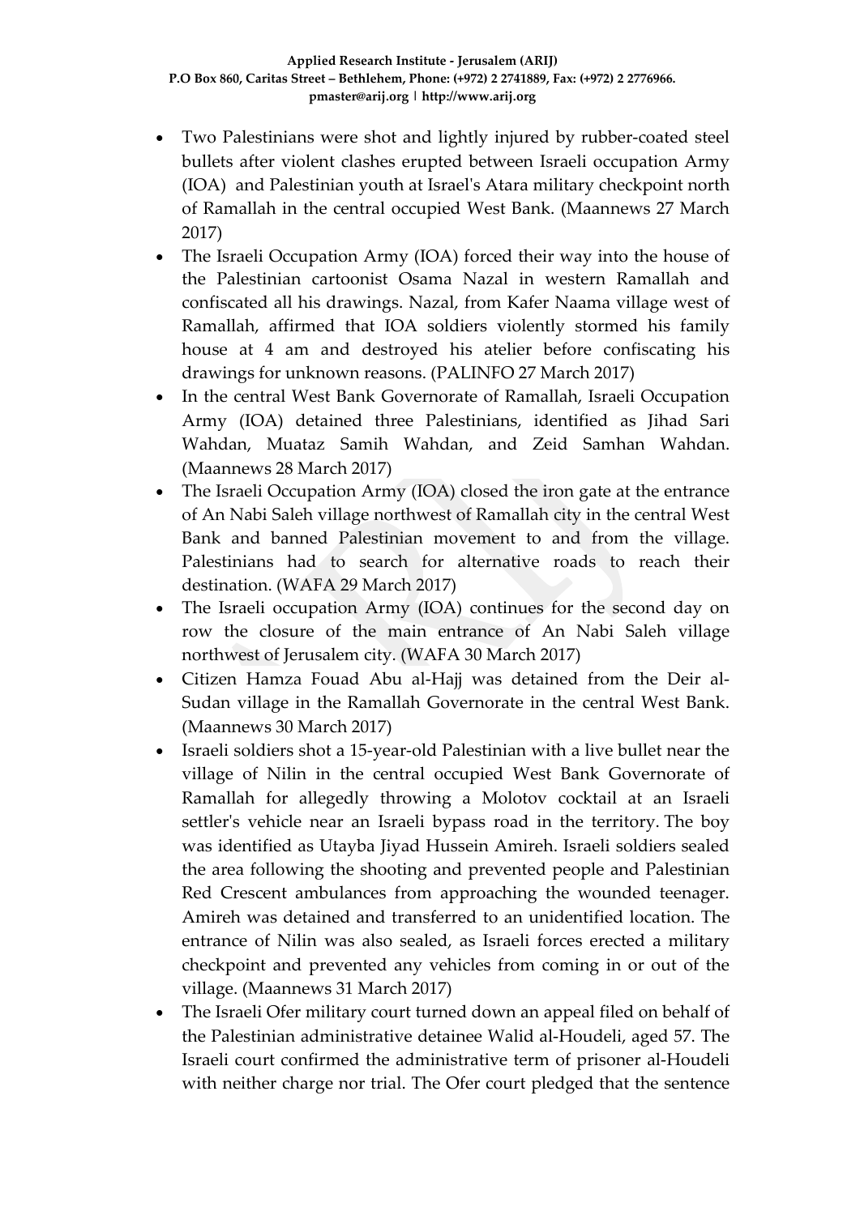- Two Palestinians were shot and lightly injured by rubber-coated steel bullets after violent clashes erupted between Israeli occupation Army (IOA) and Palestinian youth at Israel's Atara military checkpoint north of Ramallah in the central occupied West Bank. (Maannews 27 March 2017)
- The Israeli Occupation Army (IOA) forced their way into the house of the Palestinian cartoonist Osama Nazal in western Ramallah and confiscated all his drawings. Nazal, from Kafer Naama village west of Ramallah, affirmed that IOA soldiers violently stormed his family house at 4 am and destroyed his atelier before confiscating his drawings for unknown reasons. (PALINFO 27 March 2017)
- In the central West Bank Governorate of Ramallah, Israeli Occupation Army (IOA) detained three Palestinians, identified as Jihad Sari Wahdan, Muataz Samih Wahdan, and Zeid Samhan Wahdan. (Maannews 28 March 2017)
- The Israeli Occupation Army (IOA) closed the iron gate at the entrance of An Nabi Saleh village northwest of Ramallah city in the central West Bank and banned Palestinian movement to and from the village. Palestinians had to search for alternative roads to reach their destination. (WAFA 29 March 2017)
- The Israeli occupation Army (IOA) continues for the second day on row the closure of the main entrance of An Nabi Saleh village northwest of Jerusalem city. (WAFA 30 March 2017)
- Citizen Hamza Fouad Abu al-Hajj was detained from the Deir al-Sudan village in the Ramallah Governorate in the central West Bank. (Maannews 30 March 2017)
- Israeli soldiers shot a 15-year-old Palestinian with a live bullet near the village of Nilin in the central occupied West Bank Governorate of Ramallah for allegedly throwing a Molotov cocktail at an Israeli settler's vehicle near an Israeli bypass road in the territory. The boy was identified as Utayba Jiyad Hussein Amireh. Israeli soldiers sealed the area following the shooting and prevented people and Palestinian Red Crescent ambulances from approaching the wounded teenager. Amireh was detained and transferred to an unidentified location. The entrance of Nilin was also sealed, as Israeli forces erected a military checkpoint and prevented any vehicles from coming in or out of the village. (Maannews 31 March 2017)
- The Israeli Ofer military court turned down an appeal filed on behalf of the Palestinian administrative detainee Walid al-Houdeli, aged 57. The Israeli court confirmed the administrative term of prisoner al-Houdeli with neither charge nor trial. The Ofer court pledged that the sentence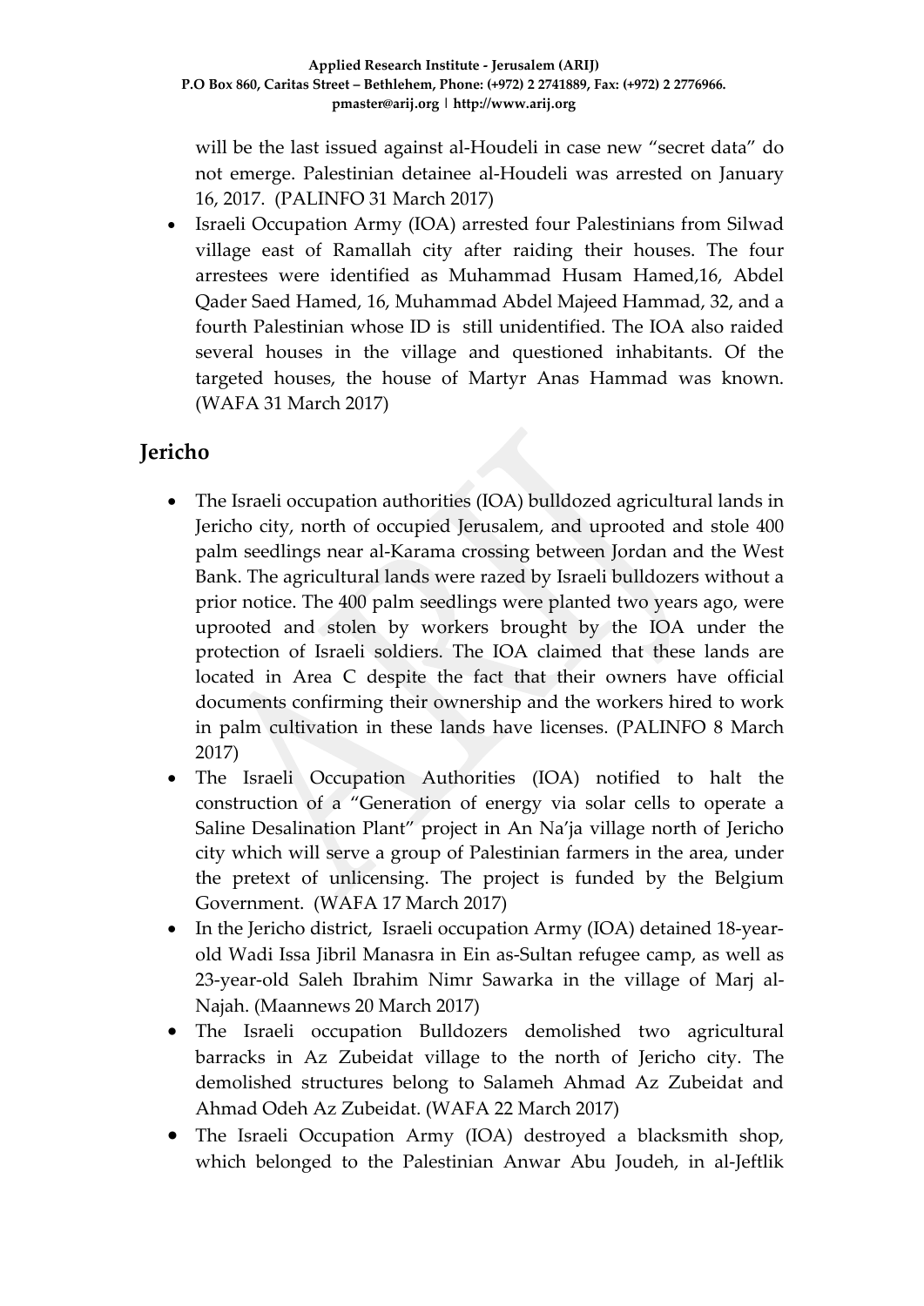will be the last issued against al-Houdeli in case new “secret data” do not emerge. Palestinian detainee al-Houdeli was arrested on January 16, 2017. (PALINFO 31 March 2017)

- Israeli Occupation Army (IOA) arrested four Palestinians from Silwad village east of Ramallah city after raiding their houses. The four arrestees were identified as Muhammad Husam Hamed,16, Abdel Qader Saed Hamed, 16, Muhammad Abdel Majeed Hammad, 32, and a fourth Palestinian whose ID is still unidentified. The IOA also raided several houses in the village and questioned inhabitants. Of the targeted houses, the house of Martyr Anas Hammad was known. (WAFA 31 March 2017)

## Jericho

- The Israeli occupation authorities (IOA) bulldozed agricultural lands in Jericho city, north of occupied Jerusalem, and uprooted and stole 400 palm seedlings near al-Karama crossing between Jordan and the West Bank. The agricultural lands were razed by Israeli bulldozers without a prior notice. The 400 palm seedlings were planted two years ago, were uprooted and stolen by workers brought by the IOA under the protection of Israeli soldiers. The IOA claimed that these lands are located in Area C despite the fact that their owners have official documents confirming their ownership and the workers hired to work in palm cultivation in these lands have licenses. (PALINFO 8 March 2017)
- The Israeli Occupation Authorities (IOA) notified to halt the construction of a “Generation of energy via solar cells to operate a Saline Desalination Plant” project in An Na’ja village north of Jericho city which will serve a group of Palestinian farmers in the area, under the pretext of unlicensing. The project is funded by the Belgium Government. (WAFA 17 March 2017)
- In the Jericho district, Israeli occupation Army (IOA) detained 18-year-old Wadi Issa Jibril Manasra in Ein as-Sultan refugee camp, as well as 23-year-old Saleh Ibrahim Nimr Sawarka in the village of Marj al-Najah. (Maannews 20 March 2017)
- The Israeli occupation Bulldozers demolished two agricultural barracks in Az Zubeidat village to the north of Jericho city. The demolished structures belong to Salameh Ahmad Az Zubeidat and Ahmad Odeh Az Zubeidat. (WAFA 22 March 2017)
- The Israeli Occupation Army (IOA) destroyed a blacksmith shop, which belonged to the Palestinian Anwar Abu Joudeh, in al-Jeftlik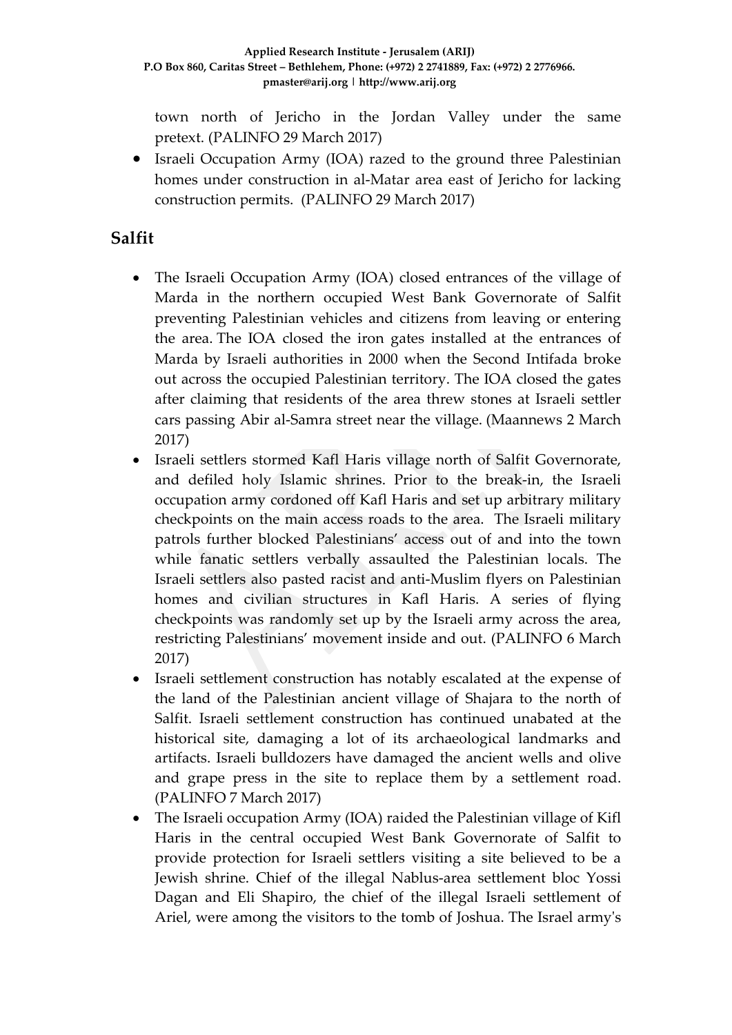town north of Jericho in the Jordan Valley under the same pretext. (PALINFO 29 March 2017)

- Israeli Occupation Army (IOA) razed to the ground three Palestinian homes under construction in al-Matar area east of Jericho for lacking construction permits. (PALINFO 29 March 2017)

## Salfit

- The Israeli Occupation Army (IOA) closed entrances of the village of Marda in the northern occupied West Bank Governorate of Salfit preventing Palestinian vehicles and citizens from leaving or entering the area. The IOA closed the iron gates installed at the entrances of Marda by Israeli authorities in 2000 when the Second Intifada broke out across the occupied Palestinian territory. The IOA closed the gates after claiming that residents of the area threw stones at Israeli settler cars passing Abir al-Samra street near the village. (Maannews 2 March 2017)
- Israeli settlers stormed Kafl Haris village north of Salfit Governorate, and defiled holy Islamic shrines. Prior to the break-in, the Israeli occupation army cordoned off Kafl Haris and set up arbitrary military checkpoints on the main access roads to the area. The Israeli military patrols further blocked Palestinians' access out of and into the town while fanatic settlers verbally assaulted the Palestinian locals. The Israeli settlers also pasted racist and anti-Muslim flyers on Palestinian homes and civilian structures in Kafl Haris. A series of flying checkpoints was randomly set up by the Israeli army across the area, restricting Palestinians' movement inside and out. (PALINFO 6 March 2017)
- Israeli settlement construction has notably escalated at the expense of the land of the Palestinian ancient village of Shajara to the north of Salfit. Israeli settlement construction has continued unabated at the historical site, damaging a lot of its archaeological landmarks and artifacts. Israeli bulldozers have damaged the ancient wells and olive and grape press in the site to replace them by a settlement road. (PALINFO 7 March 2017)
- The Israeli occupation Army (IOA) raided the Palestinian village of Kifl Haris in the central occupied West Bank Governorate of Salfit to provide protection for Israeli settlers visiting a site believed to be a Jewish shrine. Chief of the illegal Nablus-area settlement bloc Yossi Dagan and Eli Shapiro, the chief of the illegal Israeli settlement of Ariel, were among the visitors to the tomb of Joshua. The Israel army's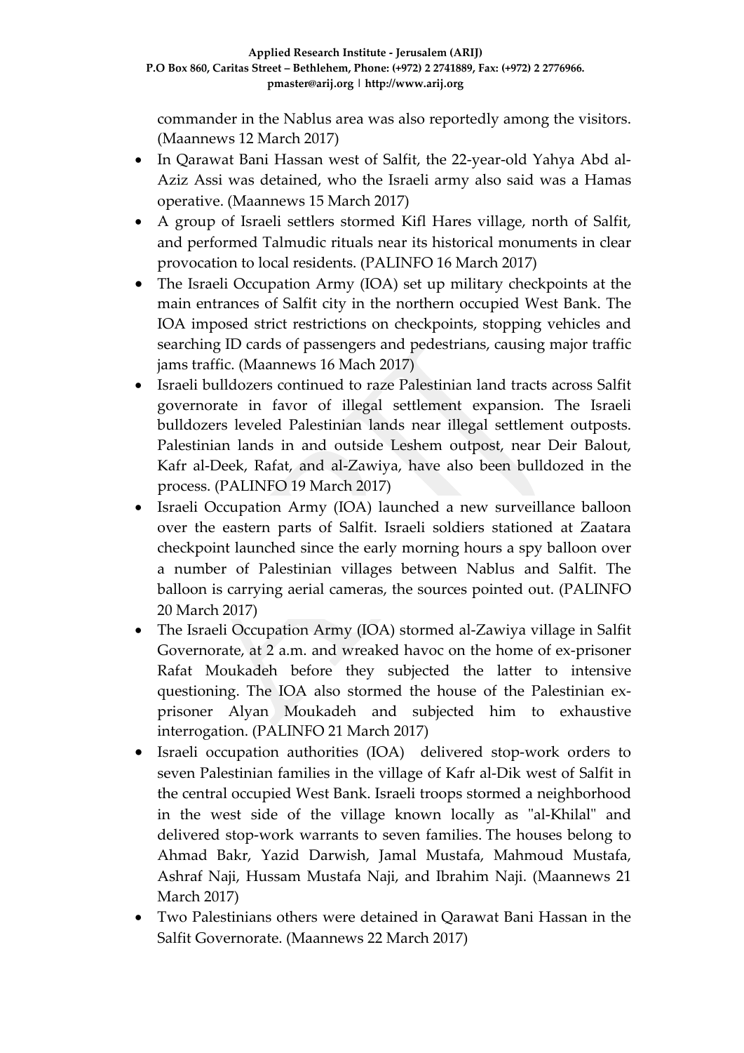commander in the Nablus area was also reportedly among the visitors. (Maannews 12 March 2017)

- In Qarawat Bani Hassan west of Salfit, the 22-year-old Yahya Abd al-Aziz Assi was detained, who the Israeli army also said was a Hamas operative. (Maannews 15 March 2017)
- A group of Israeli settlers stormed Kifl Hares village, north of Salfit, and performed Talmudic rituals near its historical monuments in clear provocation to local residents. (PALINFO 16 March 2017)
- The Israeli Occupation Army (IOA) set up military checkpoints at the main entrances of Salfit city in the northern occupied West Bank. The IOA imposed strict restrictions on checkpoints, stopping vehicles and searching ID cards of passengers and pedestrians, causing major traffic jams traffic. (Maannews 16 Mach 2017)
- Israeli bulldozers continued to raze Palestinian land tracts across Salfit governorate in favor of illegal settlement expansion. The Israeli bulldozers leveled Palestinian lands near illegal settlement outposts. Palestinian lands in and outside Leshem outpost, near Deir Balout, Kafr al-Deek, Rafat, and al-Zawiya, have also been bulldozed in the process. (PALINFO 19 March 2017)
- Israeli Occupation Army (IOA) launched a new surveillance balloon over the eastern parts of Salfit. Israeli soldiers stationed at Zaatara checkpoint launched since the early morning hours a spy balloon over a number of Palestinian villages between Nablus and Salfit. The balloon is carrying aerial cameras, the sources pointed out. (PALINFO 20 March 2017)
- The Israeli Occupation Army (IOA) stormed al-Zawiya village in Salfit Governorate, at 2 a.m. and wreaked havoc on the home of ex-prisoner Rafat Moukadeh before they subjected the latter to intensive questioning. The IOA also stormed the house of the Palestinian ex-prisoner Alyan Moukadeh and subjected him to exhaustive interrogation. (PALINFO 21 March 2017)
- Israeli occupation authorities (IOA) delivered stop-work orders to seven Palestinian families in the village of Kafr al-Dik west of Salfit in the central occupied West Bank. Israeli troops stormed a neighborhood in the west side of the village known locally as "al-Khilal" and delivered stop-work warrants to seven families. The houses belong to Ahmad Bakr, Yazid Darwish, Jamal Mustafa, Mahmoud Mustafa, Ashraf Naji, Hussam Mustafa Naji, and Ibrahim Naji. (Maannews 21 March 2017)
- Two Palestinians others were detained in Qarawat Bani Hassan in the Salfit Governorate. (Maannews 22 March 2017)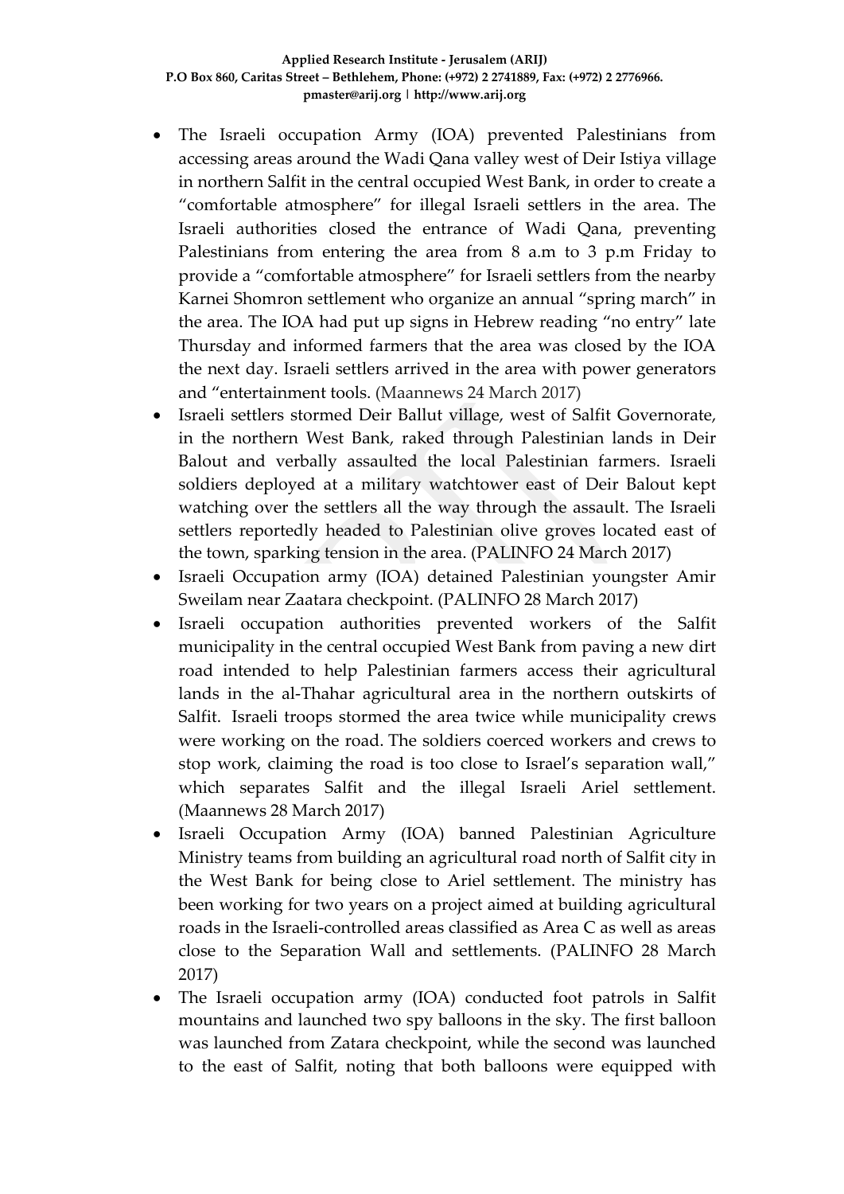- The Israeli occupation Army (IOA) prevented Palestinians from accessing areas around the Wadi Qana valley west of Deir Istiya village in northern Salfit in the central occupied West Bank, in order to create a "comfortable atmosphere" for illegal Israeli settlers in the area. The Israeli authorities closed the entrance of Wadi Qana, preventing Palestinians from entering the area from 8 a.m to 3 p.m Friday to provide a "comfortable atmosphere" for Israeli settlers from the nearby Karnei Shomron settlement who organize an annual "spring march" in the area. The IOA had put up signs in Hebrew reading "no entry" late Thursday and informed farmers that the area was closed by the IOA the next day. Israeli settlers arrived in the area with power generators and "entertainment tools. (Maannews 24 March 2017)
- Israeli settlers stormed Deir Ballut village, west of Salfit Governorate, in the northern West Bank, raked through Palestinian lands in Deir Balout and verbally assaulted the local Palestinian farmers. Israeli soldiers deployed at a military watchtower east of Deir Balout kept watching over the settlers all the way through the assault. The Israeli settlers reportedly headed to Palestinian olive groves located east of the town, sparking tension in the area. (PALINFO 24 March 2017)
- Israeli Occupation army (IOA) detained Palestinian youngster Amir Sweilam near Zaatara checkpoint. (PALINFO 28 March 2017)
- Israeli occupation authorities prevented workers of the Salfit municipality in the central occupied West Bank from paving a new dirt road intended to help Palestinian farmers access their agricultural lands in the al-Thahar agricultural area in the northern outskirts of Salfit. Israeli troops stormed the area twice while municipality crews were working on the road. The soldiers coerced workers and crews to stop work, claiming the road is too close to Israel's separation wall," which separates Salfit and the illegal Israeli Ariel settlement. (Maannews 28 March 2017)
- Israeli Occupation Army (IOA) banned Palestinian Agriculture Ministry teams from building an agricultural road north of Salfit city in the West Bank for being close to Ariel settlement. The ministry has been working for two years on a project aimed at building agricultural roads in the Israeli-controlled areas classified as Area C as well as areas close to the Separation Wall and settlements. (PALINFO 28 March 2017)
- The Israeli occupation army (IOA) conducted foot patrols in Salfit mountains and launched two spy balloons in the sky. The first balloon was launched from Zatara checkpoint, while the second was launched to the east of Salfit, noting that both balloons were equipped with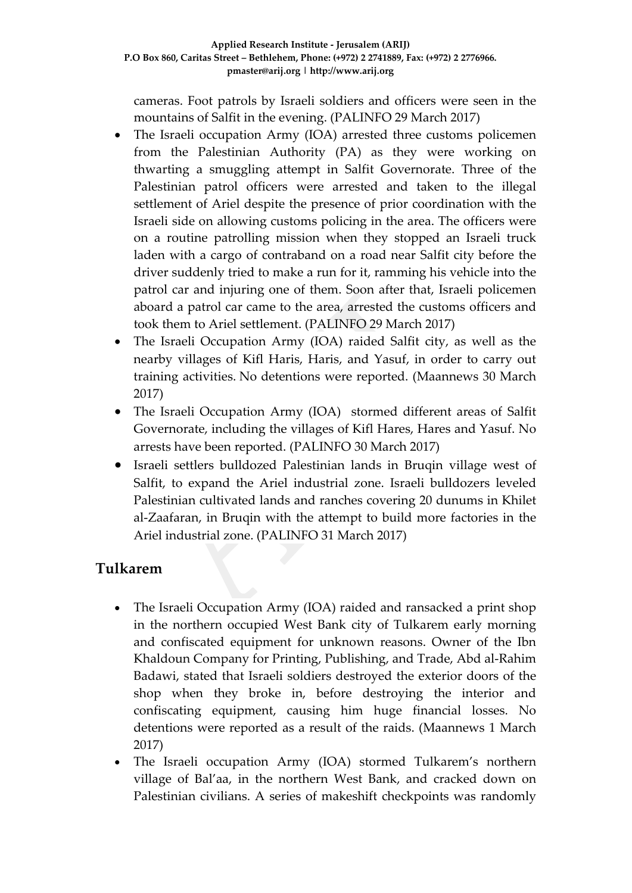cameras. Foot patrols by Israeli soldiers and officers were seen in the mountains of Salfit in the evening. (PALINFO 29 March 2017)

- The Israeli occupation Army (IOA) arrested three customs policemen from the Palestinian Authority (PA) as they were working on thwarting a smuggling attempt in Salfit Governorate. Three of the Palestinian patrol officers were arrested and taken to the illegal settlement of Ariel despite the presence of prior coordination with the Israeli side on allowing customs policing in the area. The officers were on a routine patrolling mission when they stopped an Israeli truck laden with a cargo of contraband on a road near Salfit city before the driver suddenly tried to make a run for it, ramming his vehicle into the patrol car and injuring one of them. Soon after that, Israeli policemen aboard a patrol car came to the area, arrested the customs officers and took them to Ariel settlement. (PALINFO 29 March 2017)
- The Israeli Occupation Army (IOA) raided Salfit city, as well as the nearby villages of Kifl Haris, Haris, and Yasuf, in order to carry out training activities. No detentions were reported. (Maannews 30 March 2017)
- The Israeli Occupation Army (IOA) stormed different areas of Salfit Governorate, including the villages of Kifl Hares, Hares and Yasuf. No arrests have been reported. (PALINFO 30 March 2017)
- Israeli settlers bulldozed Palestinian lands in Bruqin village west of Salfit, to expand the Ariel industrial zone. Israeli bulldozers leveled Palestinian cultivated lands and ranches covering 20 dunums in Khilet al-Zaafaran, in Bruqin with the attempt to build more factories in the Ariel industrial zone. (PALINFO 31 March 2017)

## Tulkarem

- The Israeli Occupation Army (IOA) raided and ransacked a print shop in the northern occupied West Bank city of Tulkarem early morning and confiscated equipment for unknown reasons. Owner of the Ibn Khaldoun Company for Printing, Publishing, and Trade, Abd al-Rahim Badawi, stated that Israeli soldiers destroyed the exterior doors of the shop when they broke in, before destroying the interior and confiscating equipment, causing him huge financial losses. No detentions were reported as a result of the raids. (Maannews 1 March 2017)
- The Israeli occupation Army (IOA) stormed Tulkarem's northern village of Bal'aa, in the northern West Bank, and cracked down on Palestinian civilians. A series of makeshift checkpoints was randomly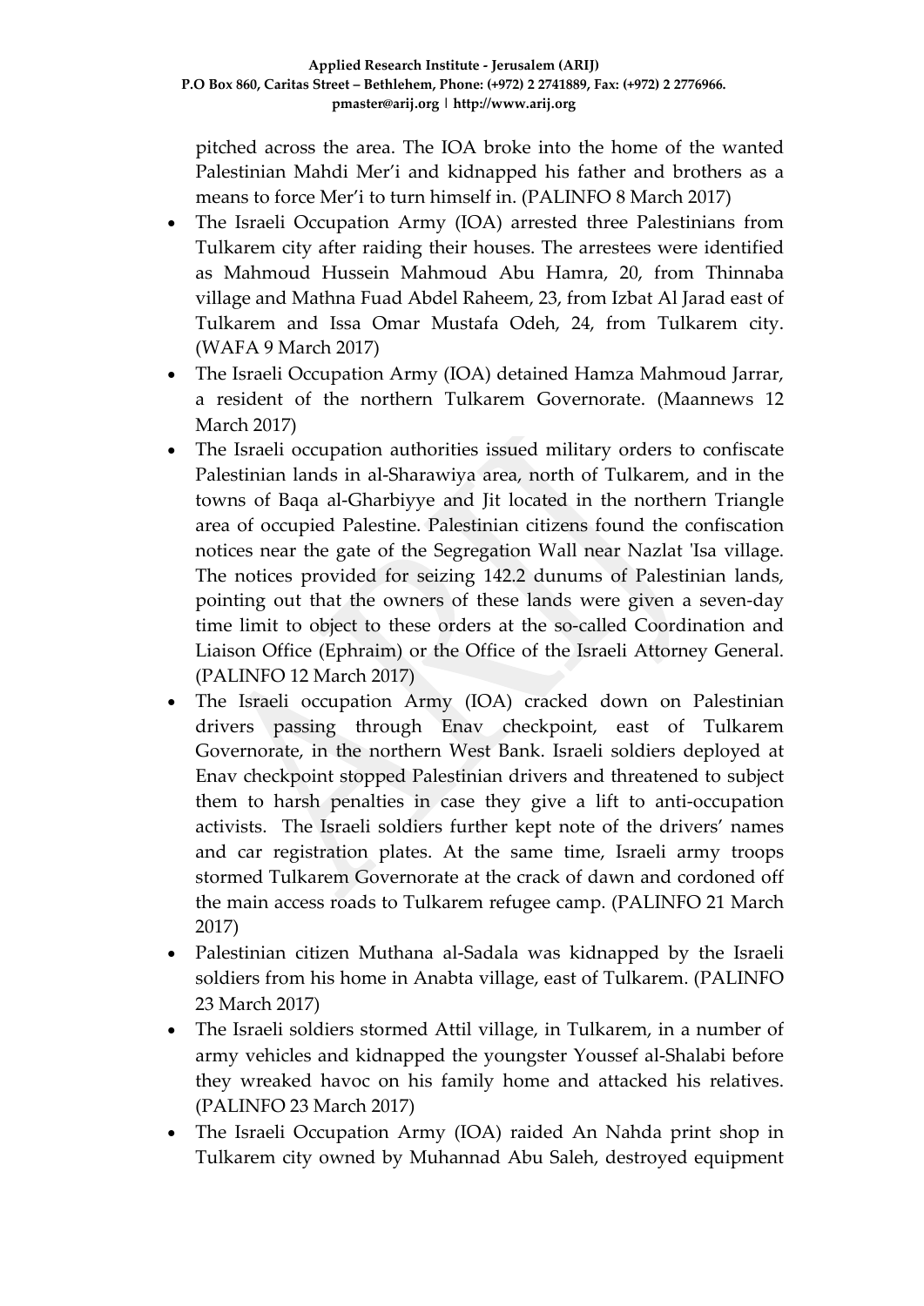pitched across the area. The IOA broke into the home of the wanted Palestinian Mahdi Mer'i and kidnapped his father and brothers as a means to force Mer'i to turn himself in. (PALINFO 8 March 2017)

- The Israeli Occupation Army (IOA) arrested three Palestinians from Tulkarem city after raiding their houses. The arrestees were identified as Mahmoud Hussein Mahmoud Abu Hamra, 20, from Thinnaba village and Mathna Fuad Abdel Raheem, 23, from Izbat Al Jarad east of Tulkarem and Issa Omar Mustafa Odeh, 24, from Tulkarem city. (WAFA 9 March 2017)
- The Israeli Occupation Army (IOA) detained Hamza Mahmoud Jarrar, a resident of the northern Tulkarem Governorate. (Maannews 12 March 2017)
- The Israeli occupation authorities issued military orders to confiscate Palestinian lands in al-Sharawiya area, north of Tulkarem, and in the towns of Baqa al-Gharbiyye and Jit located in the northern Triangle area of occupied Palestine. Palestinian citizens found the confiscation notices near the gate of the Segregation Wall near Nazlat 'Isa village. The notices provided for seizing 142.2 dunums of Palestinian lands, pointing out that the owners of these lands were given a seven-day time limit to object to these orders at the so-called Coordination and Liaison Office (Ephraim) or the Office of the Israeli Attorney General. (PALINFO 12 March 2017)
- The Israeli occupation Army (IOA) cracked down on Palestinian drivers passing through Enav checkpoint, east of Tulkarem Governorate, in the northern West Bank. Israeli soldiers deployed at Enav checkpoint stopped Palestinian drivers and threatened to subject them to harsh penalties in case they give a lift to anti-occupation activists. The Israeli soldiers further kept note of the drivers' names and car registration plates. At the same time, Israeli army troops stormed Tulkarem Governorate at the crack of dawn and cordoned off the main access roads to Tulkarem refugee camp. (PALINFO 21 March 2017)
- Palestinian citizen Muthana al-Sadala was kidnapped by the Israeli soldiers from his home in Anabta village, east of Tulkarem. (PALINFO 23 March 2017)
- The Israeli soldiers stormed Attil village, in Tulkarem, in a number of army vehicles and kidnapped the youngster Youssef al-Shalabi before they wreaked havoc on his family home and attacked his relatives. (PALINFO 23 March 2017)
- The Israeli Occupation Army (IOA) raided An Nahda print shop in Tulkarem city owned by Muhannad Abu Saleh, destroyed equipment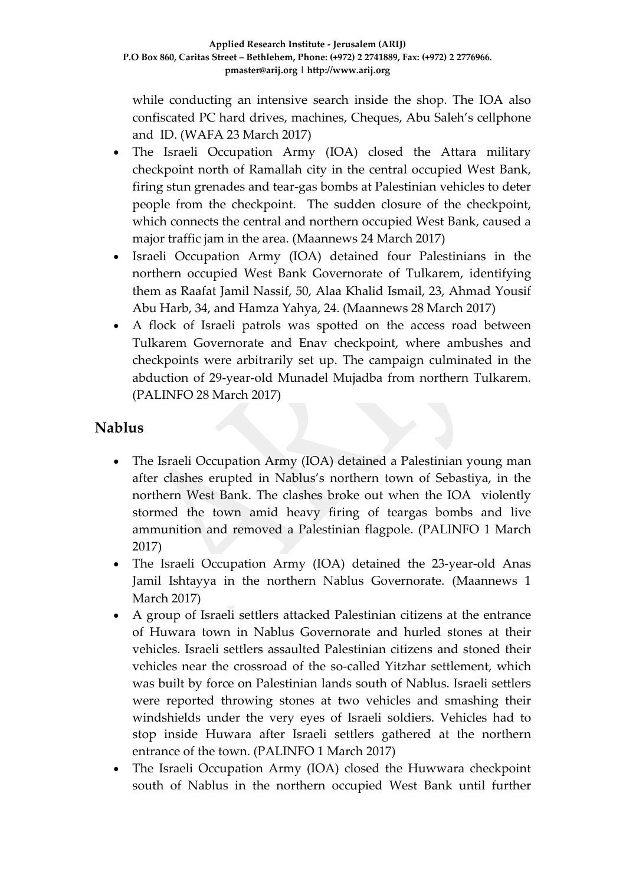while conducting an intensive search inside the shop. The IOA also confiscated PC hard drives, machines, Cheques, Abu Saleh's cellphone and ID. (WAFA 23 March 2017)

- The Israeli Occupation Army (IOA) closed the Attara military checkpoint north of Ramallah city in the central occupied West Bank, firing stun grenades and tear-gas bombs at Palestinian vehicles to deter people from the checkpoint. The sudden closure of the checkpoint, which connects the central and northern occupied West Bank, caused a major traffic jam in the area. (Maannews 24 March 2017)
- Israeli Occupation Army (IOA) detained four Palestinians in the northern occupied West Bank Governorate of Tulkarem, identifying them as Raafat Jamil Nassif, 50, Alaa Khalid Ismail, 23, Ahmad Yousif Abu Harb, 34, and Hamza Yahya, 24. (Maannews 28 March 2017)
- A flock of Israeli patrols was spotted on the access road between Tulkarem Governorate and Enav checkpoint, where ambushes and checkpoints were arbitrarily set up. The campaign culminated in the abduction of 29-year-old Munadel Mujadba from northern Tulkarem. (PALINFO 28 March 2017)

## Nablus

- The Israeli Occupation Army (IOA) detained a Palestinian young man after clashes erupted in Nablus's northern town of Sebastiya, in the northern West Bank. The clashes broke out when the IOA violently stormed the town amid heavy firing of teargas bombs and live ammunition and removed a Palestinian flagpole. (PALINFO 1 March 2017)
- The Israeli Occupation Army (IOA) detained the 23-year-old Anas Jamil Ishtayya in the northern Nablus Governorate. (Maannews 1 March 2017)
- A group of Israeli settlers attacked Palestinian citizens at the entrance of Huwara town in Nablus Governorate and hurled stones at their vehicles. Israeli settlers assaulted Palestinian citizens and stoned their vehicles near the crossroad of the so-called Yitzhar settlement, which was built by force on Palestinian lands south of Nablus. Israeli settlers were reported throwing stones at two vehicles and smashing their windshields under the very eyes of Israeli soldiers. Vehicles had to stop inside Huwara after Israeli settlers gathered at the northern entrance of the town. (PALINFO 1 March 2017)
- The Israeli Occupation Army (IOA) closed the Huwwara checkpoint south of Nablus in the northern occupied West Bank until further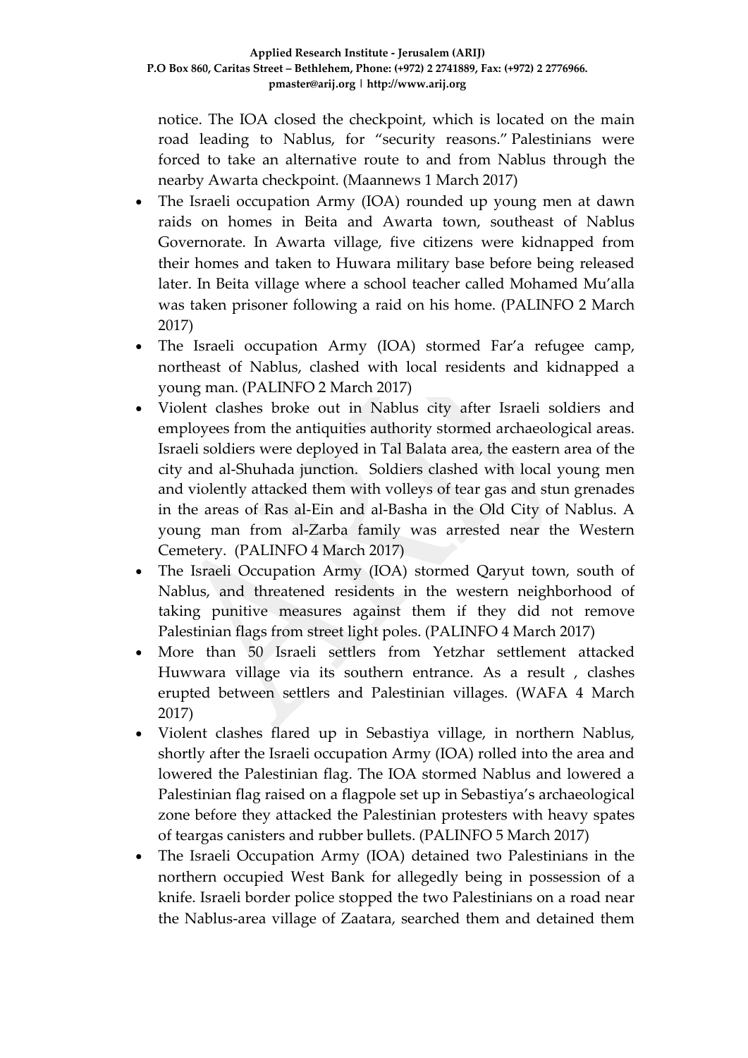notice. The IOA closed the checkpoint, which is located on the main road leading to Nablus, for "security reasons." Palestinians were forced to take an alternative route to and from Nablus through the nearby Awarta checkpoint. (Maannews 1 March 2017)

- The Israeli occupation Army (IOA) rounded up young men at dawn raids on homes in Beita and Awarta town, southeast of Nablus Governorate. In Awarta village, five citizens were kidnapped from their homes and taken to Huwara military base before being released later. In Beita village where a school teacher called Mohamed Mu'alla was taken prisoner following a raid on his home. (PALINFO 2 March 2017)
- The Israeli occupation Army (IOA) stormed Far'a refugee camp, northeast of Nablus, clashed with local residents and kidnapped a young man. (PALINFO 2 March 2017)
- Violent clashes broke out in Nablus city after Israeli soldiers and employees from the antiquities authority stormed archaeological areas. Israeli soldiers were deployed in Tal Balata area, the eastern area of the city and al-Shuhada junction. Soldiers clashed with local young men and violently attacked them with volleys of tear gas and stun grenades in the areas of Ras al-Ein and al-Basha in the Old City of Nablus. A young man from al-Zarba family was arrested near the Western Cemetery. (PALINFO 4 March 2017)
- The Israeli Occupation Army (IOA) stormed Qaryut town, south of Nablus, and threatened residents in the western neighborhood of taking punitive measures against them if they did not remove Palestinian flags from street light poles. (PALINFO 4 March 2017)
- More than 50 Israeli settlers from Yetzhar settlement attacked Huwwara village via its southern entrance. As a result , clashes erupted between settlers and Palestinian villages. (WAFA 4 March 2017)
- Violent clashes flared up in Sebastiya village, in northern Nablus, shortly after the Israeli occupation Army (IOA) rolled into the area and lowered the Palestinian flag. The IOA stormed Nablus and lowered a Palestinian flag raised on a flagpole set up in Sebastiya's archaeological zone before they attacked the Palestinian protesters with heavy spates of teargas canisters and rubber bullets. (PALINFO 5 March 2017)
- The Israeli Occupation Army (IOA) detained two Palestinians in the northern occupied West Bank for allegedly being in possession of a knife. Israeli border police stopped the two Palestinians on a road near the Nablus-area village of Zaatara, searched them and detained them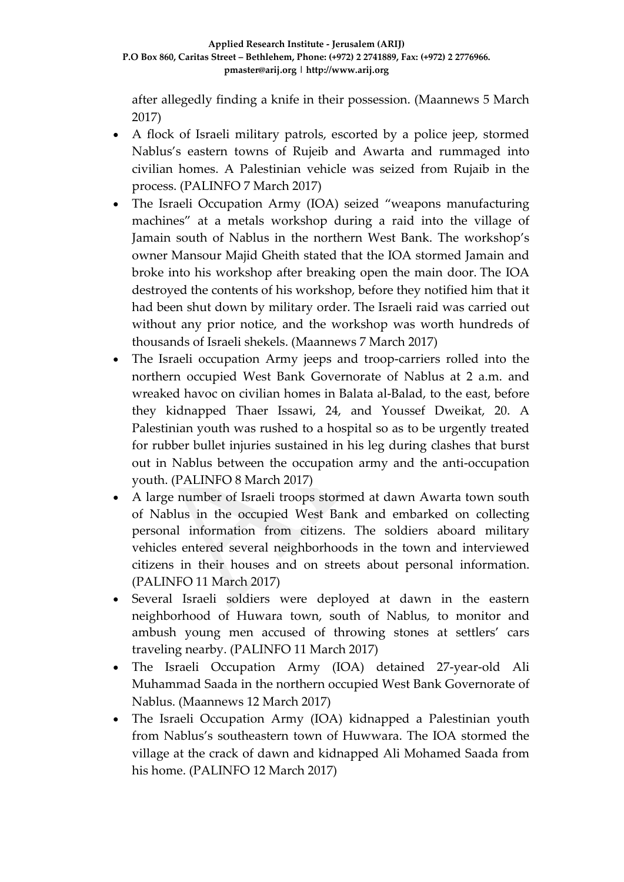after allegedly finding a knife in their possession. (Maannews 5 March 2017)

- A flock of Israeli military patrols, escorted by a police jeep, stormed Nablus's eastern towns of Rujeib and Awarta and rummaged into civilian homes. A Palestinian vehicle was seized from Rujaib in the process. (PALINFO 7 March 2017)
- The Israeli Occupation Army (IOA) seized "weapons manufacturing machines" at a metals workshop during a raid into the village of Jamain south of Nablus in the northern West Bank. The workshop's owner Mansour Majid Gheith stated that the IOA stormed Jamain and broke into his workshop after breaking open the main door. The IOA destroyed the contents of his workshop, before they notified him that it had been shut down by military order. The Israeli raid was carried out without any prior notice, and the workshop was worth hundreds of thousands of Israeli shekels. (Maannews 7 March 2017)
- The Israeli occupation Army jeeps and troop-carriers rolled into the northern occupied West Bank Governorate of Nablus at 2 a.m. and wreaked havoc on civilian homes in Balata al-Balad, to the east, before they kidnapped Thaer Issawi, 24, and Youssef Dweikat, 20. A Palestinian youth was rushed to a hospital so as to be urgently treated for rubber bullet injuries sustained in his leg during clashes that burst out in Nablus between the occupation army and the anti-occupation youth. (PALINFO 8 March 2017)
- A large number of Israeli troops stormed at dawn Awarta town south of Nablus in the occupied West Bank and embarked on collecting personal information from citizens. The soldiers aboard military vehicles entered several neighborhoods in the town and interviewed citizens in their houses and on streets about personal information. (PALINFO 11 March 2017)
- Several Israeli soldiers were deployed at dawn in the eastern neighborhood of Huwara town, south of Nablus, to monitor and ambush young men accused of throwing stones at settlers' cars traveling nearby. (PALINFO 11 March 2017)
- The Israeli Occupation Army (IOA) detained 27-year-old Ali Muhammad Saada in the northern occupied West Bank Governorate of Nablus. (Maannews 12 March 2017)
- The Israeli Occupation Army (IOA) kidnapped a Palestinian youth from Nablus's southeastern town of Huwwara. The IOA stormed the village at the crack of dawn and kidnapped Ali Mohamed Saada from his home. (PALINFO 12 March 2017)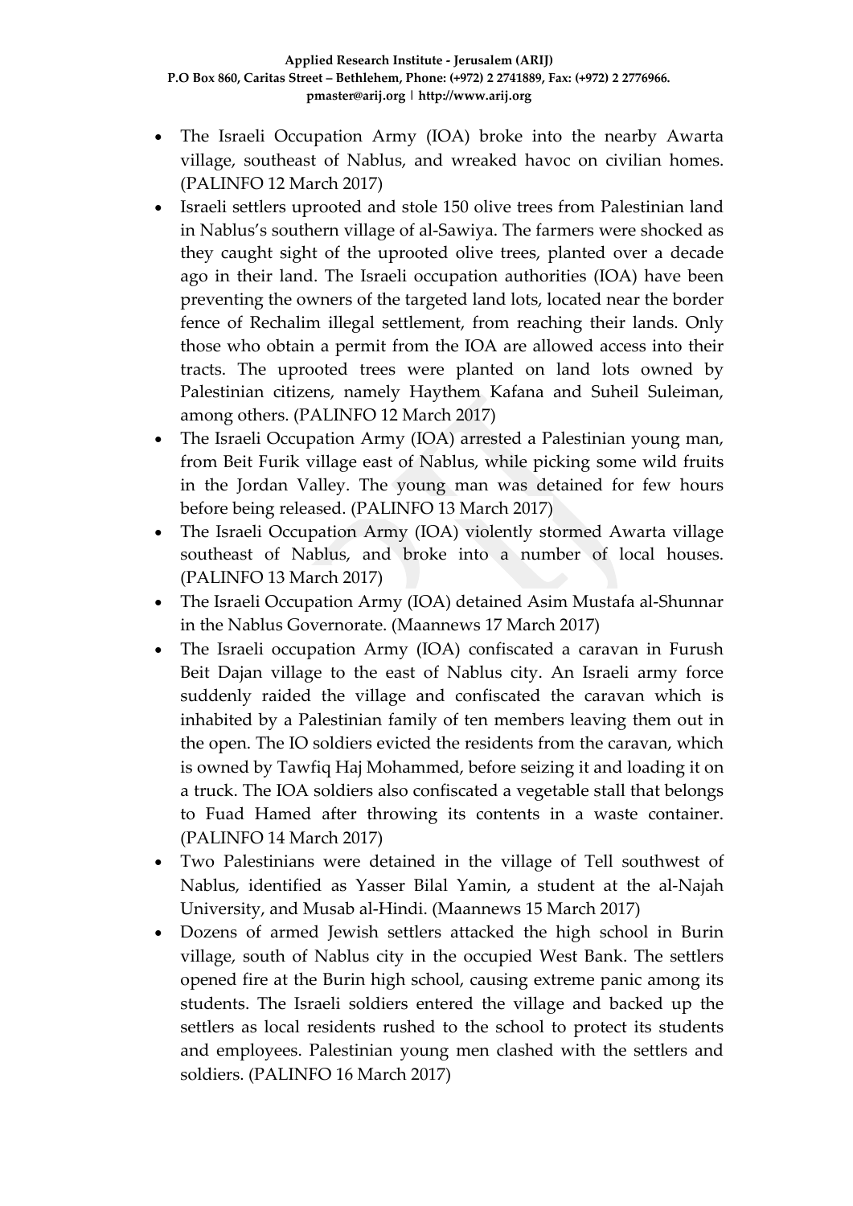- The Israeli Occupation Army (IOA) broke into the nearby Awarta village, southeast of Nablus, and wreaked havoc on civilian homes. (PALINFO 12 March 2017)
- Israeli settlers uprooted and stole 150 olive trees from Palestinian land in Nablus's southern village of al-Sawiya. The farmers were shocked as they caught sight of the uprooted olive trees, planted over a decade ago in their land. The Israeli occupation authorities (IOA) have been preventing the owners of the targeted land lots, located near the border fence of Rechalim illegal settlement, from reaching their lands. Only those who obtain a permit from the IOA are allowed access into their tracts. The uprooted trees were planted on land lots owned by Palestinian citizens, namely Haythem Kafana and Suheil Suleiman, among others. (PALINFO 12 March 2017)
- The Israeli Occupation Army (IOA) arrested a Palestinian young man, from Beit Furik village east of Nablus, while picking some wild fruits in the Jordan Valley. The young man was detained for few hours before being released. (PALINFO 13 March 2017)
- The Israeli Occupation Army (IOA) violently stormed Awarta village southeast of Nablus, and broke into a number of local houses. (PALINFO 13 March 2017)
- The Israeli Occupation Army (IOA) detained Asim Mustafa al-Shunnar in the Nablus Governorate. (Maannews 17 March 2017)
- The Israeli occupation Army (IOA) confiscated a caravan in Furush Beit Dajan village to the east of Nablus city. An Israeli army force suddenly raided the village and confiscated the caravan which is inhabited by a Palestinian family of ten members leaving them out in the open. The IO soldiers evicted the residents from the caravan, which is owned by Tawfiq Haj Mohammed, before seizing it and loading it on a truck. The IOA soldiers also confiscated a vegetable stall that belongs to Fuad Hamed after throwing its contents in a waste container. (PALINFO 14 March 2017)
- Two Palestinians were detained in the village of Tell southwest of Nablus, identified as Yasser Bilal Yamin, a student at the al-Najah University, and Musab al-Hindi. (Maannews 15 March 2017)
- Dozens of armed Jewish settlers attacked the high school in Burin village, south of Nablus city in the occupied West Bank. The settlers opened fire at the Burin high school, causing extreme panic among its students. The Israeli soldiers entered the village and backed up the settlers as local residents rushed to the school to protect its students and employees. Palestinian young men clashed with the settlers and soldiers. (PALINFO 16 March 2017)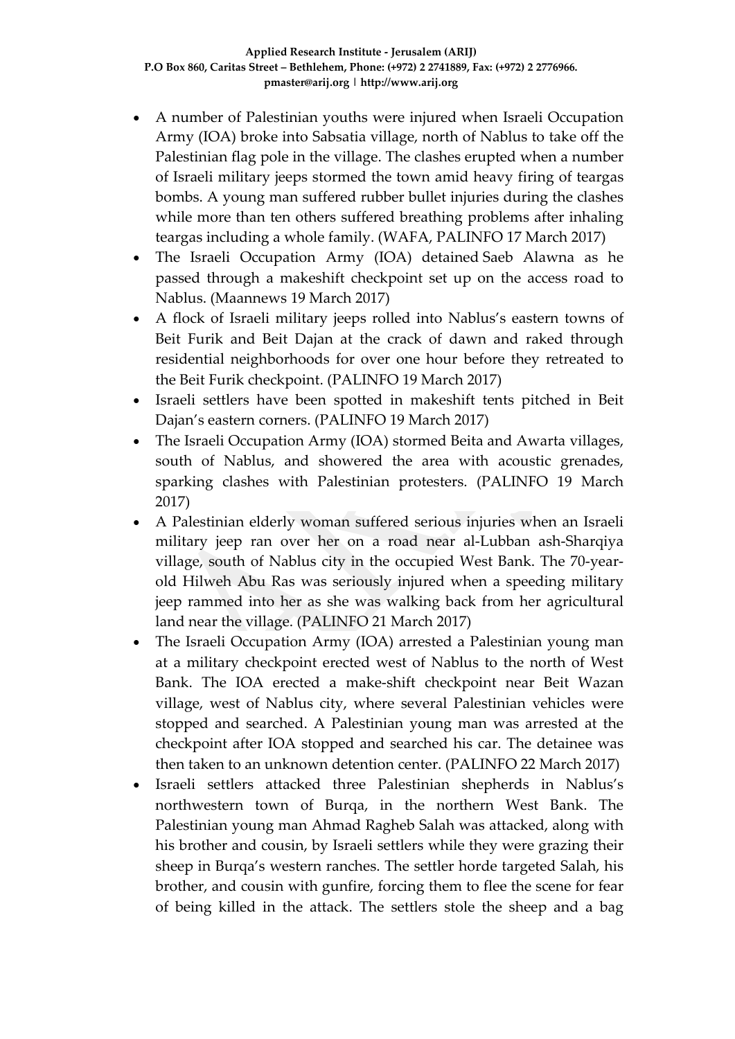- A number of Palestinian youths were injured when Israeli Occupation Army (IOA) broke into Sabsatia village, north of Nablus to take off the Palestinian flag pole in the village. The clashes erupted when a number of Israeli military jeeps stormed the town amid heavy firing of teargas bombs. A young man suffered rubber bullet injuries during the clashes while more than ten others suffered breathing problems after inhaling teargas including a whole family. (WAFA, PALINFO 17 March 2017)
- The Israeli Occupation Army (IOA) detained Saeb Alawna as he passed through a makeshift checkpoint set up on the access road to Nablus. (Maannews 19 March 2017)
- A flock of Israeli military jeeps rolled into Nablus's eastern towns of Beit Furik and Beit Dajan at the crack of dawn and raked through residential neighborhoods for over one hour before they retreated to the Beit Furik checkpoint. (PALINFO 19 March 2017)
- Israeli settlers have been spotted in makeshift tents pitched in Beit Dajan's eastern corners. (PALINFO 19 March 2017)
- The Israeli Occupation Army (IOA) stormed Beita and Awarta villages, south of Nablus, and showered the area with acoustic grenades, sparking clashes with Palestinian protesters. (PALINFO 19 March 2017)
- A Palestinian elderly woman suffered serious injuries when an Israeli military jeep ran over her on a road near al-Lubban ash-Sharqiya village, south of Nablus city in the occupied West Bank. The 70-year-old Hilweh Abu Ras was seriously injured when a speeding military jeep rammed into her as she was walking back from her agricultural land near the village. (PALINFO 21 March 2017)
- The Israeli Occupation Army (IOA) arrested a Palestinian young man at a military checkpoint erected west of Nablus to the north of West Bank. The IOA erected a make-shift checkpoint near Beit Wazan village, west of Nablus city, where several Palestinian vehicles were stopped and searched. A Palestinian young man was arrested at the checkpoint after IOA stopped and searched his car. The detainee was then taken to an unknown detention center. (PALINFO 22 March 2017)
- Israeli settlers attacked three Palestinian shepherds in Nablus's northwestern town of Burqa, in the northern West Bank. The Palestinian young man Ahmad Ragheb Salah was attacked, along with his brother and cousin, by Israeli settlers while they were grazing their sheep in Burqa's western ranches. The settler horde targeted Salah, his brother, and cousin with gunfire, forcing them to flee the scene for fear of being killed in the attack. The settlers stole the sheep and a bag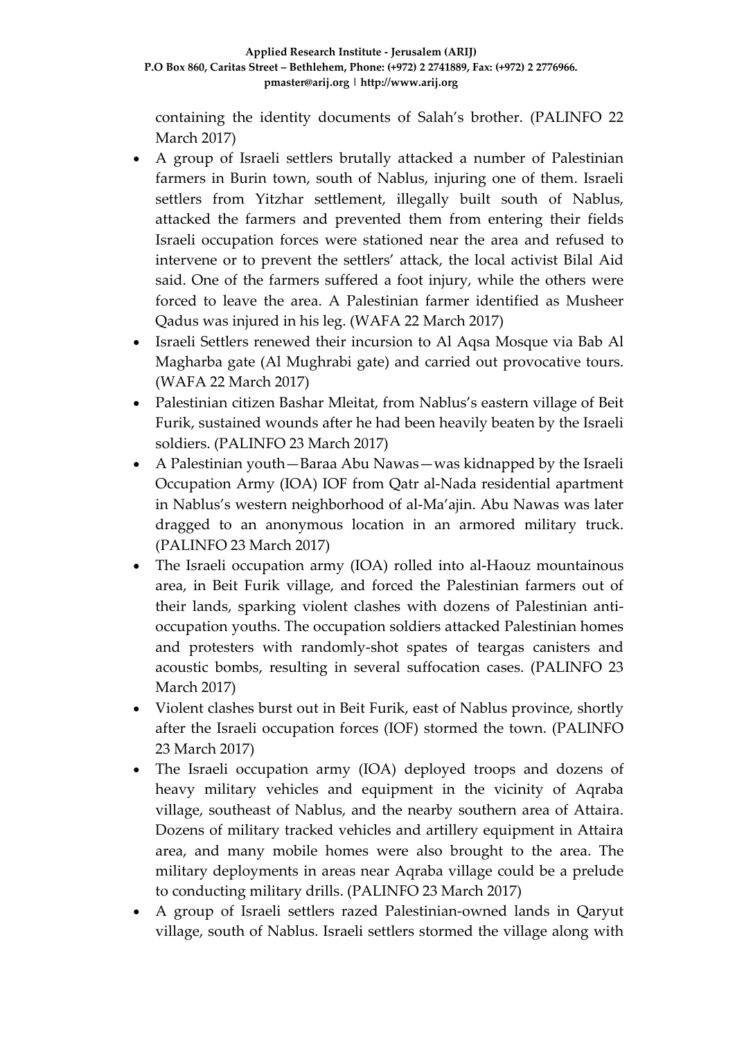containing the identity documents of Salah's brother. (PALINFO 22 March 2017)

- A group of Israeli settlers brutally attacked a number of Palestinian farmers in Burin town, south of Nablus, injuring one of them. Israeli settlers from Yitzhar settlement, illegally built south of Nablus, attacked the farmers and prevented them from entering their fields Israeli occupation forces were stationed near the area and refused to intervene or to prevent the settlers' attack, the local activist Bilal Aid said. One of the farmers suffered a foot injury, while the others were forced to leave the area. A Palestinian farmer identified as Musheer Qadus was injured in his leg. (WAFA 22 March 2017)
- Israeli Settlers renewed their incursion to Al Aqsa Mosque via Bab Al Magharba gate (Al Mughrabi gate) and carried out provocative tours. (WAFA 22 March 2017)
- Palestinian citizen Bashar Mleitat, from Nablus's eastern village of Beit Furik, sustained wounds after he had been heavily beaten by the Israeli soldiers. (PALINFO 23 March 2017)
- A Palestinian youth—Baraa Abu Nawas—was kidnapped by the Israeli Occupation Army (IOA) IOF from Qatr al-Nada residential apartment in Nablus's western neighborhood of al-Ma'ajin. Abu Nawas was later dragged to an anonymous location in an armored military truck. (PALINFO 23 March 2017)
- The Israeli occupation army (IOA) rolled into al-Haouz mountainous area, in Beit Furik village, and forced the Palestinian farmers out of their lands, sparking violent clashes with dozens of Palestinian anti-occupation youths. The occupation soldiers attacked Palestinian homes and protesters with randomly-shot spates of teargas canisters and acoustic bombs, resulting in several suffocation cases. (PALINFO 23 March 2017)
- Violent clashes burst out in Beit Furik, east of Nablus province, shortly after the Israeli occupation forces (IOF) stormed the town. (PALINFO 23 March 2017)
- The Israeli occupation army (IOA) deployed troops and dozens of heavy military vehicles and equipment in the vicinity of Aqraba village, southeast of Nablus, and the nearby southern area of Attaira. Dozens of military tracked vehicles and artillery equipment in Attaira area, and many mobile homes were also brought to the area. The military deployments in areas near Aqraba village could be a prelude to conducting military drills. (PALINFO 23 March 2017)
- A group of Israeli settlers razed Palestinian-owned lands in Qaryut village, south of Nablus. Israeli settlers stormed the village along with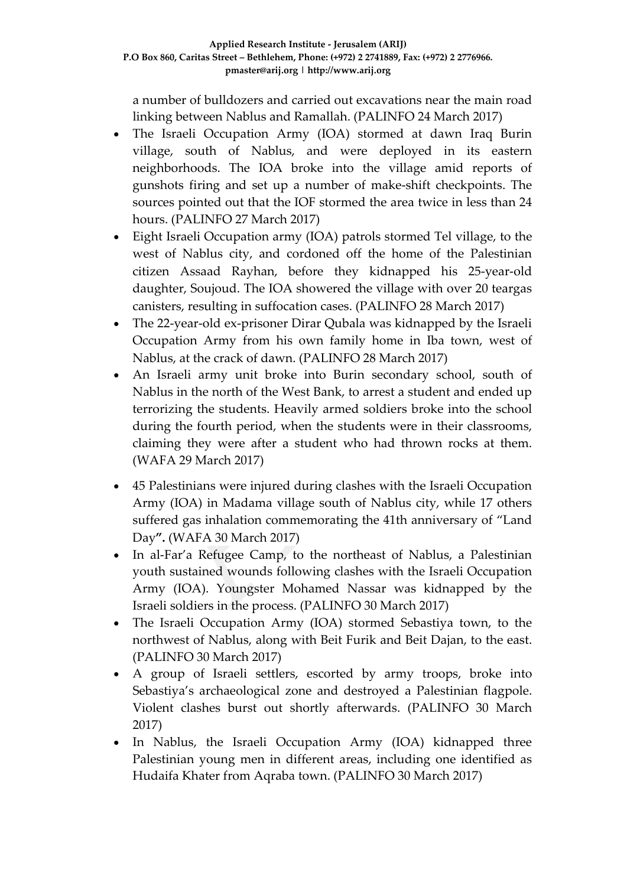a number of bulldozers and carried out excavations near the main road linking between Nablus and Ramallah. (PALINFO 24 March 2017)

- The Israeli Occupation Army (IOA) stormed at dawn Iraq Burin village, south of Nablus, and were deployed in its eastern neighborhoods. The IOA broke into the village amid reports of gunshots firing and set up a number of make-shift checkpoints. The sources pointed out that the IOF stormed the area twice in less than 24 hours. (PALINFO 27 March 2017)
- Eight Israeli Occupation army (IOA) patrols stormed Tel village, to the west of Nablus city, and cordoned off the home of the Palestinian citizen Assaad Rayhan, before they kidnapped his 25-year-old daughter, Soujoud. The IOA showered the village with over 20 teargas canisters, resulting in suffocation cases. (PALINFO 28 March 2017)
- The 22-year-old ex-prisoner Dirar Qubala was kidnapped by the Israeli Occupation Army from his own family home in Iba town, west of Nablus, at the crack of dawn. (PALINFO 28 March 2017)
- An Israeli army unit broke into Burin secondary school, south of Nablus in the north of the West Bank, to arrest a student and ended up terrorizing the students. Heavily armed soldiers broke into the school during the fourth period, when the students were in their classrooms, claiming they were after a student who had thrown rocks at them. (WAFA 29 March 2017)
- 45 Palestinians were injured during clashes with the Israeli Occupation Army (IOA) in Madama village south of Nablus city, while 17 others suffered gas inhalation commemorating the 41th anniversary of "Land Day**".** (WAFA 30 March 2017)
- In al-Far'a Refugee Camp, to the northeast of Nablus, a Palestinian youth sustained wounds following clashes with the Israeli Occupation Army (IOA). Youngster Mohamed Nassar was kidnapped by the Israeli soldiers in the process. (PALINFO 30 March 2017)
- The Israeli Occupation Army (IOA) stormed Sebastiya town, to the northwest of Nablus, along with Beit Furik and Beit Dajan, to the east. (PALINFO 30 March 2017)
- A group of Israeli settlers, escorted by army troops, broke into Sebastiya's archaeological zone and destroyed a Palestinian flagpole. Violent clashes burst out shortly afterwards. (PALINFO 30 March 2017)
- In Nablus, the Israeli Occupation Army (IOA) kidnapped three Palestinian young men in different areas, including one identified as Hudaifa Khater from Aqraba town. (PALINFO 30 March 2017)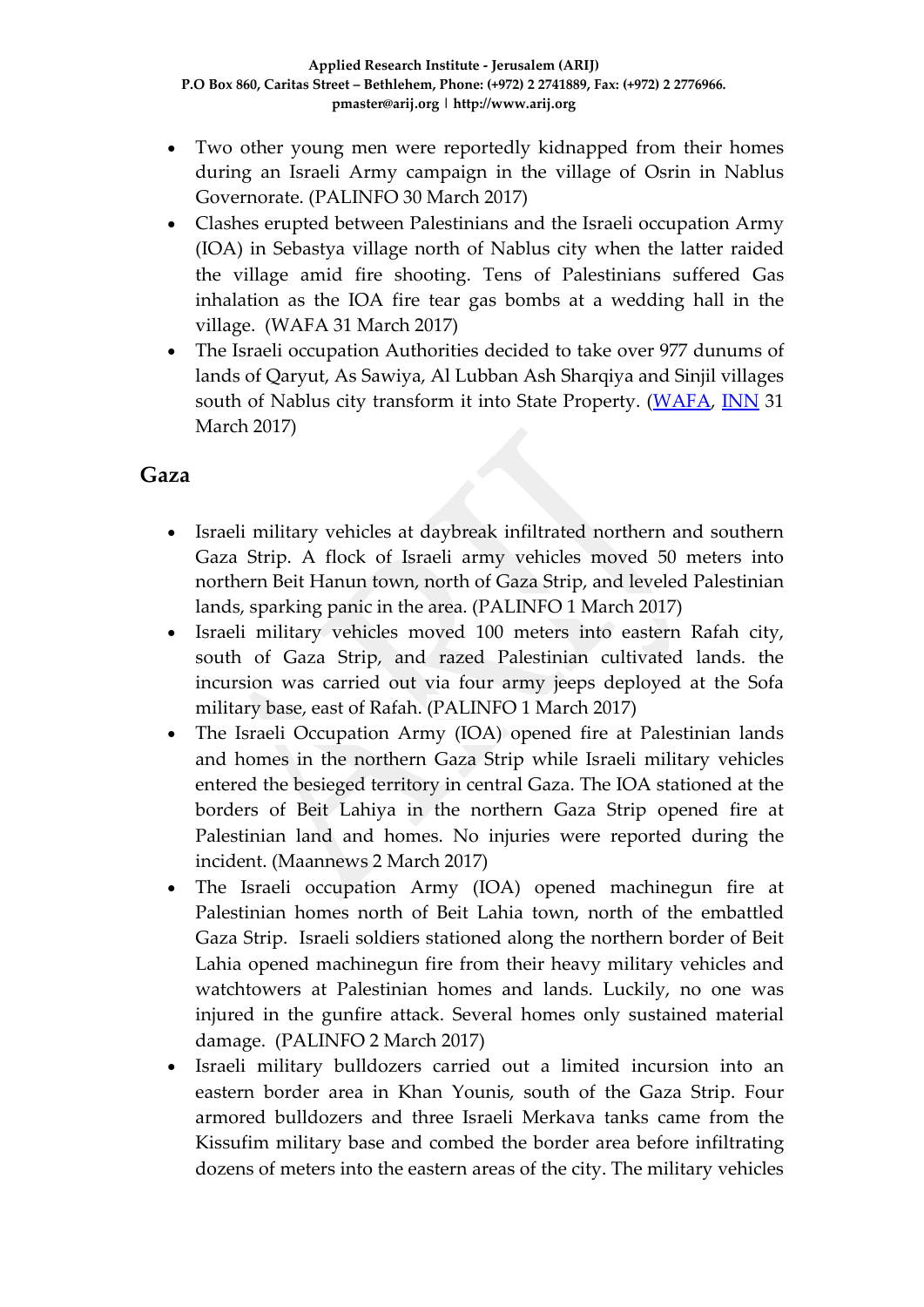- Two other young men were reportedly kidnapped from their homes during an Israeli Army campaign in the village of Osrin in Nablus Governorate. (PALINFO 30 March 2017)
- Clashes erupted between Palestinians and the Israeli occupation Army (IOA) in Sebastya village north of Nablus city when the latter raided the village amid fire shooting. Tens of Palestinians suffered Gas inhalation as the IOA fire tear gas bombs at a wedding hall in the village. (WAFA 31 March 2017)
- The Israeli occupation Authorities decided to take over 977 dunums of lands of Qaryut, As Sawiya, Al Lubban Ash Sharqiya and Sinjil villages south of Nablus city transform it into State Property. (WAFA, INN 31 March 2017)

## Gaza

- Israeli military vehicles at daybreak infiltrated northern and southern Gaza Strip. A flock of Israeli army vehicles moved 50 meters into northern Beit Hanun town, north of Gaza Strip, and leveled Palestinian lands, sparking panic in the area. (PALINFO 1 March 2017)
- Israeli military vehicles moved 100 meters into eastern Rafah city, south of Gaza Strip, and razed Palestinian cultivated lands. the incursion was carried out via four army jeeps deployed at the Sofa military base, east of Rafah. (PALINFO 1 March 2017)
- The Israeli Occupation Army (IOA) opened fire at Palestinian lands and homes in the northern Gaza Strip while Israeli military vehicles entered the besieged territory in central Gaza. The IOA stationed at the borders of Beit Lahiya in the northern Gaza Strip opened fire at Palestinian land and homes. No injuries were reported during the incident. (Maannews 2 March 2017)
- The Israeli occupation Army (IOA) opened machinegun fire at Palestinian homes north of Beit Lahia town, north of the embattled Gaza Strip. Israeli soldiers stationed along the northern border of Beit Lahia opened machinegun fire from their heavy military vehicles and watchtowers at Palestinian homes and lands. Luckily, no one was injured in the gunfire attack. Several homes only sustained material damage. (PALINFO 2 March 2017)
- Israeli military bulldozers carried out a limited incursion into an eastern border area in Khan Younis, south of the Gaza Strip. Four armored bulldozers and three Israeli Merkava tanks came from the Kissufim military base and combed the border area before infiltrating dozens of meters into the eastern areas of the city. The military vehicles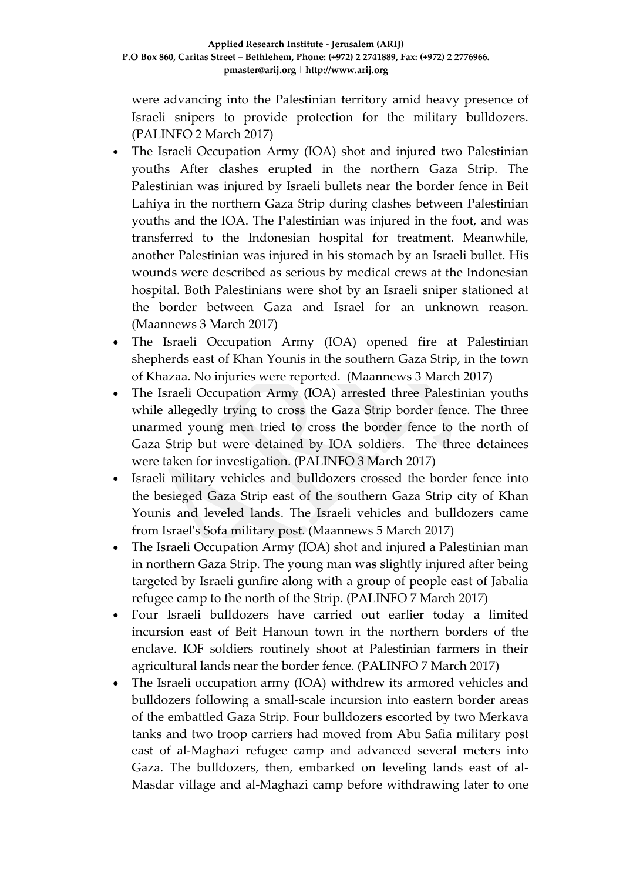were advancing into the Palestinian territory amid heavy presence of Israeli snipers to provide protection for the military bulldozers. (PALINFO 2 March 2017)

- The Israeli Occupation Army (IOA) shot and injured two Palestinian youths After clashes erupted in the northern Gaza Strip. The Palestinian was injured by Israeli bullets near the border fence in Beit Lahiya in the northern Gaza Strip during clashes between Palestinian youths and the IOA. The Palestinian was injured in the foot, and was transferred to the Indonesian hospital for treatment. Meanwhile, another Palestinian was injured in his stomach by an Israeli bullet. His wounds were described as serious by medical crews at the Indonesian hospital. Both Palestinians were shot by an Israeli sniper stationed at the border between Gaza and Israel for an unknown reason. (Maannews 3 March 2017)
- The Israeli Occupation Army (IOA) opened fire at Palestinian shepherds east of Khan Younis in the southern Gaza Strip, in the town of Khazaa. No injuries were reported. (Maannews 3 March 2017)
- The Israeli Occupation Army (IOA) arrested three Palestinian youths while allegedly trying to cross the Gaza Strip border fence. The three unarmed young men tried to cross the border fence to the north of Gaza Strip but were detained by IOA soldiers. The three detainees were taken for investigation. (PALINFO 3 March 2017)
- Israeli military vehicles and bulldozers crossed the border fence into the besieged Gaza Strip east of the southern Gaza Strip city of Khan Younis and leveled lands. The Israeli vehicles and bulldozers came from Israel's Sofa military post. (Maannews 5 March 2017)
- The Israeli Occupation Army (IOA) shot and injured a Palestinian man in northern Gaza Strip. The young man was slightly injured after being targeted by Israeli gunfire along with a group of people east of Jabalia refugee camp to the north of the Strip. (PALINFO 7 March 2017)
- Four Israeli bulldozers have carried out earlier today a limited incursion east of Beit Hanoun town in the northern borders of the enclave. IOF soldiers routinely shoot at Palestinian farmers in their agricultural lands near the border fence. (PALINFO 7 March 2017)
- The Israeli occupation army (IOA) withdrew its armored vehicles and bulldozers following a small-scale incursion into eastern border areas of the embattled Gaza Strip. Four bulldozers escorted by two Merkava tanks and two troop carriers had moved from Abu Safia military post east of al-Maghazi refugee camp and advanced several meters into Gaza. The bulldozers, then, embarked on leveling lands east of al-Masdar village and al-Maghazi camp before withdrawing later to one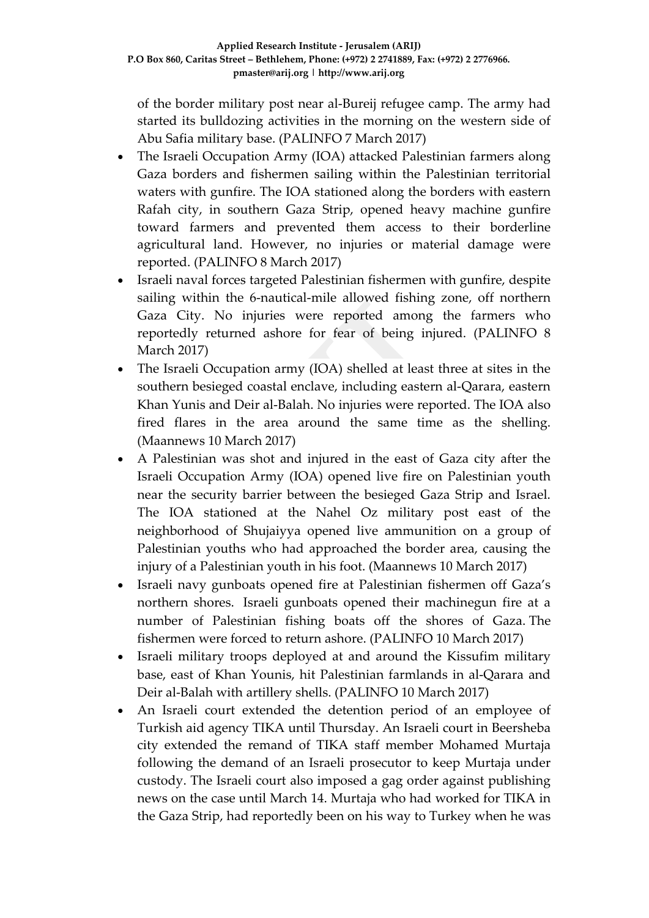of the border military post near al-Bureij refugee camp. The army had started its bulldozing activities in the morning on the western side of Abu Safia military base. (PALINFO 7 March 2017)

- The Israeli Occupation Army (IOA) attacked Palestinian farmers along Gaza borders and fishermen sailing within the Palestinian territorial waters with gunfire. The IOA stationed along the borders with eastern Rafah city, in southern Gaza Strip, opened heavy machine gunfire toward farmers and prevented them access to their borderline agricultural land. However, no injuries or material damage were reported. (PALINFO 8 March 2017)
- Israeli naval forces targeted Palestinian fishermen with gunfire, despite sailing within the 6-nautical-mile allowed fishing zone, off northern Gaza City. No injuries were reported among the farmers who reportedly returned ashore for fear of being injured. (PALINFO 8 March 2017)
- The Israeli Occupation army (IOA) shelled at least three at sites in the southern besieged coastal enclave, including eastern al-Qarara, eastern Khan Yunis and Deir al-Balah. No injuries were reported. The IOA also fired flares in the area around the same time as the shelling. (Maannews 10 March 2017)
- A Palestinian was shot and injured in the east of Gaza city after the Israeli Occupation Army (IOA) opened live fire on Palestinian youth near the security barrier between the besieged Gaza Strip and Israel. The IOA stationed at the Nahel Oz military post east of the neighborhood of Shujaiyya opened live ammunition on a group of Palestinian youths who had approached the border area, causing the injury of a Palestinian youth in his foot. (Maannews 10 March 2017)
- Israeli navy gunboats opened fire at Palestinian fishermen off Gaza's northern shores. Israeli gunboats opened their machinegun fire at a number of Palestinian fishing boats off the shores of Gaza. The fishermen were forced to return ashore. (PALINFO 10 March 2017)
- Israeli military troops deployed at and around the Kissufim military base, east of Khan Younis, hit Palestinian farmlands in al-Qarara and Deir al-Balah with artillery shells. (PALINFO 10 March 2017)
- An Israeli court extended the detention period of an employee of Turkish aid agency TIKA until Thursday. An Israeli court in Beersheba city extended the remand of TIKA staff member Mohamed Murtaja following the demand of an Israeli prosecutor to keep Murtaja under custody. The Israeli court also imposed a gag order against publishing news on the case until March 14. Murtaja who had worked for TIKA in the Gaza Strip, had reportedly been on his way to Turkey when he was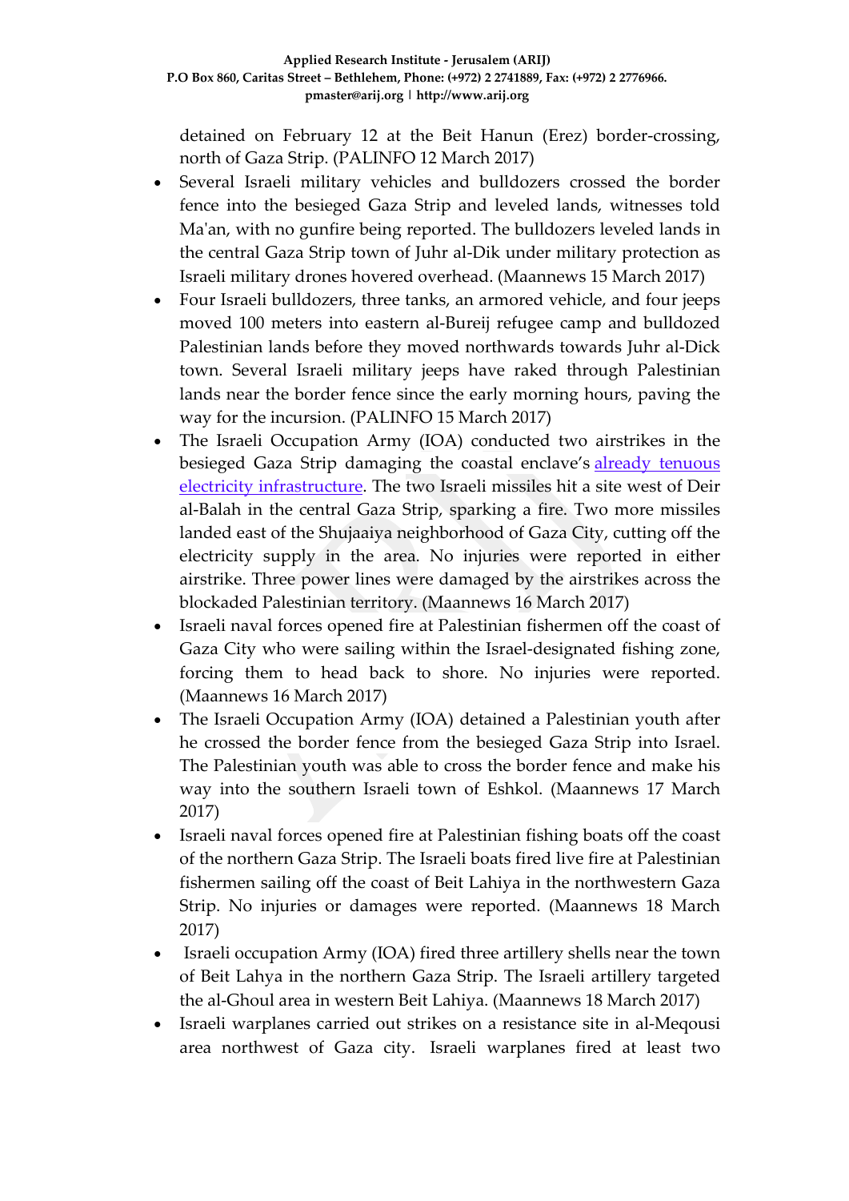detained on February 12 at the Beit Hanun (Erez) border-crossing, north of Gaza Strip. (PALINFO 12 March 2017)

- Several Israeli military vehicles and bulldozers crossed the border fence into the besieged Gaza Strip and leveled lands, witnesses told Ma'an, with no gunfire being reported. The bulldozers leveled lands in the central Gaza Strip town of Juhr al-Dik under military protection as Israeli military drones hovered overhead. (Maannews 15 March 2017)
- Four Israeli bulldozers, three tanks, an armored vehicle, and four jeeps moved 100 meters into eastern al-Bureij refugee camp and bulldozed Palestinian lands before they moved northwards towards Juhr al-Dick town. Several Israeli military jeeps have raked through Palestinian lands near the border fence since the early morning hours, paving the way for the incursion. (PALINFO 15 March 2017)
- The Israeli Occupation Army (IOA) conducted two airstrikes in the besieged Gaza Strip damaging the coastal enclave's already tenuous electricity infrastructure. The two Israeli missiles hit a site west of Deir al-Balah in the central Gaza Strip, sparking a fire. Two more missiles landed east of the Shujaaiya neighborhood of Gaza City, cutting off the electricity supply in the area. No injuries were reported in either airstrike. Three power lines were damaged by the airstrikes across the blockaded Palestinian territory. (Maannews 16 March 2017)
- Israeli naval forces opened fire at Palestinian fishermen off the coast of Gaza City who were sailing within the Israel-designated fishing zone, forcing them to head back to shore. No injuries were reported. (Maannews 16 March 2017)
- The Israeli Occupation Army (IOA) detained a Palestinian youth after he crossed the border fence from the besieged Gaza Strip into Israel. The Palestinian youth was able to cross the border fence and make his way into the southern Israeli town of Eshkol. (Maannews 17 March 2017)
- Israeli naval forces opened fire at Palestinian fishing boats off the coast of the northern Gaza Strip. The Israeli boats fired live fire at Palestinian fishermen sailing off the coast of Beit Lahiya in the northwestern Gaza Strip. No injuries or damages were reported. (Maannews 18 March 2017)
- Israeli occupation Army (IOA) fired three artillery shells near the town of Beit Lahya in the northern Gaza Strip. The Israeli artillery targeted the al-Ghoul area in western Beit Lahiya. (Maannews 18 March 2017)
- Israeli warplanes carried out strikes on a resistance site in al-Meqousi area northwest of Gaza city. Israeli warplanes fired at least two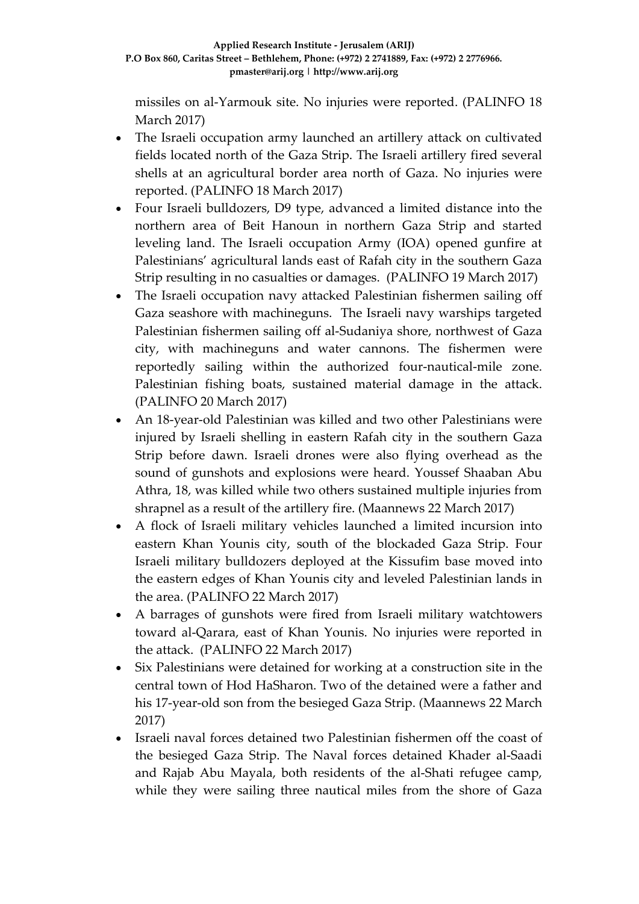missiles on al-Yarmouk site. No injuries were reported. (PALINFO 18 March 2017)

- The Israeli occupation army launched an artillery attack on cultivated fields located north of the Gaza Strip. The Israeli artillery fired several shells at an agricultural border area north of Gaza. No injuries were reported. (PALINFO 18 March 2017)
- Four Israeli bulldozers, D9 type, advanced a limited distance into the northern area of Beit Hanoun in northern Gaza Strip and started leveling land. The Israeli occupation Army (IOA) opened gunfire at Palestinians' agricultural lands east of Rafah city in the southern Gaza Strip resulting in no casualties or damages. (PALINFO 19 March 2017)
- The Israeli occupation navy attacked Palestinian fishermen sailing off Gaza seashore with machineguns. The Israeli navy warships targeted Palestinian fishermen sailing off al-Sudaniya shore, northwest of Gaza city, with machineguns and water cannons. The fishermen were reportedly sailing within the authorized four-nautical-mile zone. Palestinian fishing boats, sustained material damage in the attack. (PALINFO 20 March 2017)
- An 18-year-old Palestinian was killed and two other Palestinians were injured by Israeli shelling in eastern Rafah city in the southern Gaza Strip before dawn. Israeli drones were also flying overhead as the sound of gunshots and explosions were heard. Youssef Shaaban Abu Athra, 18, was killed while two others sustained multiple injuries from shrapnel as a result of the artillery fire. (Maannews 22 March 2017)
- A flock of Israeli military vehicles launched a limited incursion into eastern Khan Younis city, south of the blockaded Gaza Strip. Four Israeli military bulldozers deployed at the Kissufim base moved into the eastern edges of Khan Younis city and leveled Palestinian lands in the area. (PALINFO 22 March 2017)
- A barrages of gunshots were fired from Israeli military watchtowers toward al-Qarara, east of Khan Younis. No injuries were reported in the attack. (PALINFO 22 March 2017)
- Six Palestinians were detained for working at a construction site in the central town of Hod HaSharon. Two of the detained were a father and his 17-year-old son from the besieged Gaza Strip. (Maannews 22 March 2017)
- Israeli naval forces detained two Palestinian fishermen off the coast of the besieged Gaza Strip. The Naval forces detained Khader al-Saadi and Rajab Abu Mayala, both residents of the al-Shati refugee camp, while they were sailing three nautical miles from the shore of Gaza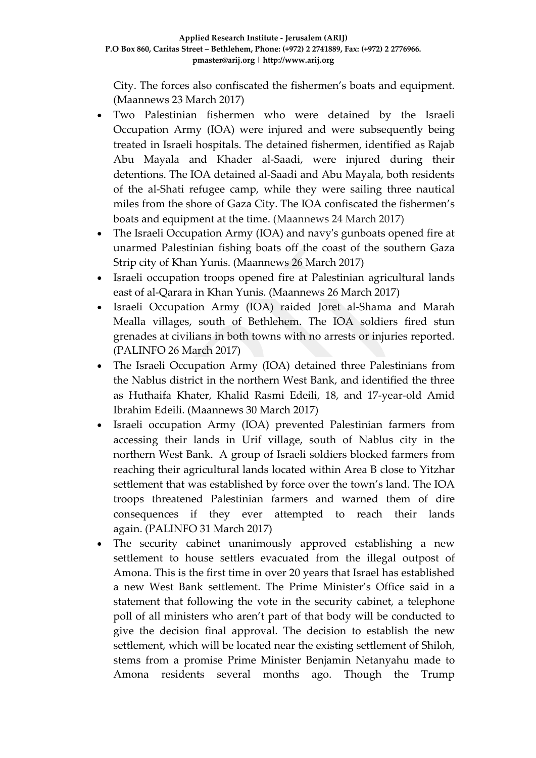City. The forces also confiscated the fishermen's boats and equipment. (Maannews 23 March 2017)

- Two Palestinian fishermen who were detained by the Israeli Occupation Army (IOA) were injured and were subsequently being treated in Israeli hospitals. The detained fishermen, identified as Rajab Abu Mayala and Khader al-Saadi, were injured during their detentions. The IOA detained al-Saadi and Abu Mayala, both residents of the al-Shati refugee camp, while they were sailing three nautical miles from the shore of Gaza City. The IOA confiscated the fishermen's boats and equipment at the time. (Maannews 24 March 2017)
- The Israeli Occupation Army (IOA) and navy's gunboats opened fire at unarmed Palestinian fishing boats off the coast of the southern Gaza Strip city of Khan Yunis. (Maannews 26 March 2017)
- Israeli occupation troops opened fire at Palestinian agricultural lands east of al-Qarara in Khan Yunis. (Maannews 26 March 2017)
- Israeli Occupation Army (IOA) raided Joret al-Shama and Marah Mealla villages, south of Bethlehem. The IOA soldiers fired stun grenades at civilians in both towns with no arrests or injuries reported. (PALINFO 26 March 2017)
- The Israeli Occupation Army (IOA) detained three Palestinians from the Nablus district in the northern West Bank, and identified the three as Huthaifa Khater, Khalid Rasmi Edeili, 18, and 17-year-old Amid Ibrahim Edeili. (Maannews 30 March 2017)
- Israeli occupation Army (IOA) prevented Palestinian farmers from accessing their lands in Urif village, south of Nablus city in the northern West Bank. A group of Israeli soldiers blocked farmers from reaching their agricultural lands located within Area B close to Yitzhar settlement that was established by force over the town's land. The IOA troops threatened Palestinian farmers and warned them of dire consequences if they ever attempted to reach their lands again. (PALINFO 31 March 2017)
- The security cabinet unanimously approved establishing a new settlement to house settlers evacuated from the illegal outpost of Amona. This is the first time in over 20 years that Israel has established a new West Bank settlement. The Prime Minister's Office said in a statement that following the vote in the security cabinet, a telephone poll of all ministers who aren't part of that body will be conducted to give the decision final approval. The decision to establish the new settlement, which will be located near the existing settlement of Shiloh, stems from a promise Prime Minister Benjamin Netanyahu made to Amona residents several months ago. Though the Trump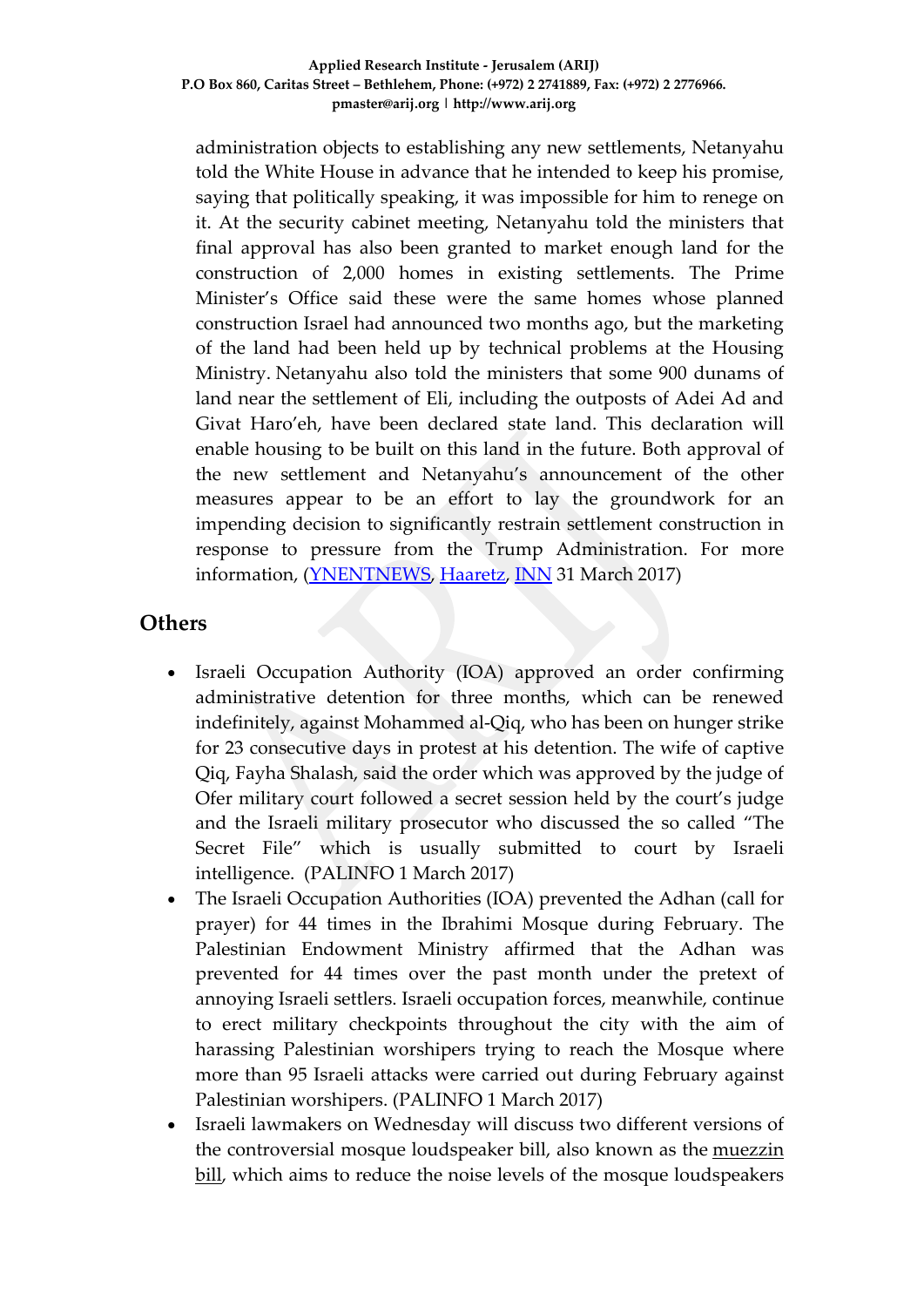administration objects to establishing any new settlements, Netanyahu told the White House in advance that he intended to keep his promise, saying that politically speaking, it was impossible for him to renege on it. At the security cabinet meeting, Netanyahu told the ministers that final approval has also been granted to market enough land for the construction of 2,000 homes in existing settlements. The Prime Minister's Office said these were the same homes whose planned construction Israel had announced two months ago, but the marketing of the land had been held up by technical problems at the Housing Ministry. Netanyahu also told the ministers that some 900 dunams of land near the settlement of Eli, including the outposts of Adei Ad and Givat Haro'eh, have been declared state land. This declaration will enable housing to be built on this land in the future. Both approval of the new settlement and Netanyahu's announcement of the other measures appear to be an effort to lay the groundwork for an impending decision to significantly restrain settlement construction in response to pressure from the Trump Administration. For more information, (YNENTNEWS, Haaretz, INN 31 March 2017)

## Others

- Israeli Occupation Authority (IOA) approved an order confirming administrative detention for three months, which can be renewed indefinitely, against Mohammed al-Qiq, who has been on hunger strike for 23 consecutive days in protest at his detention. The wife of captive Qiq, Fayha Shalash, said the order which was approved by the judge of Ofer military court followed a secret session held by the court's judge and the Israeli military prosecutor who discussed the so called "The Secret File" which is usually submitted to court by Israeli intelligence. (PALINFO 1 March 2017)
- The Israeli Occupation Authorities (IOA) prevented the Adhan (call for prayer) for 44 times in the Ibrahimi Mosque during February. The Palestinian Endowment Ministry affirmed that the Adhan was prevented for 44 times over the past month under the pretext of annoying Israeli settlers. Israeli occupation forces, meanwhile, continue to erect military checkpoints throughout the city with the aim of harassing Palestinian worshipers trying to reach the Mosque where more than 95 Israeli attacks were carried out during February against Palestinian worshipers. (PALINFO 1 March 2017)
- Israeli lawmakers on Wednesday will discuss two different versions of the controversial mosque loudspeaker bill, also known as the muezzin bill, which aims to reduce the noise levels of the mosque loudspeakers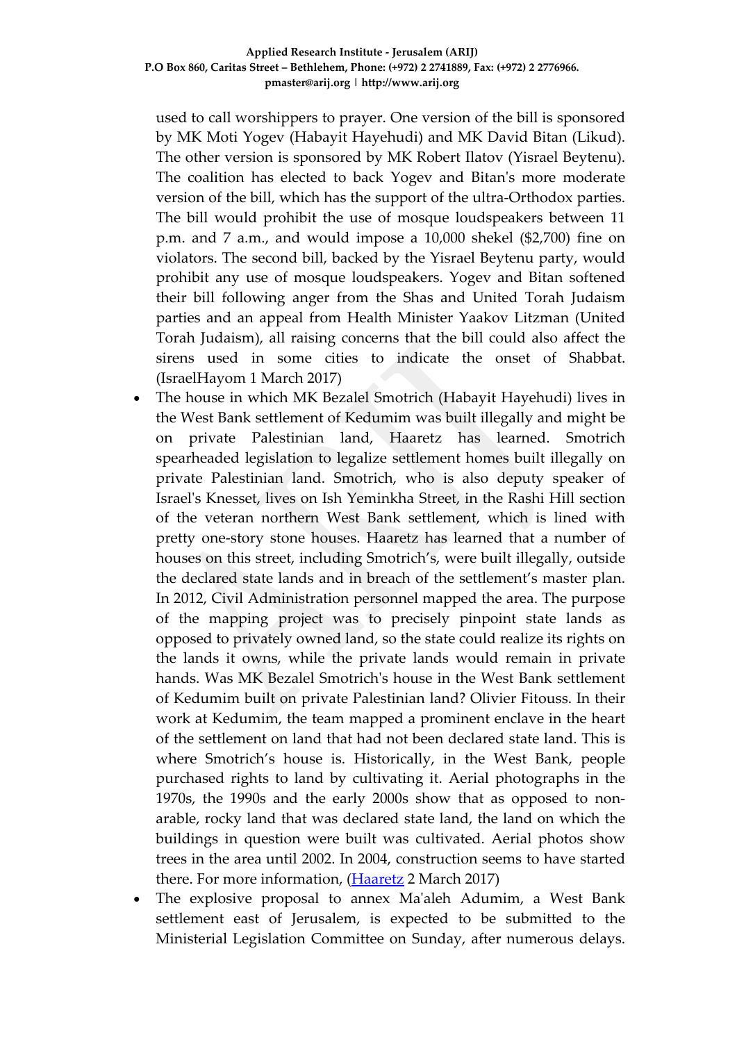used to call worshippers to prayer. One version of the bill is sponsored by MK Moti Yogev (Habayit Hayehudi) and MK David Bitan (Likud). The other version is sponsored by MK Robert Ilatov (Yisrael Beytenu). The coalition has elected to back Yogev and Bitan's more moderate version of the bill, which has the support of the ultra-Orthodox parties. The bill would prohibit the use of mosque loudspeakers between 11 p.m. and 7 a.m., and would impose a 10,000 shekel ($2,700) fine on violators. The second bill, backed by the Yisrael Beytenu party, would prohibit any use of mosque loudspeakers. Yogev and Bitan softened their bill following anger from the Shas and United Torah Judaism parties and an appeal from Health Minister Yaakov Litzman (United Torah Judaism), all raising concerns that the bill could also affect the sirens used in some cities to indicate the onset of Shabbat. (IsraelHayom 1 March 2017)

- The house in which MK Bezalel Smotrich (Habayit Hayehudi) lives in the West Bank settlement of Kedumim was built illegally and might be on private Palestinian land, Haaretz has learned. Smotrich spearheaded legislation to legalize settlement homes built illegally on private Palestinian land. Smotrich, who is also deputy speaker of Israel's Knesset, lives on Ish Yeminkha Street, in the Rashi Hill section of the veteran northern West Bank settlement, which is lined with pretty one-story stone houses. Haaretz has learned that a number of houses on this street, including Smotrich's, were built illegally, outside the declared state lands and in breach of the settlement's master plan. In 2012, Civil Administration personnel mapped the area. The purpose of the mapping project was to precisely pinpoint state lands as opposed to privately owned land, so the state could realize its rights on the lands it owns, while the private lands would remain in private hands. Was MK Bezalel Smotrich's house in the West Bank settlement of Kedumim built on private Palestinian land? Olivier Fitouss. In their work at Kedumim, the team mapped a prominent enclave in the heart of the settlement on land that had not been declared state land. This is where Smotrich's house is. Historically, in the West Bank, people purchased rights to land by cultivating it. Aerial photographs in the 1970s, the 1990s and the early 2000s show that as opposed to non-arable, rocky land that was declared state land, the land on which the buildings in question were built was cultivated. Aerial photos show trees in the area until 2002. In 2004, construction seems to have started there. For more information, (Haaretz 2 March 2017)
- The explosive proposal to annex Ma'aleh Adumim, a West Bank settlement east of Jerusalem, is expected to be submitted to the Ministerial Legislation Committee on Sunday, after numerous delays.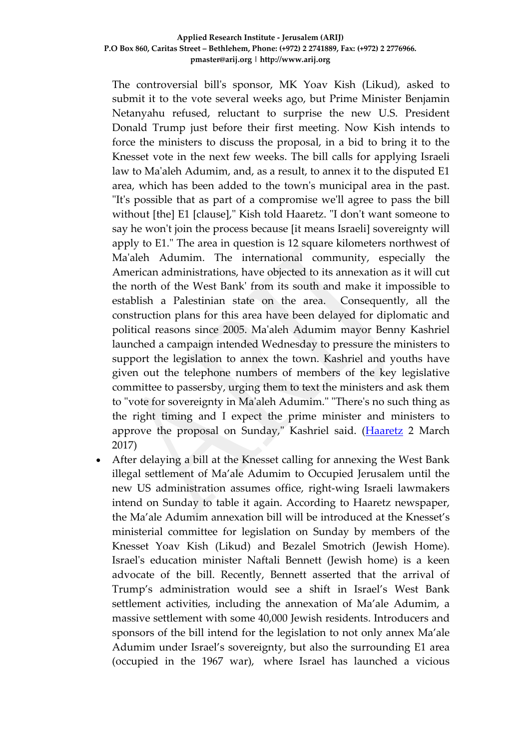The controversial bill's sponsor, MK Yoav Kish (Likud), asked to submit it to the vote several weeks ago, but Prime Minister Benjamin Netanyahu refused, reluctant to surprise the new U.S. President Donald Trump just before their first meeting. Now Kish intends to force the ministers to discuss the proposal, in a bid to bring it to the Knesset vote in the next few weeks. The bill calls for applying Israeli law to Ma'aleh Adumim, and, as a result, to annex it to the disputed E1 area, which has been added to the town's municipal area in the past. "It's possible that as part of a compromise we'll agree to pass the bill without [the] E1 [clause]," Kish told Haaretz. "I don't want someone to say he won't join the process because [it means Israeli] sovereignty will apply to E1." The area in question is 12 square kilometers northwest of Ma'aleh Adumim. The international community, especially the American administrations, have objected to its annexation as it will cut the north of the West Bank' from its south and make it impossible to establish a Palestinian state on the area. Consequently, all the construction plans for this area have been delayed for diplomatic and political reasons since 2005. Ma'aleh Adumim mayor Benny Kashriel launched a campaign intended Wednesday to pressure the ministers to support the legislation to annex the town. Kashriel and youths have given out the telephone numbers of members of the key legislative committee to passersby, urging them to text the ministers and ask them to "vote for sovereignty in Ma'aleh Adumim." "There's no such thing as the right timing and I expect the prime minister and ministers to approve the proposal on Sunday," Kashriel said. (Haaretz 2 March 2017)

- After delaying a bill at the Knesset calling for annexing the West Bank illegal settlement of Ma'ale Adumim to Occupied Jerusalem until the new US administration assumes office, right-wing Israeli lawmakers intend on Sunday to table it again. According to Haaretz newspaper, the Ma'ale Adumim annexation bill will be introduced at the Knesset's ministerial committee for legislation on Sunday by members of the Knesset Yoav Kish (Likud) and Bezalel Smotrich (Jewish Home). Israel's education minister Naftali Bennett (Jewish home) is a keen advocate of the bill. Recently, Bennett asserted that the arrival of Trump's administration would see a shift in Israel's West Bank settlement activities, including the annexation of Ma'ale Adumim, a massive settlement with some 40,000 Jewish residents. Introducers and sponsors of the bill intend for the legislation to not only annex Ma'ale Adumim under Israel's sovereignty, but also the surrounding E1 area (occupied in the 1967 war), where Israel has launched a vicious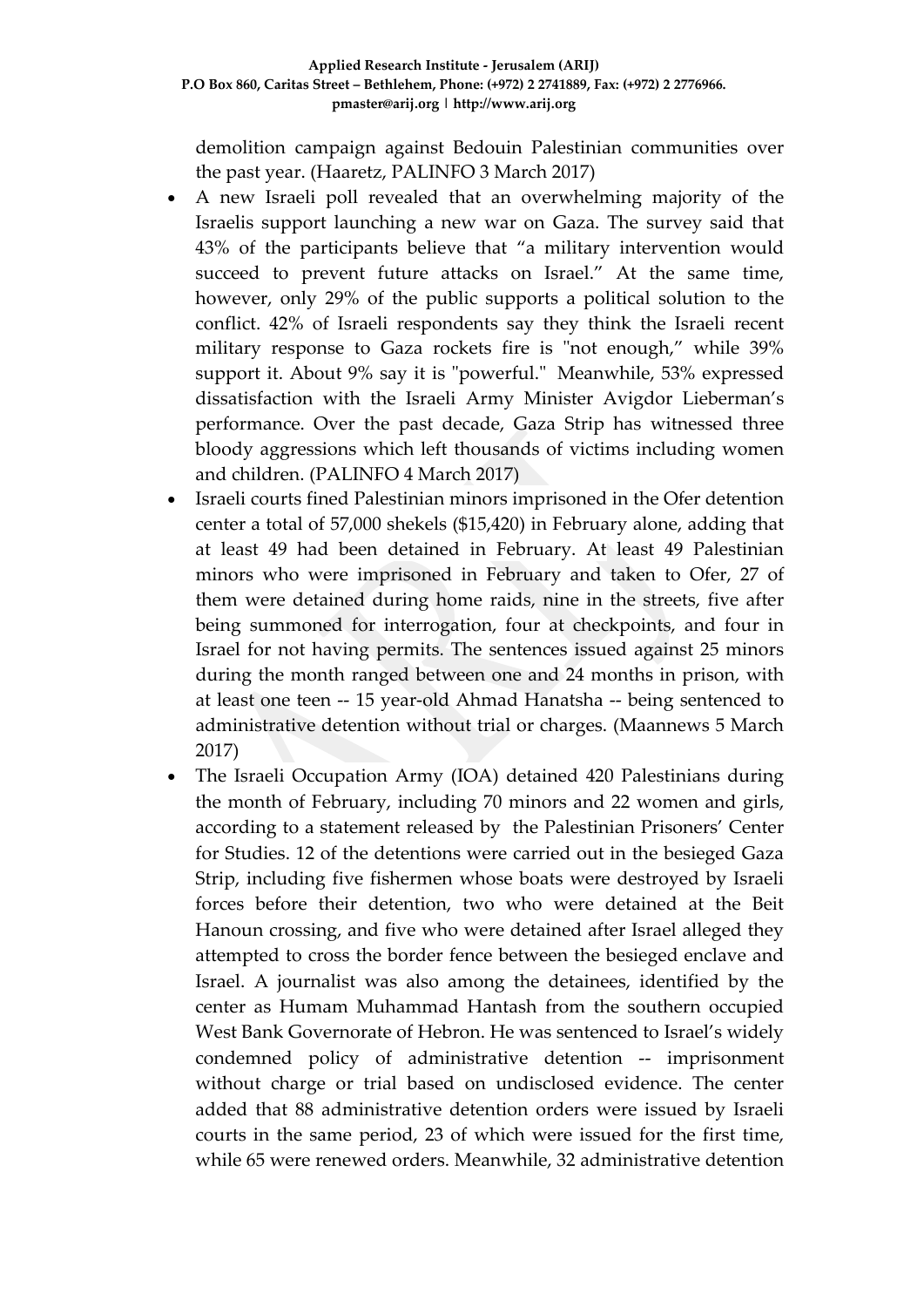demolition campaign against Bedouin Palestinian communities over the past year. (Haaretz, PALINFO 3 March 2017)

- A new Israeli poll revealed that an overwhelming majority of the Israelis support launching a new war on Gaza. The survey said that 43% of the participants believe that "a military intervention would succeed to prevent future attacks on Israel." At the same time, however, only 29% of the public supports a political solution to the conflict. 42% of Israeli respondents say they think the Israeli recent military response to Gaza rockets fire is "not enough," while 39% support it. About 9% say it is "powerful." Meanwhile, 53% expressed dissatisfaction with the Israeli Army Minister Avigdor Lieberman's performance. Over the past decade, Gaza Strip has witnessed three bloody aggressions which left thousands of victims including women and children. (PALINFO 4 March 2017)
- Israeli courts fined Palestinian minors imprisoned in the Ofer detention center a total of 57,000 shekels ($15,420) in February alone, adding that at least 49 had been detained in February. At least 49 Palestinian minors who were imprisoned in February and taken to Ofer, 27 of them were detained during home raids, nine in the streets, five after being summoned for interrogation, four at checkpoints, and four in Israel for not having permits. The sentences issued against 25 minors during the month ranged between one and 24 months in prison, with at least one teen -- 15 year-old Ahmad Hanatsha -- being sentenced to administrative detention without trial or charges. (Maannews 5 March 2017)
- The Israeli Occupation Army (IOA) detained 420 Palestinians during the month of February, including 70 minors and 22 women and girls, according to a statement released by the Palestinian Prisoners' Center for Studies. 12 of the detentions were carried out in the besieged Gaza Strip, including five fishermen whose boats were destroyed by Israeli forces before their detention, two who were detained at the Beit Hanoun crossing, and five who were detained after Israel alleged they attempted to cross the border fence between the besieged enclave and Israel. A journalist was also among the detainees, identified by the center as Humam Muhammad Hantash from the southern occupied West Bank Governorate of Hebron. He was sentenced to Israel's widely condemned policy of administrative detention -- imprisonment without charge or trial based on undisclosed evidence. The center added that 88 administrative detention orders were issued by Israeli courts in the same period, 23 of which were issued for the first time, while 65 were renewed orders. Meanwhile, 32 administrative detention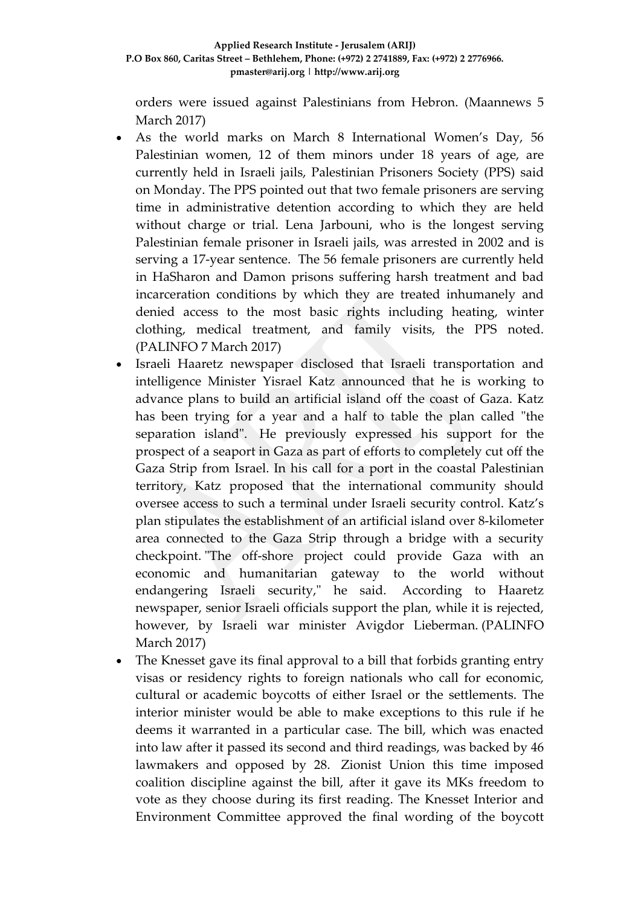orders were issued against Palestinians from Hebron. (Maannews 5 March 2017)

- As the world marks on March 8 International Women's Day, 56 Palestinian women, 12 of them minors under 18 years of age, are currently held in Israeli jails, Palestinian Prisoners Society (PPS) said on Monday. The PPS pointed out that two female prisoners are serving time in administrative detention according to which they are held without charge or trial. Lena Jarbouni, who is the longest serving Palestinian female prisoner in Israeli jails, was arrested in 2002 and is serving a 17-year sentence. The 56 female prisoners are currently held in HaSharon and Damon prisons suffering harsh treatment and bad incarceration conditions by which they are treated inhumanely and denied access to the most basic rights including heating, winter clothing, medical treatment, and family visits, the PPS noted. (PALINFO 7 March 2017)
- Israeli Haaretz newspaper disclosed that Israeli transportation and intelligence Minister Yisrael Katz announced that he is working to advance plans to build an artificial island off the coast of Gaza. Katz has been trying for a year and a half to table the plan called "the separation island". He previously expressed his support for the prospect of a seaport in Gaza as part of efforts to completely cut off the Gaza Strip from Israel. In his call for a port in the coastal Palestinian territory, Katz proposed that the international community should oversee access to such a terminal under Israeli security control. Katz's plan stipulates the establishment of an artificial island over 8-kilometer area connected to the Gaza Strip through a bridge with a security checkpoint. "The off-shore project could provide Gaza with an economic and humanitarian gateway to the world without endangering Israeli security," he said. According to Haaretz newspaper, senior Israeli officials support the plan, while it is rejected, however, by Israeli war minister Avigdor Lieberman. (PALINFO March 2017)
- The Knesset gave its final approval to a bill that forbids granting entry visas or residency rights to foreign nationals who call for economic, cultural or academic boycotts of either Israel or the settlements. The interior minister would be able to make exceptions to this rule if he deems it warranted in a particular case. The bill, which was enacted into law after it passed its second and third readings, was backed by 46 lawmakers and opposed by 28. Zionist Union this time imposed coalition discipline against the bill, after it gave its MKs freedom to vote as they choose during its first reading. The Knesset Interior and Environment Committee approved the final wording of the boycott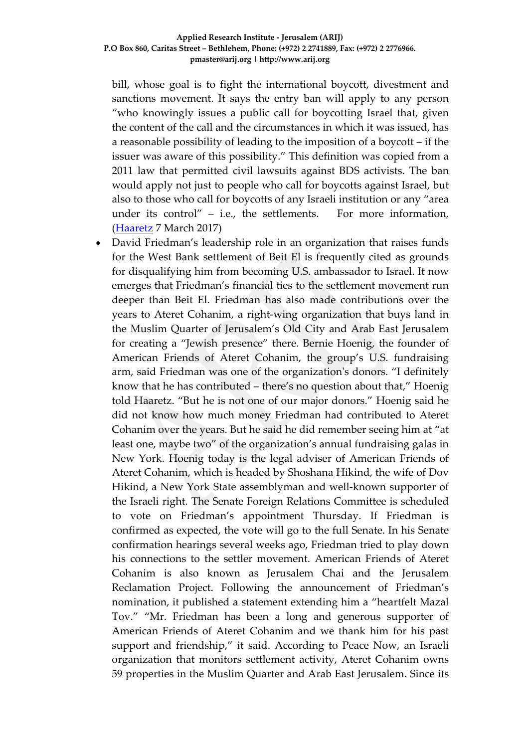bill, whose goal is to fight the international boycott, divestment and sanctions movement. It says the entry ban will apply to any person "who knowingly issues a public call for boycotting Israel that, given the content of the call and the circumstances in which it was issued, has a reasonable possibility of leading to the imposition of a boycott – if the issuer was aware of this possibility." This definition was copied from a 2011 law that permitted civil lawsuits against BDS activists. The ban would apply not just to people who call for boycotts against Israel, but also to those who call for boycotts of any Israeli institution or any "area under its control" – i.e., the settlements. For more information, (Haaretz 7 March 2017)

- David Friedman's leadership role in an organization that raises funds for the West Bank settlement of Beit El is frequently cited as grounds for disqualifying him from becoming U.S. ambassador to Israel. It now emerges that Friedman's financial ties to the settlement movement run deeper than Beit El. Friedman has also made contributions over the years to Ateret Cohanim, a right-wing organization that buys land in the Muslim Quarter of Jerusalem's Old City and Arab East Jerusalem for creating a "Jewish presence" there. Bernie Hoenig, the founder of American Friends of Ateret Cohanim, the group's U.S. fundraising arm, said Friedman was one of the organization's donors. "I definitely know that he has contributed – there's no question about that," Hoenig told Haaretz. "But he is not one of our major donors." Hoenig said he did not know how much money Friedman had contributed to Ateret Cohanim over the years. But he said he did remember seeing him at "at least one, maybe two" of the organization's annual fundraising galas in New York. Hoenig today is the legal adviser of American Friends of Ateret Cohanim, which is headed by Shoshana Hikind, the wife of Dov Hikind, a New York State assemblyman and well-known supporter of the Israeli right. The Senate Foreign Relations Committee is scheduled to vote on Friedman's appointment Thursday. If Friedman is confirmed as expected, the vote will go to the full Senate. In his Senate confirmation hearings several weeks ago, Friedman tried to play down his connections to the settler movement. American Friends of Ateret Cohanim is also known as Jerusalem Chai and the Jerusalem Reclamation Project. Following the announcement of Friedman's nomination, it published a statement extending him a "heartfelt Mazal Tov." "Mr. Friedman has been a long and generous supporter of American Friends of Ateret Cohanim and we thank him for his past support and friendship," it said. According to Peace Now, an Israeli organization that monitors settlement activity, Ateret Cohanim owns 59 properties in the Muslim Quarter and Arab East Jerusalem. Since its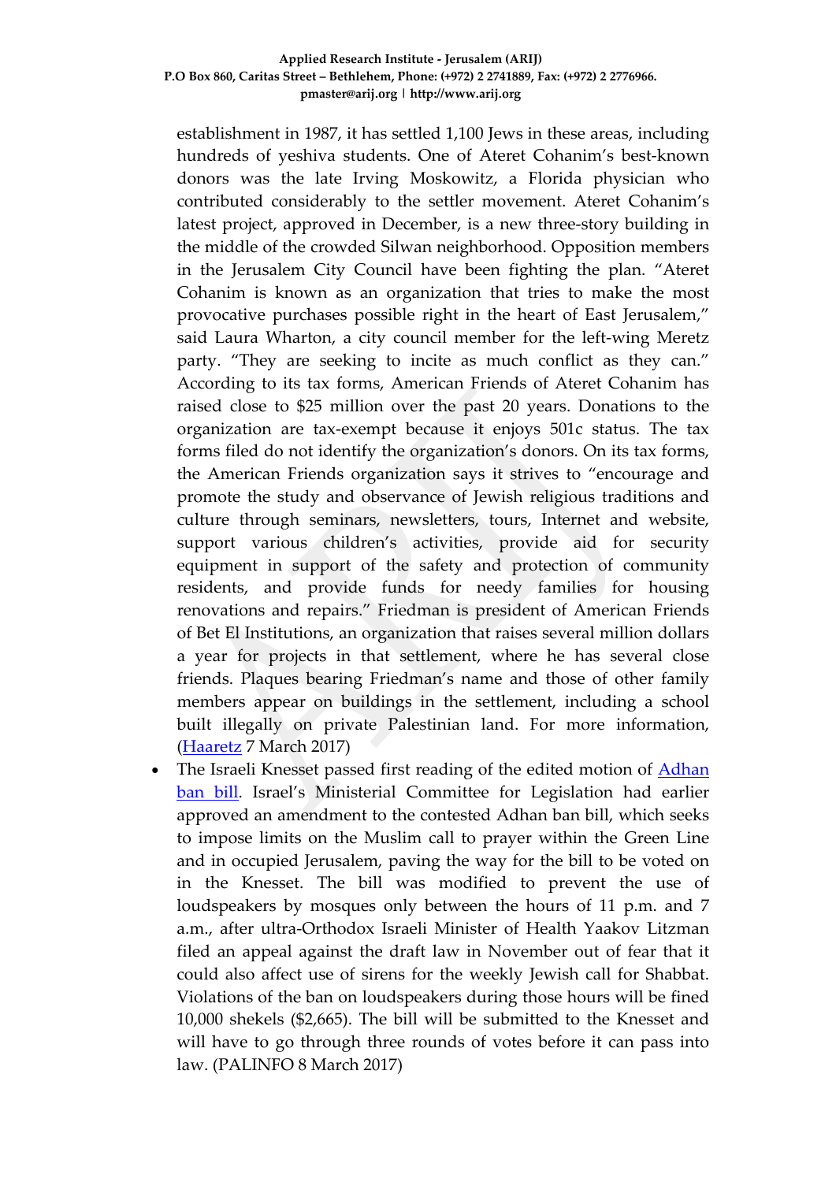establishment in 1987, it has settled 1,100 Jews in these areas, including hundreds of yeshiva students. One of Ateret Cohanim's best-known donors was the late Irving Moskowitz, a Florida physician who contributed considerably to the settler movement. Ateret Cohanim's latest project, approved in December, is a new three-story building in the middle of the crowded Silwan neighborhood. Opposition members in the Jerusalem City Council have been fighting the plan. "Ateret Cohanim is known as an organization that tries to make the most provocative purchases possible right in the heart of East Jerusalem," said Laura Wharton, a city council member for the left-wing Meretz party. "They are seeking to incite as much conflict as they can." According to its tax forms, American Friends of Ateret Cohanim has raised close to $25 million over the past 20 years. Donations to the organization are tax-exempt because it enjoys 501c status. The tax forms filed do not identify the organization's donors. On its tax forms, the American Friends organization says it strives to "encourage and promote the study and observance of Jewish religious traditions and culture through seminars, newsletters, tours, Internet and website, support various children's activities, provide aid for security equipment in support of the safety and protection of community residents, and provide funds for needy families for housing renovations and repairs." Friedman is president of American Friends of Bet El Institutions, an organization that raises several million dollars a year for projects in that settlement, where he has several close friends. Plaques bearing Friedman's name and those of other family members appear on buildings in the settlement, including a school built illegally on private Palestinian land. For more information, (Haaretz 7 March 2017)

- The Israeli Knesset passed first reading of the edited motion of Adhan ban bill. Israel's Ministerial Committee for Legislation had earlier approved an amendment to the contested Adhan ban bill, which seeks to impose limits on the Muslim call to prayer within the Green Line and in occupied Jerusalem, paving the way for the bill to be voted on in the Knesset. The bill was modified to prevent the use of loudspeakers by mosques only between the hours of 11 p.m. and 7 a.m., after ultra-Orthodox Israeli Minister of Health Yaakov Litzman filed an appeal against the draft law in November out of fear that it could also affect use of sirens for the weekly Jewish call for Shabbat. Violations of the ban on loudspeakers during those hours will be fined 10,000 shekels ($2,665). The bill will be submitted to the Knesset and will have to go through three rounds of votes before it can pass into law. (PALINFO 8 March 2017)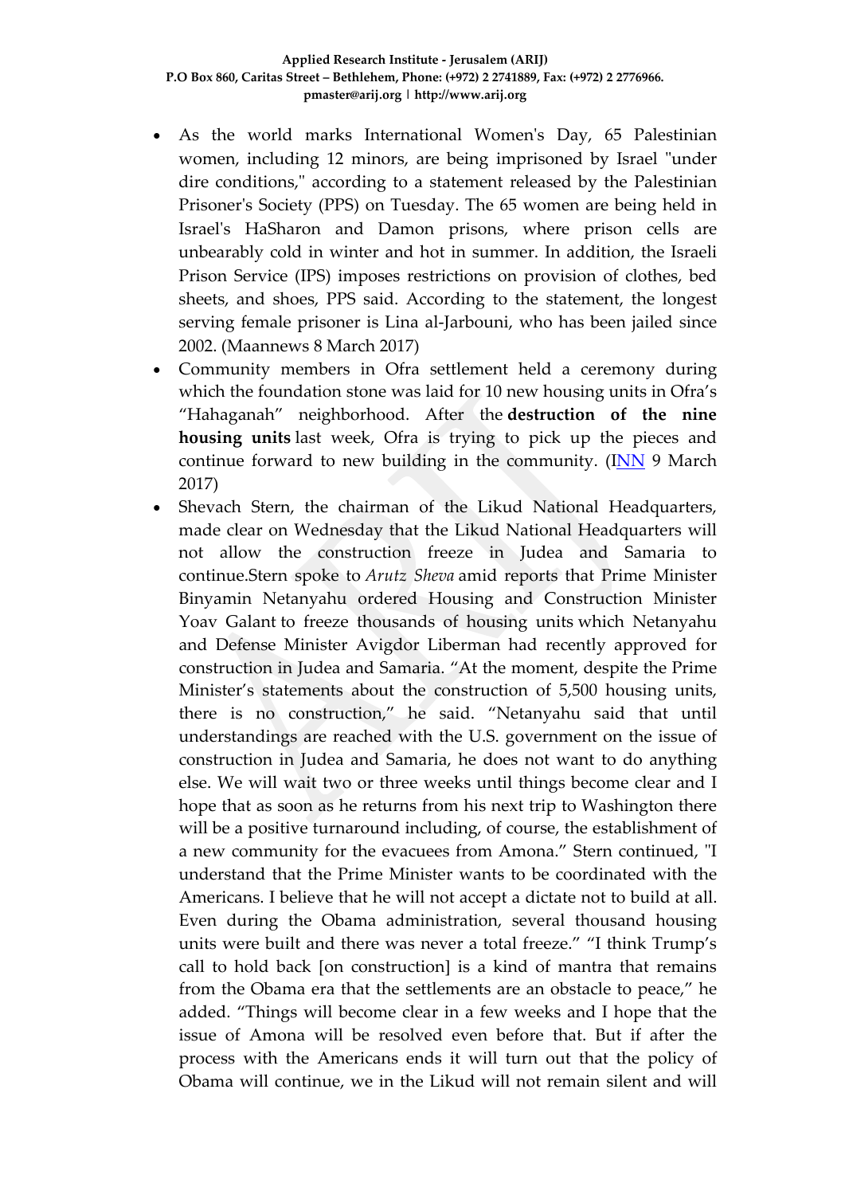- As the world marks International Women's Day, 65 Palestinian women, including 12 minors, are being imprisoned by Israel "under dire conditions," according to a statement released by the Palestinian Prisoner's Society (PPS) on Tuesday. The 65 women are being held in Israel's HaSharon and Damon prisons, where prison cells are unbearably cold in winter and hot in summer. In addition, the Israeli Prison Service (IPS) imposes restrictions on provision of clothes, bed sheets, and shoes, PPS said. According to the statement, the longest serving female prisoner is Lina al-Jarbouni, who has been jailed since 2002. (Maannews 8 March 2017)
- Community members in Ofra settlement held a ceremony during which the foundation stone was laid for 10 new housing units in Ofra's "Hahaganah" neighborhood. After the **destruction of the nine housing units** last week, Ofra is trying to pick up the pieces and continue forward to new building in the community. (INN 9 March 2017)
- Shevach Stern, the chairman of the Likud National Headquarters, made clear on Wednesday that the Likud National Headquarters will not allow the construction freeze in Judea and Samaria to continue.Stern spoke to *Arutz Sheva* amid reports that Prime Minister Binyamin Netanyahu ordered Housing and Construction Minister Yoav Galant to freeze thousands of housing units which Netanyahu and Defense Minister Avigdor Liberman had recently approved for construction in Judea and Samaria. "At the moment, despite the Prime Minister's statements about the construction of 5,500 housing units, there is no construction," he said. "Netanyahu said that until understandings are reached with the U.S. government on the issue of construction in Judea and Samaria, he does not want to do anything else. We will wait two or three weeks until things become clear and I hope that as soon as he returns from his next trip to Washington there will be a positive turnaround including, of course, the establishment of a new community for the evacuees from Amona." Stern continued, "I understand that the Prime Minister wants to be coordinated with the Americans. I believe that he will not accept a dictate not to build at all. Even during the Obama administration, several thousand housing units were built and there was never a total freeze." "I think Trump's call to hold back [on construction] is a kind of mantra that remains from the Obama era that the settlements are an obstacle to peace," he added. "Things will become clear in a few weeks and I hope that the issue of Amona will be resolved even before that. But if after the process with the Americans ends it will turn out that the policy of Obama will continue, we in the Likud will not remain silent and will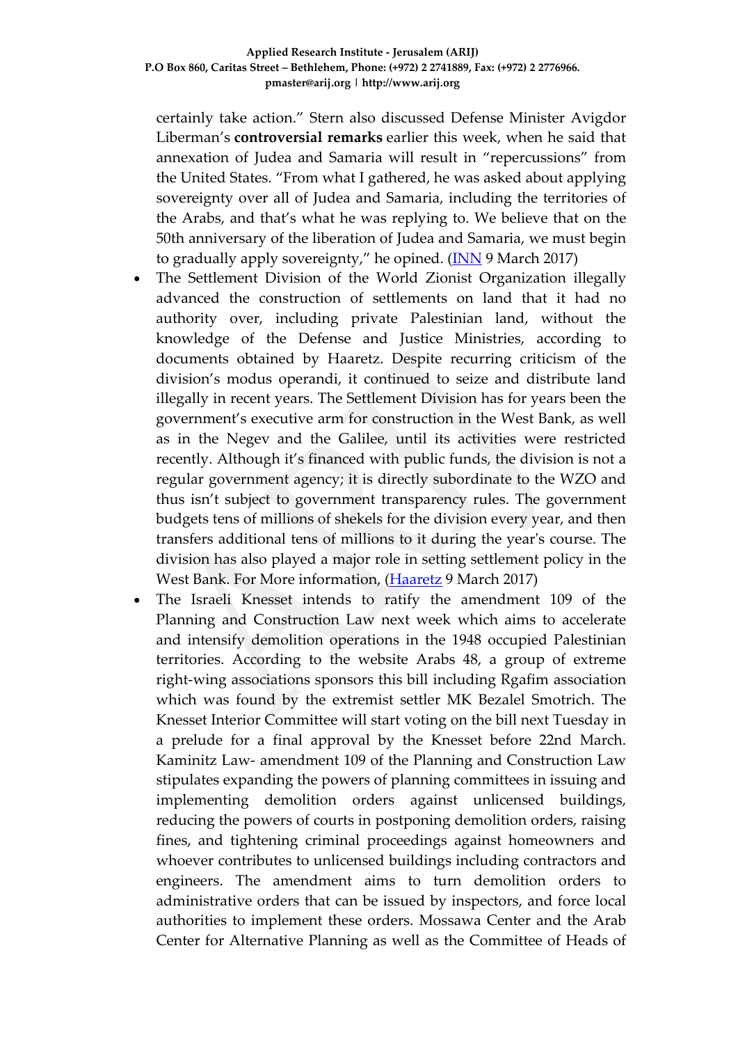certainly take action." Stern also discussed Defense Minister Avigdor Liberman's **controversial remarks** earlier this week, when he said that annexation of Judea and Samaria will result in "repercussions" from the United States. "From what I gathered, he was asked about applying sovereignty over all of Judea and Samaria, including the territories of the Arabs, and that's what he was replying to. We believe that on the 50th anniversary of the liberation of Judea and Samaria, we must begin to gradually apply sovereignty," he opined. (INN 9 March 2017)

- The Settlement Division of the World Zionist Organization illegally advanced the construction of settlements on land that it had no authority over, including private Palestinian land, without the knowledge of the Defense and Justice Ministries, according to documents obtained by Haaretz. Despite recurring criticism of the division's modus operandi, it continued to seize and distribute land illegally in recent years. The Settlement Division has for years been the government's executive arm for construction in the West Bank, as well as in the Negev and the Galilee, until its activities were restricted recently. Although it's financed with public funds, the division is not a regular government agency; it is directly subordinate to the WZO and thus isn't subject to government transparency rules. The government budgets tens of millions of shekels for the division every year, and then transfers additional tens of millions to it during the year's course. The division has also played a major role in setting settlement policy in the West Bank. For More information, (Haaretz 9 March 2017)
- The Israeli Knesset intends to ratify the amendment 109 of the Planning and Construction Law next week which aims to accelerate and intensify demolition operations in the 1948 occupied Palestinian territories. According to the website Arabs 48, a group of extreme right-wing associations sponsors this bill including Rgafim association which was found by the extremist settler MK Bezalel Smotrich. The Knesset Interior Committee will start voting on the bill next Tuesday in a prelude for a final approval by the Knesset before 22nd March. Kaminitz Law- amendment 109 of the Planning and Construction Law stipulates expanding the powers of planning committees in issuing and implementing demolition orders against unlicensed buildings, reducing the powers of courts in postponing demolition orders, raising fines, and tightening criminal proceedings against homeowners and whoever contributes to unlicensed buildings including contractors and engineers. The amendment aims to turn demolition orders to administrative orders that can be issued by inspectors, and force local authorities to implement these orders. Mossawa Center and the Arab Center for Alternative Planning as well as the Committee of Heads of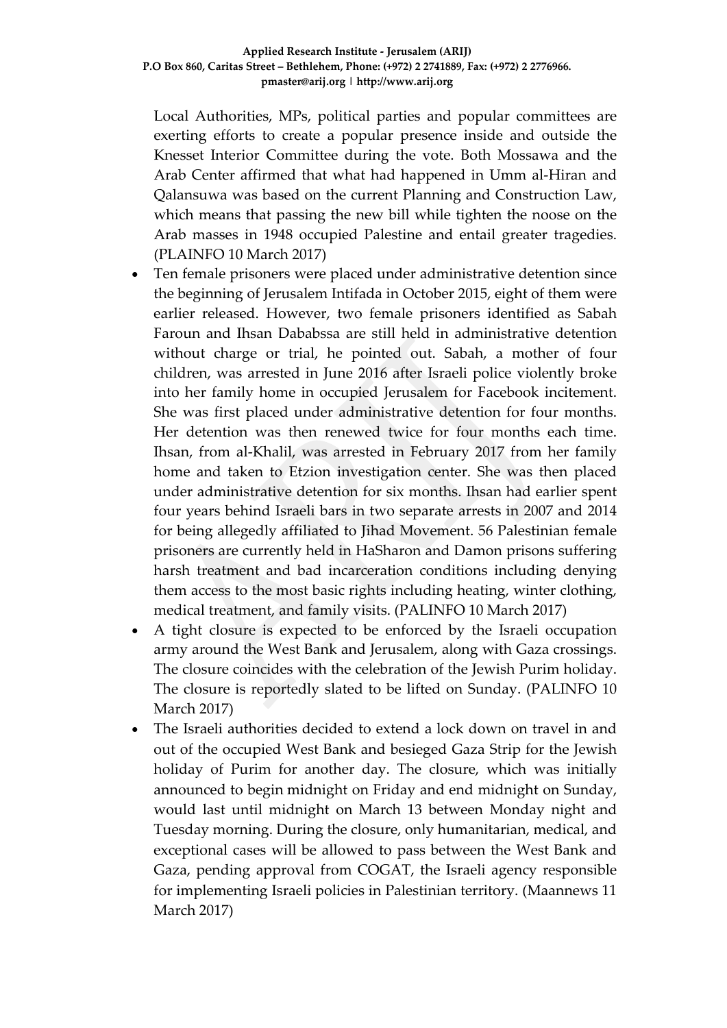Local Authorities, MPs, political parties and popular committees are exerting efforts to create a popular presence inside and outside the Knesset Interior Committee during the vote. Both Mossawa and the Arab Center affirmed that what had happened in Umm al-Hiran and Qalansuwa was based on the current Planning and Construction Law, which means that passing the new bill while tighten the noose on the Arab masses in 1948 occupied Palestine and entail greater tragedies. (PLAINFO 10 March 2017)

- Ten female prisoners were placed under administrative detention since the beginning of Jerusalem Intifada in October 2015, eight of them were earlier released. However, two female prisoners identified as Sabah Faroun and Ihsan Dababssa are still held in administrative detention without charge or trial, he pointed out. Sabah, a mother of four children, was arrested in June 2016 after Israeli police violently broke into her family home in occupied Jerusalem for Facebook incitement. She was first placed under administrative detention for four months. Her detention was then renewed twice for four months each time. Ihsan, from al-Khalil, was arrested in February 2017 from her family home and taken to Etzion investigation center. She was then placed under administrative detention for six months. Ihsan had earlier spent four years behind Israeli bars in two separate arrests in 2007 and 2014 for being allegedly affiliated to Jihad Movement. 56 Palestinian female prisoners are currently held in HaSharon and Damon prisons suffering harsh treatment and bad incarceration conditions including denying them access to the most basic rights including heating, winter clothing, medical treatment, and family visits. (PALINFO 10 March 2017)
- A tight closure is expected to be enforced by the Israeli occupation army around the West Bank and Jerusalem, along with Gaza crossings. The closure coincides with the celebration of the Jewish Purim holiday. The closure is reportedly slated to be lifted on Sunday. (PALINFO 10 March 2017)
- The Israeli authorities decided to extend a lock down on travel in and out of the occupied West Bank and besieged Gaza Strip for the Jewish holiday of Purim for another day. The closure, which was initially announced to begin midnight on Friday and end midnight on Sunday, would last until midnight on March 13 between Monday night and Tuesday morning. During the closure, only humanitarian, medical, and exceptional cases will be allowed to pass between the West Bank and Gaza, pending approval from COGAT, the Israeli agency responsible for implementing Israeli policies in Palestinian territory. (Maannews 11 March 2017)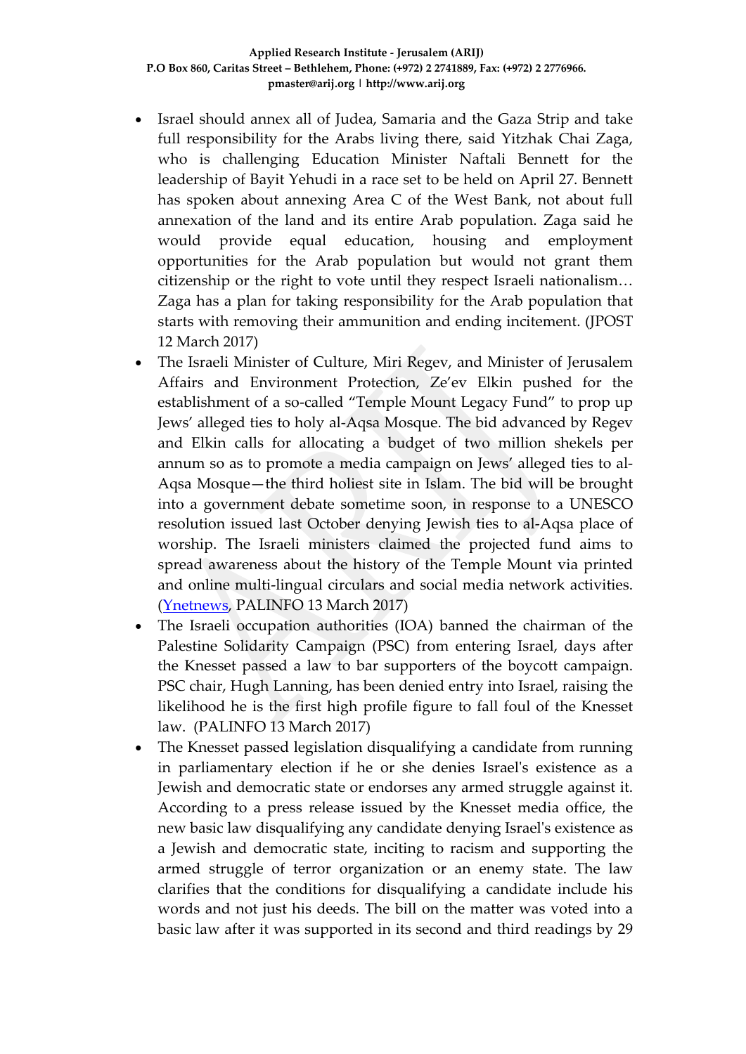- Israel should annex all of Judea, Samaria and the Gaza Strip and take full responsibility for the Arabs living there, said Yitzhak Chai Zaga, who is challenging Education Minister Naftali Bennett for the leadership of Bayit Yehudi in a race set to be held on April 27. Bennett has spoken about annexing Area C of the West Bank, not about full annexation of the land and its entire Arab population. Zaga said he would provide equal education, housing and employment opportunities for the Arab population but would not grant them citizenship or the right to vote until they respect Israeli nationalism… Zaga has a plan for taking responsibility for the Arab population that starts with removing their ammunition and ending incitement. (JPOST 12 March 2017)
- The Israeli Minister of Culture, Miri Regev, and Minister of Jerusalem Affairs and Environment Protection, Ze'ev Elkin pushed for the establishment of a so-called "Temple Mount Legacy Fund" to prop up Jews' alleged ties to holy al-Aqsa Mosque. The bid advanced by Regev and Elkin calls for allocating a budget of two million shekels per annum so as to promote a media campaign on Jews' alleged ties to al-Aqsa Mosque—the third holiest site in Islam. The bid will be brought into a government debate sometime soon, in response to a UNESCO resolution issued last October denying Jewish ties to al-Aqsa place of worship. The Israeli ministers claimed the projected fund aims to spread awareness about the history of the Temple Mount via printed and online multi-lingual circulars and social media network activities. (Ynetnews, PALINFO 13 March 2017)
- The Israeli occupation authorities (IOA) banned the chairman of the Palestine Solidarity Campaign (PSC) from entering Israel, days after the Knesset passed a law to bar supporters of the boycott campaign. PSC chair, Hugh Lanning, has been denied entry into Israel, raising the likelihood he is the first high profile figure to fall foul of the Knesset law. (PALINFO 13 March 2017)
- The Knesset passed legislation disqualifying a candidate from running in parliamentary election if he or she denies Israel's existence as a Jewish and democratic state or endorses any armed struggle against it. According to a press release issued by the Knesset media office, the new basic law disqualifying any candidate denying Israel's existence as a Jewish and democratic state, inciting to racism and supporting the armed struggle of terror organization or an enemy state. The law clarifies that the conditions for disqualifying a candidate include his words and not just his deeds. The bill on the matter was voted into a basic law after it was supported in its second and third readings by 29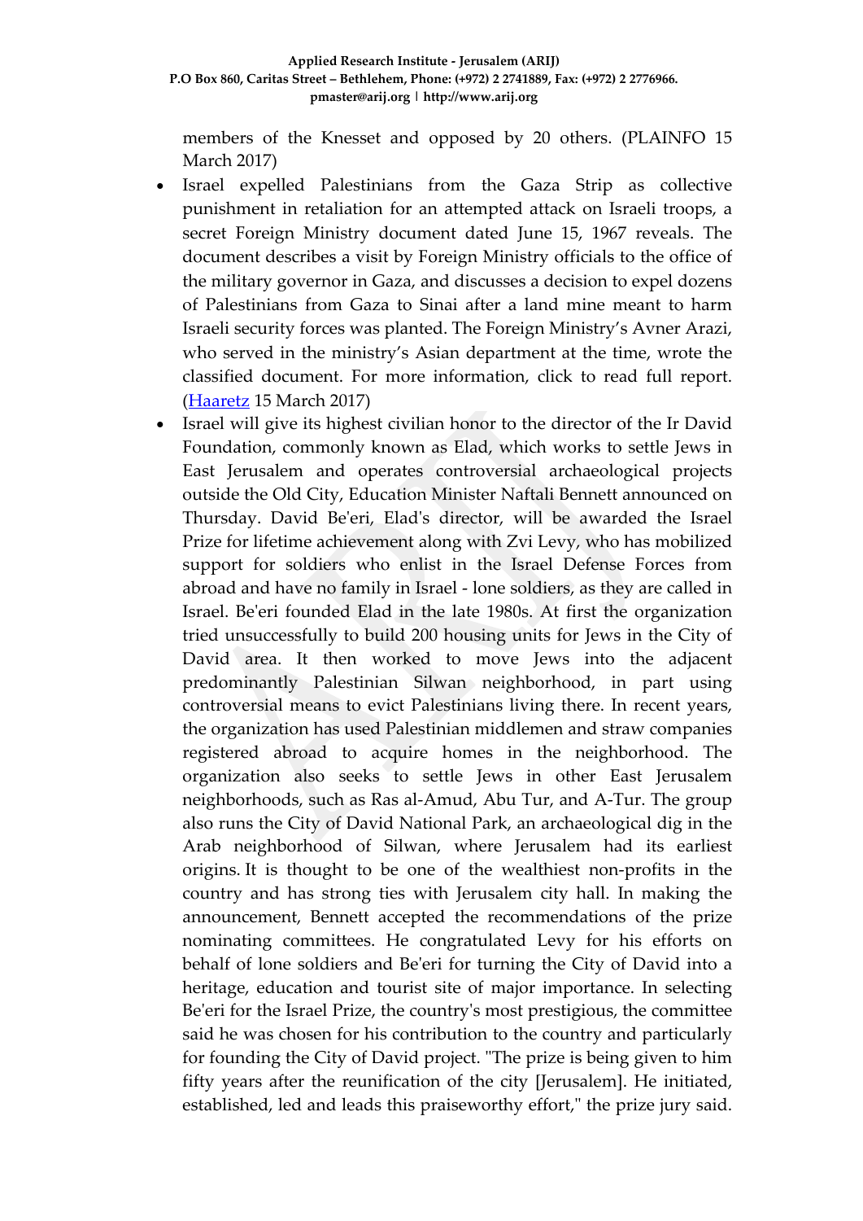members of the Knesset and opposed by 20 others. (PLAINFO 15 March 2017)

- Israel expelled Palestinians from the Gaza Strip as collective punishment in retaliation for an attempted attack on Israeli troops, a secret Foreign Ministry document dated June 15, 1967 reveals. The document describes a visit by Foreign Ministry officials to the office of the military governor in Gaza, and discusses a decision to expel dozens of Palestinians from Gaza to Sinai after a land mine meant to harm Israeli security forces was planted. The Foreign Ministry's Avner Arazi, who served in the ministry's Asian department at the time, wrote the classified document. For more information, click to read full report. (Haaretz 15 March 2017)
- Israel will give its highest civilian honor to the director of the Ir David Foundation, commonly known as Elad, which works to settle Jews in East Jerusalem and operates controversial archaeological projects outside the Old City, Education Minister Naftali Bennett announced on Thursday. David Be'eri, Elad's director, will be awarded the Israel Prize for lifetime achievement along with Zvi Levy, who has mobilized support for soldiers who enlist in the Israel Defense Forces from abroad and have no family in Israel - lone soldiers, as they are called in Israel. Be'eri founded Elad in the late 1980s. At first the organization tried unsuccessfully to build 200 housing units for Jews in the City of David area. It then worked to move Jews into the adjacent predominantly Palestinian Silwan neighborhood, in part using controversial means to evict Palestinians living there. In recent years, the organization has used Palestinian middlemen and straw companies registered abroad to acquire homes in the neighborhood. The organization also seeks to settle Jews in other East Jerusalem neighborhoods, such as Ras al-Amud, Abu Tur, and A-Tur. The group also runs the City of David National Park, an archaeological dig in the Arab neighborhood of Silwan, where Jerusalem had its earliest origins. It is thought to be one of the wealthiest non-profits in the country and has strong ties with Jerusalem city hall. In making the announcement, Bennett accepted the recommendations of the prize nominating committees. He congratulated Levy for his efforts on behalf of lone soldiers and Be'eri for turning the City of David into a heritage, education and tourist site of major importance. In selecting Be'eri for the Israel Prize, the country's most prestigious, the committee said he was chosen for his contribution to the country and particularly for founding the City of David project. "The prize is being given to him fifty years after the reunification of the city [Jerusalem]. He initiated, established, led and leads this praiseworthy effort," the prize jury said.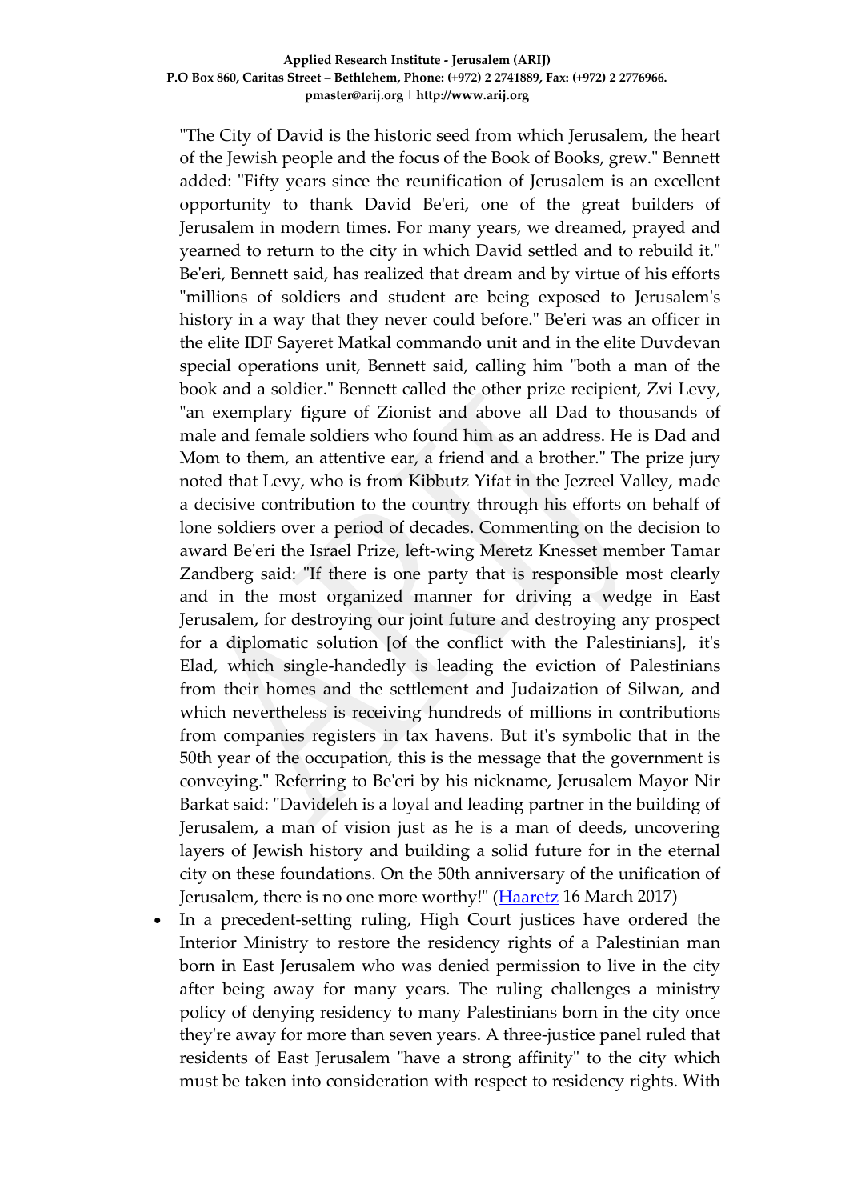"The City of David is the historic seed from which Jerusalem, the heart of the Jewish people and the focus of the Book of Books, grew." Bennett added: "Fifty years since the reunification of Jerusalem is an excellent opportunity to thank David Be'eri, one of the great builders of Jerusalem in modern times. For many years, we dreamed, prayed and yearned to return to the city in which David settled and to rebuild it." Be'eri, Bennett said, has realized that dream and by virtue of his efforts "millions of soldiers and student are being exposed to Jerusalem's history in a way that they never could before." Be'eri was an officer in the elite IDF Sayeret Matkal commando unit and in the elite Duvdevan special operations unit, Bennett said, calling him "both a man of the book and a soldier." Bennett called the other prize recipient, Zvi Levy, "an exemplary figure of Zionist and above all Dad to thousands of male and female soldiers who found him as an address. He is Dad and Mom to them, an attentive ear, a friend and a brother." The prize jury noted that Levy, who is from Kibbutz Yifat in the Jezreel Valley, made a decisive contribution to the country through his efforts on behalf of lone soldiers over a period of decades. Commenting on the decision to award Be'eri the Israel Prize, left-wing Meretz Knesset member Tamar Zandberg said: "If there is one party that is responsible most clearly and in the most organized manner for driving a wedge in East Jerusalem, for destroying our joint future and destroying any prospect for a diplomatic solution [of the conflict with the Palestinians], it's Elad, which single-handedly is leading the eviction of Palestinians from their homes and the settlement and Judaization of Silwan, and which nevertheless is receiving hundreds of millions in contributions from companies registers in tax havens. But it's symbolic that in the 50th year of the occupation, this is the message that the government is conveying." Referring to Be'eri by his nickname, Jerusalem Mayor Nir Barkat said: "Davideleh is a loyal and leading partner in the building of Jerusalem, a man of vision just as he is a man of deeds, uncovering layers of Jewish history and building a solid future for in the eternal city on these foundations. On the 50th anniversary of the unification of Jerusalem, there is no one more worthy!" (Haaretz 16 March 2017)

- In a precedent-setting ruling, High Court justices have ordered the Interior Ministry to restore the residency rights of a Palestinian man born in East Jerusalem who was denied permission to live in the city after being away for many years. The ruling challenges a ministry policy of denying residency to many Palestinians born in the city once they're away for more than seven years. A three-justice panel ruled that residents of East Jerusalem "have a strong affinity" to the city which must be taken into consideration with respect to residency rights. With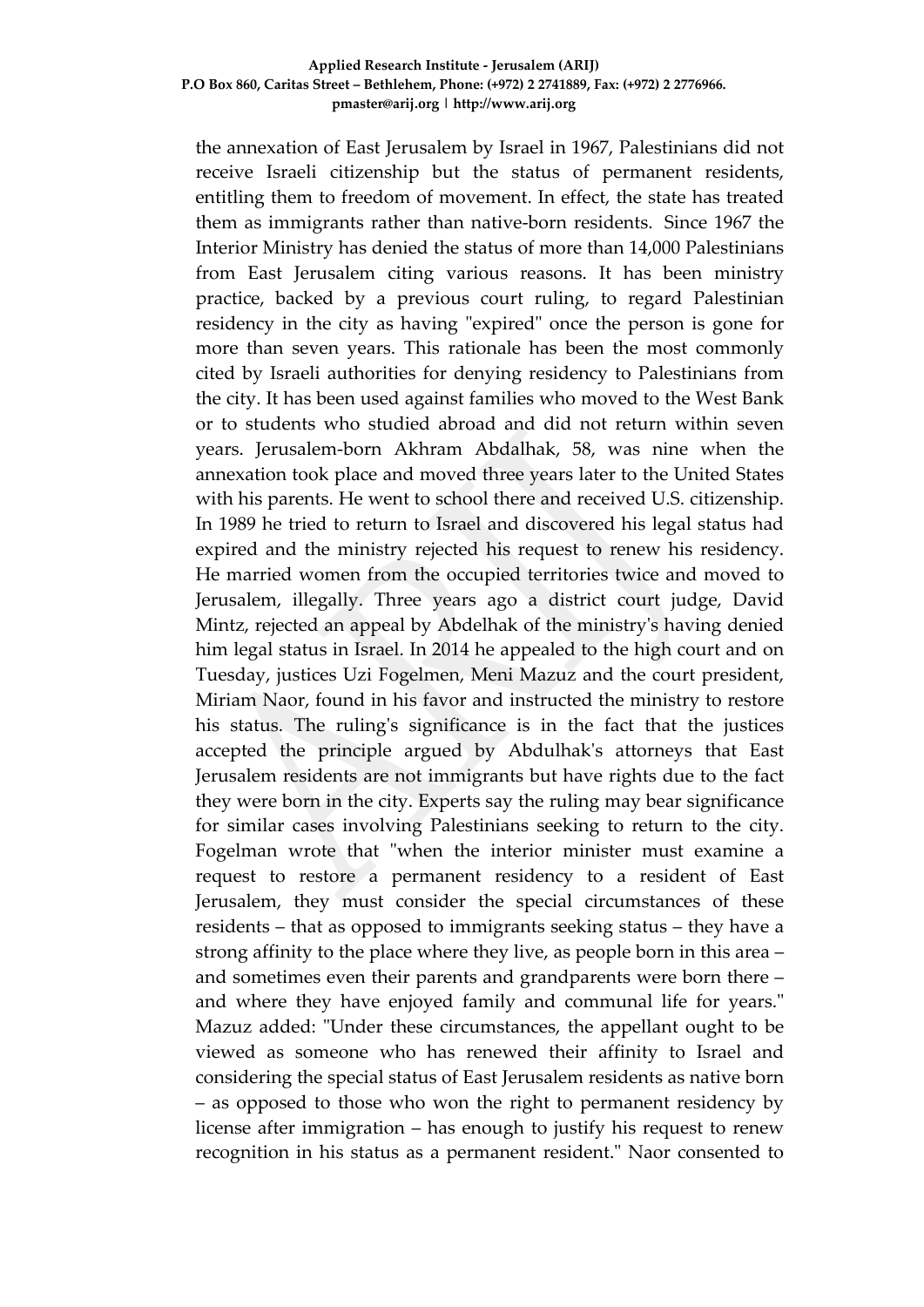the annexation of East Jerusalem by Israel in 1967, Palestinians did not receive Israeli citizenship but the status of permanent residents, entitling them to freedom of movement. In effect, the state has treated them as immigrants rather than native-born residents. Since 1967 the Interior Ministry has denied the status of more than 14,000 Palestinians from East Jerusalem citing various reasons. It has been ministry practice, backed by a previous court ruling, to regard Palestinian residency in the city as having "expired" once the person is gone for more than seven years. This rationale has been the most commonly cited by Israeli authorities for denying residency to Palestinians from the city. It has been used against families who moved to the West Bank or to students who studied abroad and did not return within seven years. Jerusalem-born Akhram Abdalhak, 58, was nine when the annexation took place and moved three years later to the United States with his parents. He went to school there and received U.S. citizenship. In 1989 he tried to return to Israel and discovered his legal status had expired and the ministry rejected his request to renew his residency. He married women from the occupied territories twice and moved to Jerusalem, illegally. Three years ago a district court judge, David Mintz, rejected an appeal by Abdelhak of the ministry's having denied him legal status in Israel. In 2014 he appealed to the high court and on Tuesday, justices Uzi Fogelmen, Meni Mazuz and the court president, Miriam Naor, found in his favor and instructed the ministry to restore his status. The ruling's significance is in the fact that the justices accepted the principle argued by Abdulhak's attorneys that East Jerusalem residents are not immigrants but have rights due to the fact they were born in the city. Experts say the ruling may bear significance for similar cases involving Palestinians seeking to return to the city. Fogelman wrote that "when the interior minister must examine a request to restore a permanent residency to a resident of East Jerusalem, they must consider the special circumstances of these residents – that as opposed to immigrants seeking status – they have a strong affinity to the place where they live, as people born in this area – and sometimes even their parents and grandparents were born there – and where they have enjoyed family and communal life for years." Mazuz added: "Under these circumstances, the appellant ought to be viewed as someone who has renewed their affinity to Israel and considering the special status of East Jerusalem residents as native born – as opposed to those who won the right to permanent residency by license after immigration – has enough to justify his request to renew recognition in his status as a permanent resident." Naor consented to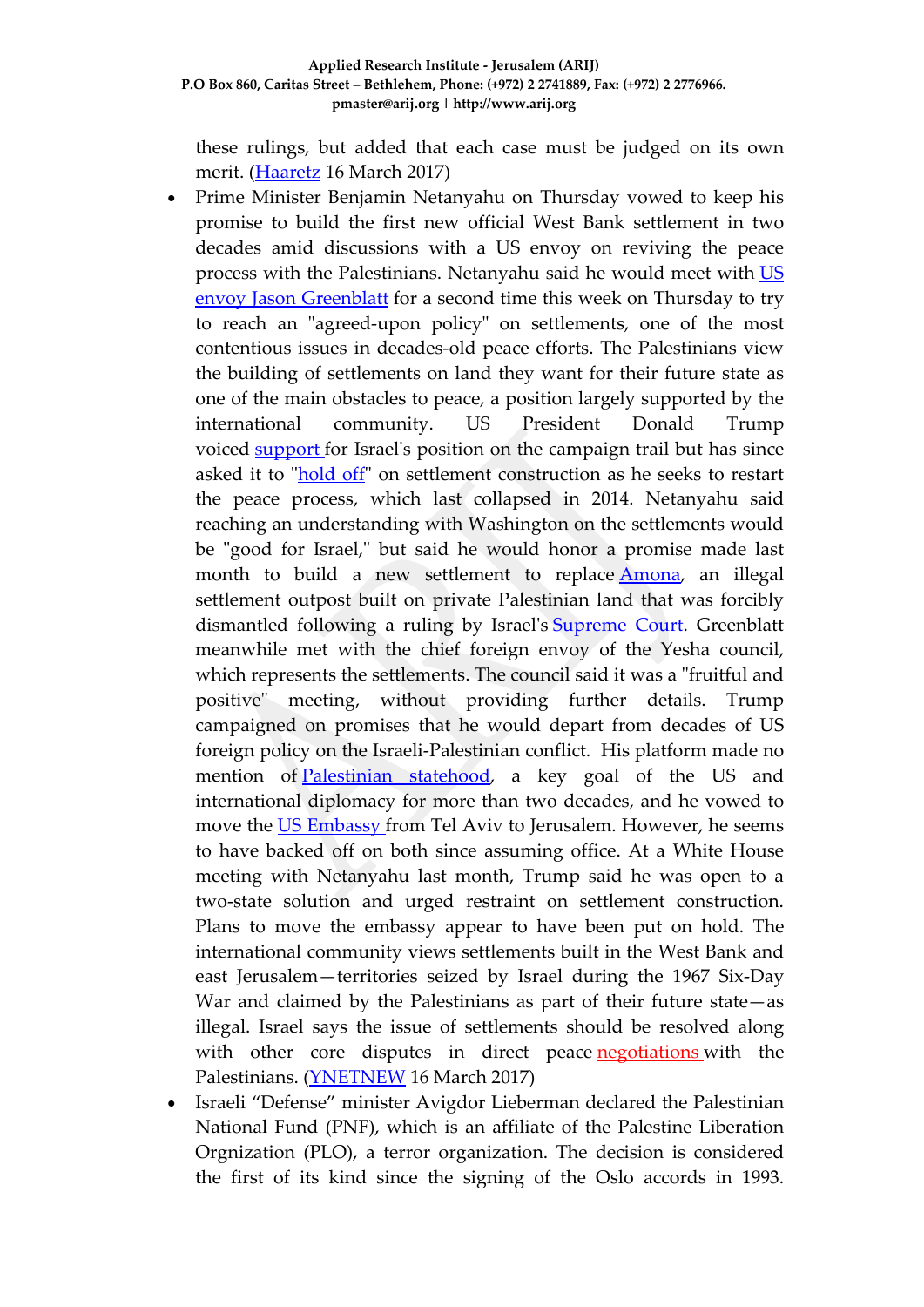these rulings, but added that each case must be judged on its own merit. (Haaretz 16 March 2017)

- Prime Minister Benjamin Netanyahu on Thursday vowed to keep his promise to build the first new official West Bank settlement in two decades amid discussions with a US envoy on reviving the peace process with the Palestinians. Netanyahu said he would meet with US envoy Jason Greenblatt for a second time this week on Thursday to try to reach an "agreed-upon policy" on settlements, one of the most contentious issues in decades-old peace efforts. The Palestinians view the building of settlements on land they want for their future state as one of the main obstacles to peace, a position largely supported by the international community. US President Donald Trump voiced support for Israel's position on the campaign trail but has since asked it to "hold off" on settlement construction as he seeks to restart the peace process, which last collapsed in 2014. Netanyahu said reaching an understanding with Washington on the settlements would be "good for Israel," but said he would honor a promise made last month to build a new settlement to replace Amona, an illegal settlement outpost built on private Palestinian land that was forcibly dismantled following a ruling by Israel's Supreme Court. Greenblatt meanwhile met with the chief foreign envoy of the Yesha council, which represents the settlements. The council said it was a "fruitful and positive" meeting, without providing further details. Trump campaigned on promises that he would depart from decades of US foreign policy on the Israeli-Palestinian conflict. His platform made no mention of Palestinian statehood, a key goal of the US and international diplomacy for more than two decades, and he vowed to move the US Embassy from Tel Aviv to Jerusalem. However, he seems to have backed off on both since assuming office. At a White House meeting with Netanyahu last month, Trump said he was open to a two-state solution and urged restraint on settlement construction. Plans to move the embassy appear to have been put on hold. The international community views settlements built in the West Bank and east Jerusalem—territories seized by Israel during the 1967 Six-Day War and claimed by the Palestinians as part of their future state—as illegal. Israel says the issue of settlements should be resolved along with other core disputes in direct peace negotiations with the Palestinians. (YNETNEW 16 March 2017)
- Israeli "Defense" minister Avigdor Lieberman declared the Palestinian National Fund (PNF), which is an affiliate of the Palestine Liberation Orgnization (PLO), a terror organization. The decision is considered the first of its kind since the signing of the Oslo accords in 1993.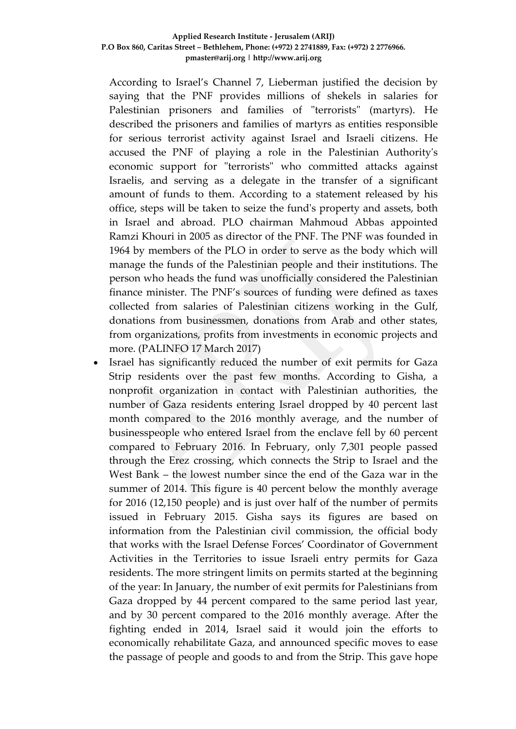According to Israel's Channel 7, Lieberman justified the decision by saying that the PNF provides millions of shekels in salaries for Palestinian prisoners and families of "terrorists" (martyrs). He described the prisoners and families of martyrs as entities responsible for serious terrorist activity against Israel and Israeli citizens. He accused the PNF of playing a role in the Palestinian Authority's economic support for "terrorists" who committed attacks against Israelis, and serving as a delegate in the transfer of a significant amount of funds to them. According to a statement released by his office, steps will be taken to seize the fund's property and assets, both in Israel and abroad. PLO chairman Mahmoud Abbas appointed Ramzi Khouri in 2005 as director of the PNF. The PNF was founded in 1964 by members of the PLO in order to serve as the body which will manage the funds of the Palestinian people and their institutions. The person who heads the fund was unofficially considered the Palestinian finance minister. The PNF's sources of funding were defined as taxes collected from salaries of Palestinian citizens working in the Gulf, donations from businessmen, donations from Arab and other states, from organizations, profits from investments in economic projects and more. (PALINFO 17 March 2017)

- Israel has significantly reduced the number of exit permits for Gaza Strip residents over the past few months. According to Gisha, a nonprofit organization in contact with Palestinian authorities, the number of Gaza residents entering Israel dropped by 40 percent last month compared to the 2016 monthly average, and the number of businesspeople who entered Israel from the enclave fell by 60 percent compared to February 2016. In February, only 7,301 people passed through the Erez crossing, which connects the Strip to Israel and the West Bank – the lowest number since the end of the Gaza war in the summer of 2014. This figure is 40 percent below the monthly average for 2016 (12,150 people) and is just over half of the number of permits issued in February 2015. Gisha says its figures are based on information from the Palestinian civil commission, the official body that works with the Israel Defense Forces' Coordinator of Government Activities in the Territories to issue Israeli entry permits for Gaza residents. The more stringent limits on permits started at the beginning of the year: In January, the number of exit permits for Palestinians from Gaza dropped by 44 percent compared to the same period last year, and by 30 percent compared to the 2016 monthly average. After the fighting ended in 2014, Israel said it would join the efforts to economically rehabilitate Gaza, and announced specific moves to ease the passage of people and goods to and from the Strip. This gave hope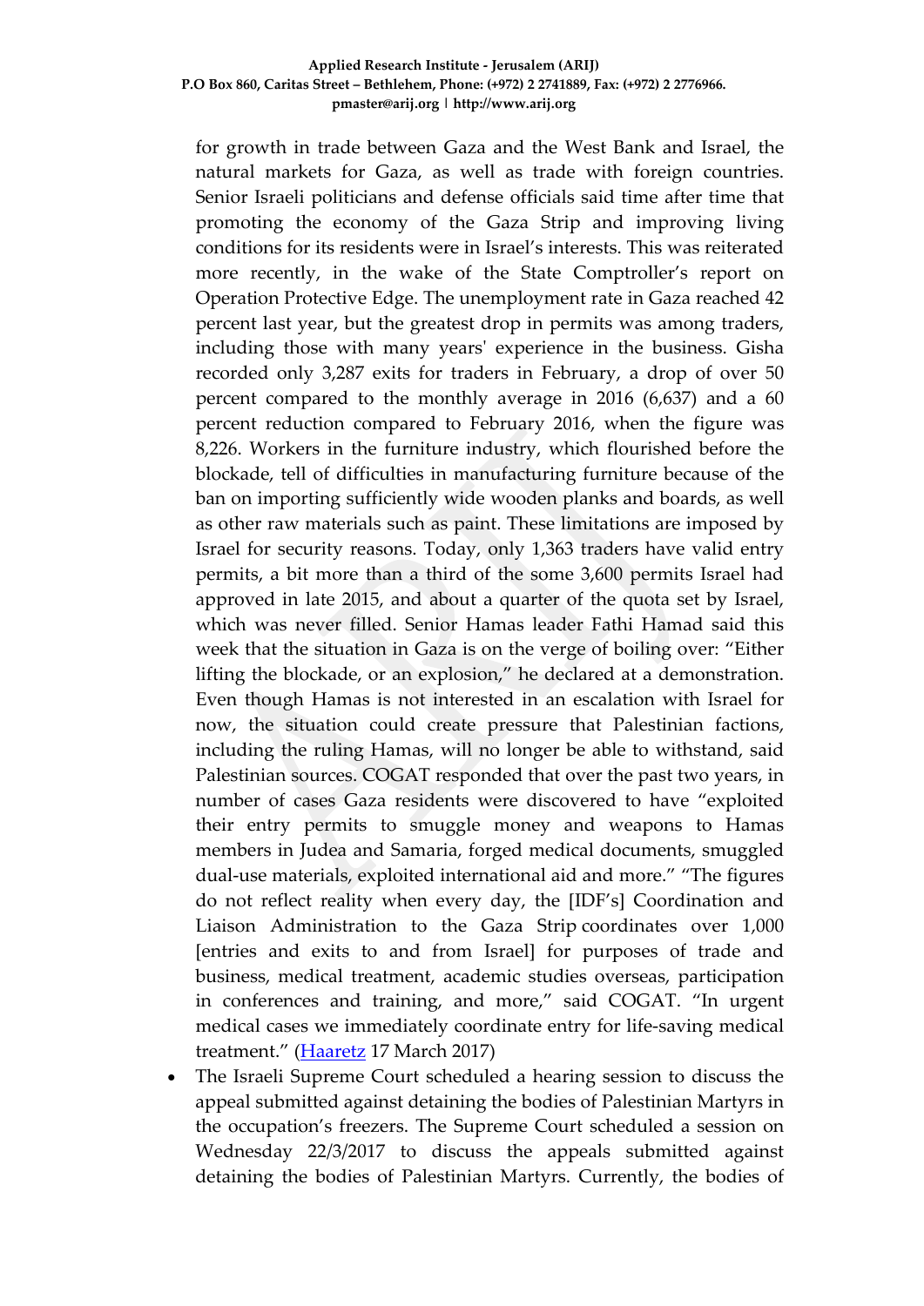for growth in trade between Gaza and the West Bank and Israel, the natural markets for Gaza, as well as trade with foreign countries. Senior Israeli politicians and defense officials said time after time that promoting the economy of the Gaza Strip and improving living conditions for its residents were in Israel's interests. This was reiterated more recently, in the wake of the State Comptroller's report on Operation Protective Edge. The unemployment rate in Gaza reached 42 percent last year, but the greatest drop in permits was among traders, including those with many years' experience in the business. Gisha recorded only 3,287 exits for traders in February, a drop of over 50 percent compared to the monthly average in 2016 (6,637) and a 60 percent reduction compared to February 2016, when the figure was 8,226. Workers in the furniture industry, which flourished before the blockade, tell of difficulties in manufacturing furniture because of the ban on importing sufficiently wide wooden planks and boards, as well as other raw materials such as paint. These limitations are imposed by Israel for security reasons. Today, only 1,363 traders have valid entry permits, a bit more than a third of the some 3,600 permits Israel had approved in late 2015, and about a quarter of the quota set by Israel, which was never filled. Senior Hamas leader Fathi Hamad said this week that the situation in Gaza is on the verge of boiling over: "Either lifting the blockade, or an explosion," he declared at a demonstration. Even though Hamas is not interested in an escalation with Israel for now, the situation could create pressure that Palestinian factions, including the ruling Hamas, will no longer be able to withstand, said Palestinian sources. COGAT responded that over the past two years, in number of cases Gaza residents were discovered to have "exploited their entry permits to smuggle money and weapons to Hamas members in Judea and Samaria, forged medical documents, smuggled dual-use materials, exploited international aid and more." "The figures do not reflect reality when every day, the [IDF's] Coordination and Liaison Administration to the Gaza Strip coordinates over 1,000 [entries and exits to and from Israel] for purposes of trade and business, medical treatment, academic studies overseas, participation in conferences and training, and more," said COGAT. "In urgent medical cases we immediately coordinate entry for life-saving medical treatment." (Haaretz 17 March 2017)

- The Israeli Supreme Court scheduled a hearing session to discuss the appeal submitted against detaining the bodies of Palestinian Martyrs in the occupation's freezers. The Supreme Court scheduled a session on Wednesday 22/3/2017 to discuss the appeals submitted against detaining the bodies of Palestinian Martyrs. Currently, the bodies of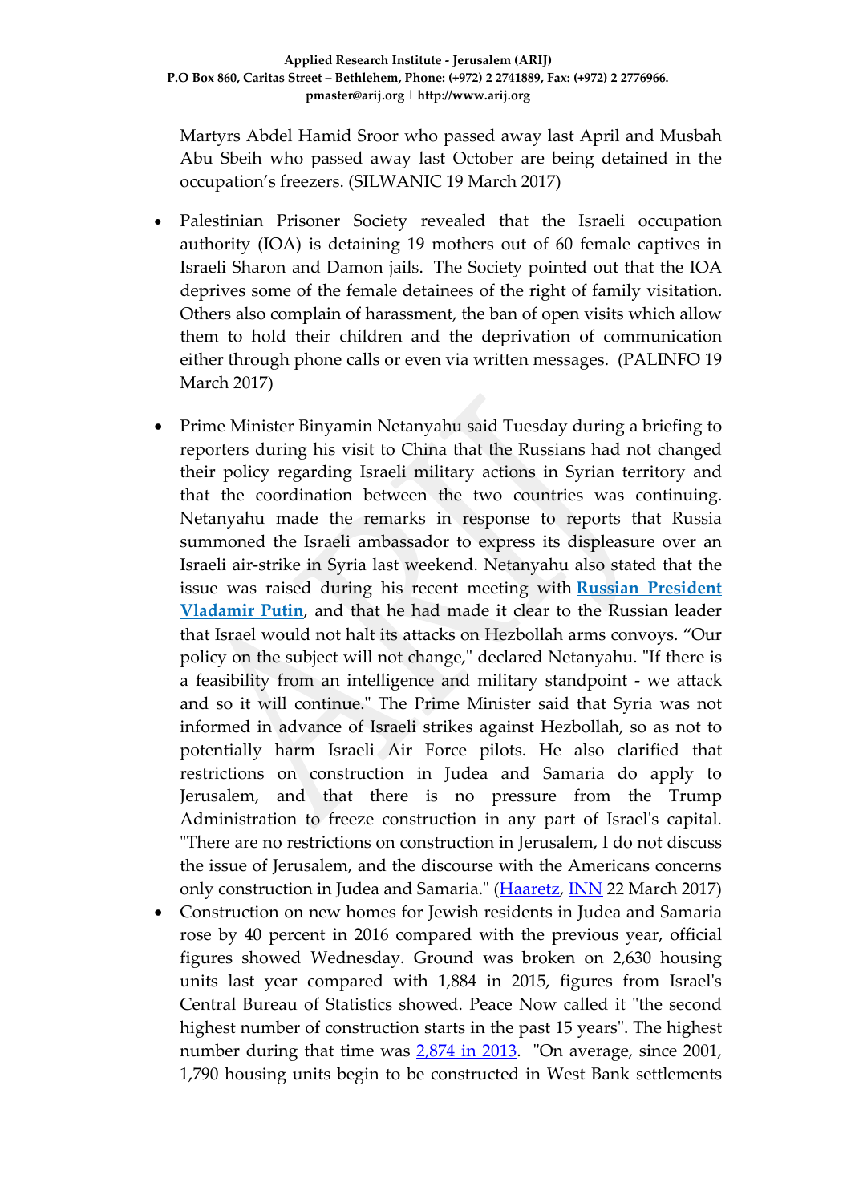Martyrs Abdel Hamid Sroor who passed away last April and Musbah Abu Sbeih who passed away last October are being detained in the occupation's freezers. (SILWANIC 19 March 2017)

- Palestinian Prisoner Society revealed that the Israeli occupation authority (IOA) is detaining 19 mothers out of 60 female captives in Israeli Sharon and Damon jails. The Society pointed out that the IOA deprives some of the female detainees of the right of family visitation. Others also complain of harassment, the ban of open visits which allow them to hold their children and the deprivation of communication either through phone calls or even via written messages. (PALINFO 19 March 2017)

- Prime Minister Binyamin Netanyahu said Tuesday during a briefing to reporters during his visit to China that the Russians had not changed their policy regarding Israeli military actions in Syrian territory and that the coordination between the two countries was continuing. Netanyahu made the remarks in response to reports that Russia summoned the Israeli ambassador to express its displeasure over an Israeli air-strike in Syria last weekend. Netanyahu also stated that the issue was raised during his recent meeting with **Russian President Vladamir Putin**, and that he had made it clear to the Russian leader that Israel would not halt its attacks on Hezbollah arms convoys. "Our policy on the subject will not change," declared Netanyahu. "If there is a feasibility from an intelligence and military standpoint - we attack and so it will continue." The Prime Minister said that Syria was not informed in advance of Israeli strikes against Hezbollah, so as not to potentially harm Israeli Air Force pilots. He also clarified that restrictions on construction in Judea and Samaria do apply to Jerusalem, and that there is no pressure from the Trump Administration to freeze construction in any part of Israel's capital. "There are no restrictions on construction in Jerusalem, I do not discuss the issue of Jerusalem, and the discourse with the Americans concerns only construction in Judea and Samaria." (Haaretz, INN 22 March 2017)
- Construction on new homes for Jewish residents in Judea and Samaria rose by 40 percent in 2016 compared with the previous year, official figures showed Wednesday. Ground was broken on 2,630 housing units last year compared with 1,884 in 2015, figures from Israel's Central Bureau of Statistics showed. Peace Now called it "the second highest number of construction starts in the past 15 years". The highest number during that time was 2,874 in 2013. "On average, since 2001, 1,790 housing units begin to be constructed in West Bank settlements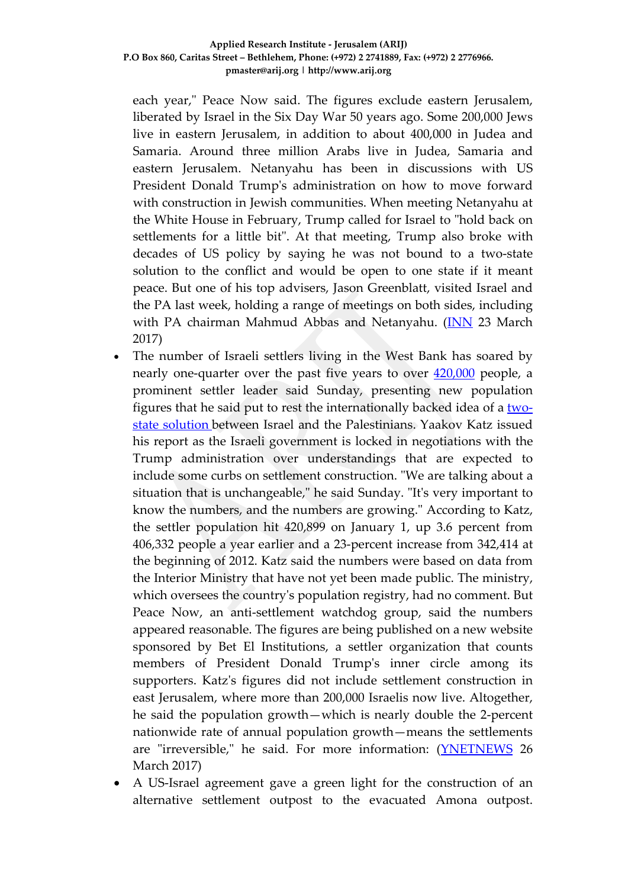each year," Peace Now said. The figures exclude eastern Jerusalem, liberated by Israel in the Six Day War 50 years ago. Some 200,000 Jews live in eastern Jerusalem, in addition to about 400,000 in Judea and Samaria. Around three million Arabs live in Judea, Samaria and eastern Jerusalem. Netanyahu has been in discussions with US President Donald Trump's administration on how to move forward with construction in Jewish communities. When meeting Netanyahu at the White House in February, Trump called for Israel to "hold back on settlements for a little bit". At that meeting, Trump also broke with decades of US policy by saying he was not bound to a two-state solution to the conflict and would be open to one state if it meant peace. But one of his top advisers, Jason Greenblatt, visited Israel and the PA last week, holding a range of meetings on both sides, including with PA chairman Mahmud Abbas and Netanyahu. (INN 23 March 2017)

- The number of Israeli settlers living in the West Bank has soared by nearly one-quarter over the past five years to over 420,000 people, a prominent settler leader said Sunday, presenting new population figures that he said put to rest the internationally backed idea of a two-state solution between Israel and the Palestinians. Yaakov Katz issued his report as the Israeli government is locked in negotiations with the Trump administration over understandings that are expected to include some curbs on settlement construction. "We are talking about a situation that is unchangeable," he said Sunday. "It's very important to know the numbers, and the numbers are growing." According to Katz, the settler population hit 420,899 on January 1, up 3.6 percent from 406,332 people a year earlier and a 23-percent increase from 342,414 at the beginning of 2012. Katz said the numbers were based on data from the Interior Ministry that have not yet been made public. The ministry, which oversees the country's population registry, had no comment. But Peace Now, an anti-settlement watchdog group, said the numbers appeared reasonable. The figures are being published on a new website sponsored by Bet El Institutions, a settler organization that counts members of President Donald Trump's inner circle among its supporters. Katz's figures did not include settlement construction in east Jerusalem, where more than 200,000 Israelis now live. Altogether, he said the population growth—which is nearly double the 2-percent nationwide rate of annual population growth—means the settlements are "irreversible," he said. For more information: (YNETNEWS 26 March 2017)
- A US-Israel agreement gave a green light for the construction of an alternative settlement outpost to the evacuated Amona outpost.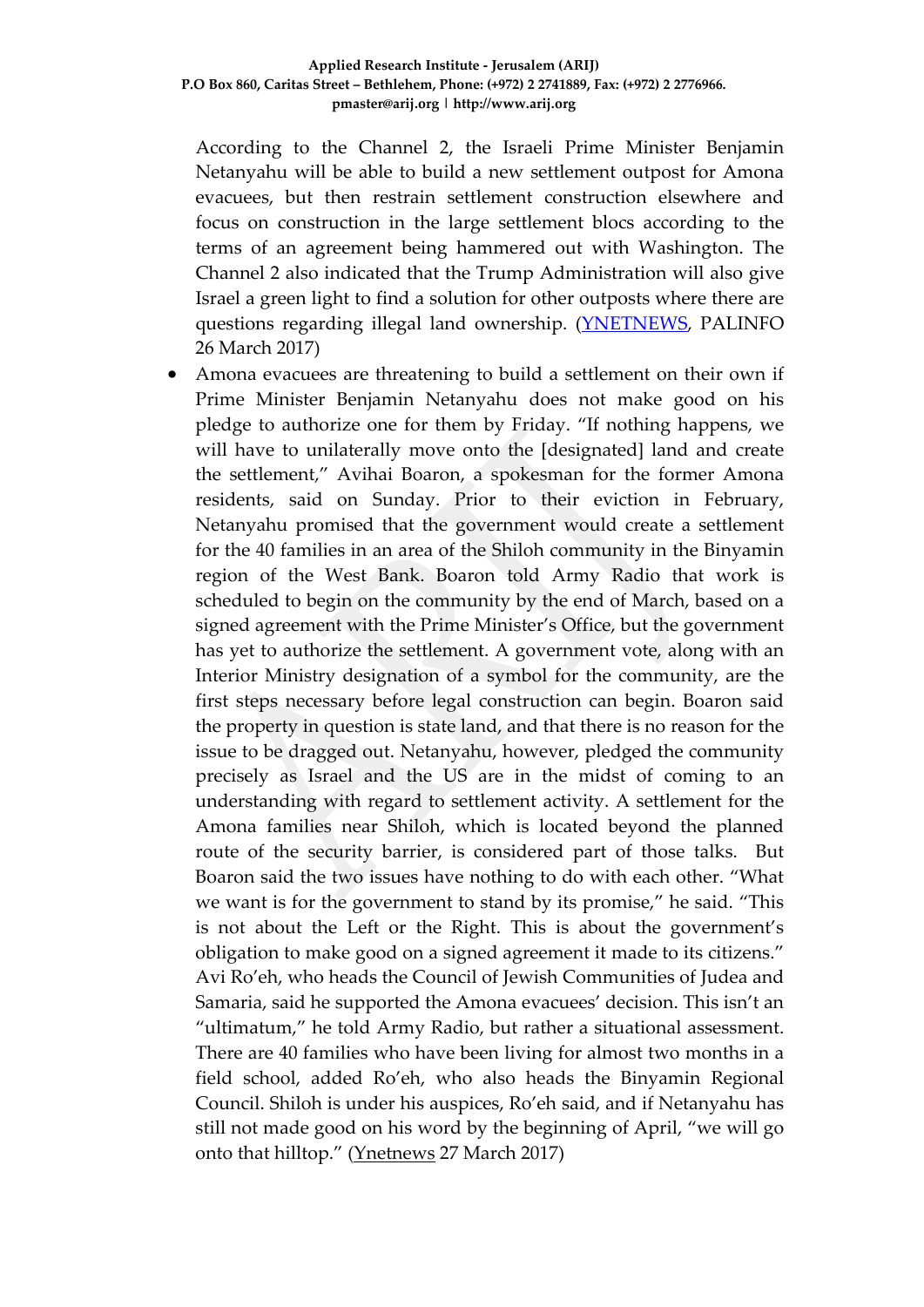According to the Channel 2, the Israeli Prime Minister Benjamin Netanyahu will be able to build a new settlement outpost for Amona evacuees, but then restrain settlement construction elsewhere and focus on construction in the large settlement blocs according to the terms of an agreement being hammered out with Washington. The Channel 2 also indicated that the Trump Administration will also give Israel a green light to find a solution for other outposts where there are questions regarding illegal land ownership. (YNETNEWS, PALINFO 26 March 2017)

- Amona evacuees are threatening to build a settlement on their own if Prime Minister Benjamin Netanyahu does not make good on his pledge to authorize one for them by Friday. "If nothing happens, we will have to unilaterally move onto the [designated] land and create the settlement," Avihai Boaron, a spokesman for the former Amona residents, said on Sunday. Prior to their eviction in February, Netanyahu promised that the government would create a settlement for the 40 families in an area of the Shiloh community in the Binyamin region of the West Bank. Boaron told Army Radio that work is scheduled to begin on the community by the end of March, based on a signed agreement with the Prime Minister's Office, but the government has yet to authorize the settlement. A government vote, along with an Interior Ministry designation of a symbol for the community, are the first steps necessary before legal construction can begin. Boaron said the property in question is state land, and that there is no reason for the issue to be dragged out. Netanyahu, however, pledged the community precisely as Israel and the US are in the midst of coming to an understanding with regard to settlement activity. A settlement for the Amona families near Shiloh, which is located beyond the planned route of the security barrier, is considered part of those talks. But Boaron said the two issues have nothing to do with each other. "What we want is for the government to stand by its promise," he said. "This is not about the Left or the Right. This is about the government's obligation to make good on a signed agreement it made to its citizens." Avi Ro'eh, who heads the Council of Jewish Communities of Judea and Samaria, said he supported the Amona evacuees' decision. This isn't an "ultimatum," he told Army Radio, but rather a situational assessment. There are 40 families who have been living for almost two months in a field school, added Ro'eh, who also heads the Binyamin Regional Council. Shiloh is under his auspices, Ro'eh said, and if Netanyahu has still not made good on his word by the beginning of April, "we will go onto that hilltop." (Ynetnews 27 March 2017)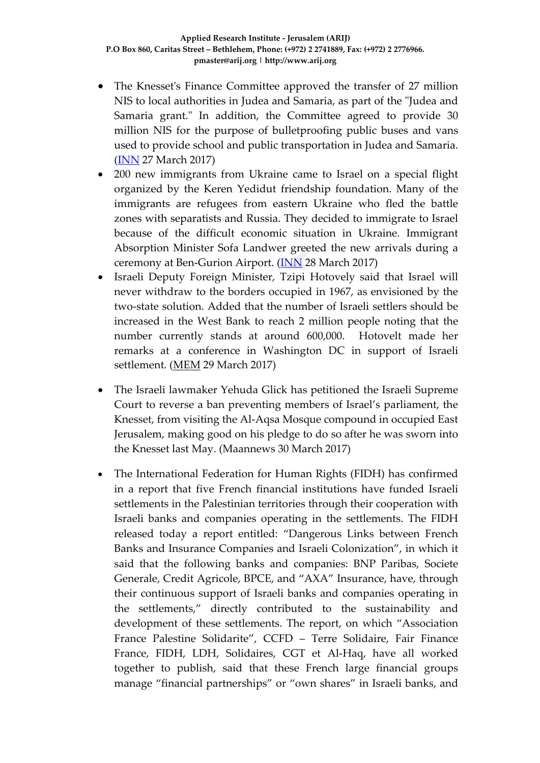- The Knesset's Finance Committee approved the transfer of 27 million NIS to local authorities in Judea and Samaria, as part of the "Judea and Samaria grant." In addition, the Committee agreed to provide 30 million NIS for the purpose of bulletproofing public buses and vans used to provide school and public transportation in Judea and Samaria. (INN 27 March 2017)
- 200 new immigrants from Ukraine came to Israel on a special flight organized by the Keren Yedidut friendship foundation. Many of the immigrants are refugees from eastern Ukraine who fled the battle zones with separatists and Russia. They decided to immigrate to Israel because of the difficult economic situation in Ukraine. Immigrant Absorption Minister Sofa Landwer greeted the new arrivals during a ceremony at Ben-Gurion Airport. (INN 28 March 2017)
- Israeli Deputy Foreign Minister, Tzipi Hotovely said that Israel will never withdraw to the borders occupied in 1967, as envisioned by the two-state solution. Added that the number of Israeli settlers should be increased in the West Bank to reach 2 million people noting that the number currently stands at around 600,000. Hotovelt made her remarks at a conference in Washington DC in support of Israeli settlement. (MEM 29 March 2017)
- The Israeli lawmaker Yehuda Glick has petitioned the Israeli Supreme Court to reverse a ban preventing members of Israel's parliament, the Knesset, from visiting the Al-Aqsa Mosque compound in occupied East Jerusalem, making good on his pledge to do so after he was sworn into the Knesset last May. (Maannews 30 March 2017)
- The International Federation for Human Rights (FIDH) has confirmed in a report that five French financial institutions have funded Israeli settlements in the Palestinian territories through their cooperation with Israeli banks and companies operating in the settlements. The FIDH released today a report entitled: "Dangerous Links between French Banks and Insurance Companies and Israeli Colonization", in which it said that the following banks and companies: BNP Paribas, Societe Generale, Credit Agricole, BPCE, and "AXA" Insurance, have, through their continuous support of Israeli banks and companies operating in the settlements," directly contributed to the sustainability and development of these settlements. The report, on which "Association France Palestine Solidarite", CCFD – Terre Solidaire, Fair Finance France, FIDH, LDH, Solidaires, CGT et Al-Haq, have all worked together to publish, said that these French large financial groups manage "financial partnerships" or "own shares" in Israeli banks, and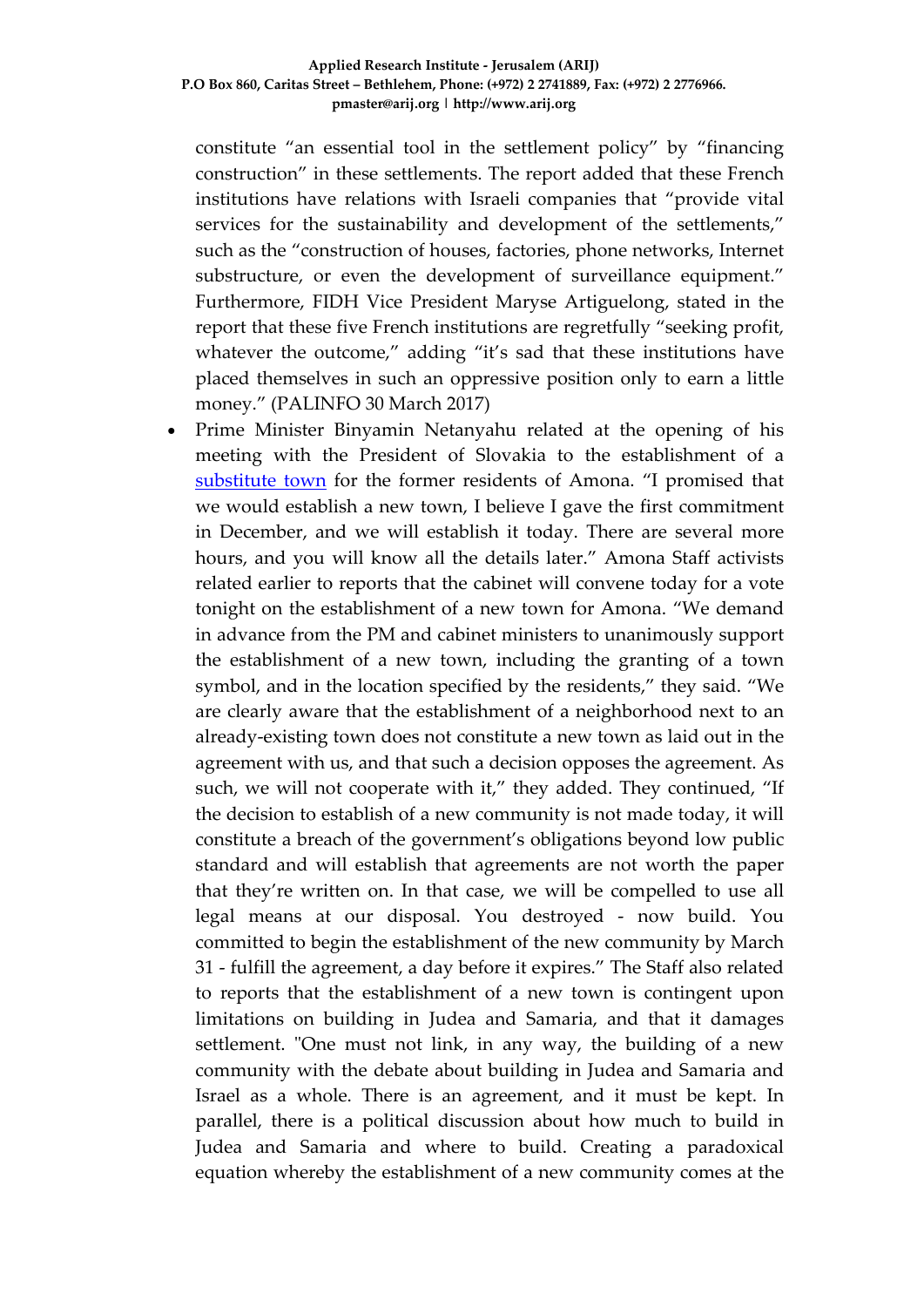constitute "an essential tool in the settlement policy" by "financing construction" in these settlements. The report added that these French institutions have relations with Israeli companies that "provide vital services for the sustainability and development of the settlements," such as the "construction of houses, factories, phone networks, Internet substructure, or even the development of surveillance equipment." Furthermore, FIDH Vice President Maryse Artiguelong, stated in the report that these five French institutions are regretfully "seeking profit, whatever the outcome," adding "it's sad that these institutions have placed themselves in such an oppressive position only to earn a little money." (PALINFO 30 March 2017)

- Prime Minister Binyamin Netanyahu related at the opening of his meeting with the President of Slovakia to the establishment of a substitute town for the former residents of Amona. "I promised that we would establish a new town, I believe I gave the first commitment in December, and we will establish it today. There are several more hours, and you will know all the details later." Amona Staff activists related earlier to reports that the cabinet will convene today for a vote tonight on the establishment of a new town for Amona. "We demand in advance from the PM and cabinet ministers to unanimously support the establishment of a new town, including the granting of a town symbol, and in the location specified by the residents," they said. "We are clearly aware that the establishment of a neighborhood next to an already-existing town does not constitute a new town as laid out in the agreement with us, and that such a decision opposes the agreement. As such, we will not cooperate with it," they added. They continued, "If the decision to establish of a new community is not made today, it will constitute a breach of the government's obligations beyond low public standard and will establish that agreements are not worth the paper that they're written on. In that case, we will be compelled to use all legal means at our disposal. You destroyed - now build. You committed to begin the establishment of the new community by March 31 - fulfill the agreement, a day before it expires." The Staff also related to reports that the establishment of a new town is contingent upon limitations on building in Judea and Samaria, and that it damages settlement. "One must not link, in any way, the building of a new community with the debate about building in Judea and Samaria and Israel as a whole. There is an agreement, and it must be kept. In parallel, there is a political discussion about how much to build in Judea and Samaria and where to build. Creating a paradoxical equation whereby the establishment of a new community comes at the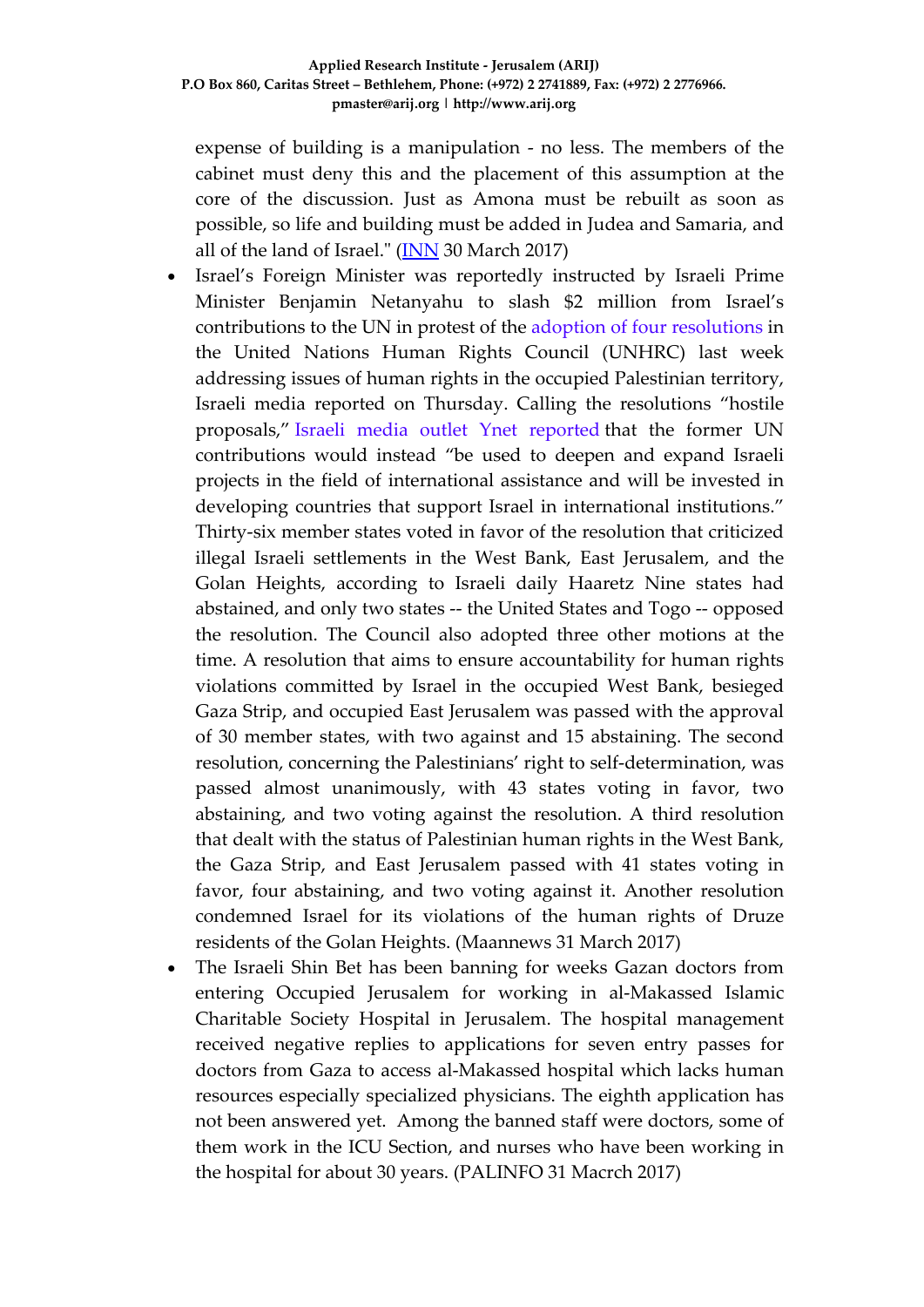expense of building is a manipulation - no less. The members of the cabinet must deny this and the placement of this assumption at the core of the discussion. Just as Amona must be rebuilt as soon as possible, so life and building must be added in Judea and Samaria, and all of the land of Israel." (INN 30 March 2017)

- Israel's Foreign Minister was reportedly instructed by Israeli Prime Minister Benjamin Netanyahu to slash $2 million from Israel's contributions to the UN in protest of the adoption of four resolutions in the United Nations Human Rights Council (UNHRC) last week addressing issues of human rights in the occupied Palestinian territory, Israeli media reported on Thursday. Calling the resolutions "hostile proposals," Israeli media outlet Ynet reported that the former UN contributions would instead "be used to deepen and expand Israeli projects in the field of international assistance and will be invested in developing countries that support Israel in international institutions." Thirty-six member states voted in favor of the resolution that criticized illegal Israeli settlements in the West Bank, East Jerusalem, and the Golan Heights, according to Israeli daily Haaretz Nine states had abstained, and only two states -- the United States and Togo -- opposed the resolution. The Council also adopted three other motions at the time. A resolution that aims to ensure accountability for human rights violations committed by Israel in the occupied West Bank, besieged Gaza Strip, and occupied East Jerusalem was passed with the approval of 30 member states, with two against and 15 abstaining. The second resolution, concerning the Palestinians' right to self-determination, was passed almost unanimously, with 43 states voting in favor, two abstaining, and two voting against the resolution. A third resolution that dealt with the status of Palestinian human rights in the West Bank, the Gaza Strip, and East Jerusalem passed with 41 states voting in favor, four abstaining, and two voting against it. Another resolution condemned Israel for its violations of the human rights of Druze residents of the Golan Heights. (Maannews 31 March 2017)
- The Israeli Shin Bet has been banning for weeks Gazan doctors from entering Occupied Jerusalem for working in al-Makassed Islamic Charitable Society Hospital in Jerusalem. The hospital management received negative replies to applications for seven entry passes for doctors from Gaza to access al-Makassed hospital which lacks human resources especially specialized physicians. The eighth application has not been answered yet. Among the banned staff were doctors, some of them work in the ICU Section, and nurses who have been working in the hospital for about 30 years. (PALINFO 31 Macrch 2017)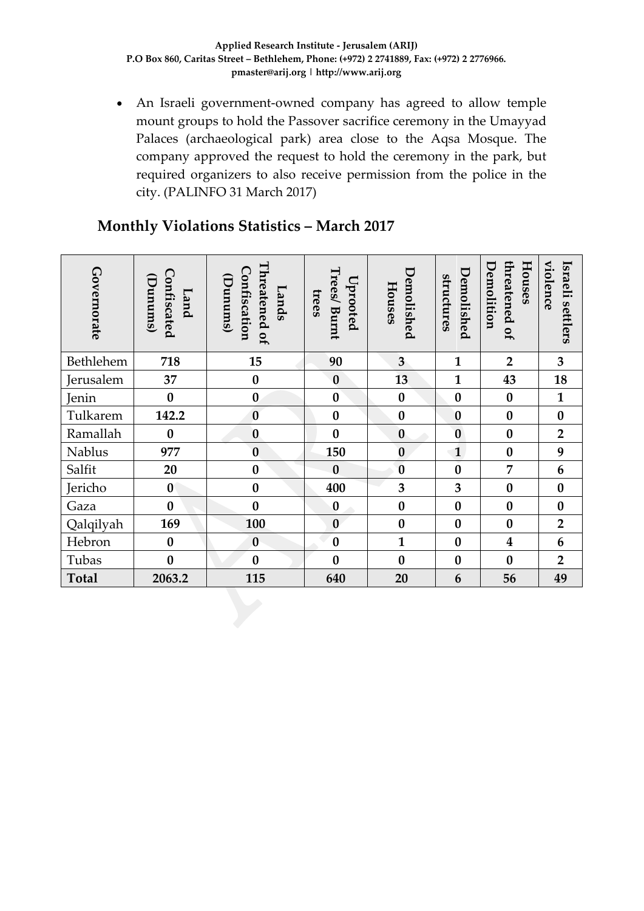- An Israeli government-owned company has agreed to allow temple mount groups to hold the Passover sacrifice ceremony in the Umayyad Palaces (archaeological park) area close to the Aqsa Mosque. The company approved the request to hold the ceremony in the park, but required organizers to also receive permission from the police in the city. (PALINFO 31 March 2017)

## Monthly Violations Statistics – March 2017

| Governorate | Land Confiscated (Dunums) | Lands Threatened of Confiscation (Dunums) | Uprooted Trees/ Burnt trees | Demolished Houses | Demolished structures | Houses threatened of Demolition | Israeli settlers violence |
|---|---|---|---|---|---|---|---|
| Bethlehem | **718** | **15** | **90** | **3** | **1** | **2** | **3** |
| Jerusalem | **37** | **0** | **0** | **13** | **1** | **43** | **18** |
| Jenin | **0** | **0** | **0** | **0** | **0** | **0** | **1** |
| Tulkarem | **142.2** | **0** | **0** | **0** | **0** | **0** | **0** |
| Ramallah | **0** | **0** | **0** | **0** | **0** | **0** | **2** |
| Nablus | **977** | **0** | **150** | **0** | **1** | **0** | **9** |
| Salfit | **20** | **0** | **0** | **0** | **0** | **7** | **6** |
| Jericho | **0** | **0** | **400** | **3** | **3** | **0** | **0** |
| Gaza | **0** | **0** | **0** | **0** | **0** | **0** | **0** |
| Qalqilyah | **169** | **100** | **0** | **0** | **0** | **0** | **2** |
| Hebron | **0** | **0** | **0** | **1** | **0** | **4** | **6** |
| Tubas | **0** | **0** | **0** | **0** | **0** | **0** | **2** |
| **Total** | **2063.2** | **115** | **640** | **20** | **6** | **56** | **49** |